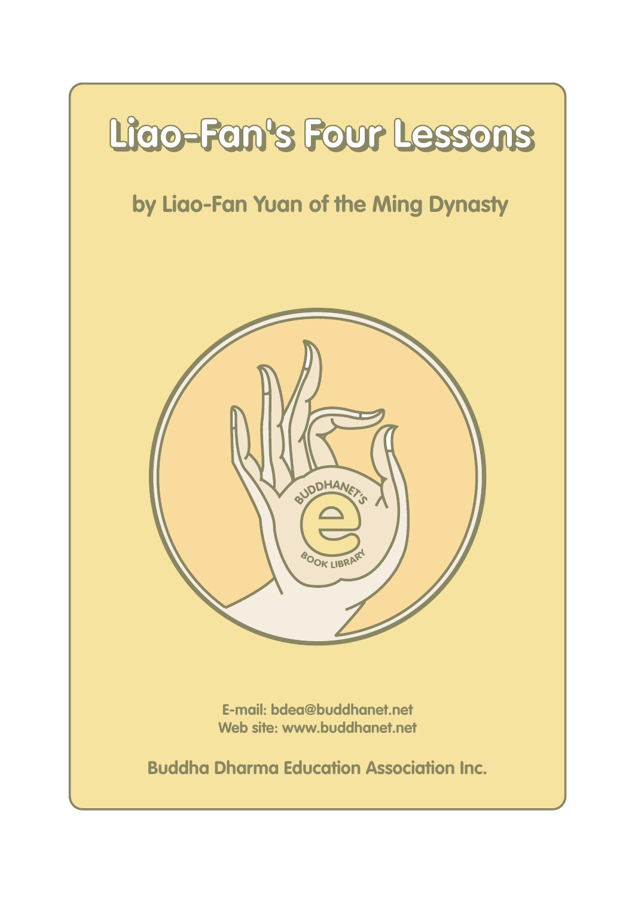# Liao-Fan's Four Lessons

by Liao-Fan Yuan of the Ming Dynasty

BUDDHANET'S
e
BOOK LIBRARY

E-mail: bdea@buddhanet.net
Web site: www.buddhanet.net

Buddha Dharma Education Association Inc.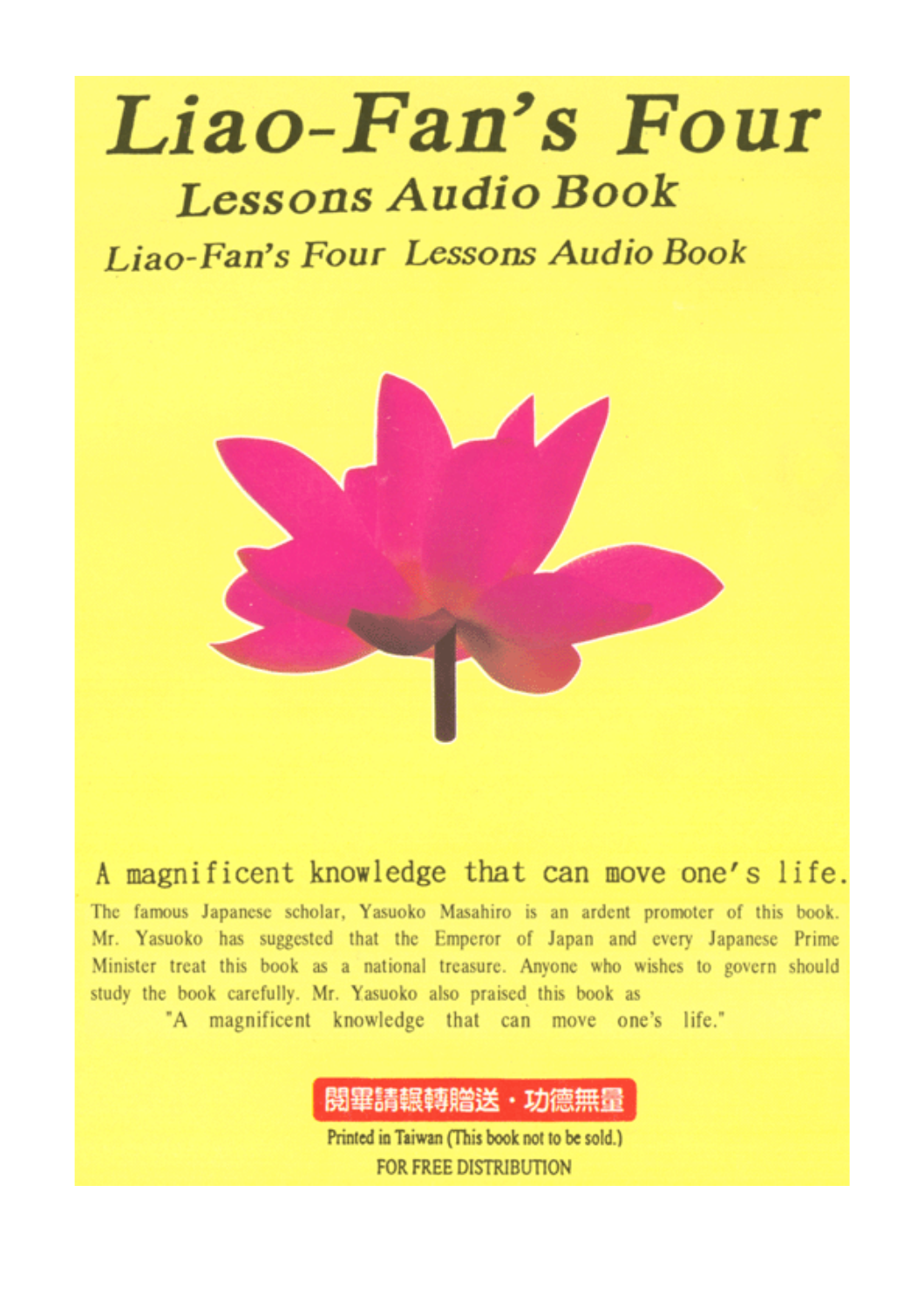# Liao-Fan's Four

## Lessons Audio Book

### Liao-Fan's Four Lessons Audio Book

A magnificent knowledge that can move one's life.

The famous Japanese scholar, Yasuoko Masahiro is an ardent promoter of this book. Mr. Yasuoko has suggested that the Emperor of Japan and every Japanese Prime Minister treat this book as a national treasure. Anyone who wishes to govern should study the book carefully. Mr. Yasuoko also praised this book as

"A magnificent knowledge that can move one's life."

閱畢請輾轉贈送・功德無量

Printed in Taiwan (This book not to be sold.)

FOR FREE DISTRIBUTION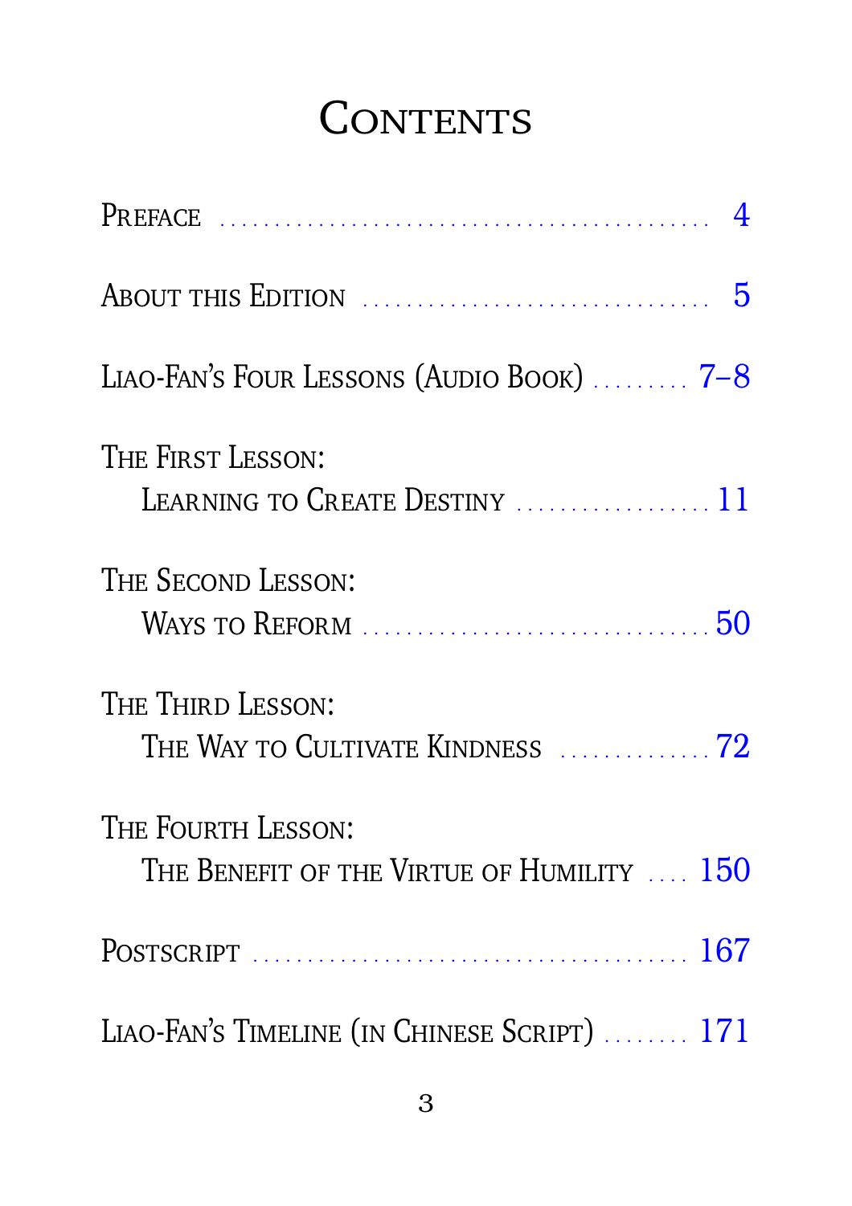# Contents

| | |
|---|---|
| Preface | 4 |
| About this Edition | 5 |
| Liao-Fan's Four Lessons (Audio Book) | 7–8 |
| The First Lesson: Learning to Create Destiny | 11 |
| The Second Lesson: Ways to Reform | 50 |
| The Third Lesson: The Way to Cultivate Kindness | 72 |
| The Fourth Lesson: The Benefit of the Virtue of Humility | 150 |
| Postscript | 167 |
| Liao-Fan's Timeline (in Chinese Script) | 171 |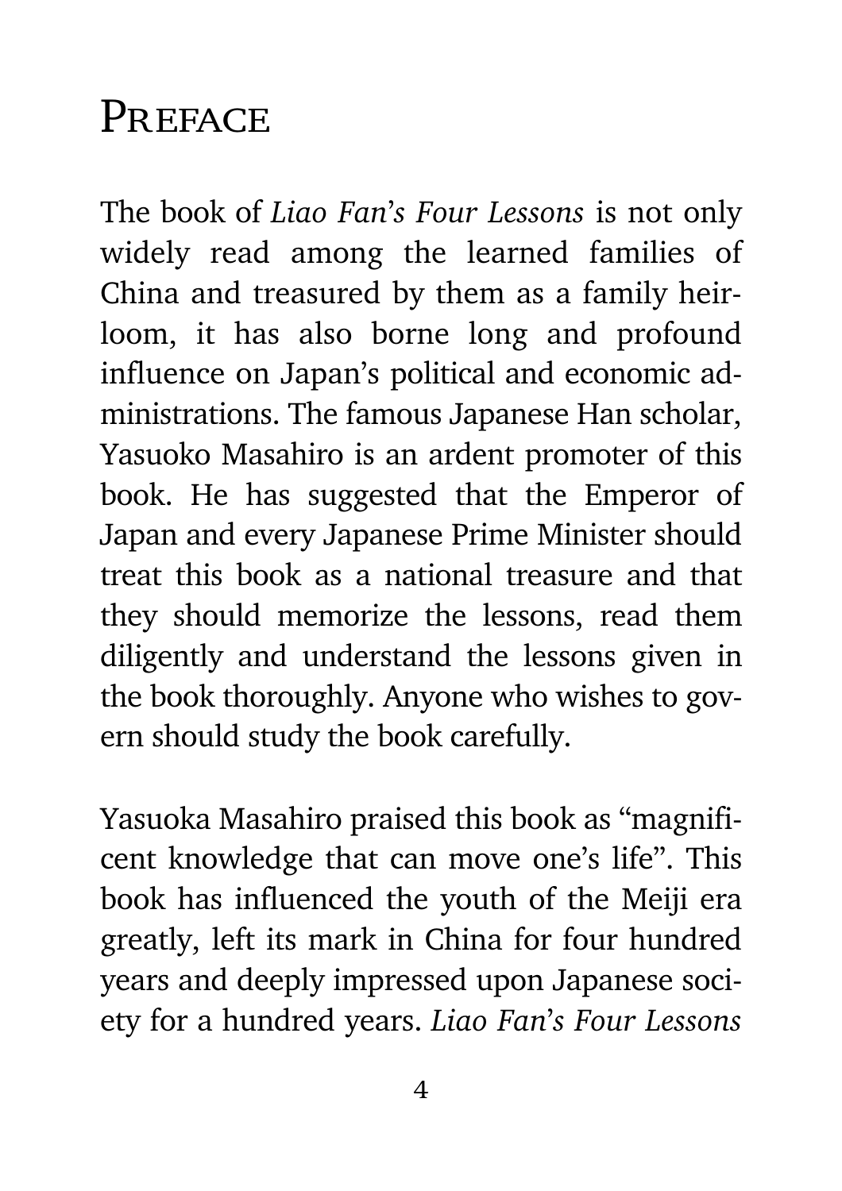# Preface

The book of *Liao Fan's Four Lessons* is not only widely read among the learned families of China and treasured by them as a family heirloom, it has also borne long and profound influence on Japan's political and economic administrations. The famous Japanese Han scholar, Yasuoko Masahiro is an ardent promoter of this book. He has suggested that the Emperor of Japan and every Japanese Prime Minister should treat this book as a national treasure and that they should memorize the lessons, read them diligently and understand the lessons given in the book thoroughly. Anyone who wishes to govern should study the book carefully.

Yasuoka Masahiro praised this book as "magnificent knowledge that can move one's life". This book has influenced the youth of the Meiji era greatly, left its mark in China for four hundred years and deeply impressed upon Japanese society for a hundred years. *Liao Fan's Four Lessons*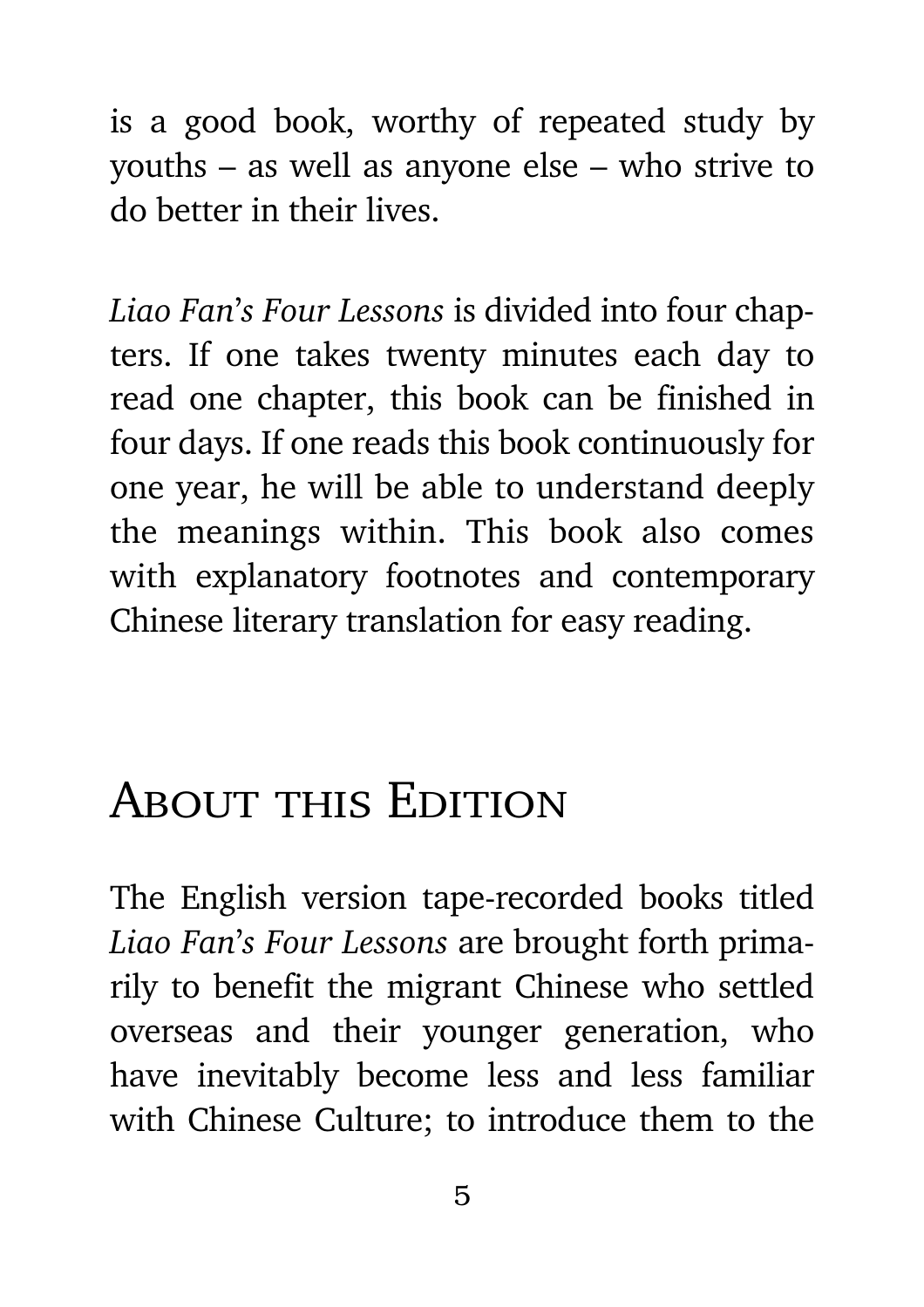is a good book, worthy of repeated study by youths – as well as anyone else – who strive to do better in their lives.

*Liao Fan's Four Lessons* is divided into four chapters. If one takes twenty minutes each day to read one chapter, this book can be finished in four days. If one reads this book continuously for one year, he will be able to understand deeply the meanings within. This book also comes with explanatory footnotes and contemporary Chinese literary translation for easy reading.

## About this Edition

The English version tape-recorded books titled *Liao Fan's Four Lessons* are brought forth primarily to benefit the migrant Chinese who settled overseas and their younger generation, who have inevitably become less and less familiar with Chinese Culture; to introduce them to the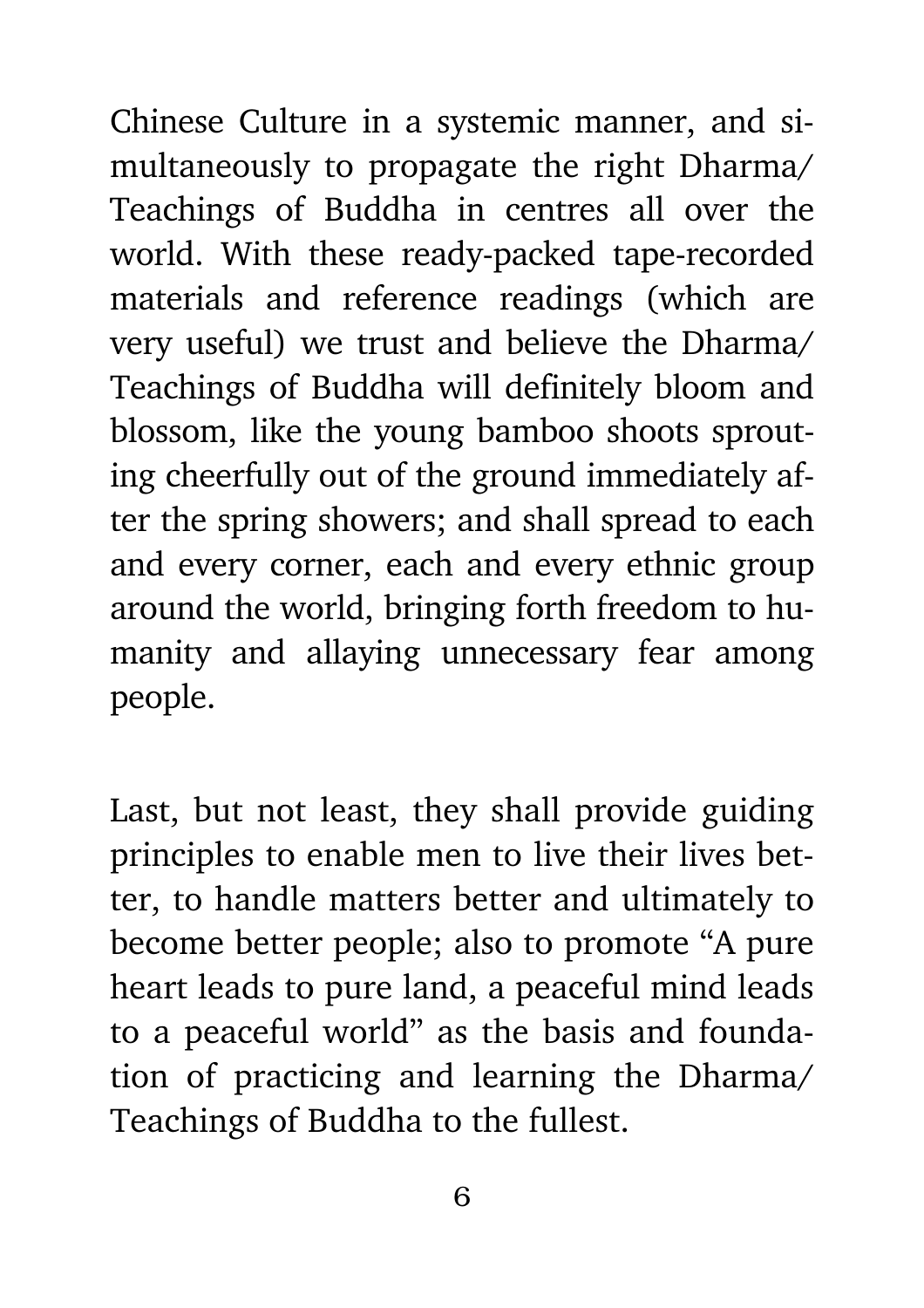Chinese Culture in a systemic manner, and simultaneously to propagate the right Dharma/ Teachings of Buddha in centres all over the world. With these ready-packed tape-recorded materials and reference readings (which are very useful) we trust and believe the Dharma/ Teachings of Buddha will definitely bloom and blossom, like the young bamboo shoots sprouting cheerfully out of the ground immediately after the spring showers; and shall spread to each and every corner, each and every ethnic group around the world, bringing forth freedom to humanity and allaying unnecessary fear among people.

Last, but not least, they shall provide guiding principles to enable men to live their lives better, to handle matters better and ultimately to become better people; also to promote "A pure heart leads to pure land, a peaceful mind leads to a peaceful world" as the basis and foundation of practicing and learning the Dharma/ Teachings of Buddha to the fullest.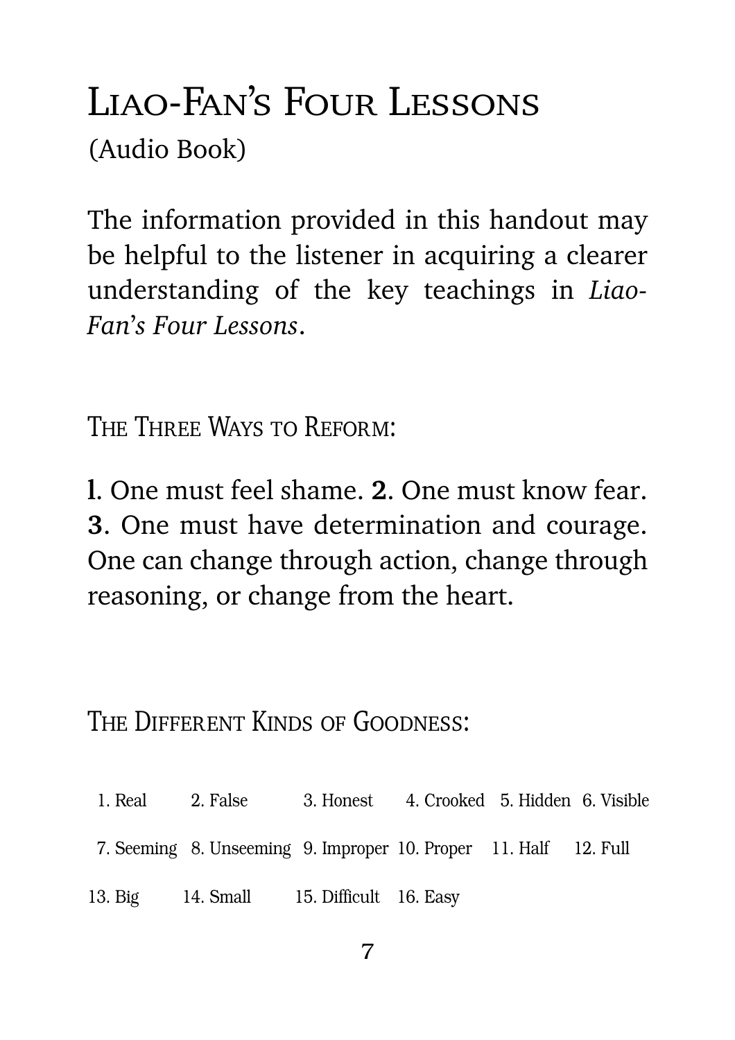# Liao-Fan's Four Lessons

(Audio Book)

The information provided in this handout may be helpful to the listener in acquiring a clearer understanding of the key teachings in *Liao-Fan's Four Lessons*.

## The Three Ways to Reform:

**1**. One must feel shame. **2**. One must know fear. **3**. One must have determination and courage. One can change through action, change through reasoning, or change from the heart.

## The Different Kinds of Goodness:

1. Real 2. False 3. Honest 4. Crooked 5. Hidden 6. Visible

7. Seeming 8. Unseeming 9. Improper 10. Proper 11. Half 12. Full

13. Big 14. Small 15. Difficult 16. Easy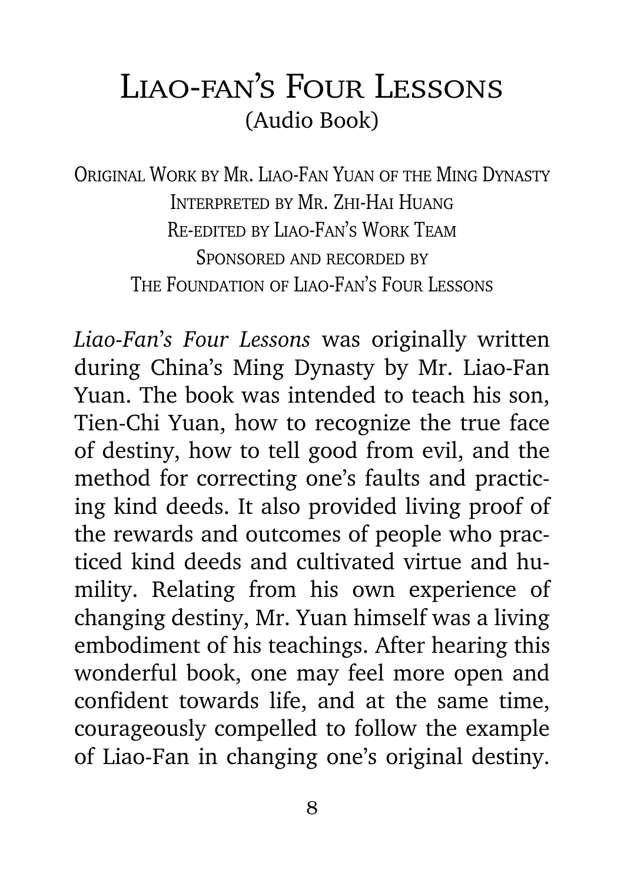# Liao-fan's Four Lessons
(Audio Book)

Original Work by Mr. Liao-Fan Yuan of the Ming Dynasty
Interpreted by Mr. Zhi-Hai Huang
Re-edited by Liao-Fan's Work Team
Sponsored and recorded by
The Foundation of Liao-Fan's Four Lessons

*Liao-Fan's Four Lessons* was originally written during China's Ming Dynasty by Mr. Liao-Fan Yuan. The book was intended to teach his son, Tien-Chi Yuan, how to recognize the true face of destiny, how to tell good from evil, and the method for correcting one's faults and practicing kind deeds. It also provided living proof of the rewards and outcomes of people who practiced kind deeds and cultivated virtue and humility. Relating from his own experience of changing destiny, Mr. Yuan himself was a living embodiment of his teachings. After hearing this wonderful book, one may feel more open and confident towards life, and at the same time, courageously compelled to follow the example of Liao-Fan in changing one's original destiny.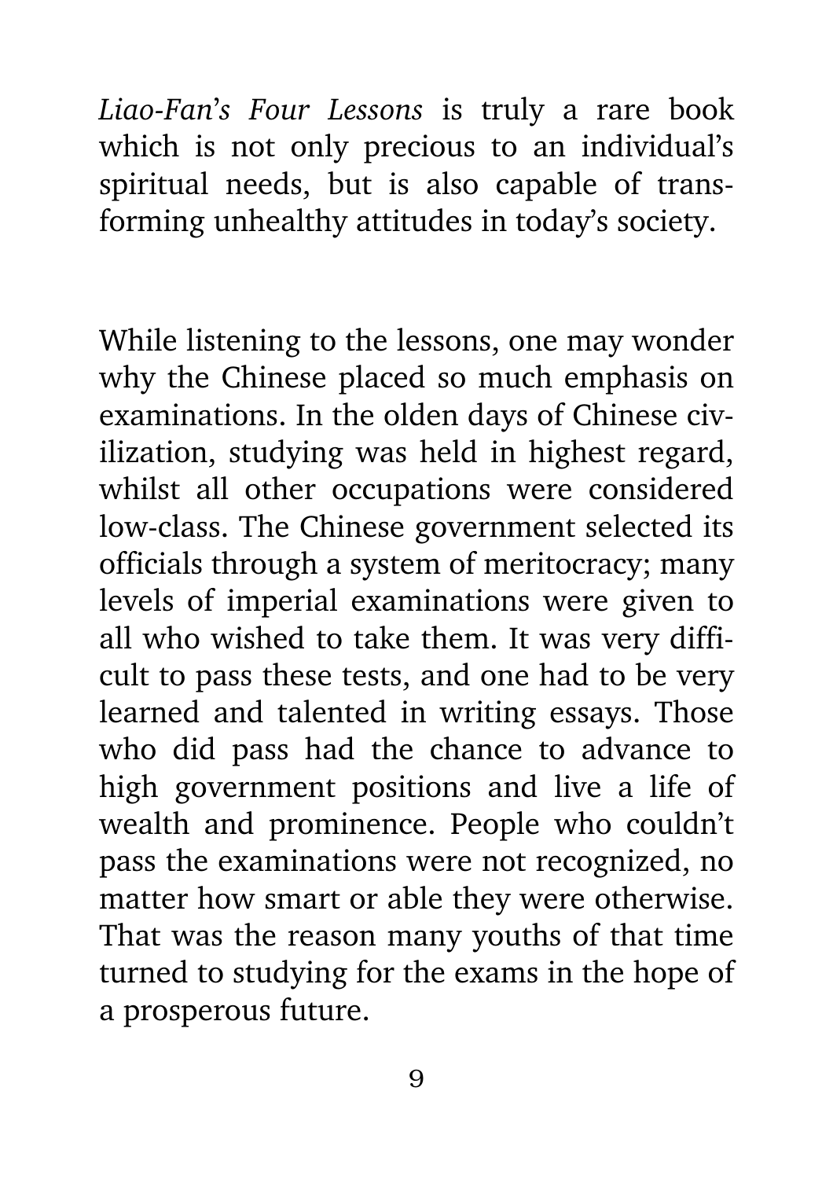*Liao-Fan's Four Lessons* is truly a rare book which is not only precious to an individual's spiritual needs, but is also capable of transforming unhealthy attitudes in today's society.

While listening to the lessons, one may wonder why the Chinese placed so much emphasis on examinations. In the olden days of Chinese civilization, studying was held in highest regard, whilst all other occupations were considered low-class. The Chinese government selected its officials through a system of meritocracy; many levels of imperial examinations were given to all who wished to take them. It was very difficult to pass these tests, and one had to be very learned and talented in writing essays. Those who did pass had the chance to advance to high government positions and live a life of wealth and prominence. People who couldn't pass the examinations were not recognized, no matter how smart or able they were otherwise. That was the reason many youths of that time turned to studying for the exams in the hope of a prosperous future.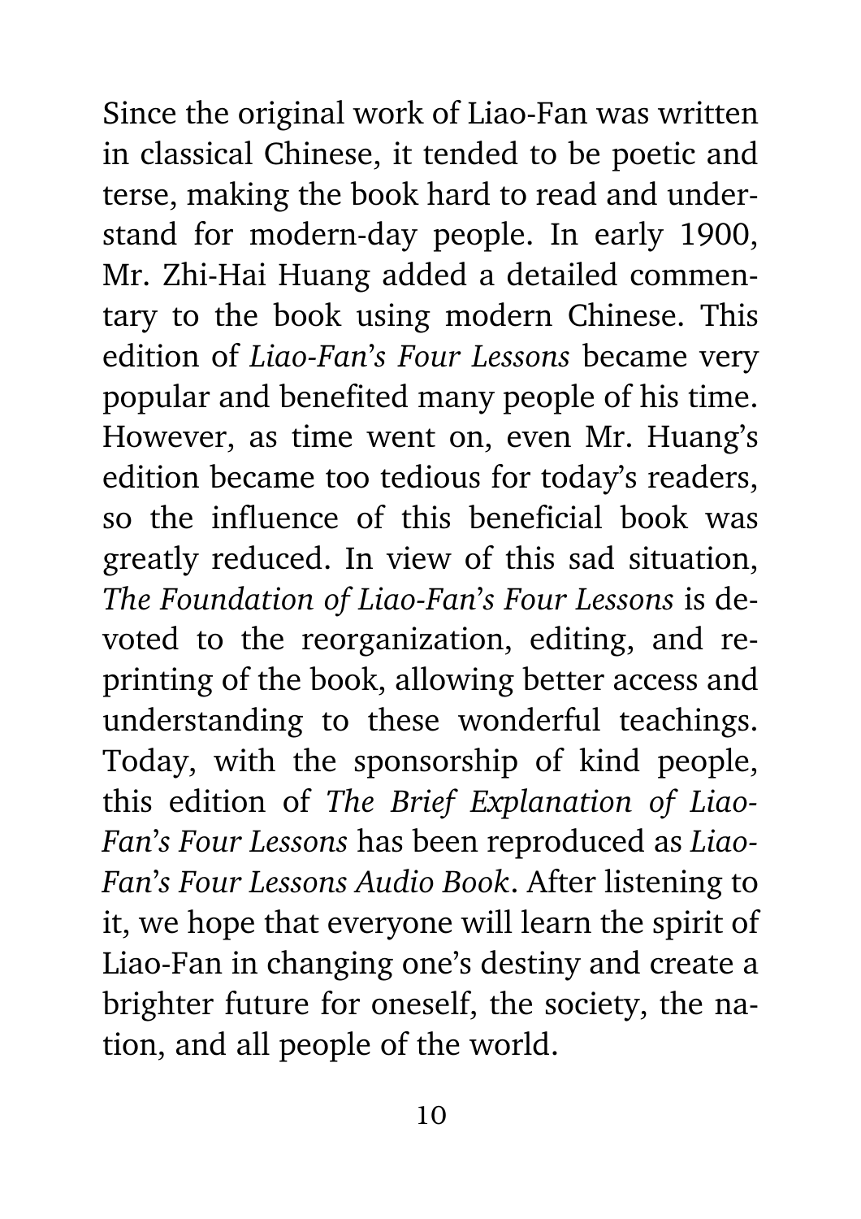Since the original work of Liao-Fan was written in classical Chinese, it tended to be poetic and terse, making the book hard to read and understand for modern-day people. In early 1900, Mr. Zhi-Hai Huang added a detailed commentary to the book using modern Chinese. This edition of *Liao-Fan's Four Lessons* became very popular and benefited many people of his time. However, as time went on, even Mr. Huang's edition became too tedious for today's readers, so the influence of this beneficial book was greatly reduced. In view of this sad situation, *The Foundation of Liao-Fan's Four Lessons* is devoted to the reorganization, editing, and reprinting of the book, allowing better access and understanding to these wonderful teachings. Today, with the sponsorship of kind people, this edition of *The Brief Explanation of Liao-Fan's Four Lessons* has been reproduced as *Liao-Fan's Four Lessons Audio Book*. After listening to it, we hope that everyone will learn the spirit of Liao-Fan in changing one's destiny and create a brighter future for oneself, the society, the nation, and all people of the world.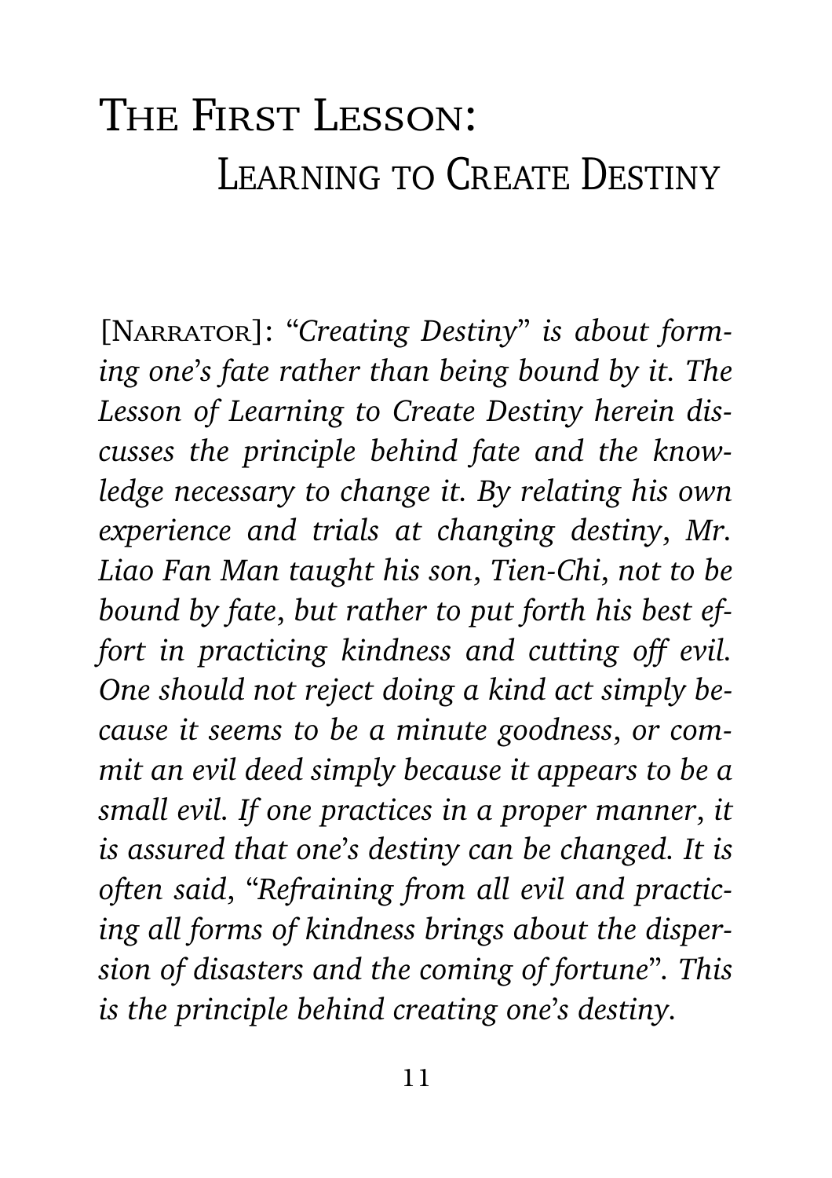# The First Lesson: Learning to Create Destiny

[Narrator]: "*Creating Destiny*" *is about forming one's fate rather than being bound by it. The Lesson of Learning to Create Destiny herein discusses the principle behind fate and the knowledge necessary to change it. By relating his own experience and trials at changing destiny, Mr. Liao Fan Man taught his son, Tien-Chi, not to be bound by fate, but rather to put forth his best effort in practicing kindness and cutting off evil. One should not reject doing a kind act simply because it seems to be a minute goodness, or commit an evil deed simply because it appears to be a small evil. If one practices in a proper manner, it is assured that one's destiny can be changed. It is often said, "Refraining from all evil and practicing all forms of kindness brings about the dispersion of disasters and the coming of fortune". This is the principle behind creating one's destiny.*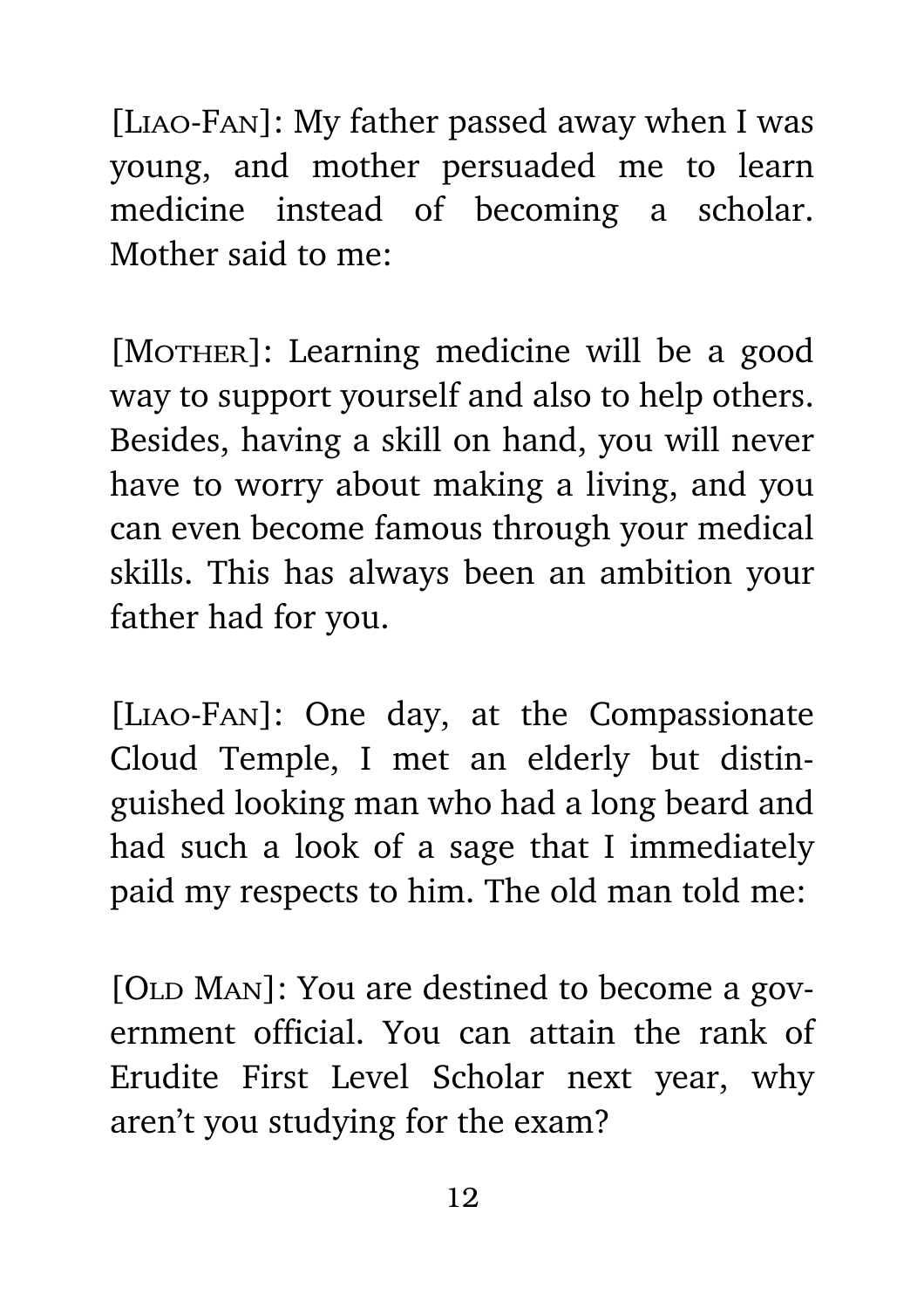[LIAO-FAN]: My father passed away when I was young, and mother persuaded me to learn medicine instead of becoming a scholar. Mother said to me:

[MOTHER]: Learning medicine will be a good way to support yourself and also to help others. Besides, having a skill on hand, you will never have to worry about making a living, and you can even become famous through your medical skills. This has always been an ambition your father had for you.

[LIAO-FAN]: One day, at the Compassionate Cloud Temple, I met an elderly but distinguished looking man who had a long beard and had such a look of a sage that I immediately paid my respects to him. The old man told me:

[OLD MAN]: You are destined to become a government official. You can attain the rank of Erudite First Level Scholar next year, why aren't you studying for the exam?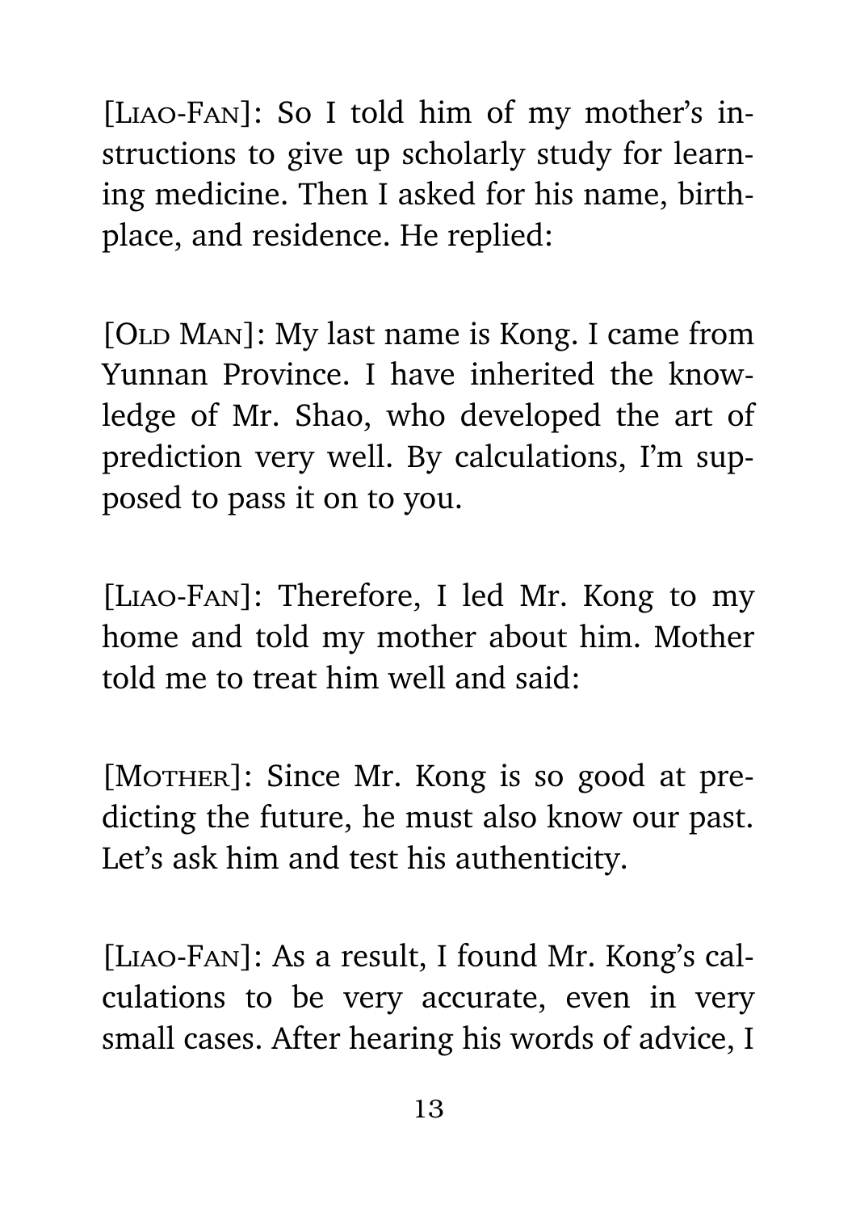[LIAO-FAN]: So I told him of my mother's instructions to give up scholarly study for learning medicine. Then I asked for his name, birthplace, and residence. He replied:

[OLD MAN]: My last name is Kong. I came from Yunnan Province. I have inherited the knowledge of Mr. Shao, who developed the art of prediction very well. By calculations, I'm supposed to pass it on to you.

[LIAO-FAN]: Therefore, I led Mr. Kong to my home and told my mother about him. Mother told me to treat him well and said:

[MOTHER]: Since Mr. Kong is so good at predicting the future, he must also know our past. Let's ask him and test his authenticity.

[LIAO-FAN]: As a result, I found Mr. Kong's calculations to be very accurate, even in very small cases. After hearing his words of advice, I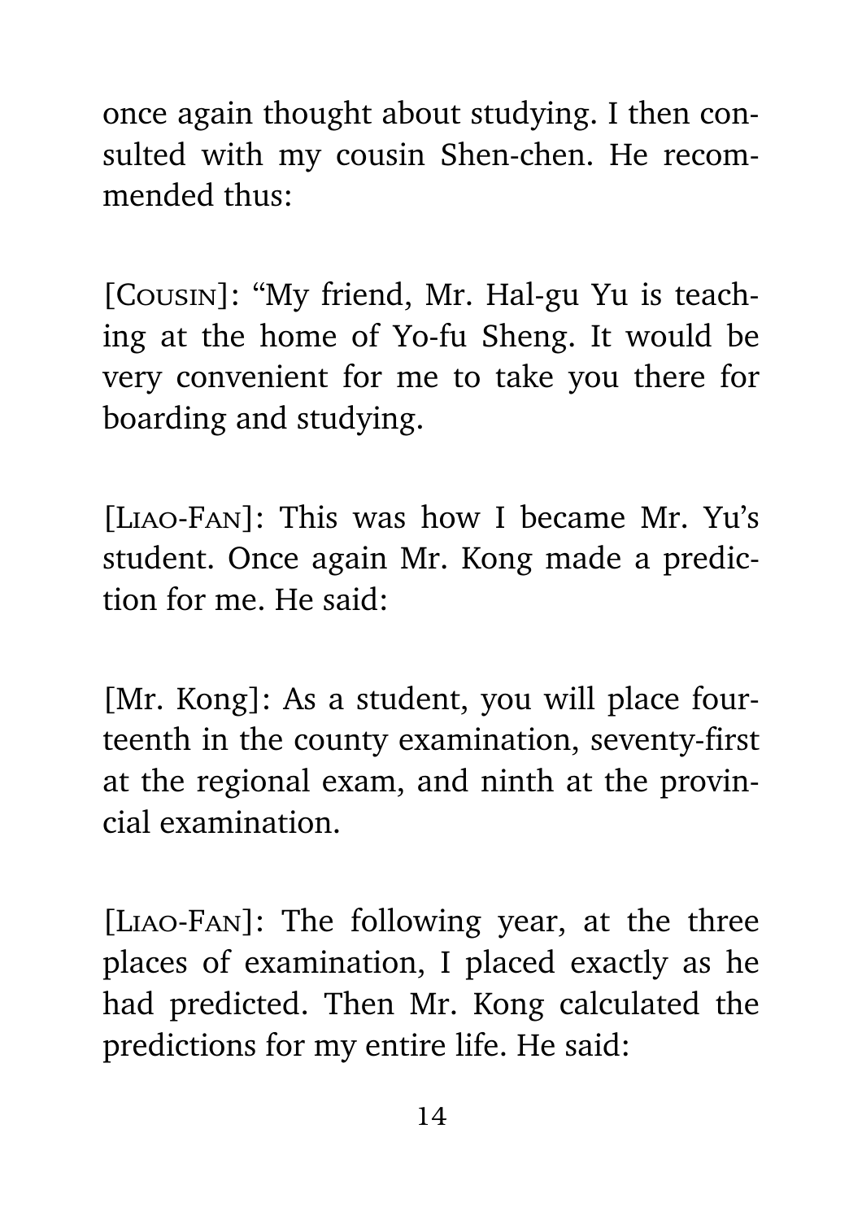once again thought about studying. I then consulted with my cousin Shen-chen. He recommended thus:

[Cousin]: “My friend, Mr. Hal-gu Yu is teaching at the home of Yo-fu Sheng. It would be very convenient for me to take you there for boarding and studying.

[Liao-Fan]: This was how I became Mr. Yu’s student. Once again Mr. Kong made a prediction for me. He said:

[Mr. Kong]: As a student, you will place fourteenth in the county examination, seventy-first at the regional exam, and ninth at the provincial examination.

[Liao-Fan]: The following year, at the three places of examination, I placed exactly as he had predicted. Then Mr. Kong calculated the predictions for my entire life. He said: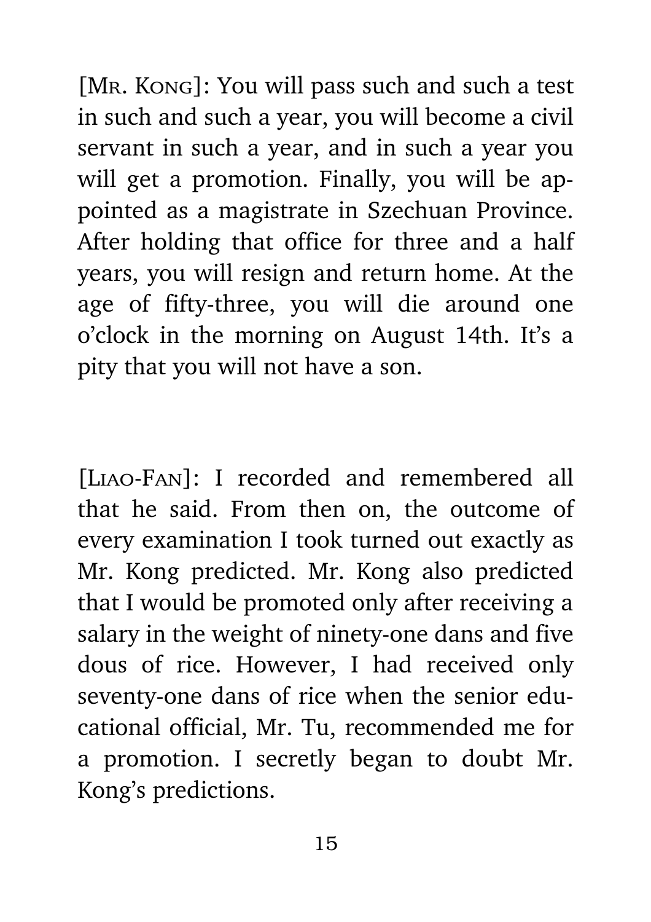[Mr. Kong]: You will pass such and such a test in such and such a year, you will become a civil servant in such a year, and in such a year you will get a promotion. Finally, you will be appointed as a magistrate in Szechuan Province. After holding that office for three and a half years, you will resign and return home. At the age of fifty-three, you will die around one o'clock in the morning on August 14th. It's a pity that you will not have a son.

[Liao-Fan]: I recorded and remembered all that he said. From then on, the outcome of every examination I took turned out exactly as Mr. Kong predicted. Mr. Kong also predicted that I would be promoted only after receiving a salary in the weight of ninety-one dans and five dous of rice. However, I had received only seventy-one dans of rice when the senior educational official, Mr. Tu, recommended me for a promotion. I secretly began to doubt Mr. Kong's predictions.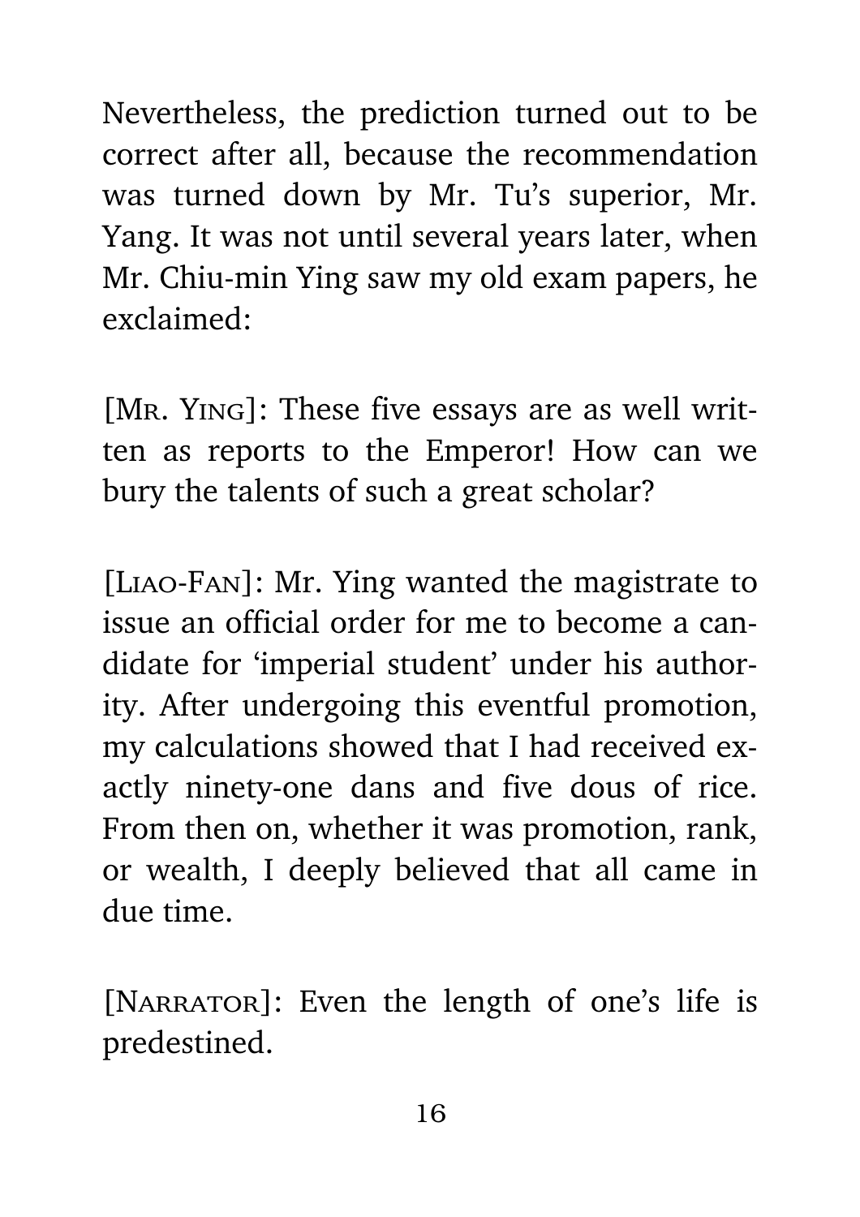Nevertheless, the prediction turned out to be correct after all, because the recommendation was turned down by Mr. Tu's superior, Mr. Yang. It was not until several years later, when Mr. Chiu-min Ying saw my old exam papers, he exclaimed:

[MR. YING]: These five essays are as well written as reports to the Emperor! How can we bury the talents of such a great scholar?

[LIAO-FAN]: Mr. Ying wanted the magistrate to issue an official order for me to become a candidate for 'imperial student' under his authority. After undergoing this eventful promotion, my calculations showed that I had received exactly ninety-one dans and five dous of rice. From then on, whether it was promotion, rank, or wealth, I deeply believed that all came in due time.

[NARRATOR]: Even the length of one's life is predestined.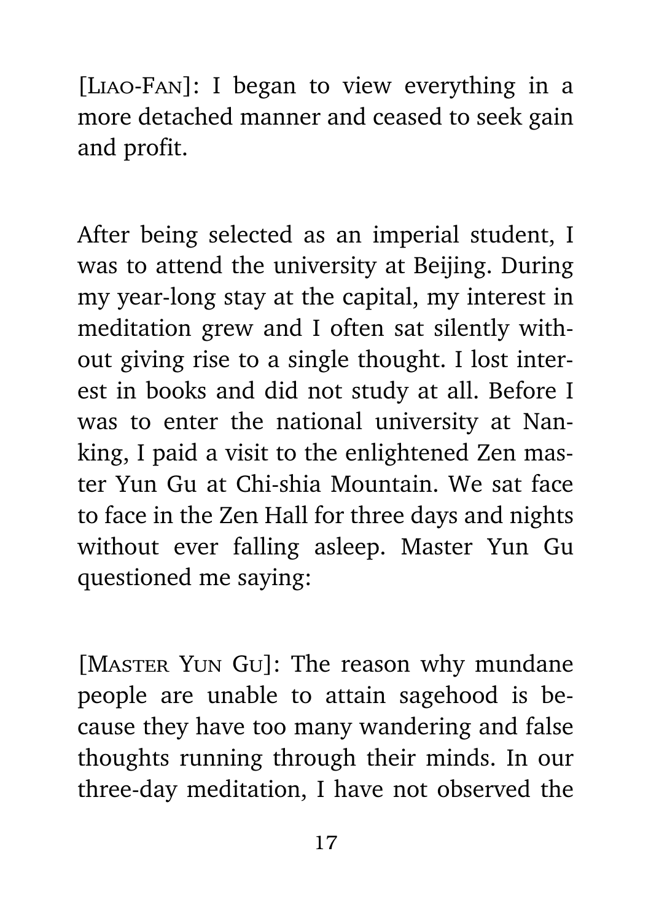[LIAO-FAN]: I began to view everything in a more detached manner and ceased to seek gain and profit.

After being selected as an imperial student, I was to attend the university at Beijing. During my year-long stay at the capital, my interest in meditation grew and I often sat silently without giving rise to a single thought. I lost interest in books and did not study at all. Before I was to enter the national university at Nanking, I paid a visit to the enlightened Zen master Yun Gu at Chi-shia Mountain. We sat face to face in the Zen Hall for three days and nights without ever falling asleep. Master Yun Gu questioned me saying:

[MASTER YUN GU]: The reason why mundane people are unable to attain sagehood is because they have too many wandering and false thoughts running through their minds. In our three-day meditation, I have not observed the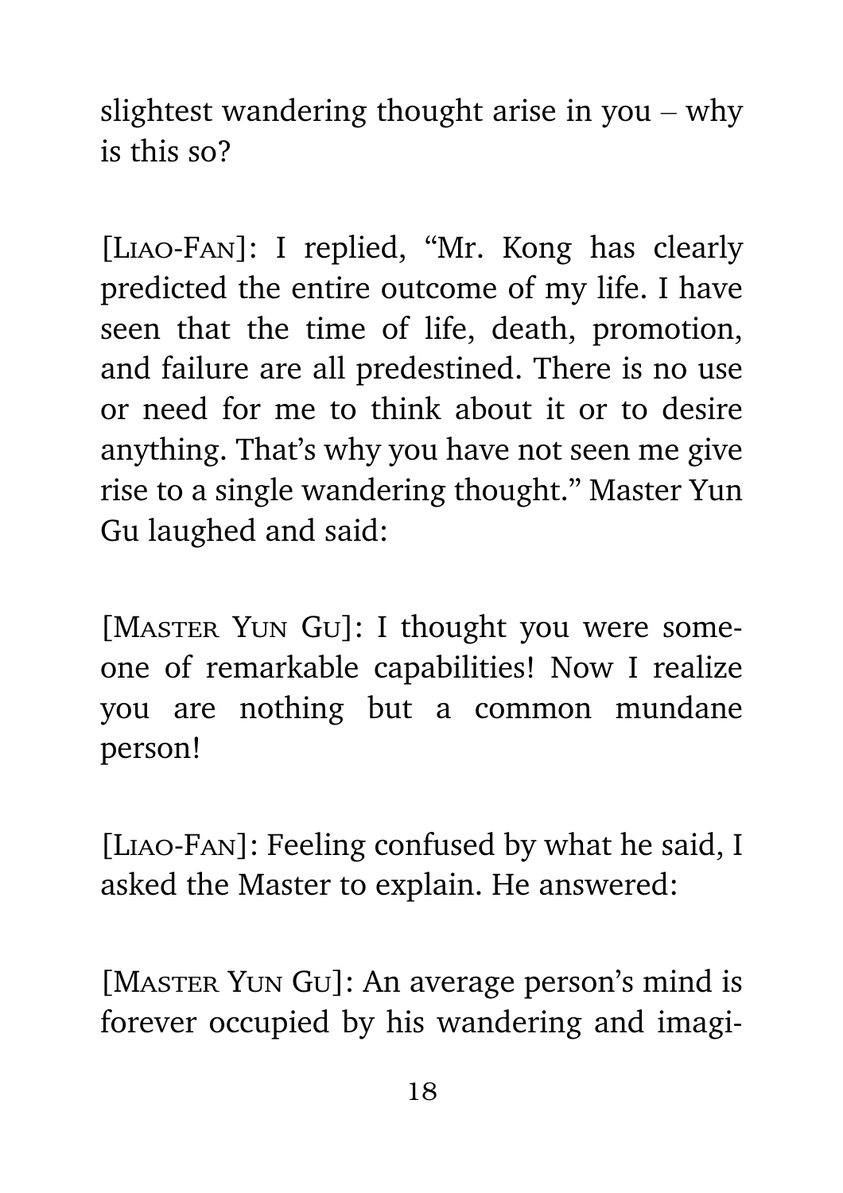slightest wandering thought arise in you – why is this so?

[Liao-Fan]: I replied, "Mr. Kong has clearly predicted the entire outcome of my life. I have seen that the time of life, death, promotion, and failure are all predestined. There is no use or need for me to think about it or to desire anything. That's why you have not seen me give rise to a single wandering thought." Master Yun Gu laughed and said:

[Master Yun Gu]: I thought you were someone of remarkable capabilities! Now I realize you are nothing but a common mundane person!

[Liao-Fan]: Feeling confused by what he said, I asked the Master to explain. He answered:

[Master Yun Gu]: An average person's mind is forever occupied by his wandering and imagi-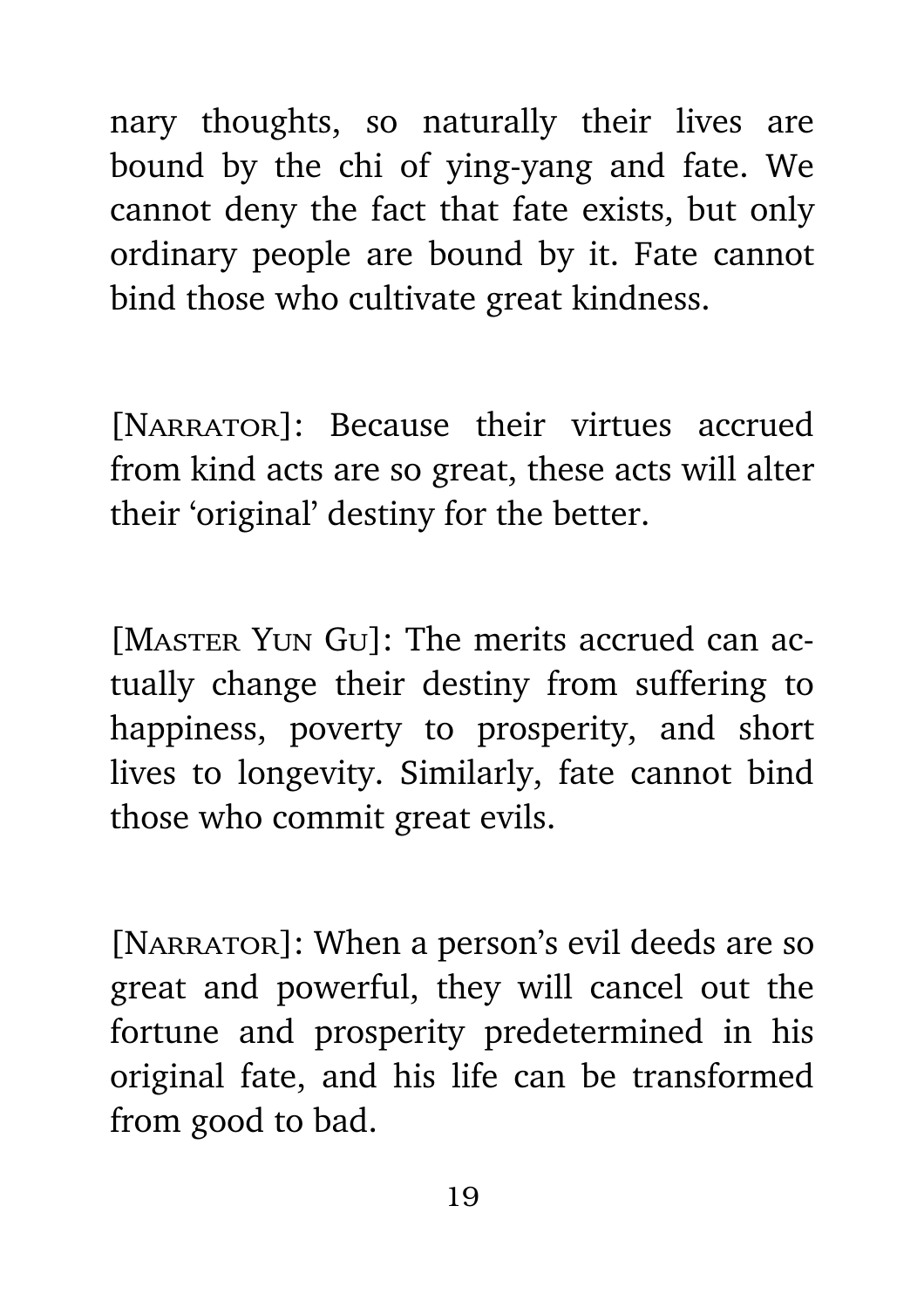nary thoughts, so naturally their lives are bound by the chi of ying-yang and fate. We cannot deny the fact that fate exists, but only ordinary people are bound by it. Fate cannot bind those who cultivate great kindness.

[Narrator]: Because their virtues accrued from kind acts are so great, these acts will alter their 'original' destiny for the better.

[Master Yun Gu]: The merits accrued can actually change their destiny from suffering to happiness, poverty to prosperity, and short lives to longevity. Similarly, fate cannot bind those who commit great evils.

[Narrator]: When a person's evil deeds are so great and powerful, they will cancel out the fortune and prosperity predetermined in his original fate, and his life can be transformed from good to bad.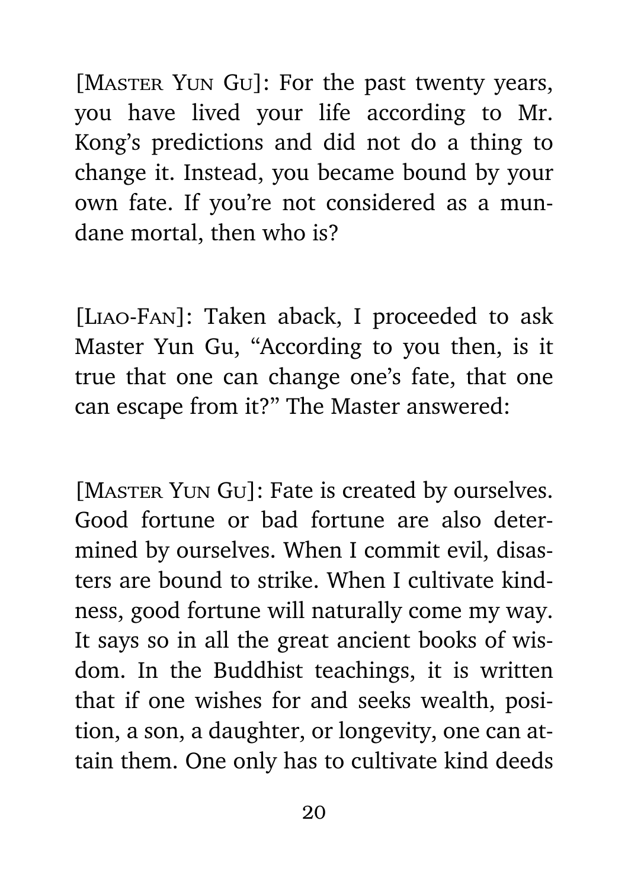[MASTER YUN GU]: For the past twenty years, you have lived your life according to Mr. Kong's predictions and did not do a thing to change it. Instead, you became bound by your own fate. If you're not considered as a mundane mortal, then who is?

[LIAO-FAN]: Taken aback, I proceeded to ask Master Yun Gu, "According to you then, is it true that one can change one's fate, that one can escape from it?" The Master answered:

[MASTER YUN GU]: Fate is created by ourselves. Good fortune or bad fortune are also determined by ourselves. When I commit evil, disasters are bound to strike. When I cultivate kindness, good fortune will naturally come my way. It says so in all the great ancient books of wisdom. In the Buddhist teachings, it is written that if one wishes for and seeks wealth, position, a son, a daughter, or longevity, one can attain them. One only has to cultivate kind deeds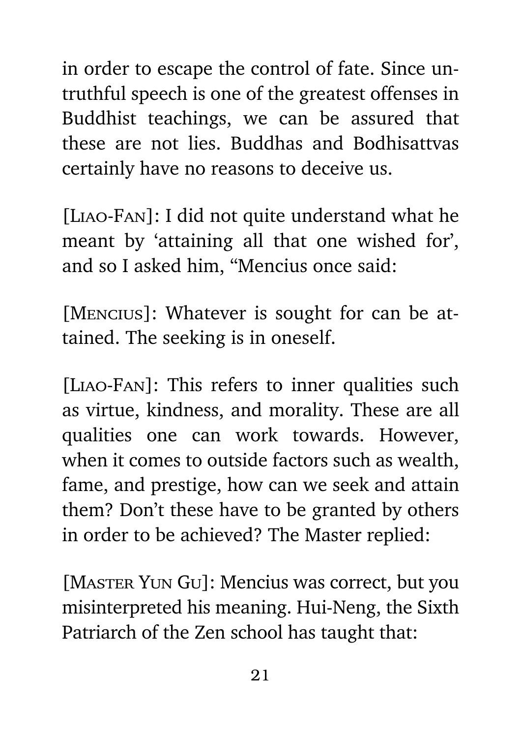in order to escape the control of fate. Since untruthful speech is one of the greatest offenses in Buddhist teachings, we can be assured that these are not lies. Buddhas and Bodhisattvas certainly have no reasons to deceive us.

[Liao-Fan]: I did not quite understand what he meant by 'attaining all that one wished for', and so I asked him, "Mencius once said:

[Mencius]: Whatever is sought for can be attained. The seeking is in oneself.

[Liao-Fan]: This refers to inner qualities such as virtue, kindness, and morality. These are all qualities one can work towards. However, when it comes to outside factors such as wealth, fame, and prestige, how can we seek and attain them? Don't these have to be granted by others in order to be achieved? The Master replied:

[Master Yun Gu]: Mencius was correct, but you misinterpreted his meaning. Hui-Neng, the Sixth Patriarch of the Zen school has taught that: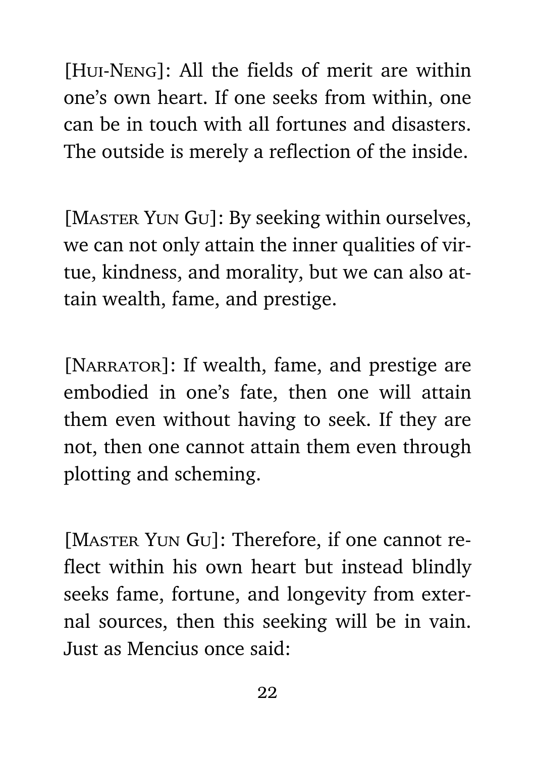[Hui-Neng]: All the fields of merit are within one's own heart. If one seeks from within, one can be in touch with all fortunes and disasters. The outside is merely a reflection of the inside.

[Master Yun Gu]: By seeking within ourselves, we can not only attain the inner qualities of virtue, kindness, and morality, but we can also attain wealth, fame, and prestige.

[Narrator]: If wealth, fame, and prestige are embodied in one's fate, then one will attain them even without having to seek. If they are not, then one cannot attain them even through plotting and scheming.

[Master Yun Gu]: Therefore, if one cannot reflect within his own heart but instead blindly seeks fame, fortune, and longevity from external sources, then this seeking will be in vain. Just as Mencius once said: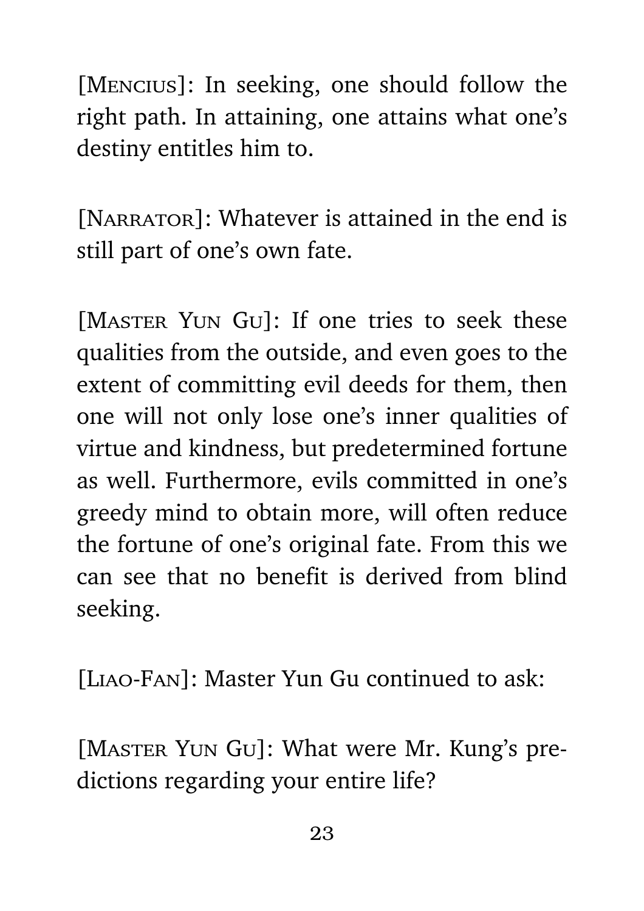[Mencius]: In seeking, one should follow the right path. In attaining, one attains what one's destiny entitles him to.

[Narrator]: Whatever is attained in the end is still part of one's own fate.

[Master Yun Gu]: If one tries to seek these qualities from the outside, and even goes to the extent of committing evil deeds for them, then one will not only lose one's inner qualities of virtue and kindness, but predetermined fortune as well. Furthermore, evils committed in one's greedy mind to obtain more, will often reduce the fortune of one's original fate. From this we can see that no benefit is derived from blind seeking.

[Liao-Fan]: Master Yun Gu continued to ask:

[Master Yun Gu]: What were Mr. Kung's predictions regarding your entire life?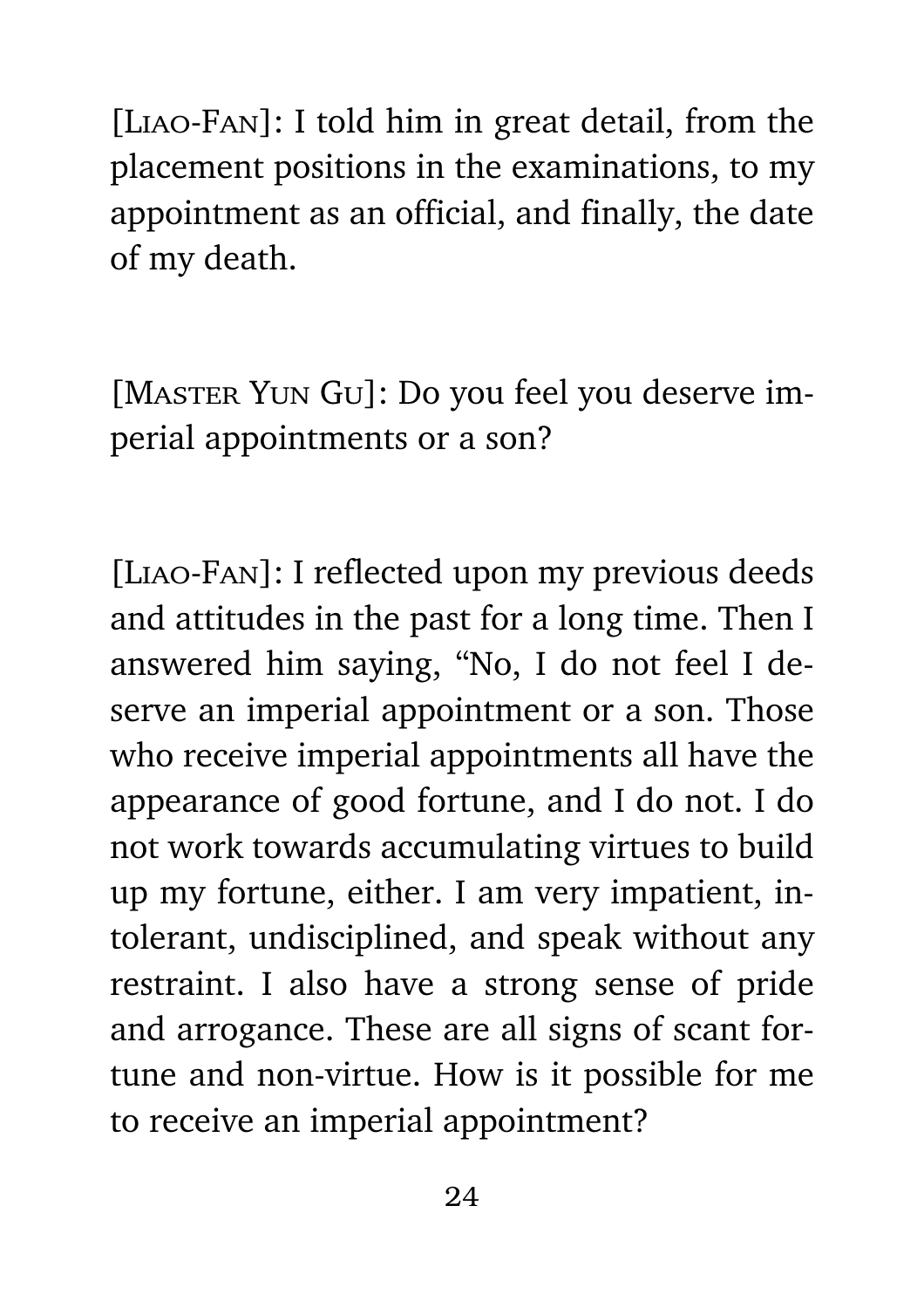[Liao-Fan]: I told him in great detail, from the placement positions in the examinations, to my appointment as an official, and finally, the date of my death.

[Master Yun Gu]: Do you feel you deserve imperial appointments or a son?

[Liao-Fan]: I reflected upon my previous deeds and attitudes in the past for a long time. Then I answered him saying, "No, I do not feel I deserve an imperial appointment or a son. Those who receive imperial appointments all have the appearance of good fortune, and I do not. I do not work towards accumulating virtues to build up my fortune, either. I am very impatient, intolerant, undisciplined, and speak without any restraint. I also have a strong sense of pride and arrogance. These are all signs of scant fortune and non-virtue. How is it possible for me to receive an imperial appointment?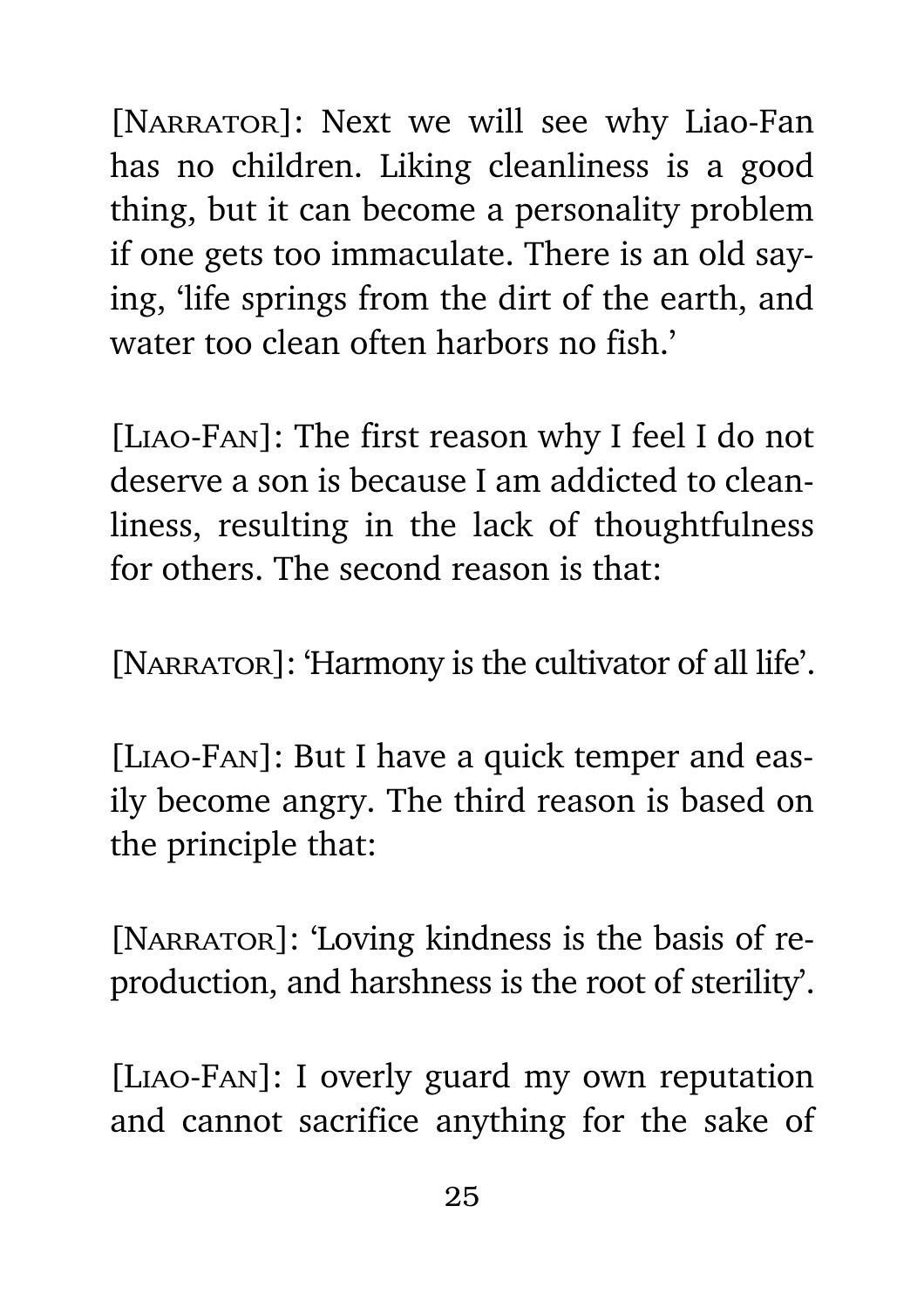[NARRATOR]: Next we will see why Liao-Fan has no children. Liking cleanliness is a good thing, but it can become a personality problem if one gets too immaculate. There is an old saying, 'life springs from the dirt of the earth, and water too clean often harbors no fish.'

[LIAO-FAN]: The first reason why I feel I do not deserve a son is because I am addicted to cleanliness, resulting in the lack of thoughtfulness for others. The second reason is that:

[NARRATOR]: 'Harmony is the cultivator of all life'.

[LIAO-FAN]: But I have a quick temper and easily become angry. The third reason is based on the principle that:

[NARRATOR]: 'Loving kindness is the basis of reproduction, and harshness is the root of sterility'.

[LIAO-FAN]: I overly guard my own reputation and cannot sacrifice anything for the sake of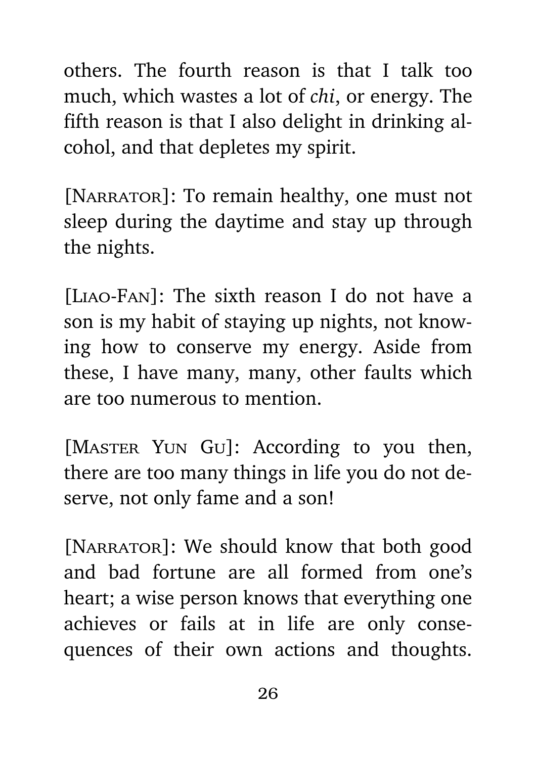others. The fourth reason is that I talk too much, which wastes a lot of *chi*, or energy. The fifth reason is that I also delight in drinking alcohol, and that depletes my spirit.

[NARRATOR]: To remain healthy, one must not sleep during the daytime and stay up through the nights.

[LIAO-FAN]: The sixth reason I do not have a son is my habit of staying up nights, not knowing how to conserve my energy. Aside from these, I have many, many, other faults which are too numerous to mention.

[MASTER YUN GU]: According to you then, there are too many things in life you do not deserve, not only fame and a son!

[NARRATOR]: We should know that both good and bad fortune are all formed from one's heart; a wise person knows that everything one achieves or fails at in life are only consequences of their own actions and thoughts.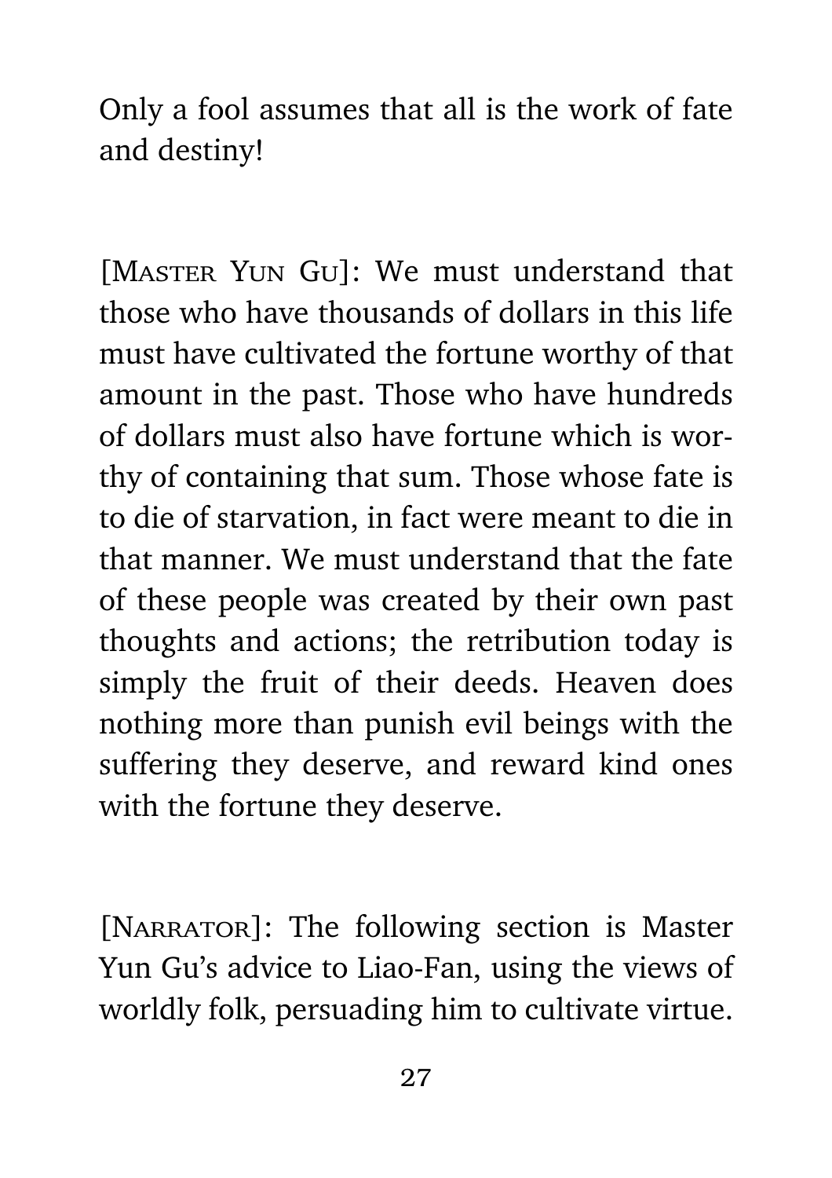Only a fool assumes that all is the work of fate and destiny!

[Master Yun Gu]: We must understand that those who have thousands of dollars in this life must have cultivated the fortune worthy of that amount in the past. Those who have hundreds of dollars must also have fortune which is worthy of containing that sum. Those whose fate is to die of starvation, in fact were meant to die in that manner. We must understand that the fate of these people was created by their own past thoughts and actions; the retribution today is simply the fruit of their deeds. Heaven does nothing more than punish evil beings with the suffering they deserve, and reward kind ones with the fortune they deserve.

[Narrator]: The following section is Master Yun Gu's advice to Liao-Fan, using the views of worldly folk, persuading him to cultivate virtue.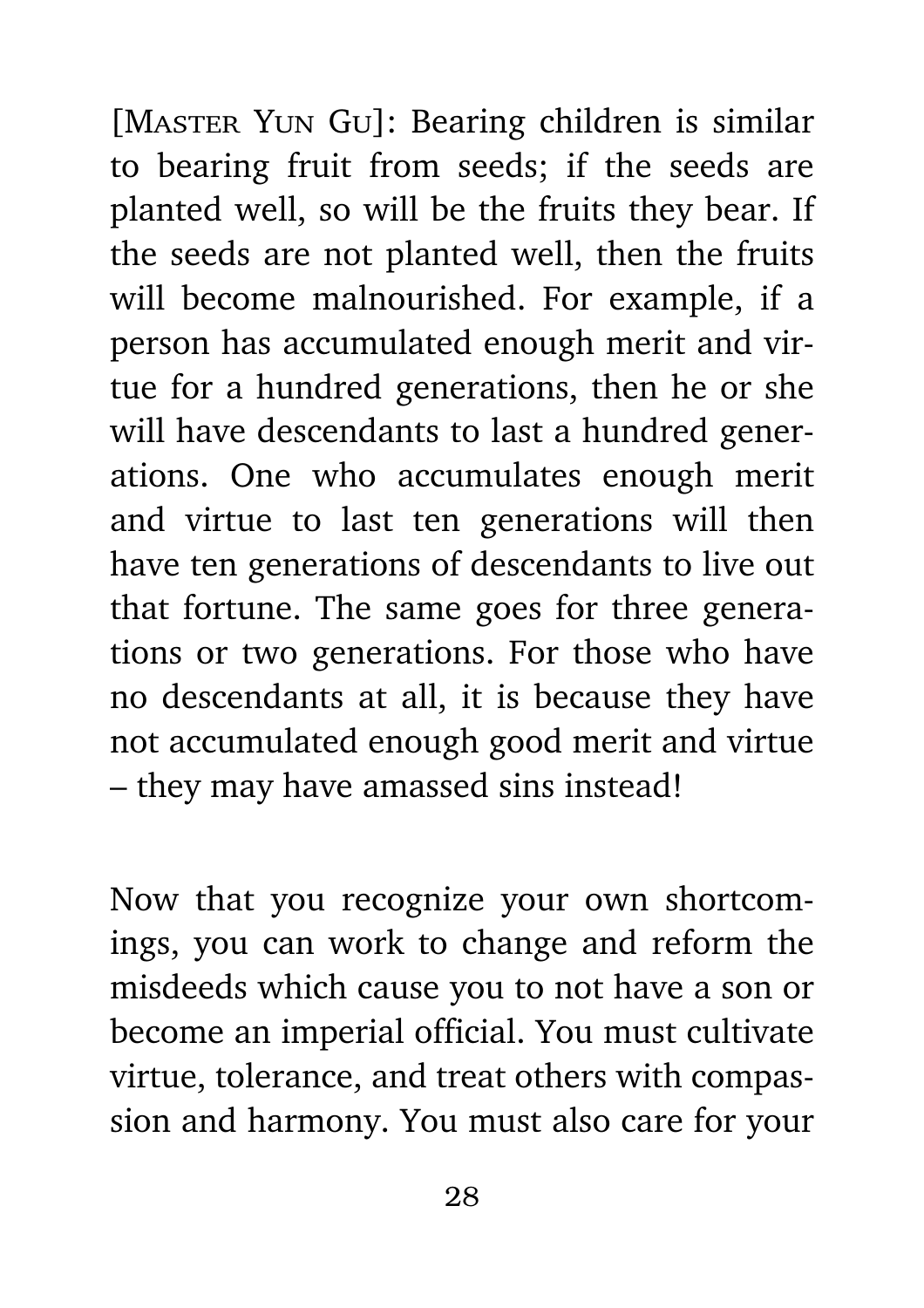[Master Yun Gu]: Bearing children is similar to bearing fruit from seeds; if the seeds are planted well, so will be the fruits they bear. If the seeds are not planted well, then the fruits will become malnourished. For example, if a person has accumulated enough merit and virtue for a hundred generations, then he or she will have descendants to last a hundred generations. One who accumulates enough merit and virtue to last ten generations will then have ten generations of descendants to live out that fortune. The same goes for three generations or two generations. For those who have no descendants at all, it is because they have not accumulated enough good merit and virtue – they may have amassed sins instead!

Now that you recognize your own shortcomings, you can work to change and reform the misdeeds which cause you to not have a son or become an imperial official. You must cultivate virtue, tolerance, and treat others with compassion and harmony. You must also care for your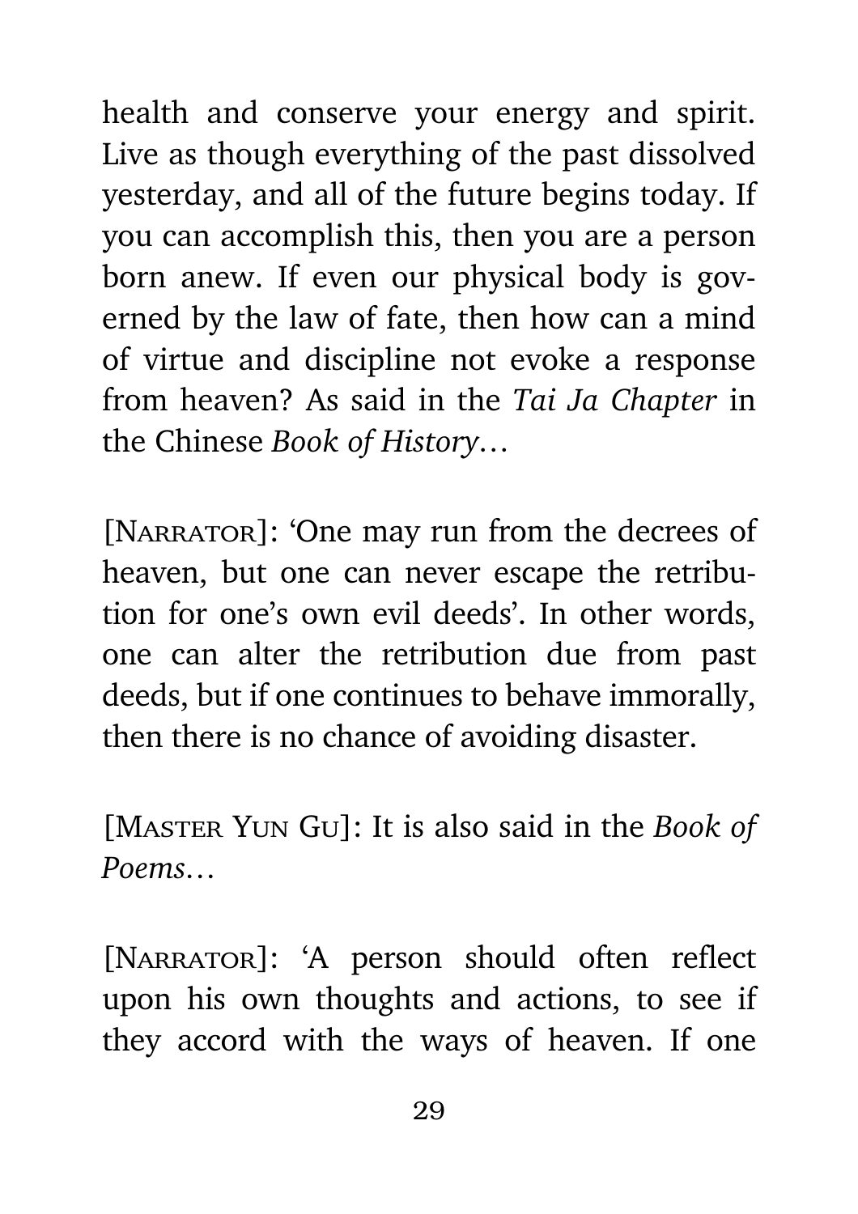health and conserve your energy and spirit. Live as though everything of the past dissolved yesterday, and all of the future begins today. If you can accomplish this, then you are a person born anew. If even our physical body is governed by the law of fate, then how can a mind of virtue and discipline not evoke a response from heaven? As said in the *Tai Ja Chapter* in the Chinese *Book of History*…

[Narrator]: 'One may run from the decrees of heaven, but one can never escape the retribution for one's own evil deeds'. In other words, one can alter the retribution due from past deeds, but if one continues to behave immorally, then there is no chance of avoiding disaster.

[Master Yun Gu]: It is also said in the *Book of Poems*…

[Narrator]: 'A person should often reflect upon his own thoughts and actions, to see if they accord with the ways of heaven. If one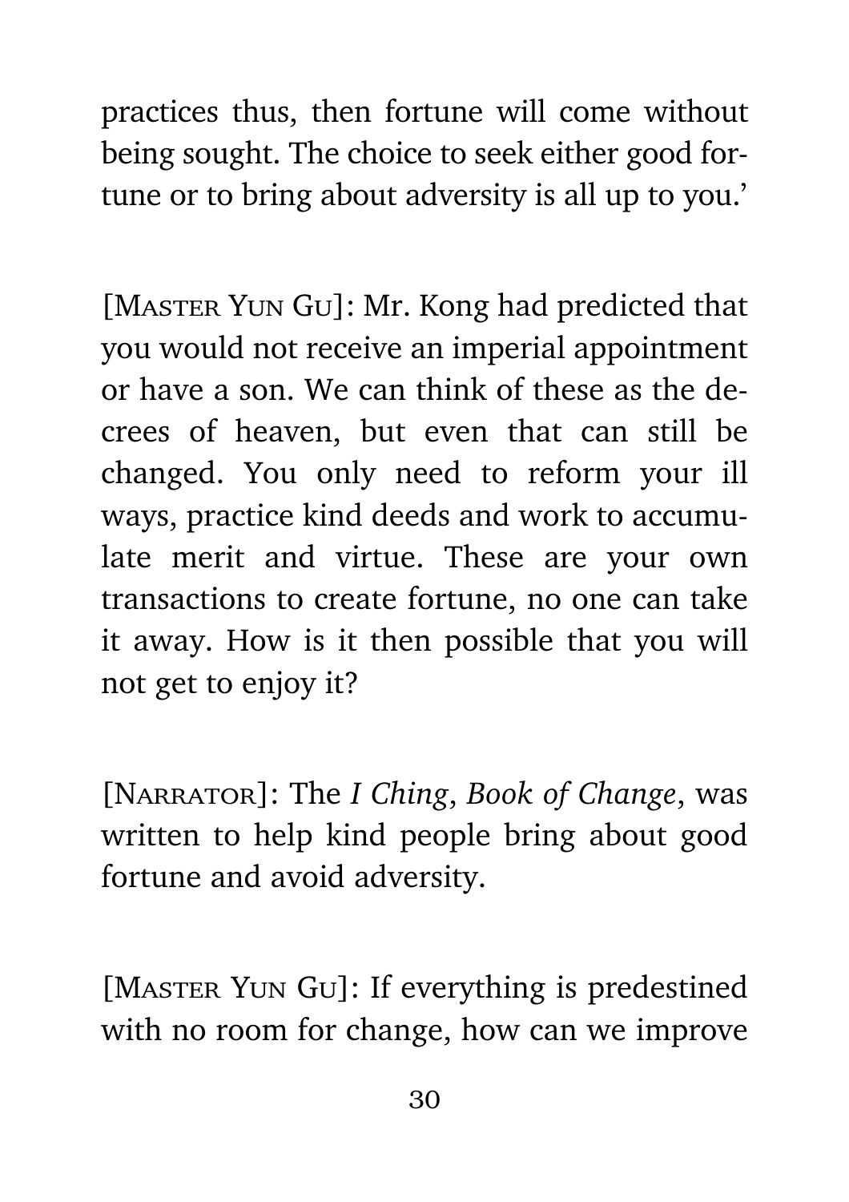practices thus, then fortune will come without being sought. The choice to seek either good fortune or to bring about adversity is all up to you.'

[MASTER YUN GU]: Mr. Kong had predicted that you would not receive an imperial appointment or have a son. We can think of these as the decrees of heaven, but even that can still be changed. You only need to reform your ill ways, practice kind deeds and work to accumulate merit and virtue. These are your own transactions to create fortune, no one can take it away. How is it then possible that you will not get to enjoy it?

[NARRATOR]: The *I Ching*, *Book of Change*, was written to help kind people bring about good fortune and avoid adversity.

[MASTER YUN GU]: If everything is predestined with no room for change, how can we improve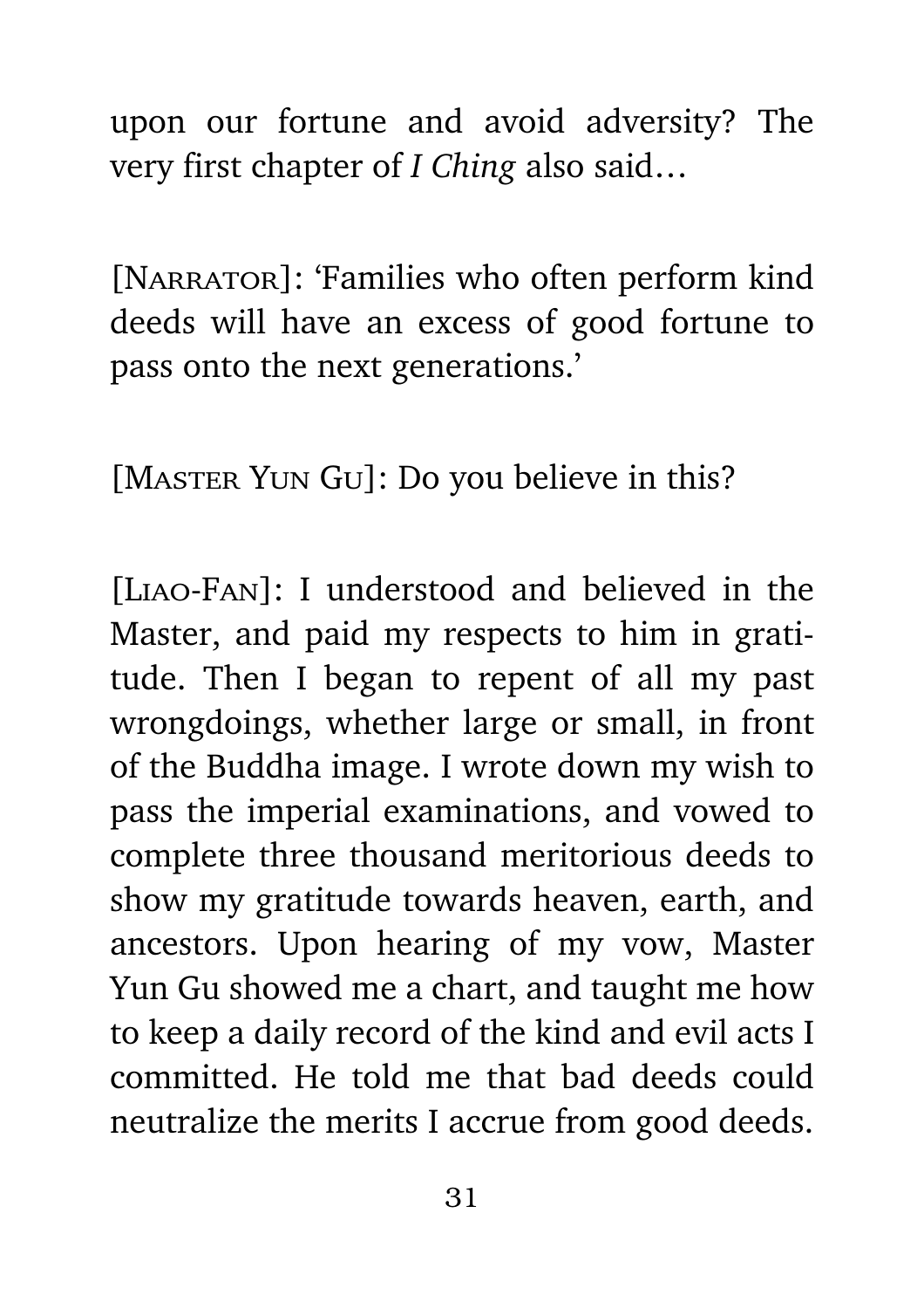upon our fortune and avoid adversity? The very first chapter of *I Ching* also said…

[NARRATOR]: 'Families who often perform kind deeds will have an excess of good fortune to pass onto the next generations.'

[MASTER YUN GU]: Do you believe in this?

[LIAO-FAN]: I understood and believed in the Master, and paid my respects to him in gratitude. Then I began to repent of all my past wrongdoings, whether large or small, in front of the Buddha image. I wrote down my wish to pass the imperial examinations, and vowed to complete three thousand meritorious deeds to show my gratitude towards heaven, earth, and ancestors. Upon hearing of my vow, Master Yun Gu showed me a chart, and taught me how to keep a daily record of the kind and evil acts I committed. He told me that bad deeds could neutralize the merits I accrue from good deeds.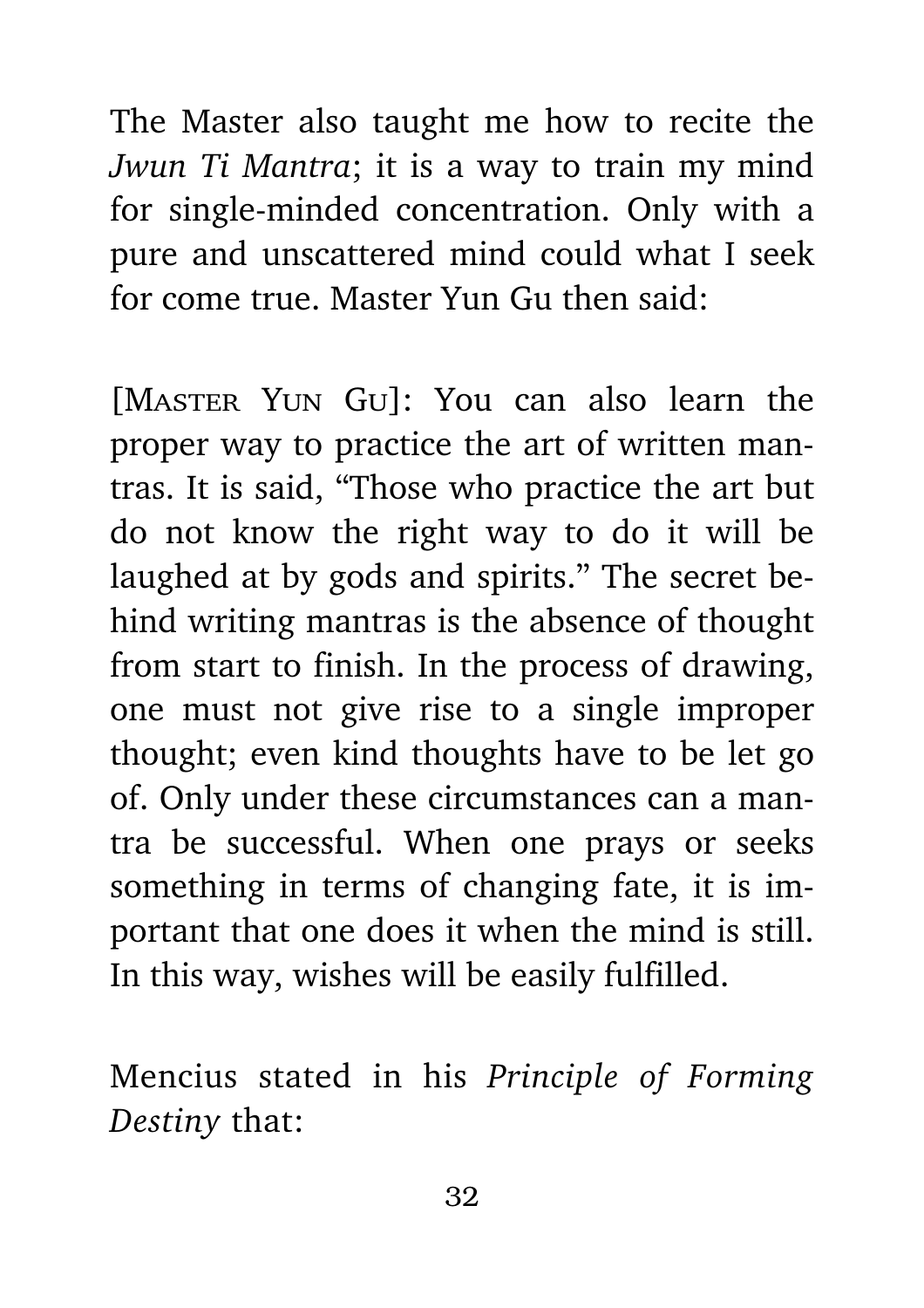The Master also taught me how to recite the *Jwun Ti Mantra*; it is a way to train my mind for single-minded concentration. Only with a pure and unscattered mind could what I seek for come true. Master Yun Gu then said:

[Master Yun Gu]: You can also learn the proper way to practice the art of written mantras. It is said, "Those who practice the art but do not know the right way to do it will be laughed at by gods and spirits." The secret behind writing mantras is the absence of thought from start to finish. In the process of drawing, one must not give rise to a single improper thought; even kind thoughts have to be let go of. Only under these circumstances can a mantra be successful. When one prays or seeks something in terms of changing fate, it is important that one does it when the mind is still. In this way, wishes will be easily fulfilled.

Mencius stated in his *Principle of Forming Destiny* that: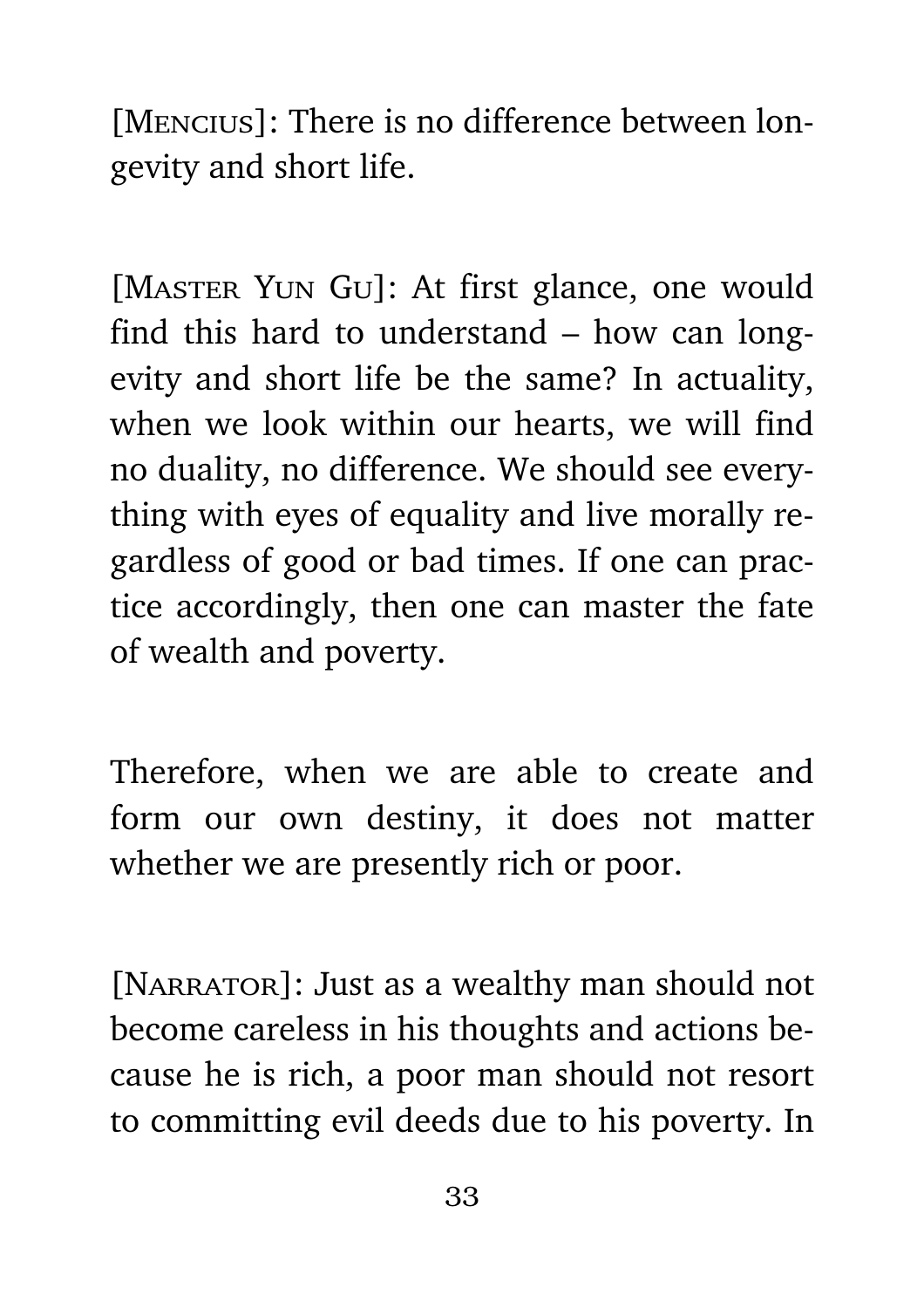[Mencius]: There is no difference between longevity and short life.

[Master Yun Gu]: At first glance, one would find this hard to understand – how can longevity and short life be the same? In actuality, when we look within our hearts, we will find no duality, no difference. We should see everything with eyes of equality and live morally regardless of good or bad times. If one can practice accordingly, then one can master the fate of wealth and poverty.

Therefore, when we are able to create and form our own destiny, it does not matter whether we are presently rich or poor.

[Narrator]: Just as a wealthy man should not become careless in his thoughts and actions because he is rich, a poor man should not resort to committing evil deeds due to his poverty. In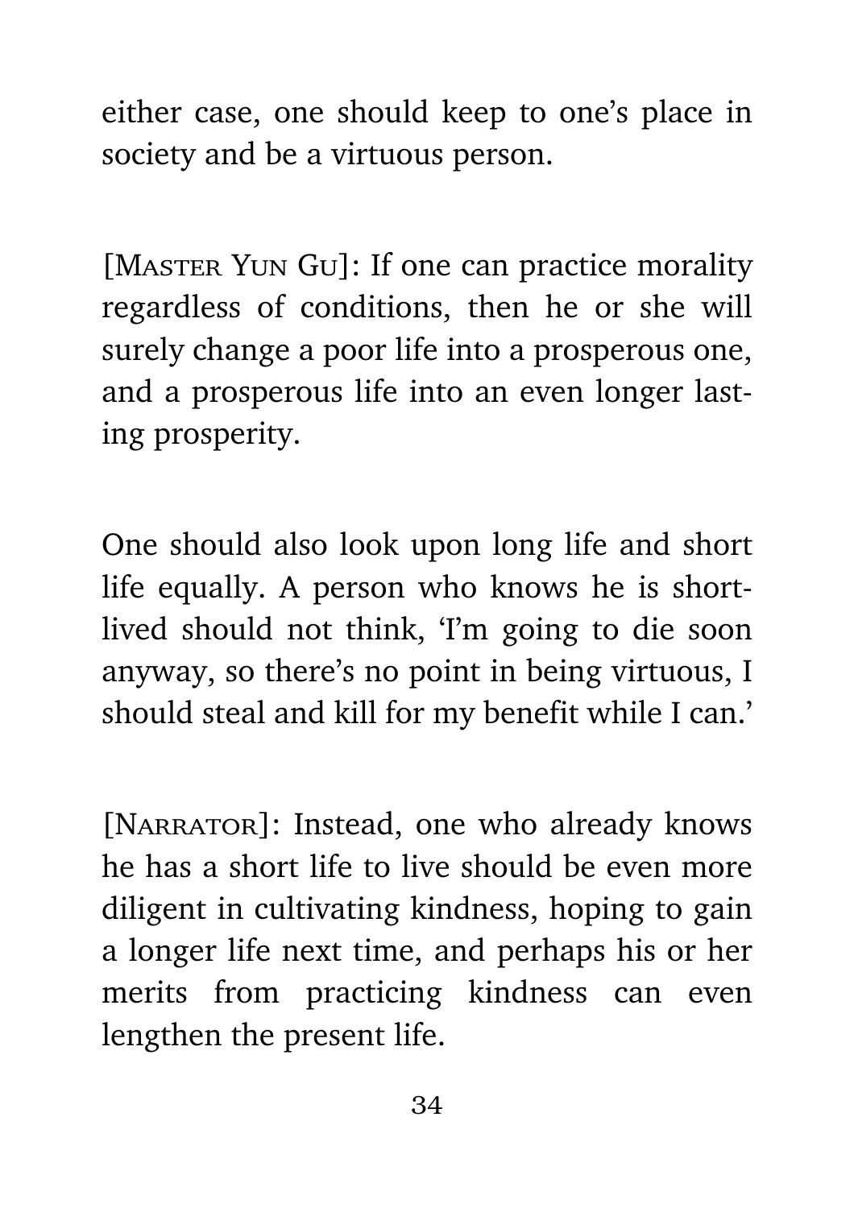either case, one should keep to one's place in society and be a virtuous person.

[Master Yun Gu]: If one can practice morality regardless of conditions, then he or she will surely change a poor life into a prosperous one, and a prosperous life into an even longer lasting prosperity.

One should also look upon long life and short life equally. A person who knows he is short-lived should not think, 'I'm going to die soon anyway, so there's no point in being virtuous, I should steal and kill for my benefit while I can.'

[Narrator]: Instead, one who already knows he has a short life to live should be even more diligent in cultivating kindness, hoping to gain a longer life next time, and perhaps his or her merits from practicing kindness can even lengthen the present life.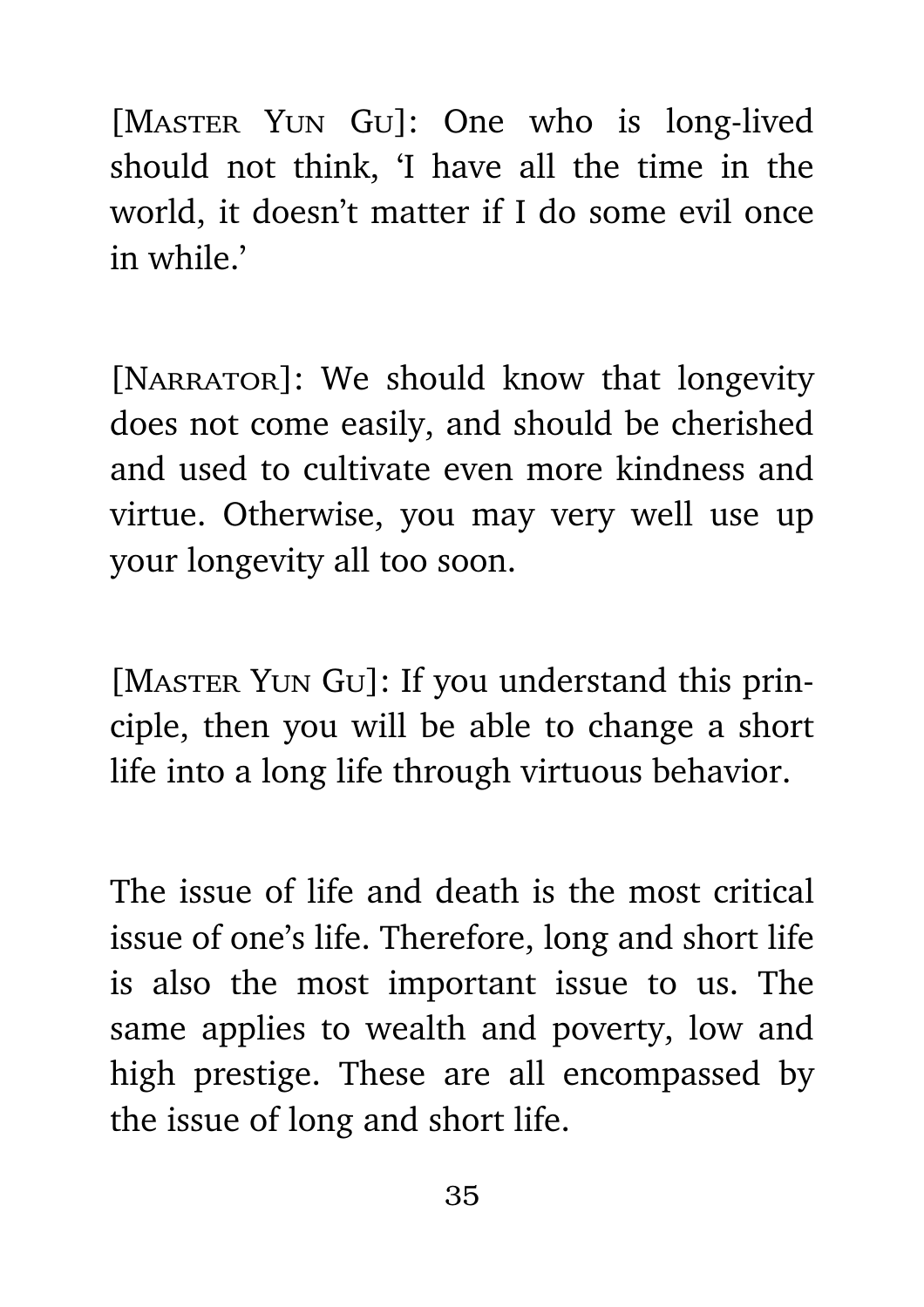[Master Yun Gu]: One who is long-lived should not think, 'I have all the time in the world, it doesn't matter if I do some evil once in while.'

[Narrator]: We should know that longevity does not come easily, and should be cherished and used to cultivate even more kindness and virtue. Otherwise, you may very well use up your longevity all too soon.

[Master Yun Gu]: If you understand this principle, then you will be able to change a short life into a long life through virtuous behavior.

The issue of life and death is the most critical issue of one's life. Therefore, long and short life is also the most important issue to us. The same applies to wealth and poverty, low and high prestige. These are all encompassed by the issue of long and short life.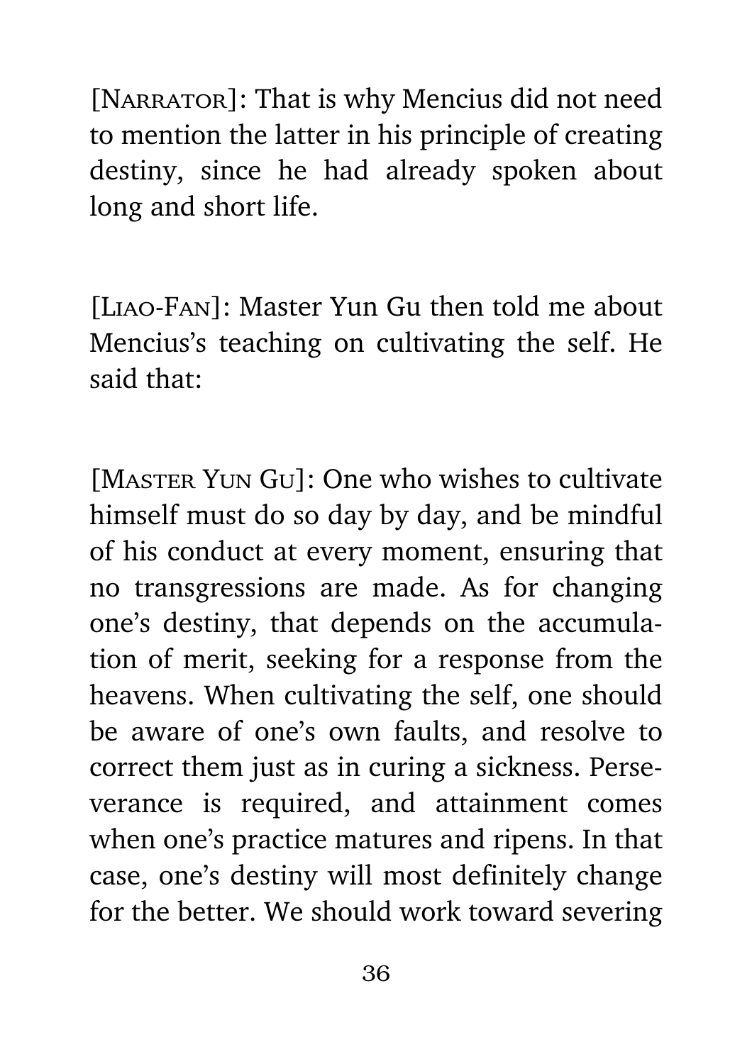[Narrator]: That is why Mencius did not need to mention the latter in his principle of creating destiny, since he had already spoken about long and short life.

[Liao-Fan]: Master Yun Gu then told me about Mencius's teaching on cultivating the self. He said that:

[Master Yun Gu]: One who wishes to cultivate himself must do so day by day, and be mindful of his conduct at every moment, ensuring that no transgressions are made. As for changing one's destiny, that depends on the accumulation of merit, seeking for a response from the heavens. When cultivating the self, one should be aware of one's own faults, and resolve to correct them just as in curing a sickness. Perseverance is required, and attainment comes when one's practice matures and ripens. In that case, one's destiny will most definitely change for the better. We should work toward severing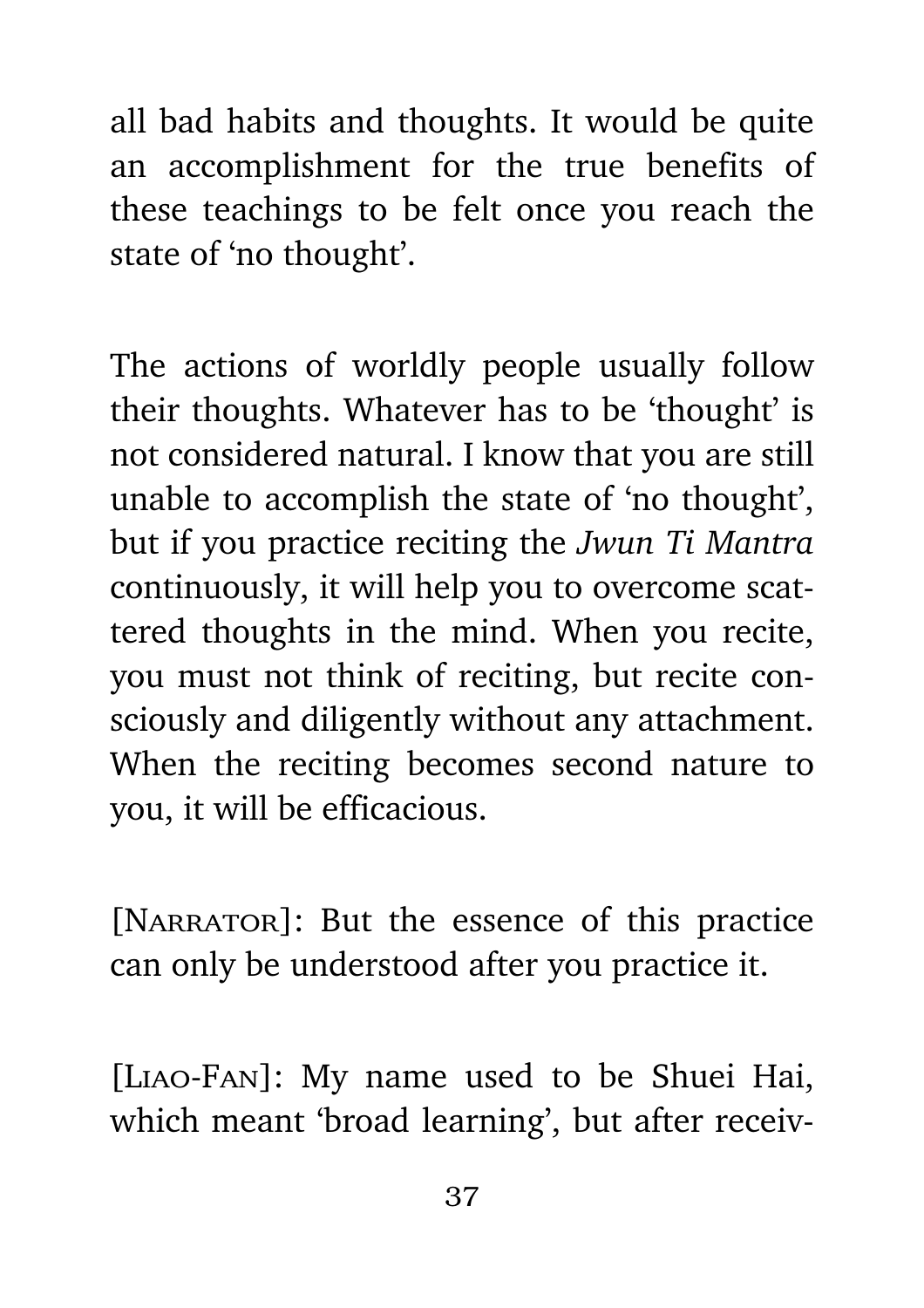all bad habits and thoughts. It would be quite an accomplishment for the true benefits of these teachings to be felt once you reach the state of 'no thought'.

The actions of worldly people usually follow their thoughts. Whatever has to be 'thought' is not considered natural. I know that you are still unable to accomplish the state of 'no thought', but if you practice reciting the *Jwun Ti Mantra* continuously, it will help you to overcome scattered thoughts in the mind. When you recite, you must not think of reciting, but recite consciously and diligently without any attachment. When the reciting becomes second nature to you, it will be efficacious.

[Narrator]: But the essence of this practice can only be understood after you practice it.

[Liao-Fan]: My name used to be Shuei Hai, which meant 'broad learning', but after receiv-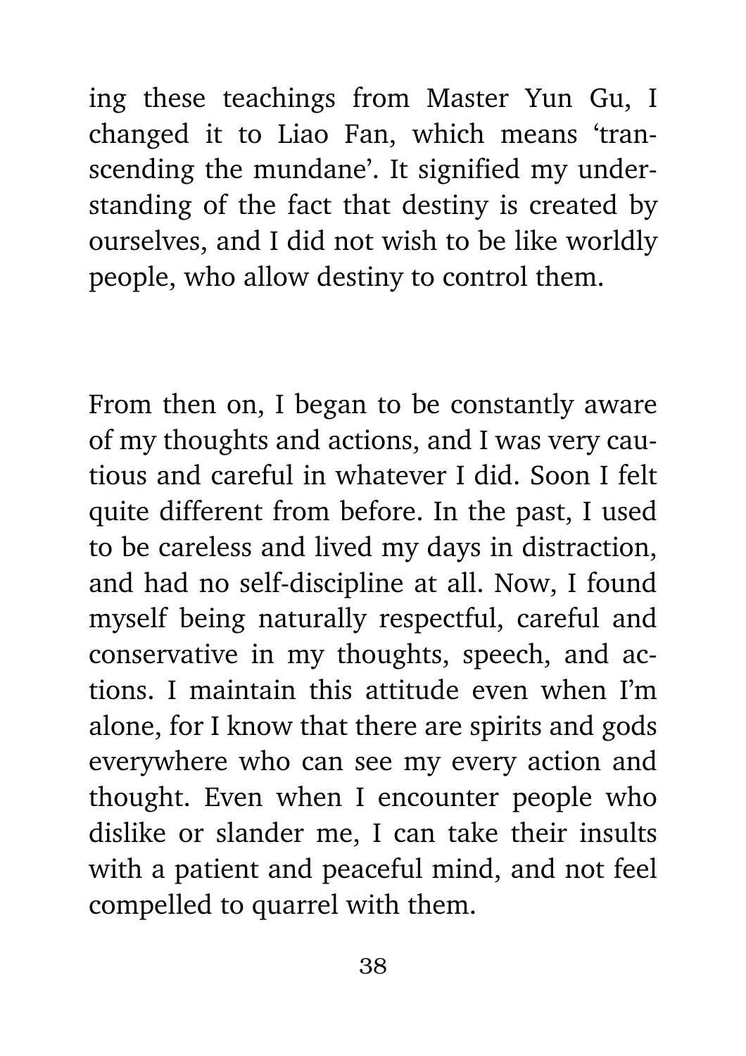ing these teachings from Master Yun Gu, I changed it to Liao Fan, which means 'transcending the mundane'. It signified my understanding of the fact that destiny is created by ourselves, and I did not wish to be like worldly people, who allow destiny to control them.

From then on, I began to be constantly aware of my thoughts and actions, and I was very cautious and careful in whatever I did. Soon I felt quite different from before. In the past, I used to be careless and lived my days in distraction, and had no self-discipline at all. Now, I found myself being naturally respectful, careful and conservative in my thoughts, speech, and actions. I maintain this attitude even when I'm alone, for I know that there are spirits and gods everywhere who can see my every action and thought. Even when I encounter people who dislike or slander me, I can take their insults with a patient and peaceful mind, and not feel compelled to quarrel with them.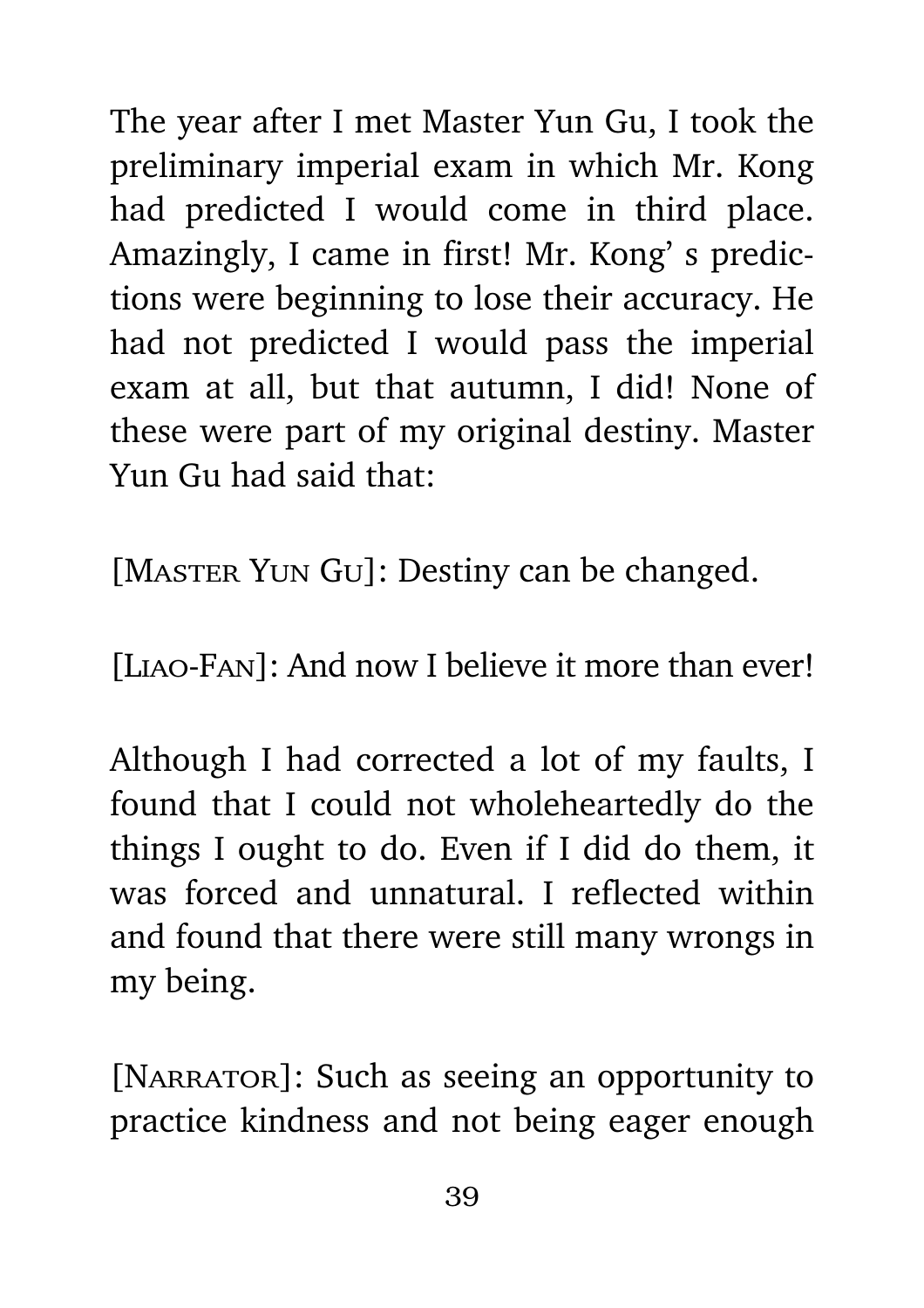The year after I met Master Yun Gu, I took the preliminary imperial exam in which Mr. Kong had predicted I would come in third place. Amazingly, I came in first! Mr. Kong' s predictions were beginning to lose their accuracy. He had not predicted I would pass the imperial exam at all, but that autumn, I did! None of these were part of my original destiny. Master Yun Gu had said that:

[Master Yun Gu]: Destiny can be changed.

[Liao-Fan]: And now I believe it more than ever!

Although I had corrected a lot of my faults, I found that I could not wholeheartedly do the things I ought to do. Even if I did do them, it was forced and unnatural. I reflected within and found that there were still many wrongs in my being.

[Narrator]: Such as seeing an opportunity to practice kindness and not being eager enough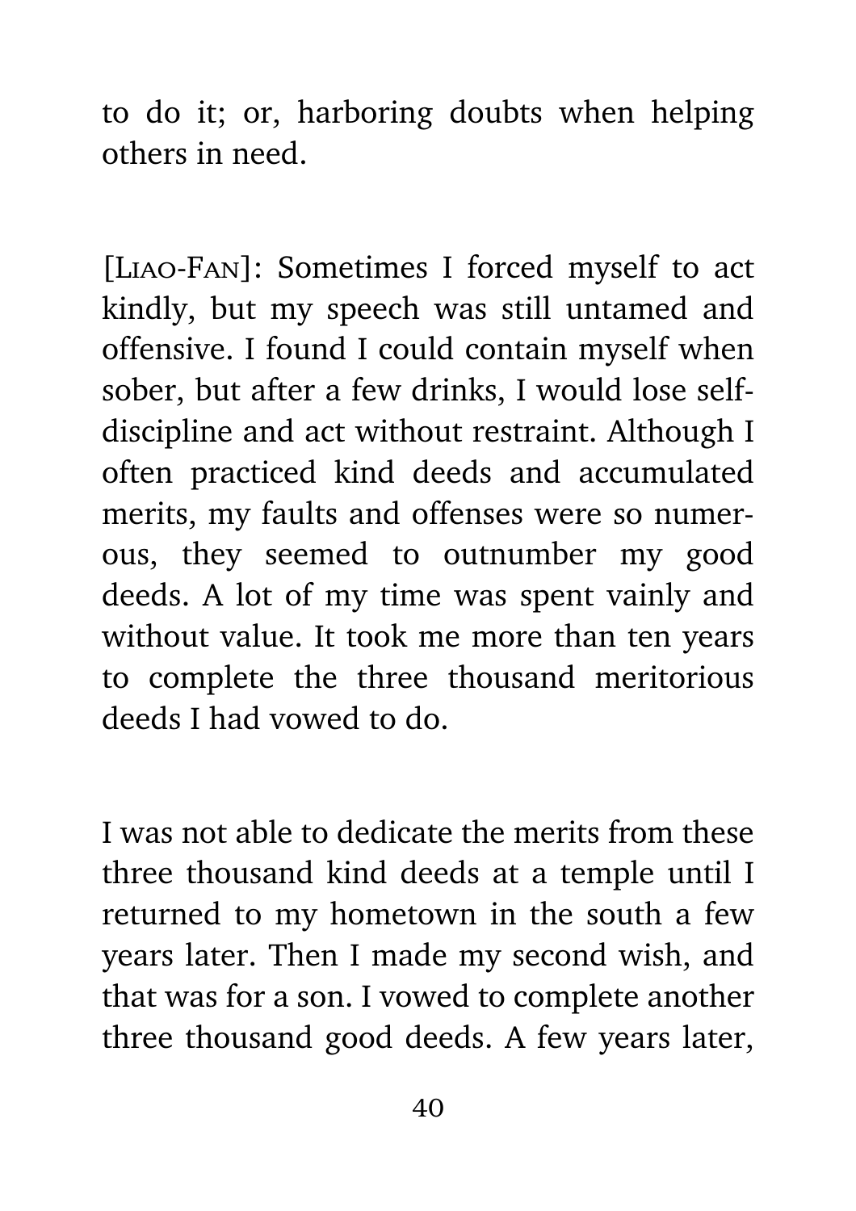to do it; or, harboring doubts when helping others in need.

[Liao-Fan]: Sometimes I forced myself to act kindly, but my speech was still untamed and offensive. I found I could contain myself when sober, but after a few drinks, I would lose self-discipline and act without restraint. Although I often practiced kind deeds and accumulated merits, my faults and offenses were so numerous, they seemed to outnumber my good deeds. A lot of my time was spent vainly and without value. It took me more than ten years to complete the three thousand meritorious deeds I had vowed to do.

I was not able to dedicate the merits from these three thousand kind deeds at a temple until I returned to my hometown in the south a few years later. Then I made my second wish, and that was for a son. I vowed to complete another three thousand good deeds. A few years later,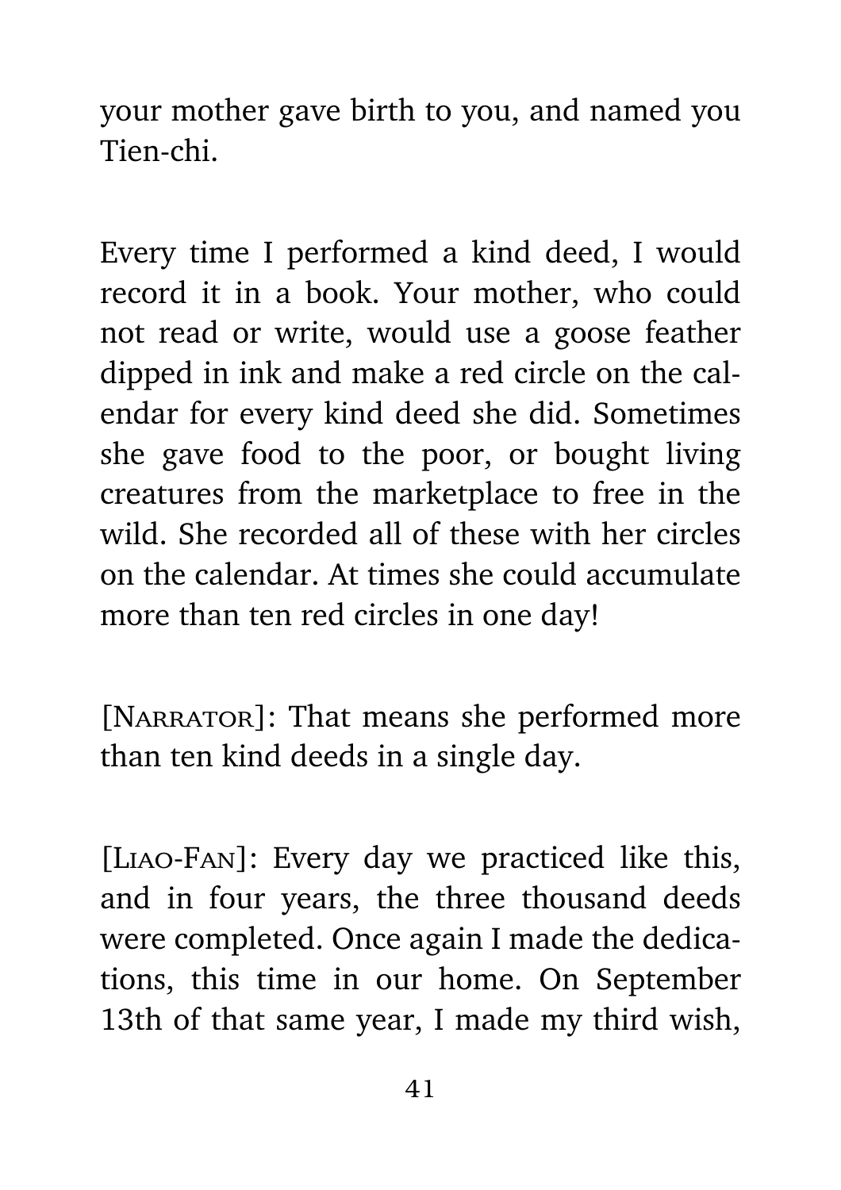your mother gave birth to you, and named you Tien-chi.

Every time I performed a kind deed, I would record it in a book. Your mother, who could not read or write, would use a goose feather dipped in ink and make a red circle on the calendar for every kind deed she did. Sometimes she gave food to the poor, or bought living creatures from the marketplace to free in the wild. She recorded all of these with her circles on the calendar. At times she could accumulate more than ten red circles in one day!

[Narrator]: That means she performed more than ten kind deeds in a single day.

[Liao-Fan]: Every day we practiced like this, and in four years, the three thousand deeds were completed. Once again I made the dedications, this time in our home. On September 13th of that same year, I made my third wish,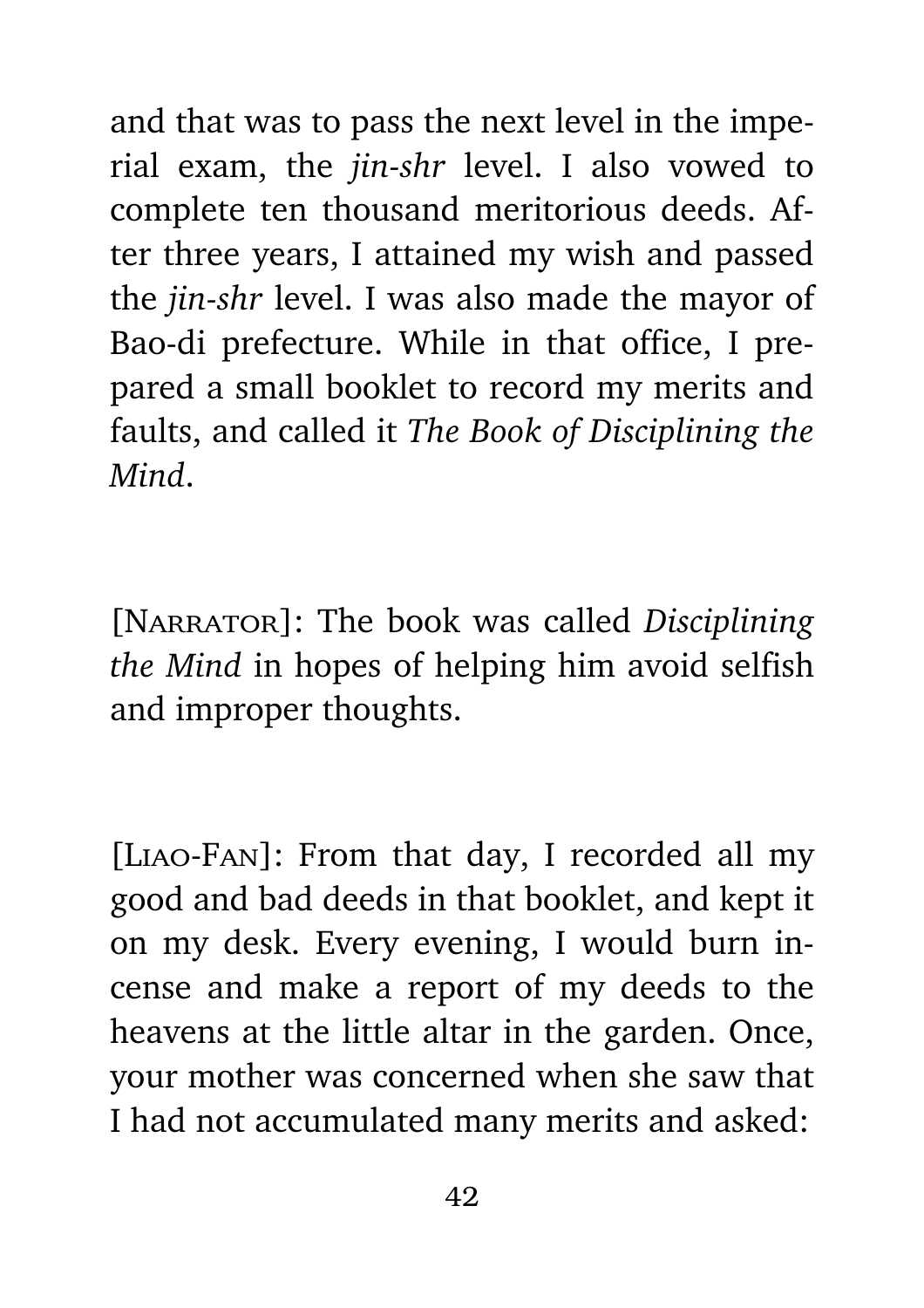and that was to pass the next level in the imperial exam, the *jin-shr* level. I also vowed to complete ten thousand meritorious deeds. After three years, I attained my wish and passed the *jin-shr* level. I was also made the mayor of Bao-di prefecture. While in that office, I prepared a small booklet to record my merits and faults, and called it *The Book of Disciplining the Mind*.

[Narrator]: The book was called *Disciplining the Mind* in hopes of helping him avoid selfish and improper thoughts.

[Liao-Fan]: From that day, I recorded all my good and bad deeds in that booklet, and kept it on my desk. Every evening, I would burn incense and make a report of my deeds to the heavens at the little altar in the garden. Once, your mother was concerned when she saw that I had not accumulated many merits and asked: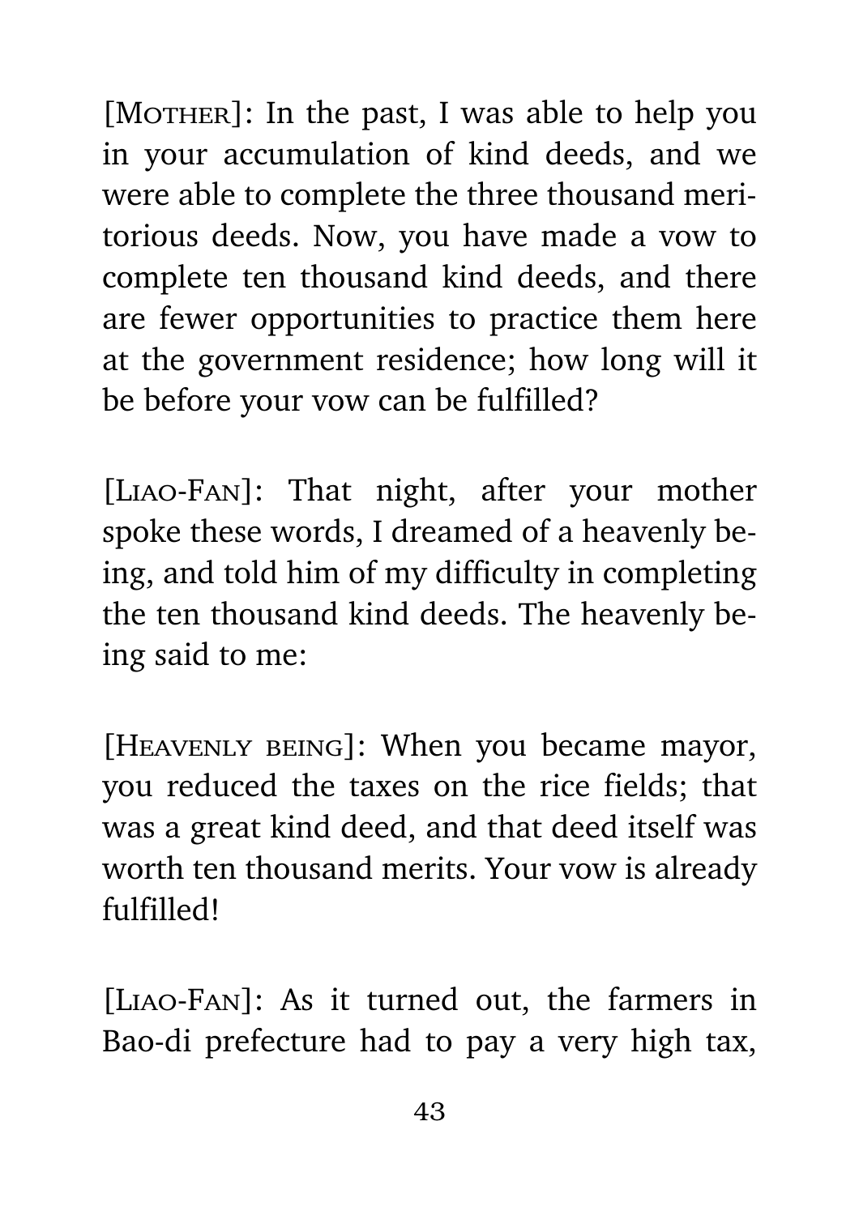[MOTHER]: In the past, I was able to help you in your accumulation of kind deeds, and we were able to complete the three thousand meritorious deeds. Now, you have made a vow to complete ten thousand kind deeds, and there are fewer opportunities to practice them here at the government residence; how long will it be before your vow can be fulfilled?

[LIAO-FAN]: That night, after your mother spoke these words, I dreamed of a heavenly being, and told him of my difficulty in completing the ten thousand kind deeds. The heavenly being said to me:

[HEAVENLY BEING]: When you became mayor, you reduced the taxes on the rice fields; that was a great kind deed, and that deed itself was worth ten thousand merits. Your vow is already fulfilled!

[LIAO-FAN]: As it turned out, the farmers in Bao-di prefecture had to pay a very high tax,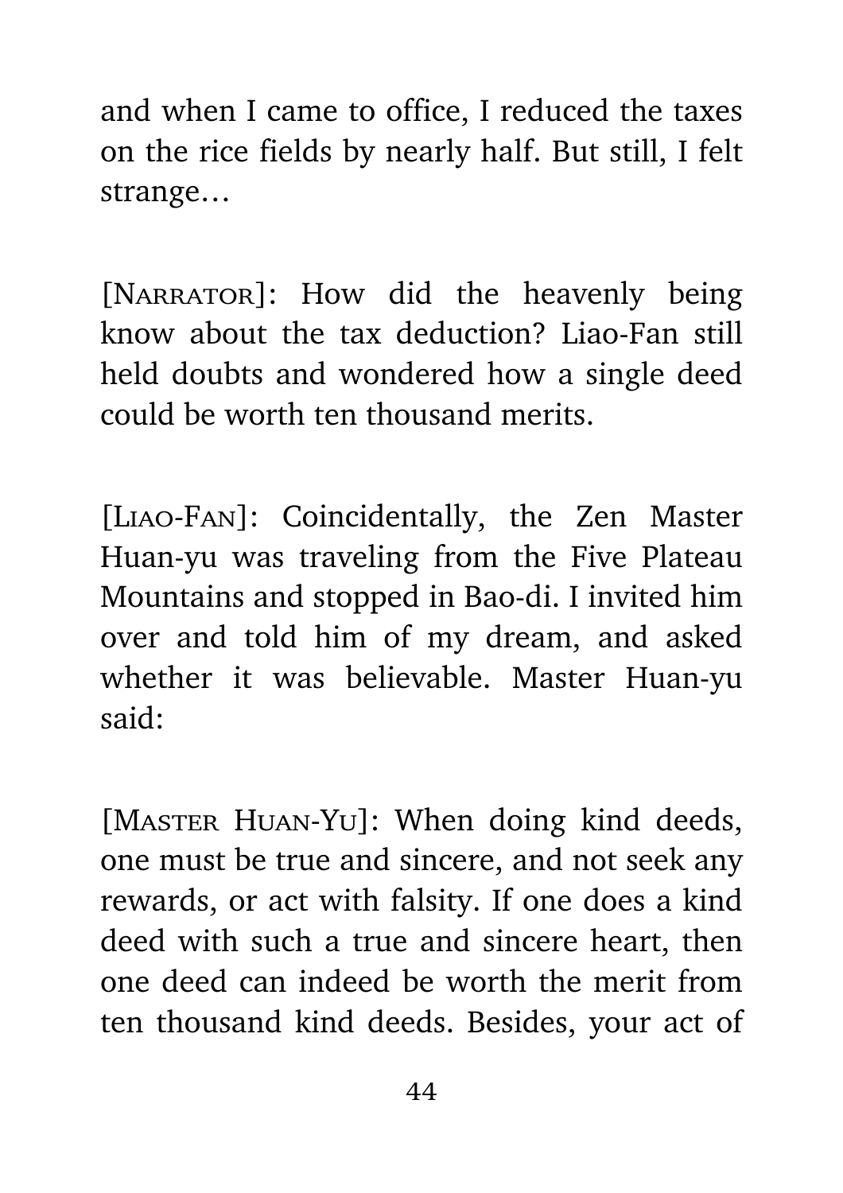and when I came to office, I reduced the taxes on the rice fields by nearly half. But still, I felt strange…

[NARRATOR]: How did the heavenly being know about the tax deduction? Liao-Fan still held doubts and wondered how a single deed could be worth ten thousand merits.

[LIAO-FAN]: Coincidentally, the Zen Master Huan-yu was traveling from the Five Plateau Mountains and stopped in Bao-di. I invited him over and told him of my dream, and asked whether it was believable. Master Huan-yu said:

[MASTER HUAN-YU]: When doing kind deeds, one must be true and sincere, and not seek any rewards, or act with falsity. If one does a kind deed with such a true and sincere heart, then one deed can indeed be worth the merit from ten thousand kind deeds. Besides, your act of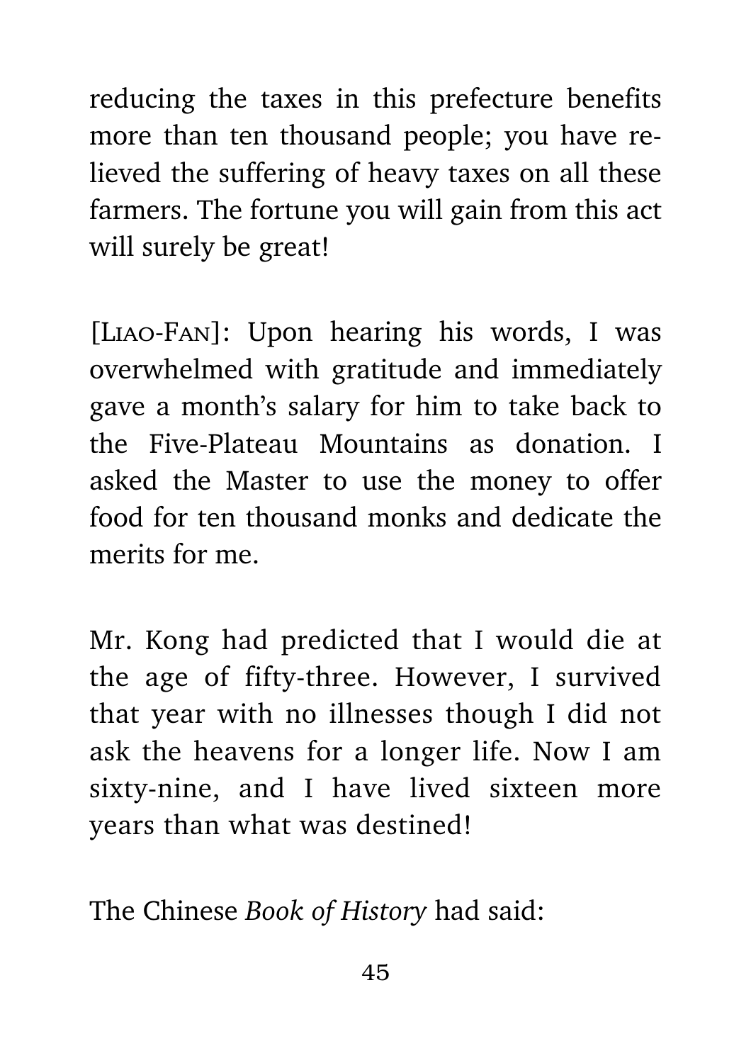reducing the taxes in this prefecture benefits more than ten thousand people; you have relieved the suffering of heavy taxes on all these farmers. The fortune you will gain from this act will surely be great!

[LIAO-FAN]: Upon hearing his words, I was overwhelmed with gratitude and immediately gave a month's salary for him to take back to the Five-Plateau Mountains as donation. I asked the Master to use the money to offer food for ten thousand monks and dedicate the merits for me.

Mr. Kong had predicted that I would die at the age of fifty-three. However, I survived that year with no illnesses though I did not ask the heavens for a longer life. Now I am sixty-nine, and I have lived sixteen more years than what was destined!

The Chinese *Book of History* had said: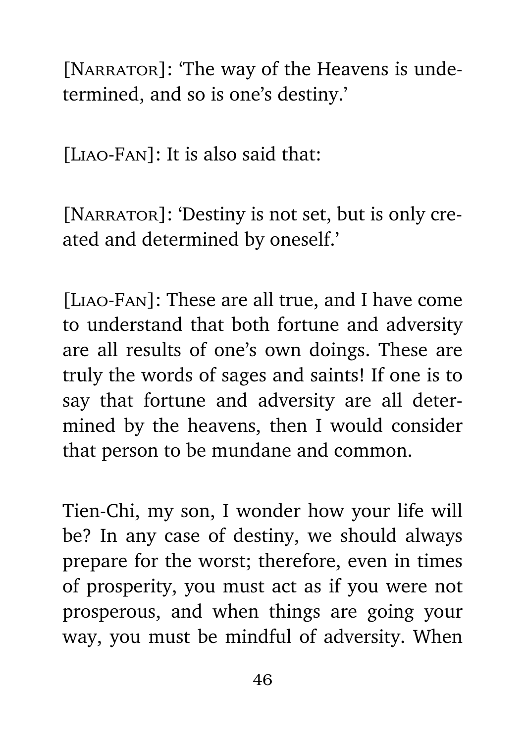[NARRATOR]: 'The way of the Heavens is undetermined, and so is one's destiny.'

[LIAO-FAN]: It is also said that:

[NARRATOR]: 'Destiny is not set, but is only created and determined by oneself.'

[LIAO-FAN]: These are all true, and I have come to understand that both fortune and adversity are all results of one's own doings. These are truly the words of sages and saints! If one is to say that fortune and adversity are all determined by the heavens, then I would consider that person to be mundane and common.

Tien-Chi, my son, I wonder how your life will be? In any case of destiny, we should always prepare for the worst; therefore, even in times of prosperity, you must act as if you were not prosperous, and when things are going your way, you must be mindful of adversity. When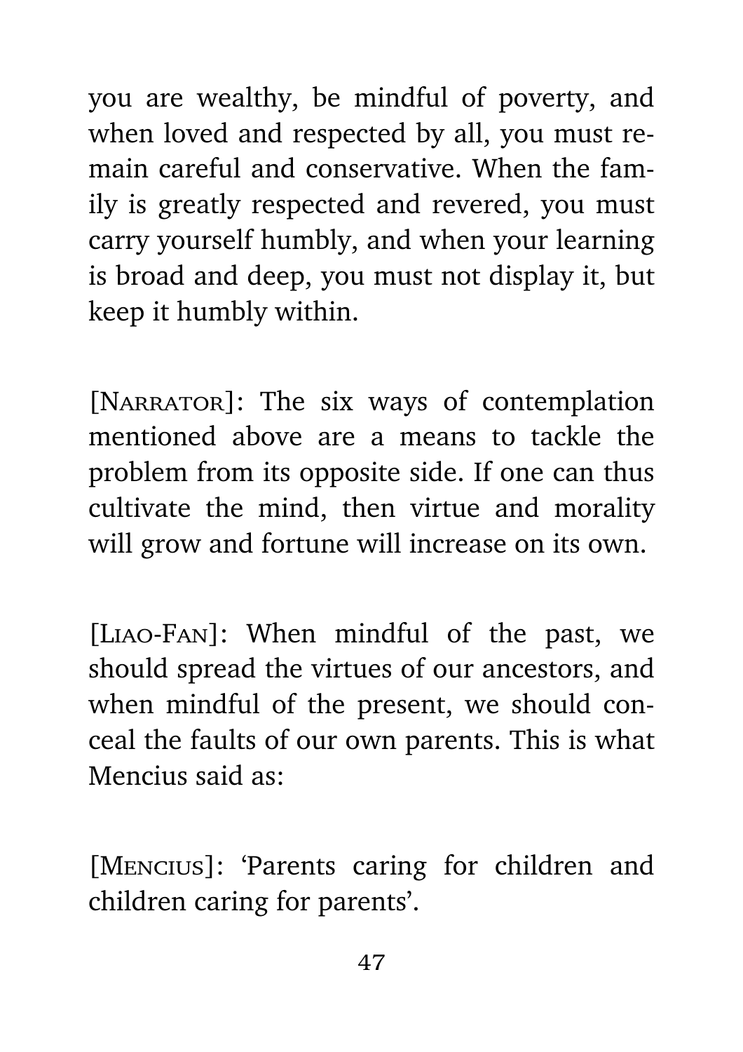you are wealthy, be mindful of poverty, and when loved and respected by all, you must remain careful and conservative. When the family is greatly respected and revered, you must carry yourself humbly, and when your learning is broad and deep, you must not display it, but keep it humbly within.

[NARRATOR]: The six ways of contemplation mentioned above are a means to tackle the problem from its opposite side. If one can thus cultivate the mind, then virtue and morality will grow and fortune will increase on its own.

[LIAO-FAN]: When mindful of the past, we should spread the virtues of our ancestors, and when mindful of the present, we should conceal the faults of our own parents. This is what Mencius said as:

[MENCIUS]: 'Parents caring for children and children caring for parents'.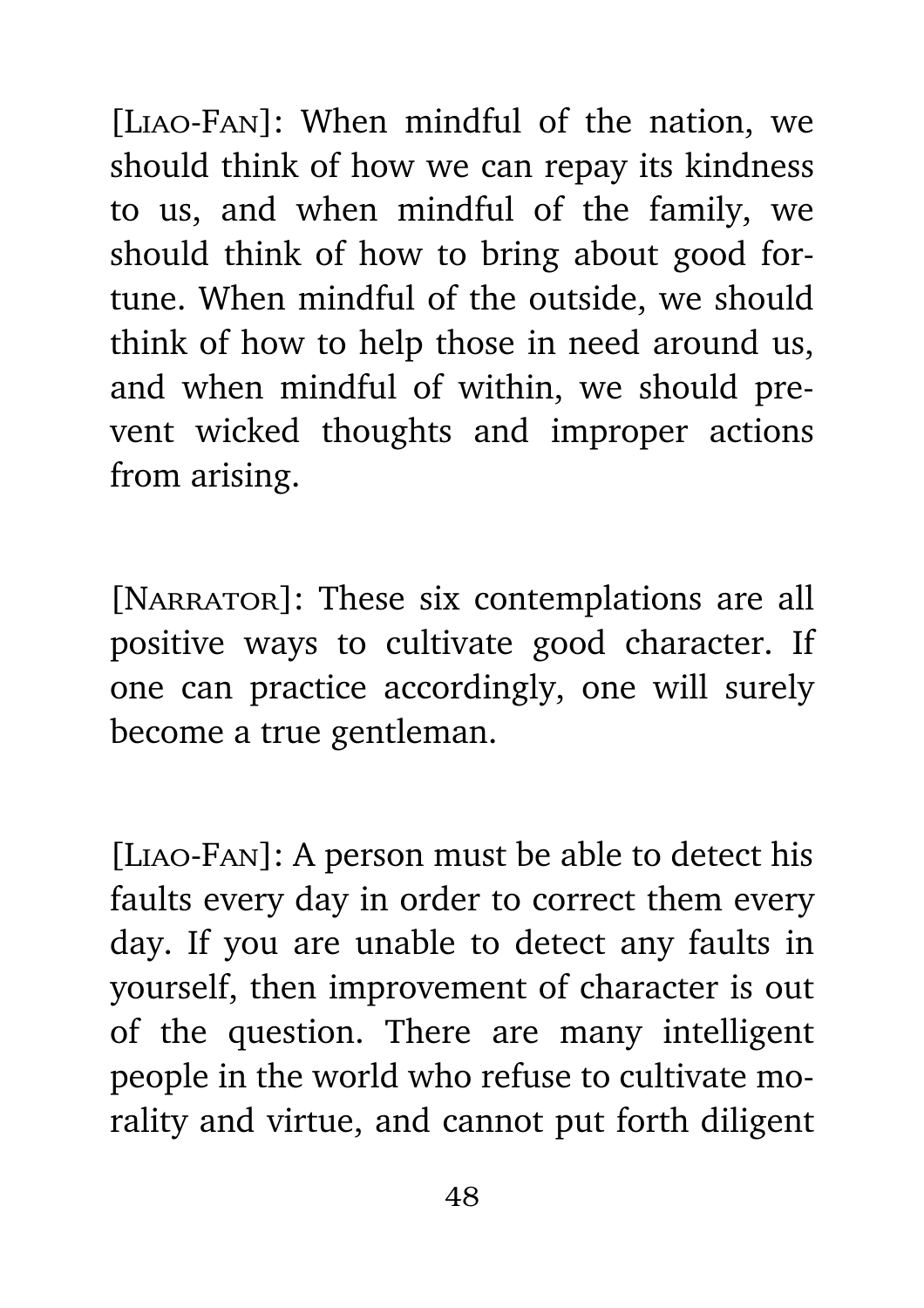[LIAO-FAN]: When mindful of the nation, we should think of how we can repay its kindness to us, and when mindful of the family, we should think of how to bring about good fortune. When mindful of the outside, we should think of how to help those in need around us, and when mindful of within, we should prevent wicked thoughts and improper actions from arising.

[NARRATOR]: These six contemplations are all positive ways to cultivate good character. If one can practice accordingly, one will surely become a true gentleman.

[LIAO-FAN]: A person must be able to detect his faults every day in order to correct them every day. If you are unable to detect any faults in yourself, then improvement of character is out of the question. There are many intelligent people in the world who refuse to cultivate morality and virtue, and cannot put forth diligent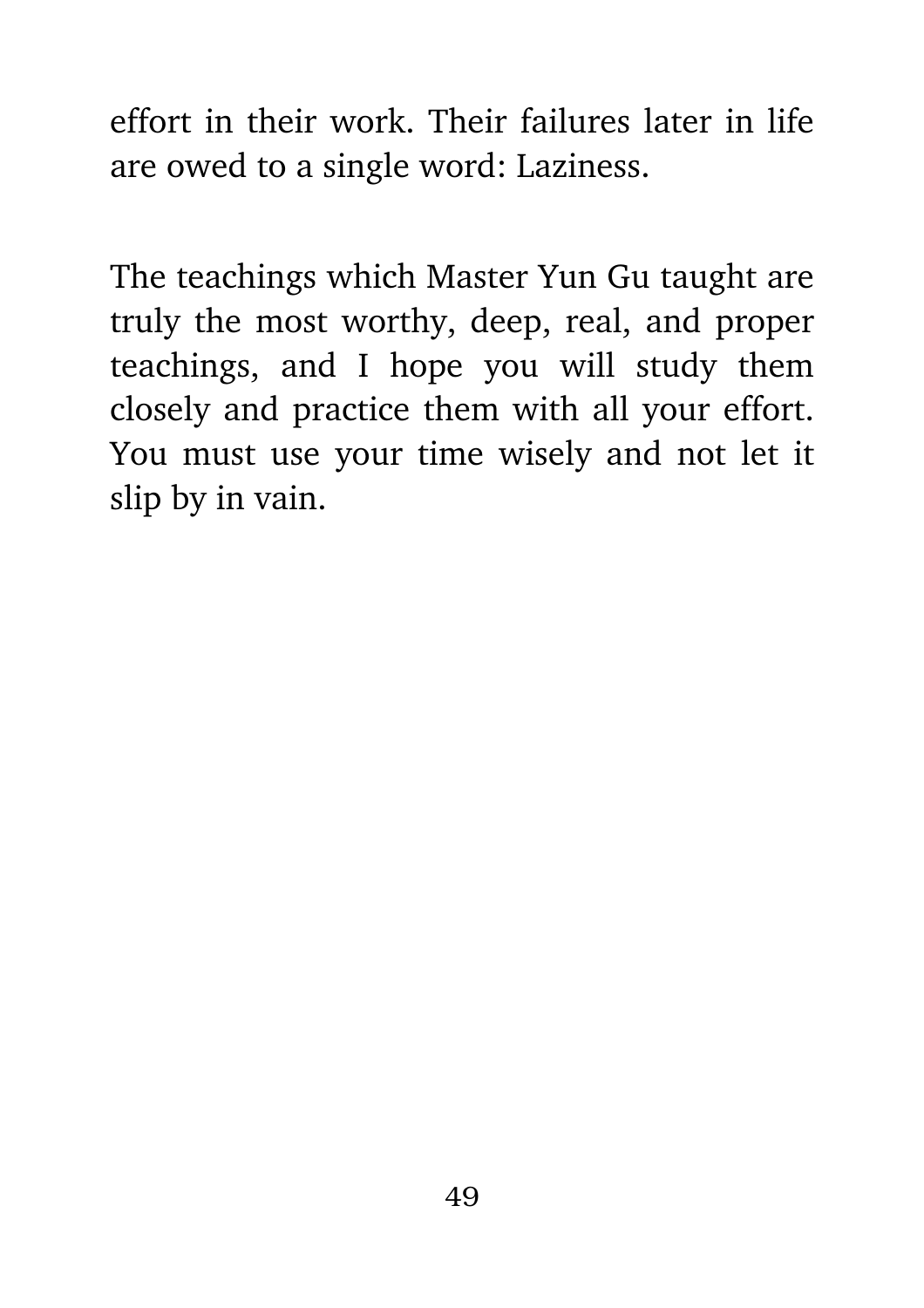effort in their work. Their failures later in life are owed to a single word: Laziness.

The teachings which Master Yun Gu taught are truly the most worthy, deep, real, and proper teachings, and I hope you will study them closely and practice them with all your effort. You must use your time wisely and not let it slip by in vain.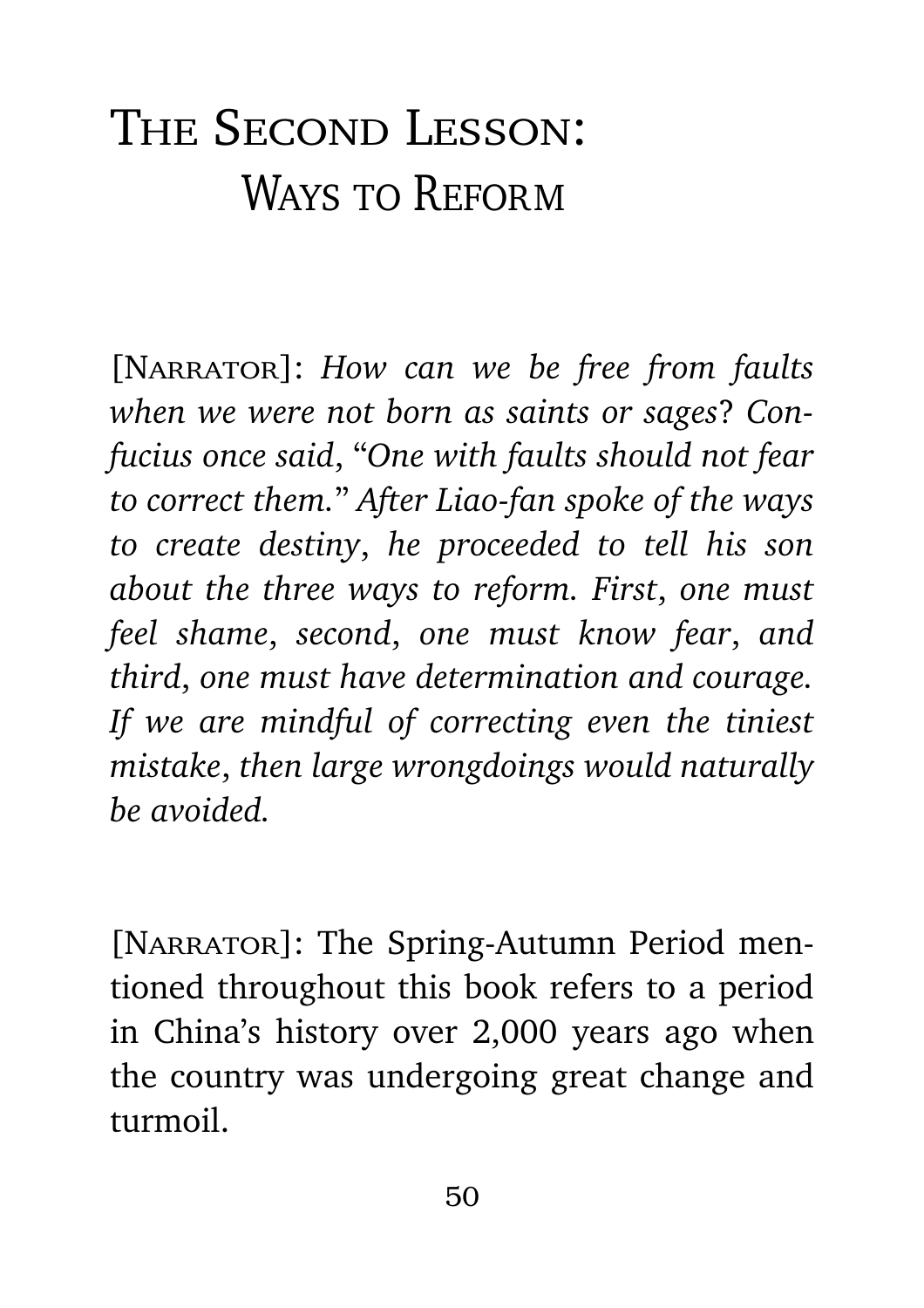# The Second Lesson: Ways to Reform

[Narrator]: *How can we be free from faults when we were not born as saints or sages? Confucius once said, "One with faults should not fear to correct them." After Liao-fan spoke of the ways to create destiny, he proceeded to tell his son about the three ways to reform. First, one must feel shame, second, one must know fear, and third, one must have determination and courage. If we are mindful of correcting even the tiniest mistake, then large wrongdoings would naturally be avoided.*

[Narrator]: The Spring-Autumn Period mentioned throughout this book refers to a period in China's history over 2,000 years ago when the country was undergoing great change and turmoil.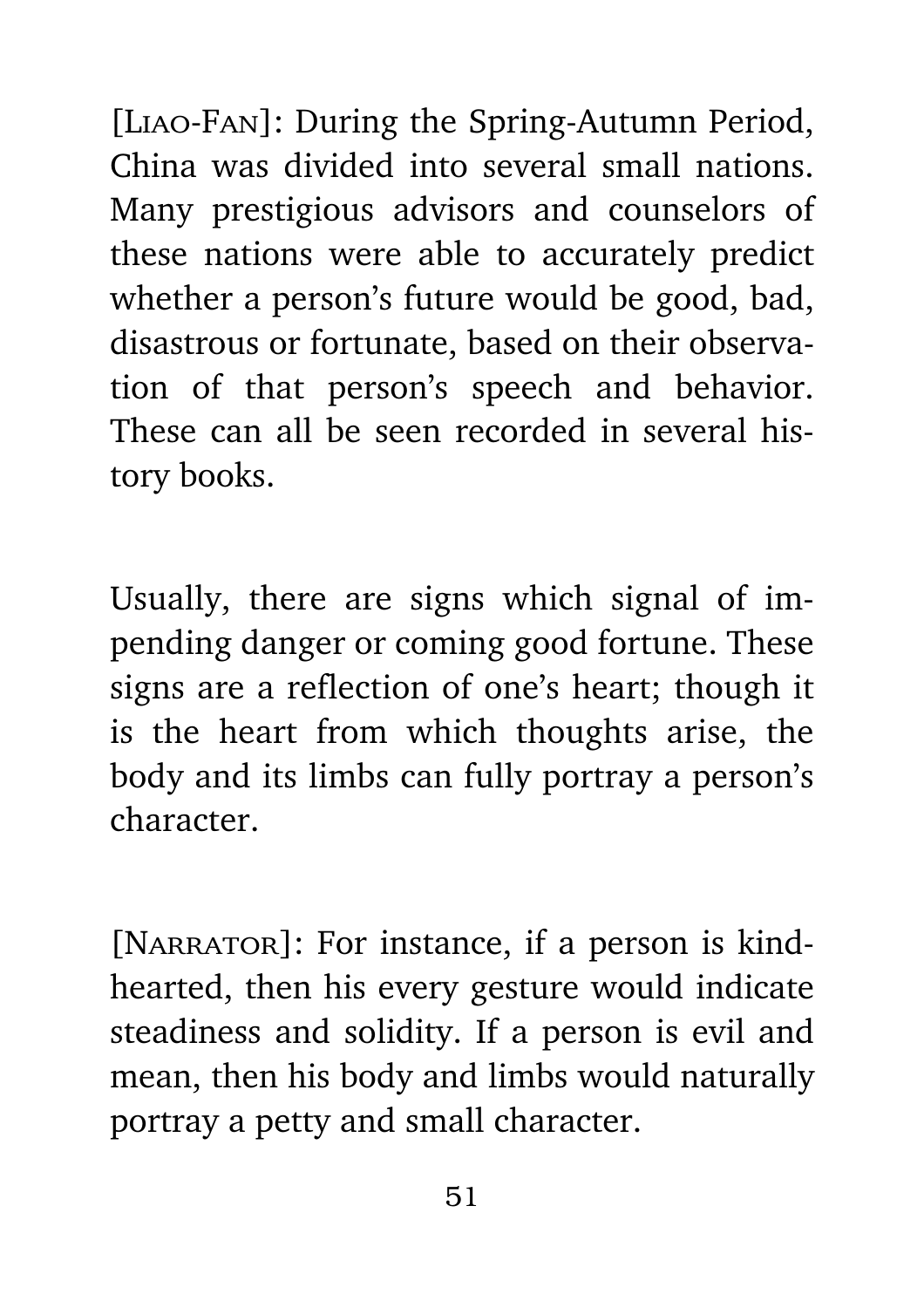[Liao-Fan]: During the Spring-Autumn Period, China was divided into several small nations. Many prestigious advisors and counselors of these nations were able to accurately predict whether a person's future would be good, bad, disastrous or fortunate, based on their observation of that person's speech and behavior. These can all be seen recorded in several history books.

Usually, there are signs which signal of impending danger or coming good fortune. These signs are a reflection of one's heart; though it is the heart from which thoughts arise, the body and its limbs can fully portray a person's character.

[Narrator]: For instance, if a person is kind-hearted, then his every gesture would indicate steadiness and solidity. If a person is evil and mean, then his body and limbs would naturally portray a petty and small character.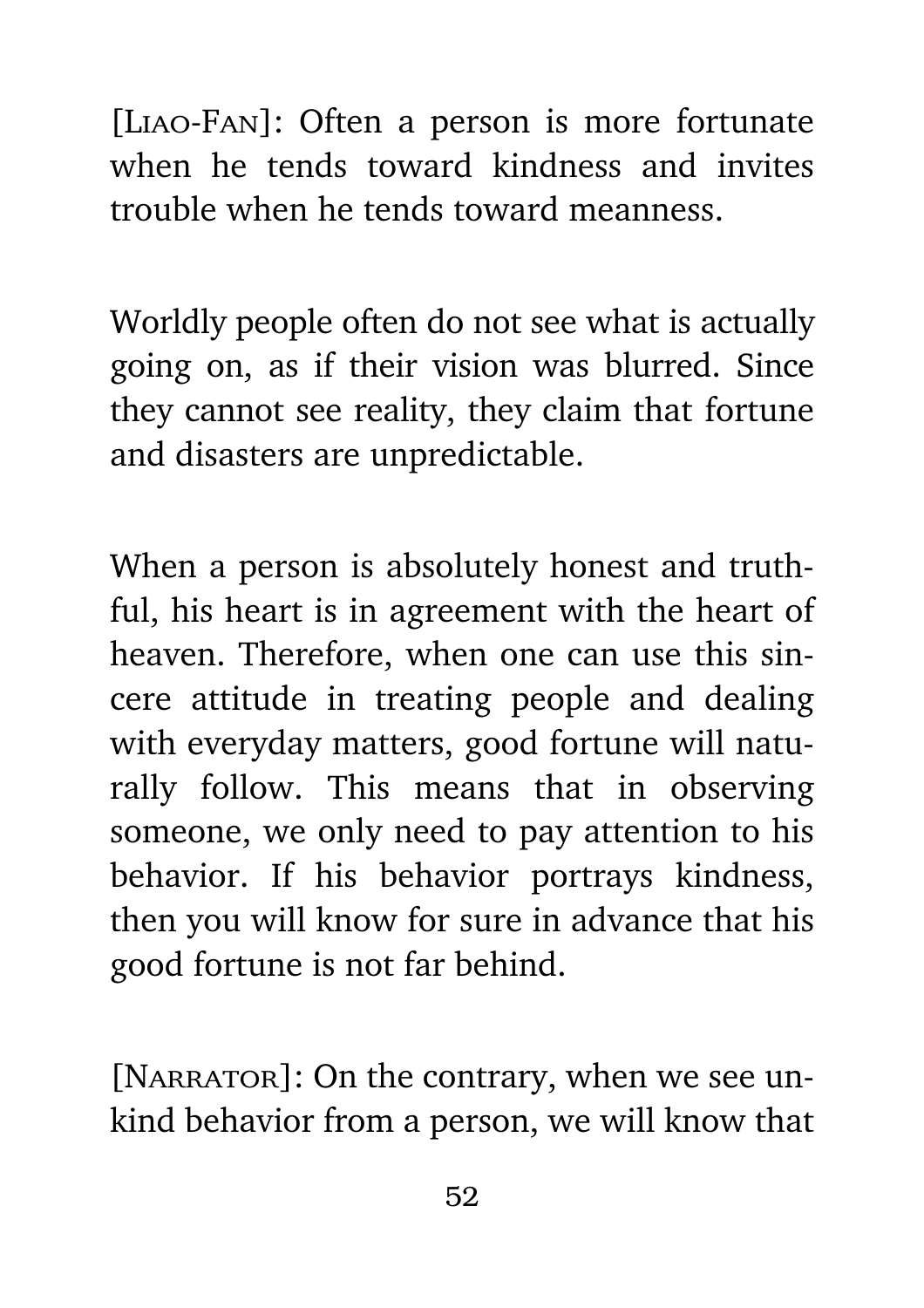[LIAO-FAN]: Often a person is more fortunate when he tends toward kindness and invites trouble when he tends toward meanness.

Worldly people often do not see what is actually going on, as if their vision was blurred. Since they cannot see reality, they claim that fortune and disasters are unpredictable.

When a person is absolutely honest and truthful, his heart is in agreement with the heart of heaven. Therefore, when one can use this sincere attitude in treating people and dealing with everyday matters, good fortune will naturally follow. This means that in observing someone, we only need to pay attention to his behavior. If his behavior portrays kindness, then you will know for sure in advance that his good fortune is not far behind.

[NARRATOR]: On the contrary, when we see unkind behavior from a person, we will know that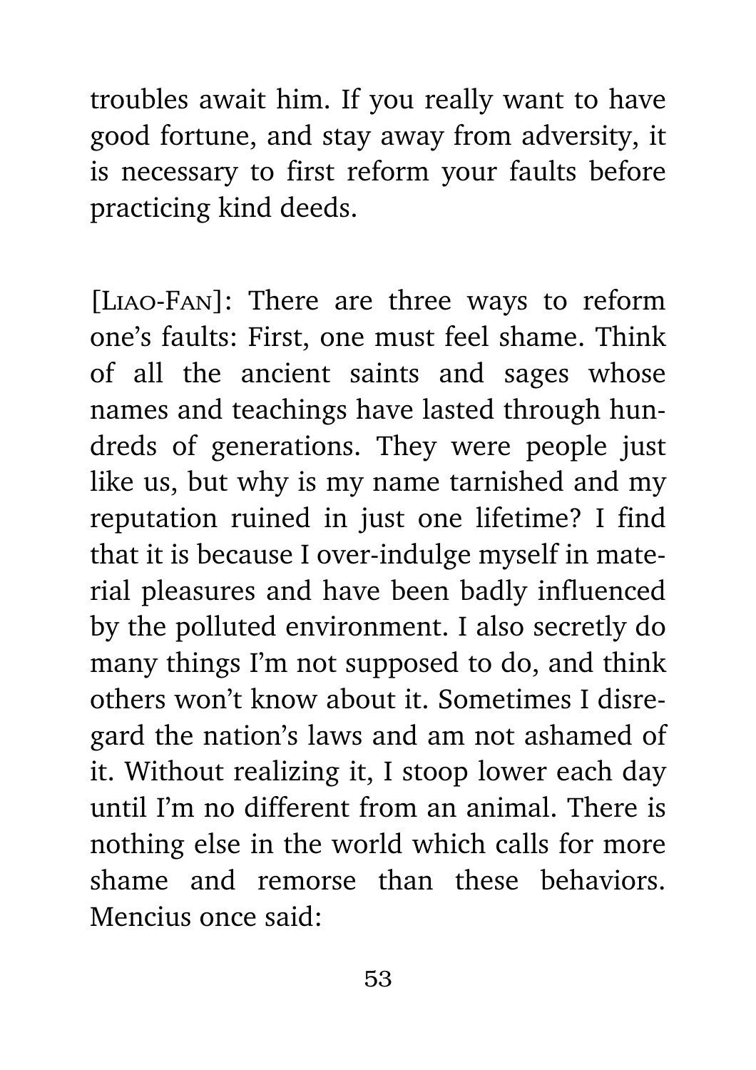troubles await him. If you really want to have good fortune, and stay away from adversity, it is necessary to first reform your faults before practicing kind deeds.

[LIAO-FAN]: There are three ways to reform one's faults: First, one must feel shame. Think of all the ancient saints and sages whose names and teachings have lasted through hundreds of generations. They were people just like us, but why is my name tarnished and my reputation ruined in just one lifetime? I find that it is because I over-indulge myself in material pleasures and have been badly influenced by the polluted environment. I also secretly do many things I'm not supposed to do, and think others won't know about it. Sometimes I disregard the nation's laws and am not ashamed of it. Without realizing it, I stoop lower each day until I'm no different from an animal. There is nothing else in the world which calls for more shame and remorse than these behaviors. Mencius once said: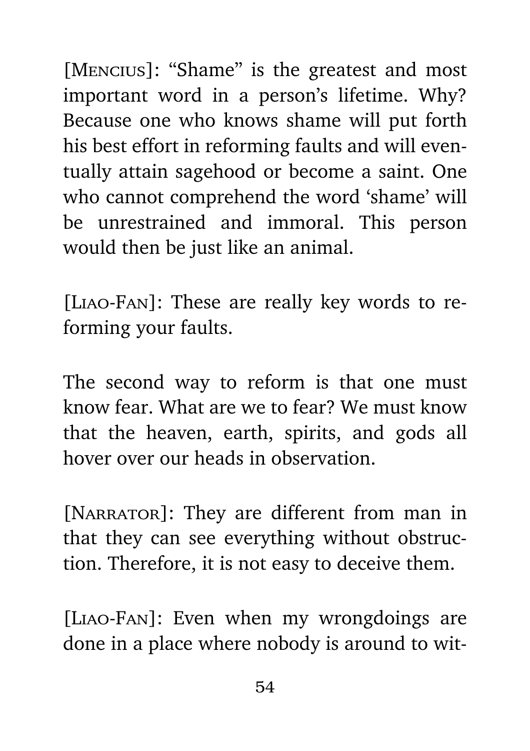[Mencius]: “Shame” is the greatest and most important word in a person’s lifetime. Why? Because one who knows shame will put forth his best effort in reforming faults and will eventually attain sagehood or become a saint. One who cannot comprehend the word ‘shame’ will be unrestrained and immoral. This person would then be just like an animal.

[Liao-Fan]: These are really key words to reforming your faults.

The second way to reform is that one must know fear. What are we to fear? We must know that the heaven, earth, spirits, and gods all hover over our heads in observation.

[Narrator]: They are different from man in that they can see everything without obstruction. Therefore, it is not easy to deceive them.

[Liao-Fan]: Even when my wrongdoings are done in a place where nobody is around to wit-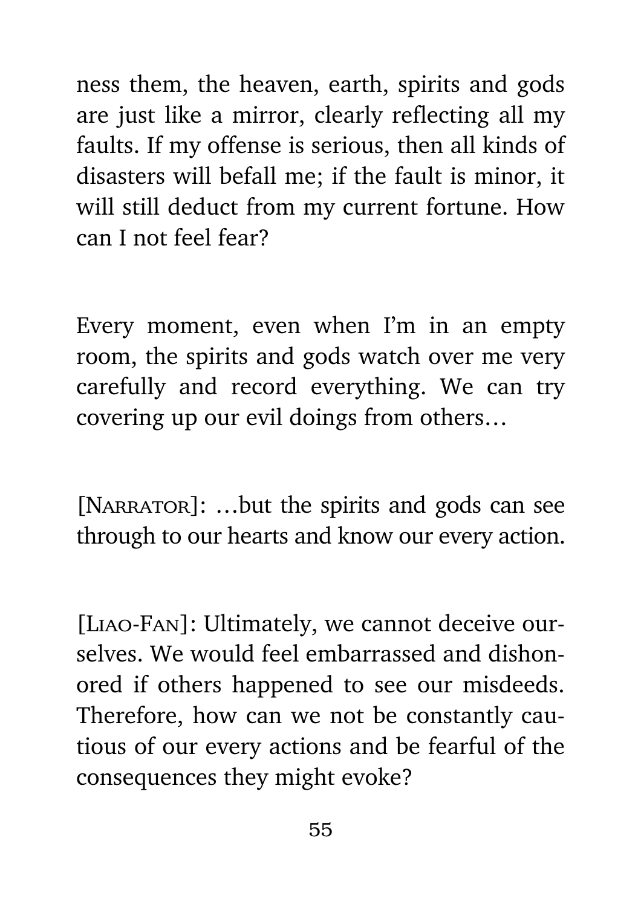ness them, the heaven, earth, spirits and gods are just like a mirror, clearly reflecting all my faults. If my offense is serious, then all kinds of disasters will befall me; if the fault is minor, it will still deduct from my current fortune. How can I not feel fear?

Every moment, even when I'm in an empty room, the spirits and gods watch over me very carefully and record everything. We can try covering up our evil doings from others…

[Narrator]: …but the spirits and gods can see through to our hearts and know our every action.

[Liao-Fan]: Ultimately, we cannot deceive ourselves. We would feel embarrassed and dishonored if others happened to see our misdeeds. Therefore, how can we not be constantly cautious of our every actions and be fearful of the consequences they might evoke?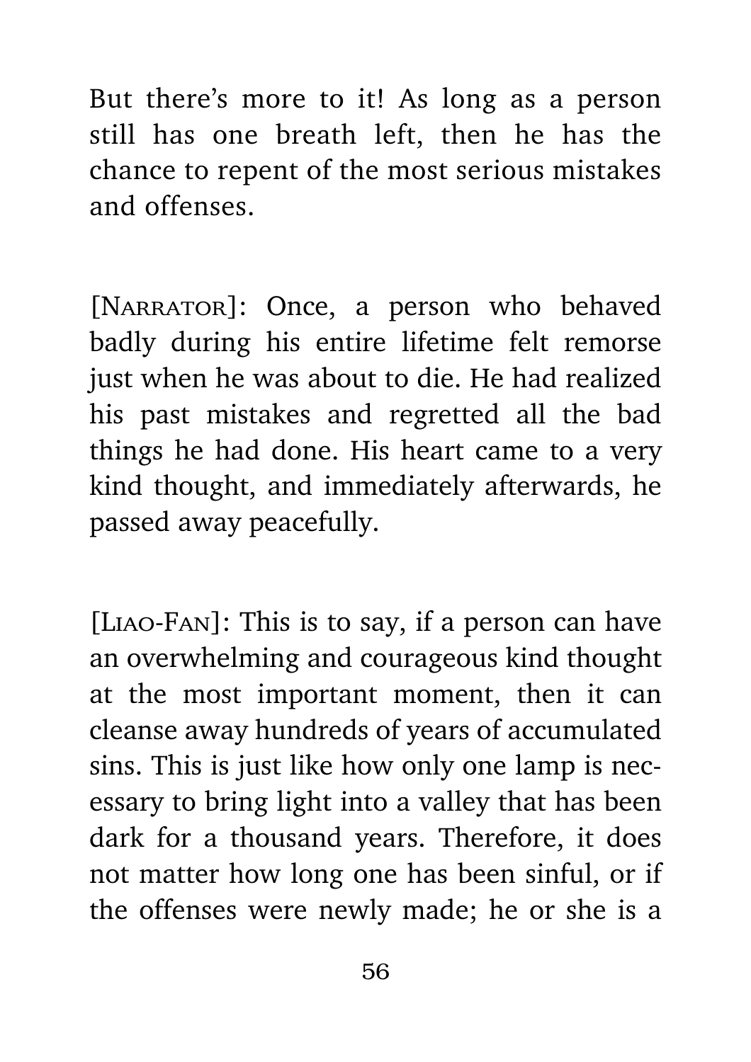But there's more to it! As long as a person still has one breath left, then he has the chance to repent of the most serious mistakes and offenses.

[NARRATOR]: Once, a person who behaved badly during his entire lifetime felt remorse just when he was about to die. He had realized his past mistakes and regretted all the bad things he had done. His heart came to a very kind thought, and immediately afterwards, he passed away peacefully.

[LIAO-FAN]: This is to say, if a person can have an overwhelming and courageous kind thought at the most important moment, then it can cleanse away hundreds of years of accumulated sins. This is just like how only one lamp is necessary to bring light into a valley that has been dark for a thousand years. Therefore, it does not matter how long one has been sinful, or if the offenses were newly made; he or she is a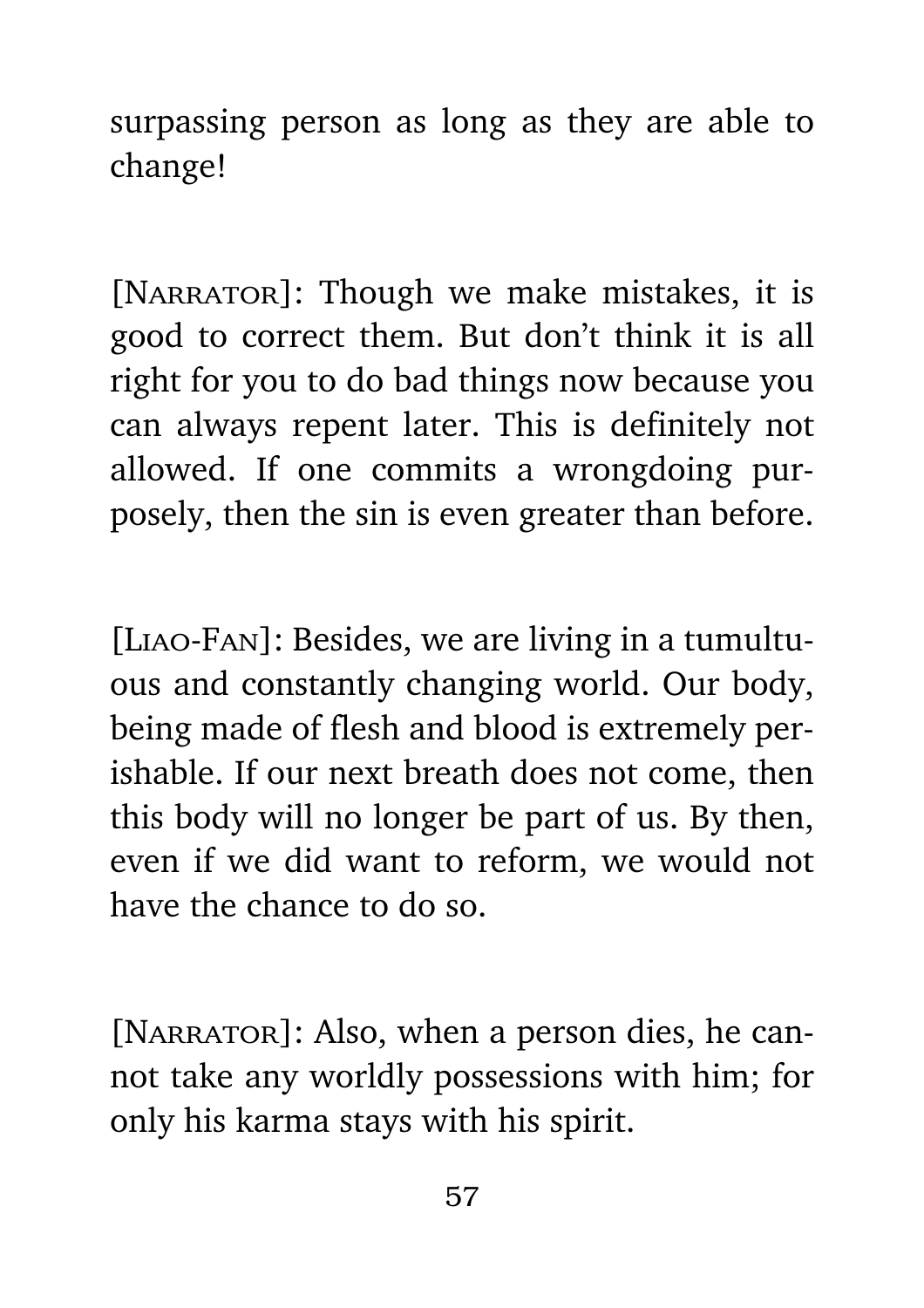surpassing person as long as they are able to change!

[Narrator]: Though we make mistakes, it is good to correct them. But don't think it is all right for you to do bad things now because you can always repent later. This is definitely not allowed. If one commits a wrongdoing purposely, then the sin is even greater than before.

[Liao-Fan]: Besides, we are living in a tumultuous and constantly changing world. Our body, being made of flesh and blood is extremely perishable. If our next breath does not come, then this body will no longer be part of us. By then, even if we did want to reform, we would not have the chance to do so.

[Narrator]: Also, when a person dies, he cannot take any worldly possessions with him; for only his karma stays with his spirit.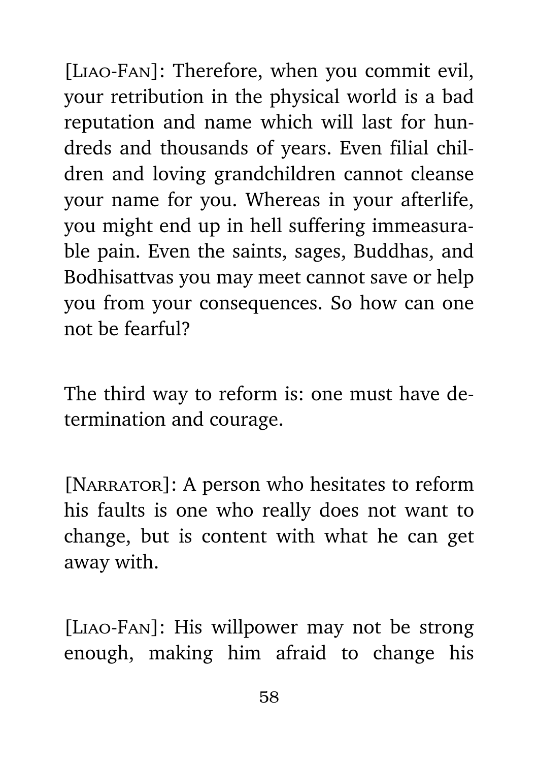[Liao-Fan]: Therefore, when you commit evil, your retribution in the physical world is a bad reputation and name which will last for hundreds and thousands of years. Even filial children and loving grandchildren cannot cleanse your name for you. Whereas in your afterlife, you might end up in hell suffering immeasurable pain. Even the saints, sages, Buddhas, and Bodhisattvas you may meet cannot save or help you from your consequences. So how can one not be fearful?

The third way to reform is: one must have determination and courage.

[Narrator]: A person who hesitates to reform his faults is one who really does not want to change, but is content with what he can get away with.

[Liao-Fan]: His willpower may not be strong enough, making him afraid to change his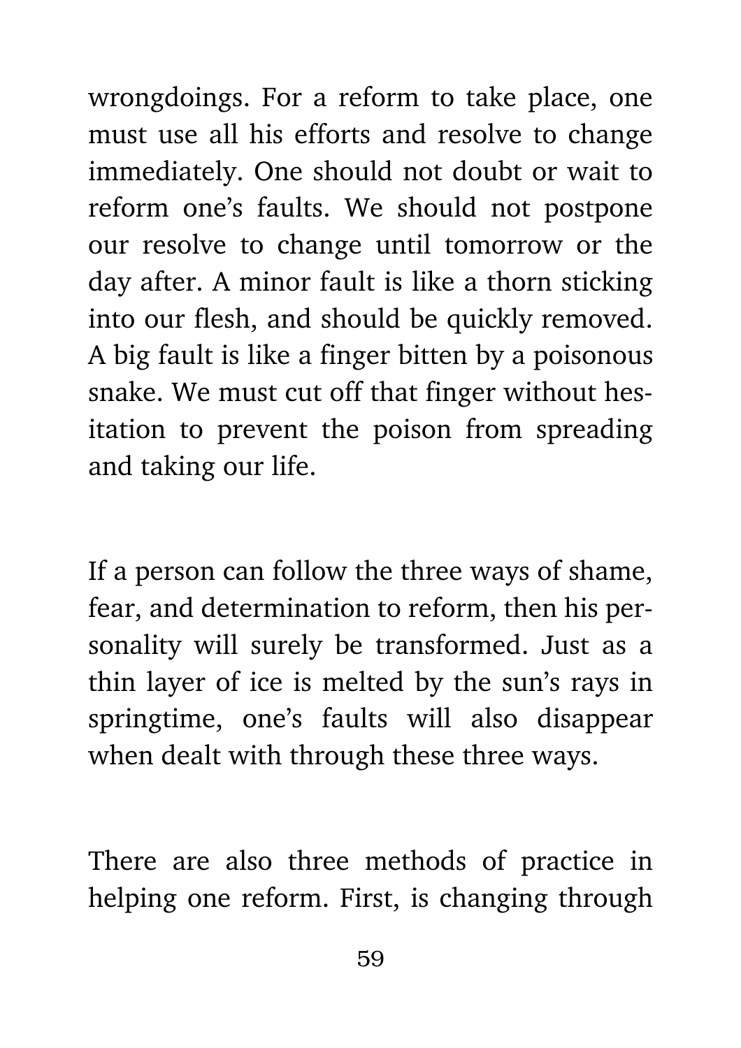wrongdoings. For a reform to take place, one must use all his efforts and resolve to change immediately. One should not doubt or wait to reform one's faults. We should not postpone our resolve to change until tomorrow or the day after. A minor fault is like a thorn sticking into our flesh, and should be quickly removed. A big fault is like a finger bitten by a poisonous snake. We must cut off that finger without hesitation to prevent the poison from spreading and taking our life.

If a person can follow the three ways of shame, fear, and determination to reform, then his personality will surely be transformed. Just as a thin layer of ice is melted by the sun's rays in springtime, one's faults will also disappear when dealt with through these three ways.

There are also three methods of practice in helping one reform. First, is changing through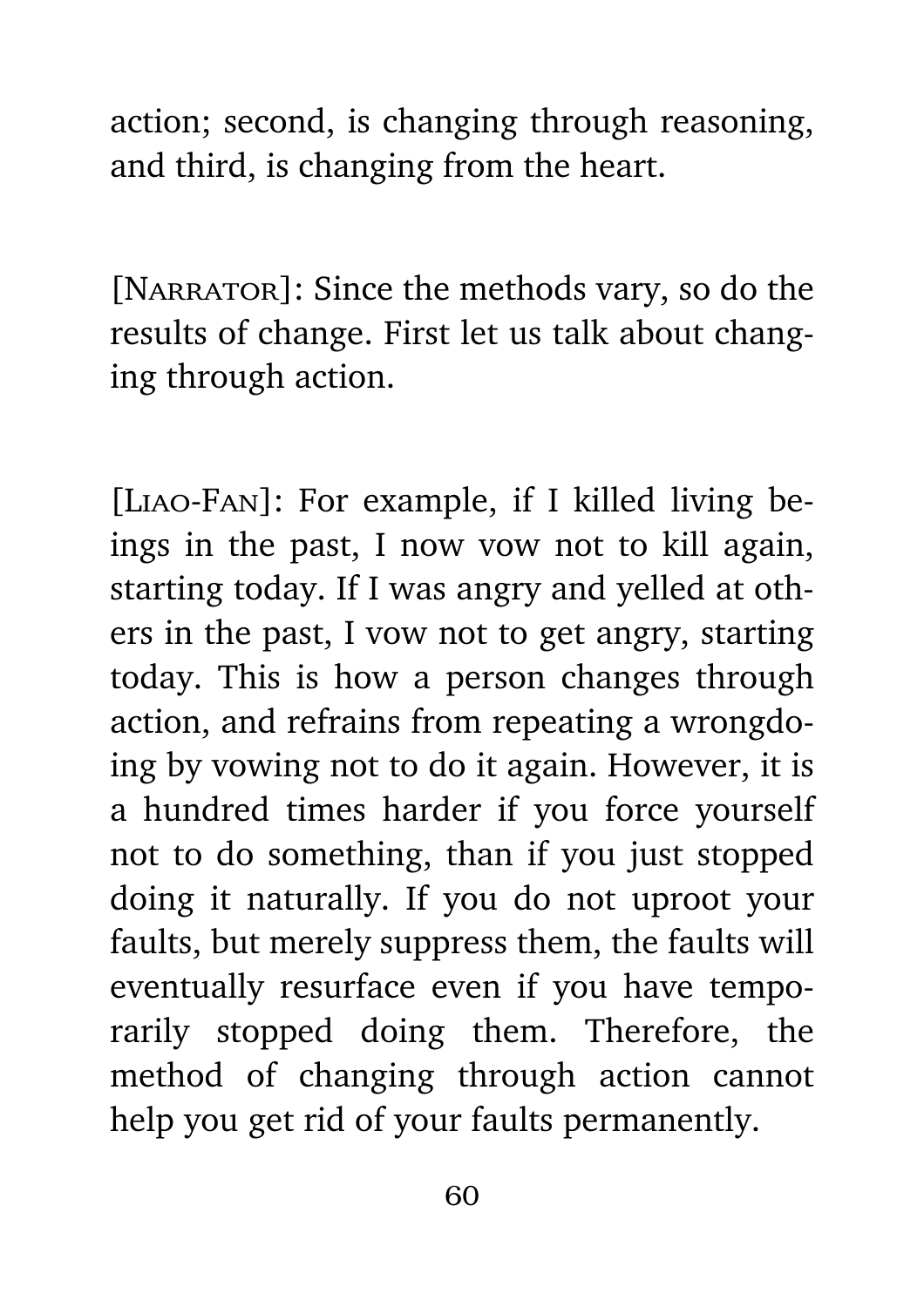action; second, is changing through reasoning, and third, is changing from the heart.

[Narrator]: Since the methods vary, so do the results of change. First let us talk about changing through action.

[Liao-Fan]: For example, if I killed living beings in the past, I now vow not to kill again, starting today. If I was angry and yelled at others in the past, I vow not to get angry, starting today. This is how a person changes through action, and refrains from repeating a wrongdoing by vowing not to do it again. However, it is a hundred times harder if you force yourself not to do something, than if you just stopped doing it naturally. If you do not uproot your faults, but merely suppress them, the faults will eventually resurface even if you have temporarily stopped doing them. Therefore, the method of changing through action cannot help you get rid of your faults permanently.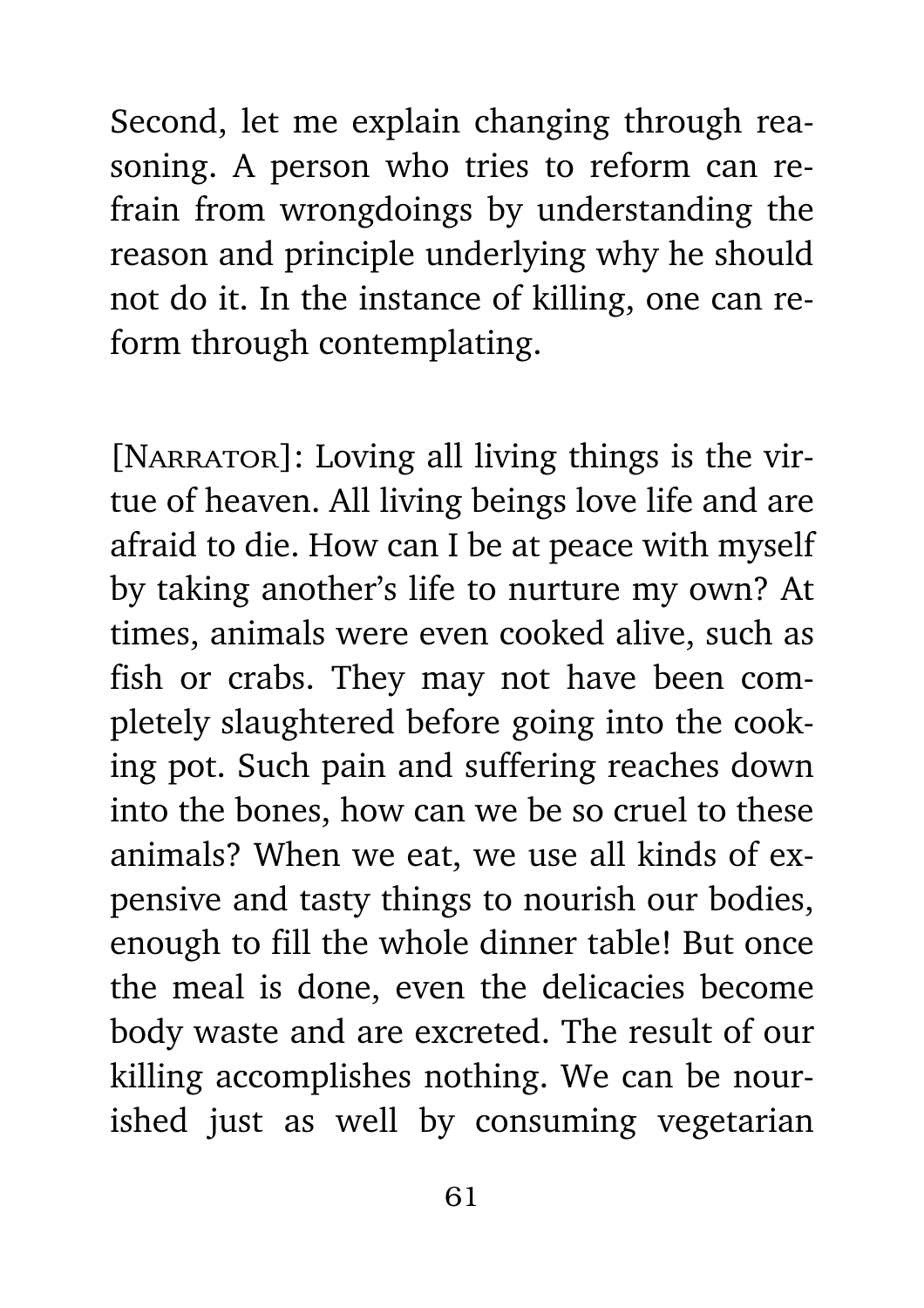Second, let me explain changing through reasoning. A person who tries to reform can refrain from wrongdoings by understanding the reason and principle underlying why he should not do it. In the instance of killing, one can reform through contemplating.

[Narrator]: Loving all living things is the virtue of heaven. All living beings love life and are afraid to die. How can I be at peace with myself by taking another's life to nurture my own? At times, animals were even cooked alive, such as fish or crabs. They may not have been completely slaughtered before going into the cooking pot. Such pain and suffering reaches down into the bones, how can we be so cruel to these animals? When we eat, we use all kinds of expensive and tasty things to nourish our bodies, enough to fill the whole dinner table! But once the meal is done, even the delicacies become body waste and are excreted. The result of our killing accomplishes nothing. We can be nourished just as well by consuming vegetarian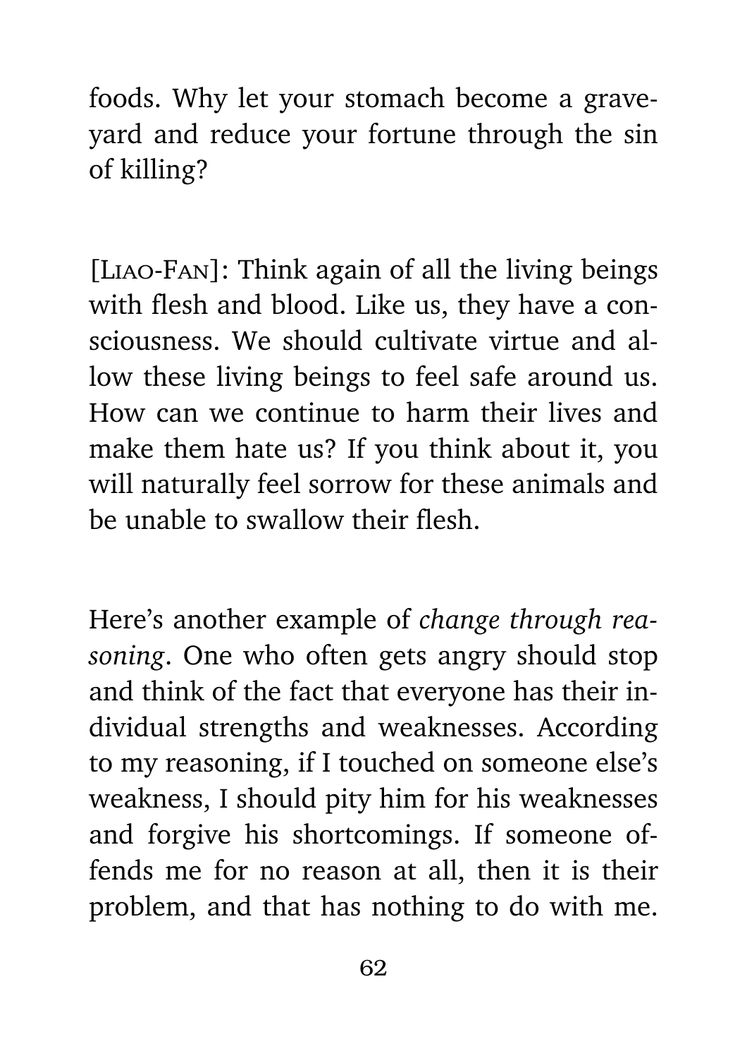foods. Why let your stomach become a graveyard and reduce your fortune through the sin of killing?

[Liao-Fan]: Think again of all the living beings with flesh and blood. Like us, they have a consciousness. We should cultivate virtue and allow these living beings to feel safe around us. How can we continue to harm their lives and make them hate us? If you think about it, you will naturally feel sorrow for these animals and be unable to swallow their flesh.

Here's another example of *change through reasoning*. One who often gets angry should stop and think of the fact that everyone has their individual strengths and weaknesses. According to my reasoning, if I touched on someone else's weakness, I should pity him for his weaknesses and forgive his shortcomings. If someone offends me for no reason at all, then it is their problem, and that has nothing to do with me.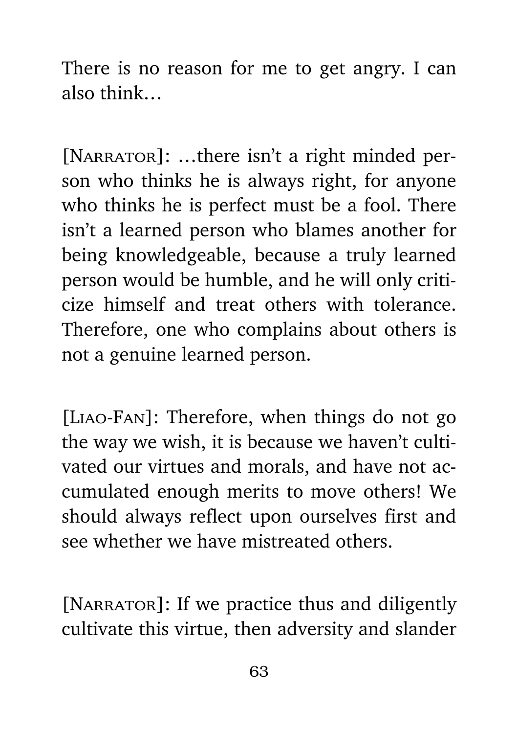There is no reason for me to get angry. I can also think…

[NARRATOR]: …there isn't a right minded person who thinks he is always right, for anyone who thinks he is perfect must be a fool. There isn't a learned person who blames another for being knowledgeable, because a truly learned person would be humble, and he will only criticize himself and treat others with tolerance. Therefore, one who complains about others is not a genuine learned person.

[LIAO-FAN]: Therefore, when things do not go the way we wish, it is because we haven't cultivated our virtues and morals, and have not accumulated enough merits to move others! We should always reflect upon ourselves first and see whether we have mistreated others.

[NARRATOR]: If we practice thus and diligently cultivate this virtue, then adversity and slander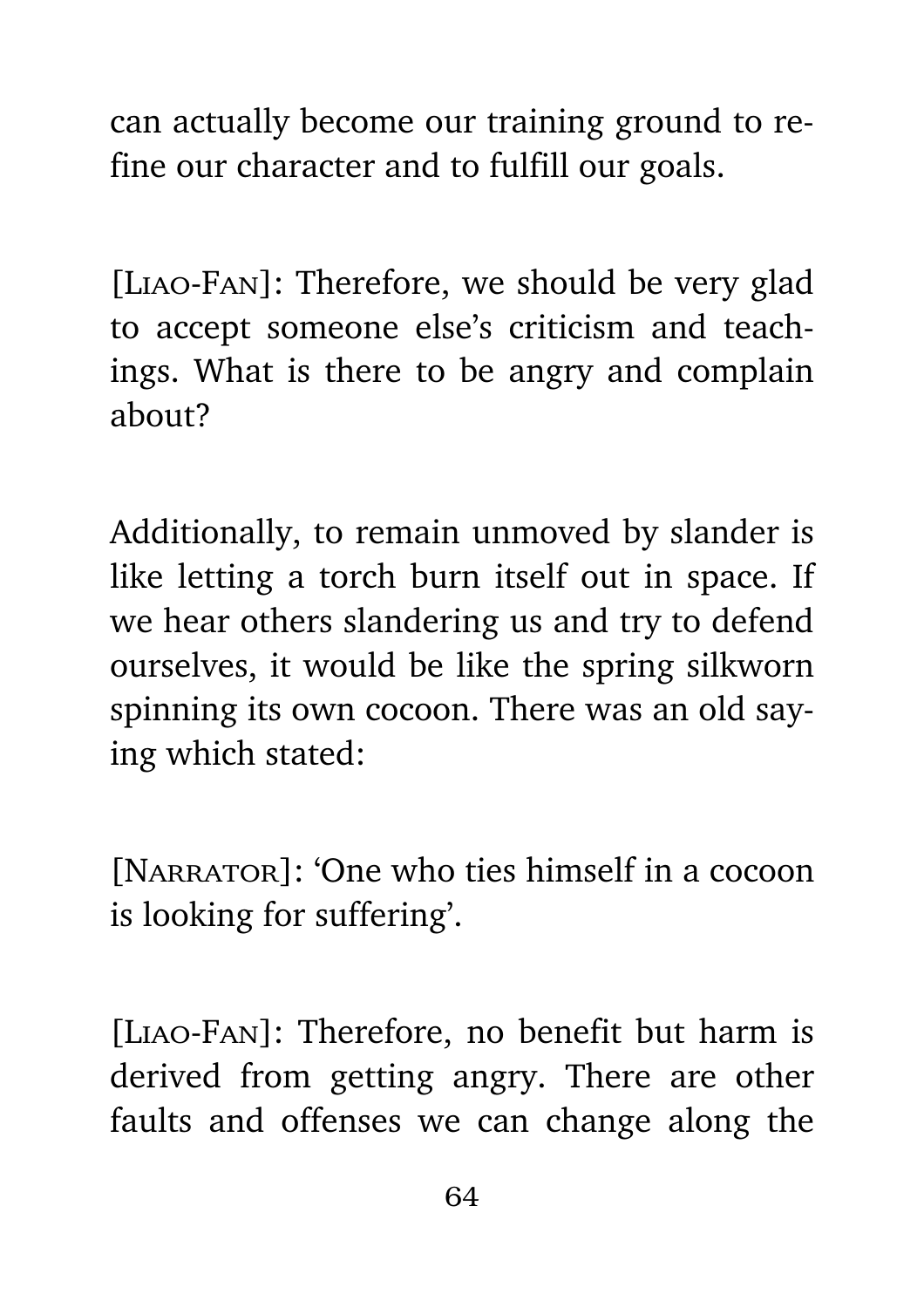can actually become our training ground to refine our character and to fulfill our goals.

[Liao-Fan]: Therefore, we should be very glad to accept someone else's criticism and teachings. What is there to be angry and complain about?

Additionally, to remain unmoved by slander is like letting a torch burn itself out in space. If we hear others slandering us and try to defend ourselves, it would be like the spring silkworn spinning its own cocoon. There was an old saying which stated:

[Narrator]: 'One who ties himself in a cocoon is looking for suffering'.

[Liao-Fan]: Therefore, no benefit but harm is derived from getting angry. There are other faults and offenses we can change along the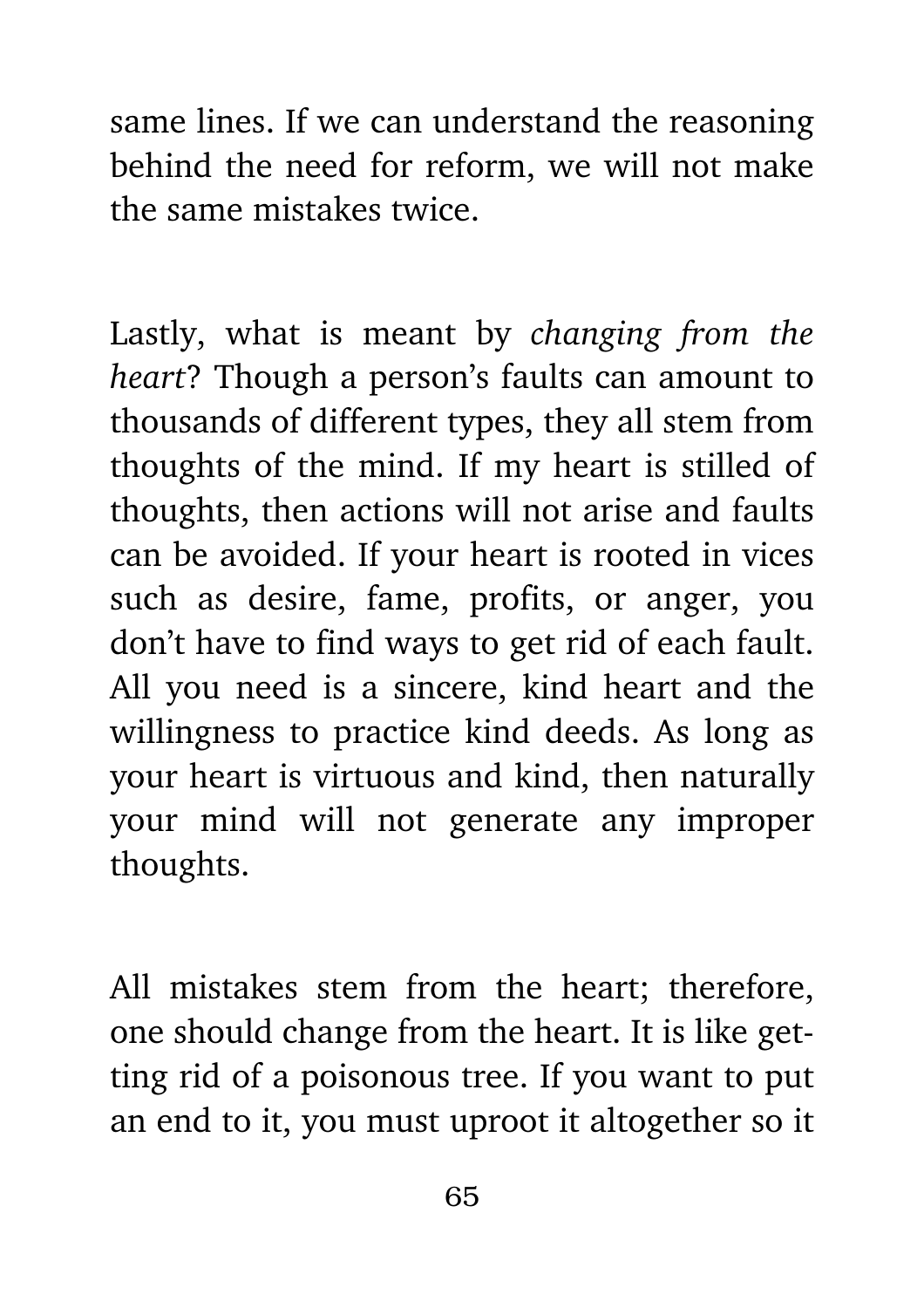same lines. If we can understand the reasoning behind the need for reform, we will not make the same mistakes twice.

Lastly, what is meant by *changing from the heart*? Though a person's faults can amount to thousands of different types, they all stem from thoughts of the mind. If my heart is stilled of thoughts, then actions will not arise and faults can be avoided. If your heart is rooted in vices such as desire, fame, profits, or anger, you don't have to find ways to get rid of each fault. All you need is a sincere, kind heart and the willingness to practice kind deeds. As long as your heart is virtuous and kind, then naturally your mind will not generate any improper thoughts.

All mistakes stem from the heart; therefore, one should change from the heart. It is like getting rid of a poisonous tree. If you want to put an end to it, you must uproot it altogether so it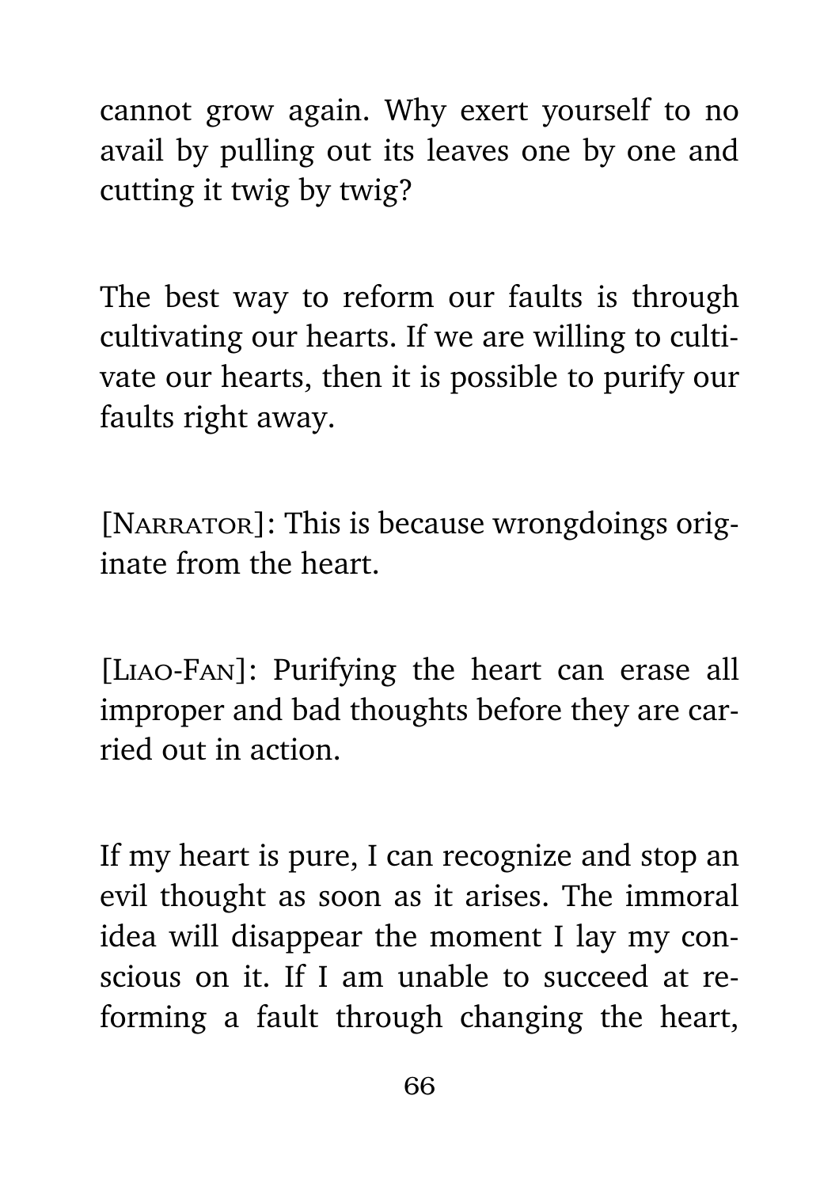cannot grow again. Why exert yourself to no avail by pulling out its leaves one by one and cutting it twig by twig?

The best way to reform our faults is through cultivating our hearts. If we are willing to cultivate our hearts, then it is possible to purify our faults right away.

[NARRATOR]: This is because wrongdoings originate from the heart.

[LIAO-FAN]: Purifying the heart can erase all improper and bad thoughts before they are carried out in action.

If my heart is pure, I can recognize and stop an evil thought as soon as it arises. The immoral idea will disappear the moment I lay my conscious on it. If I am unable to succeed at reforming a fault through changing the heart,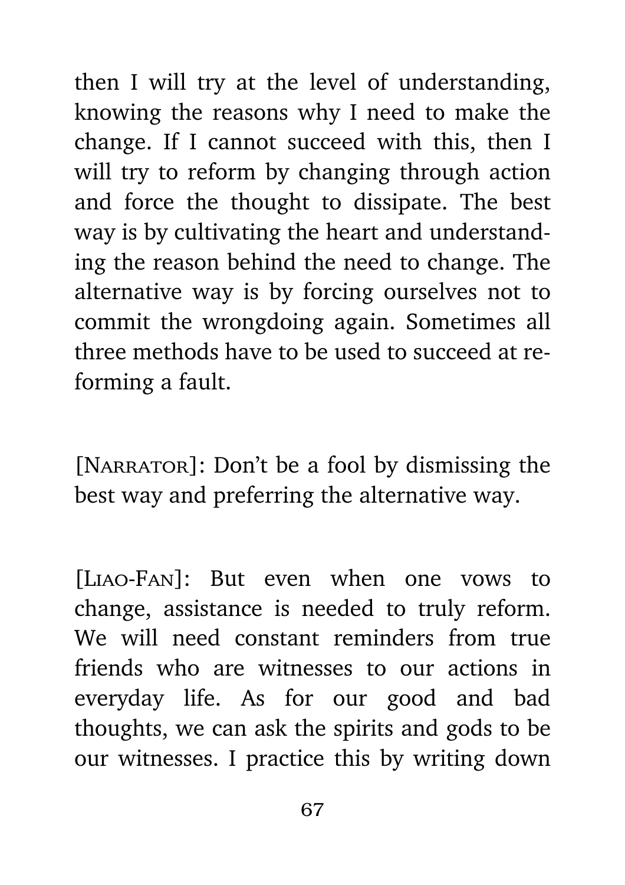then I will try at the level of understanding, knowing the reasons why I need to make the change. If I cannot succeed with this, then I will try to reform by changing through action and force the thought to dissipate. The best way is by cultivating the heart and understanding the reason behind the need to change. The alternative way is by forcing ourselves not to commit the wrongdoing again. Sometimes all three methods have to be used to succeed at reforming a fault.

[NARRATOR]: Don't be a fool by dismissing the best way and preferring the alternative way.

[LIAO-FAN]: But even when one vows to change, assistance is needed to truly reform. We will need constant reminders from true friends who are witnesses to our actions in everyday life. As for our good and bad thoughts, we can ask the spirits and gods to be our witnesses. I practice this by writing down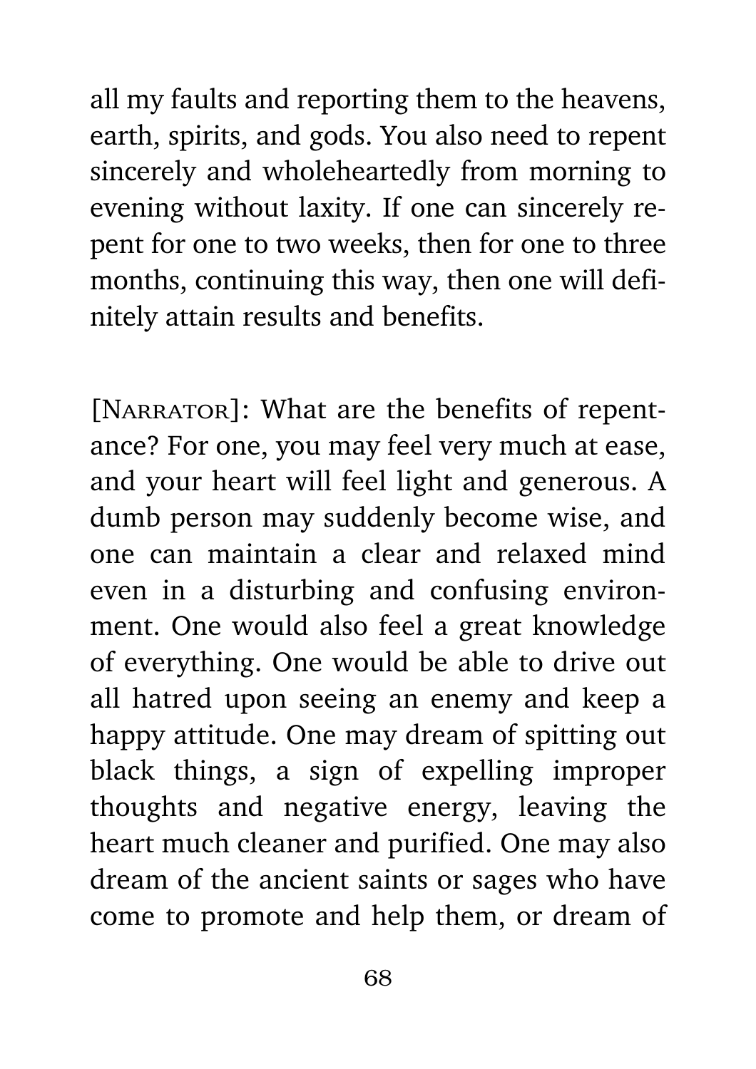all my faults and reporting them to the heavens, earth, spirits, and gods. You also need to repent sincerely and wholeheartedly from morning to evening without laxity. If one can sincerely repent for one to two weeks, then for one to three months, continuing this way, then one will definitely attain results and benefits.

[Narrator]: What are the benefits of repentance? For one, you may feel very much at ease, and your heart will feel light and generous. A dumb person may suddenly become wise, and one can maintain a clear and relaxed mind even in a disturbing and confusing environment. One would also feel a great knowledge of everything. One would be able to drive out all hatred upon seeing an enemy and keep a happy attitude. One may dream of spitting out black things, a sign of expelling improper thoughts and negative energy, leaving the heart much cleaner and purified. One may also dream of the ancient saints or sages who have come to promote and help them, or dream of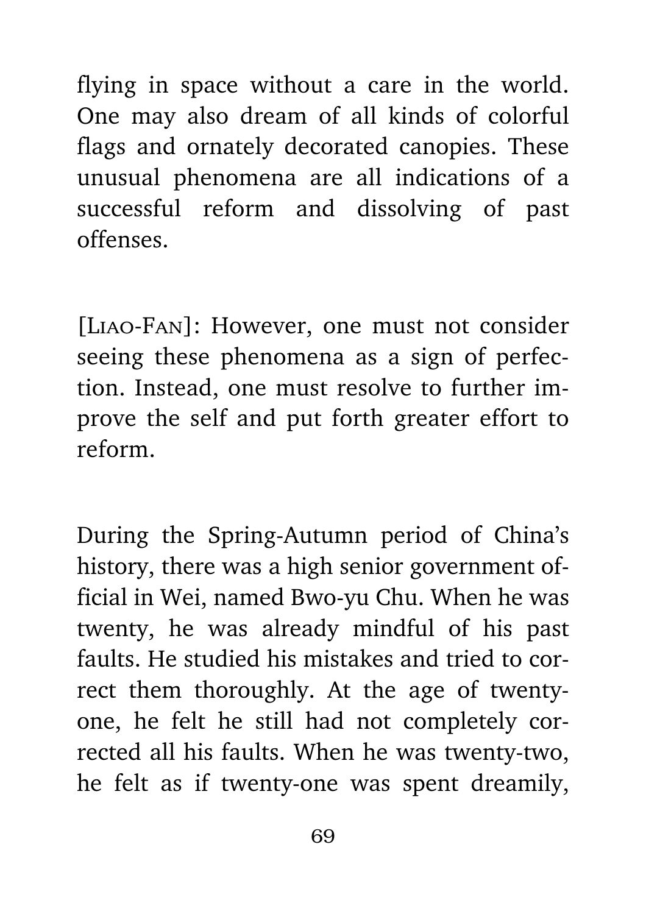flying in space without a care in the world. One may also dream of all kinds of colorful flags and ornately decorated canopies. These unusual phenomena are all indications of a successful reform and dissolving of past offenses.

[LIAO-FAN]: However, one must not consider seeing these phenomena as a sign of perfection. Instead, one must resolve to further improve the self and put forth greater effort to reform.

During the Spring-Autumn period of China's history, there was a high senior government official in Wei, named Bwo-yu Chu. When he was twenty, he was already mindful of his past faults. He studied his mistakes and tried to correct them thoroughly. At the age of twenty-one, he felt he still had not completely corrected all his faults. When he was twenty-two, he felt as if twenty-one was spent dreamily,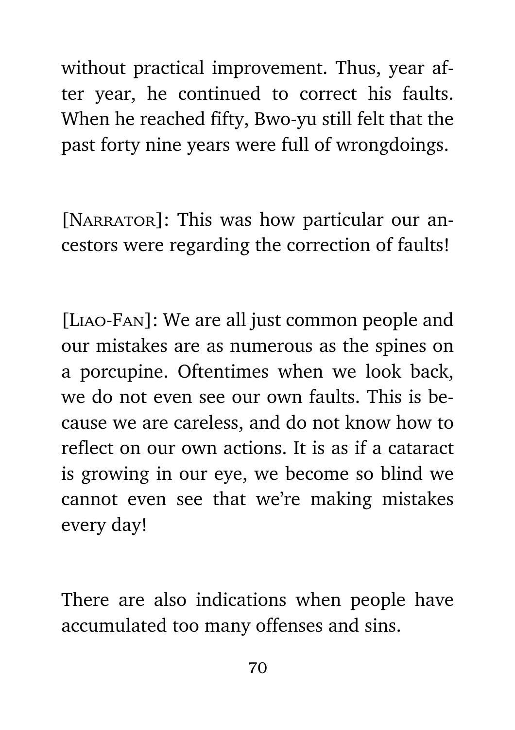without practical improvement. Thus, year after year, he continued to correct his faults. When he reached fifty, Bwo-yu still felt that the past forty nine years were full of wrongdoings.

[NARRATOR]: This was how particular our ancestors were regarding the correction of faults!

[LIAO-FAN]: We are all just common people and our mistakes are as numerous as the spines on a porcupine. Oftentimes when we look back, we do not even see our own faults. This is because we are careless, and do not know how to reflect on our own actions. It is as if a cataract is growing in our eye, we become so blind we cannot even see that we're making mistakes every day!

There are also indications when people have accumulated too many offenses and sins.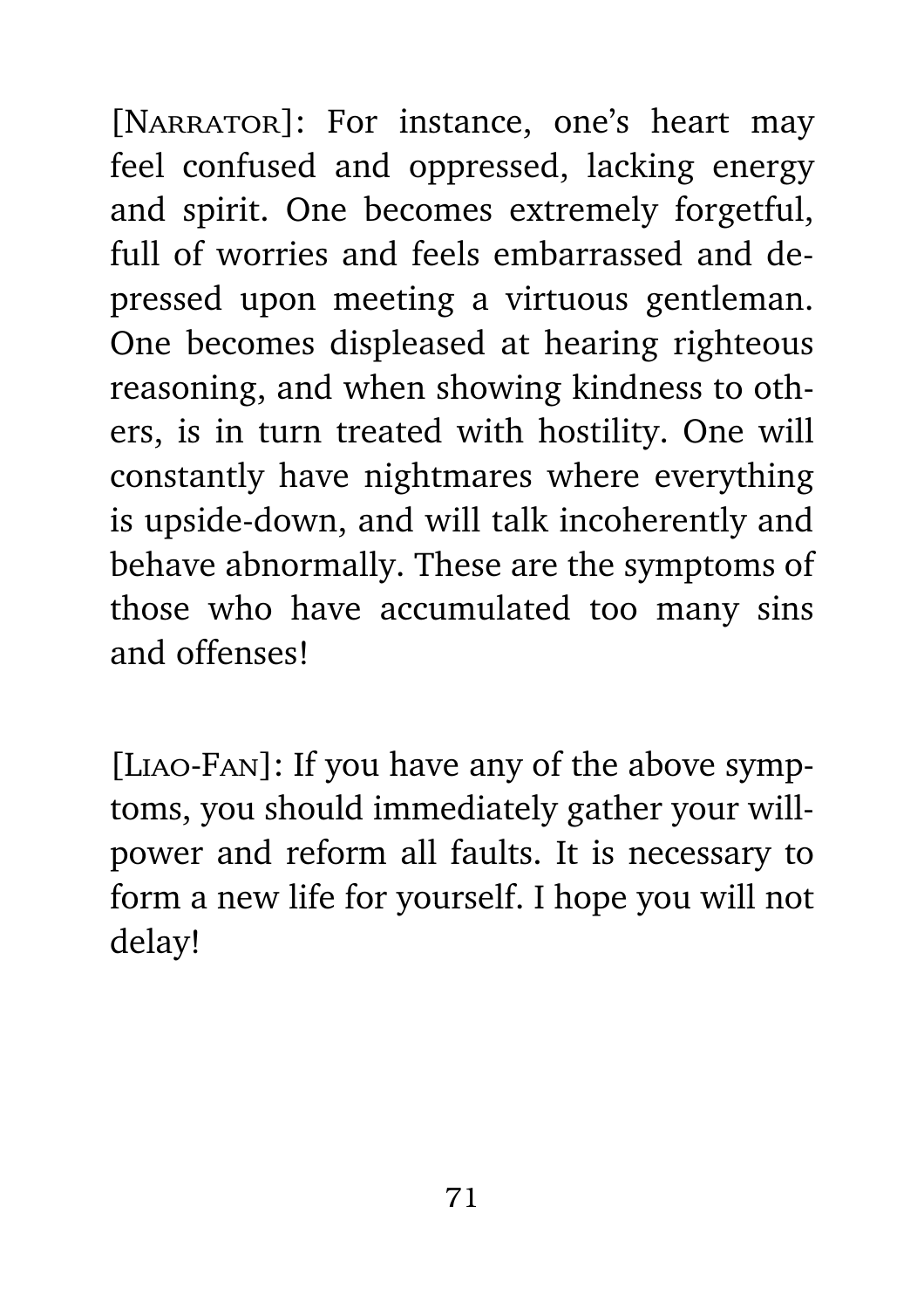[NARRATOR]: For instance, one's heart may feel confused and oppressed, lacking energy and spirit. One becomes extremely forgetful, full of worries and feels embarrassed and depressed upon meeting a virtuous gentleman. One becomes displeased at hearing righteous reasoning, and when showing kindness to others, is in turn treated with hostility. One will constantly have nightmares where everything is upside-down, and will talk incoherently and behave abnormally. These are the symptoms of those who have accumulated too many sins and offenses!

[LIAO-FAN]: If you have any of the above symptoms, you should immediately gather your willpower and reform all faults. It is necessary to form a new life for yourself. I hope you will not delay!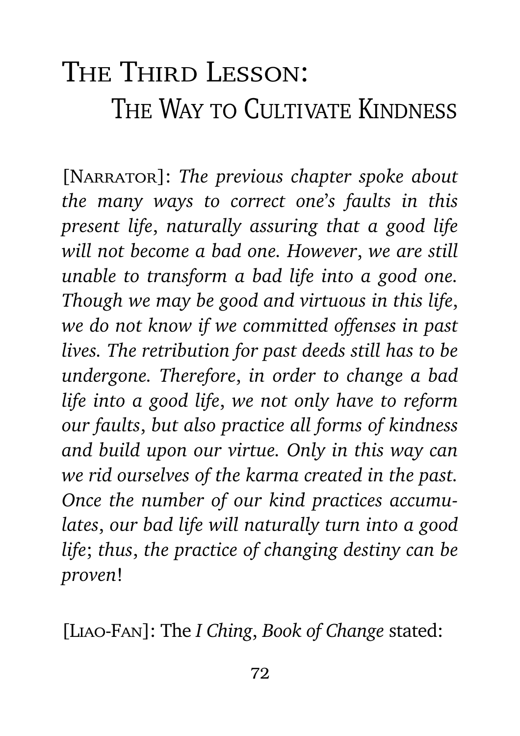# The Third Lesson: The Way to Cultivate Kindness

[Narrator]: *The previous chapter spoke about the many ways to correct one's faults in this present life, naturally assuring that a good life will not become a bad one. However, we are still unable to transform a bad life into a good one. Though we may be good and virtuous in this life, we do not know if we committed offenses in past lives. The retribution for past deeds still has to be undergone. Therefore, in order to change a bad life into a good life, we not only have to reform our faults, but also practice all forms of kindness and build upon our virtue. Only in this way can we rid ourselves of the karma created in the past. Once the number of our kind practices accumulates, our bad life will naturally turn into a good life; thus, the practice of changing destiny can be proven*!

[Liao-Fan]: The *I Ching*, *Book of Change* stated: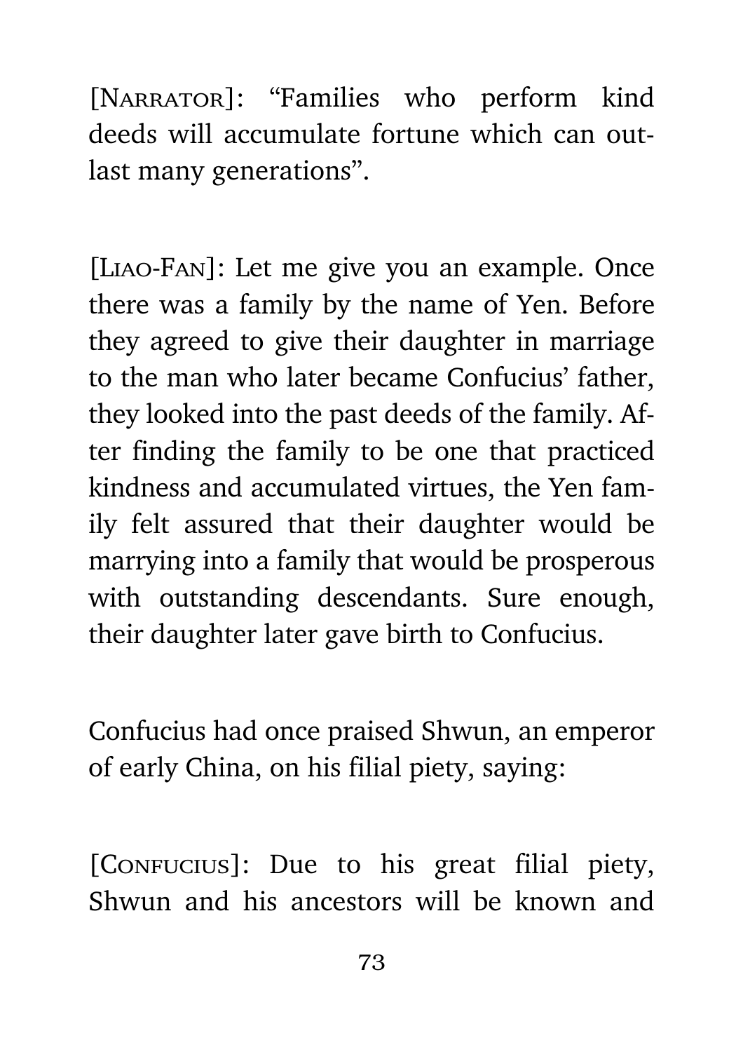[NARRATOR]: "Families who perform kind deeds will accumulate fortune which can outlast many generations".

[LIAO-FAN]: Let me give you an example. Once there was a family by the name of Yen. Before they agreed to give their daughter in marriage to the man who later became Confucius' father, they looked into the past deeds of the family. After finding the family to be one that practiced kindness and accumulated virtues, the Yen family felt assured that their daughter would be marrying into a family that would be prosperous with outstanding descendants. Sure enough, their daughter later gave birth to Confucius.

Confucius had once praised Shwun, an emperor of early China, on his filial piety, saying:

[CONFUCIUS]: Due to his great filial piety, Shwun and his ancestors will be known and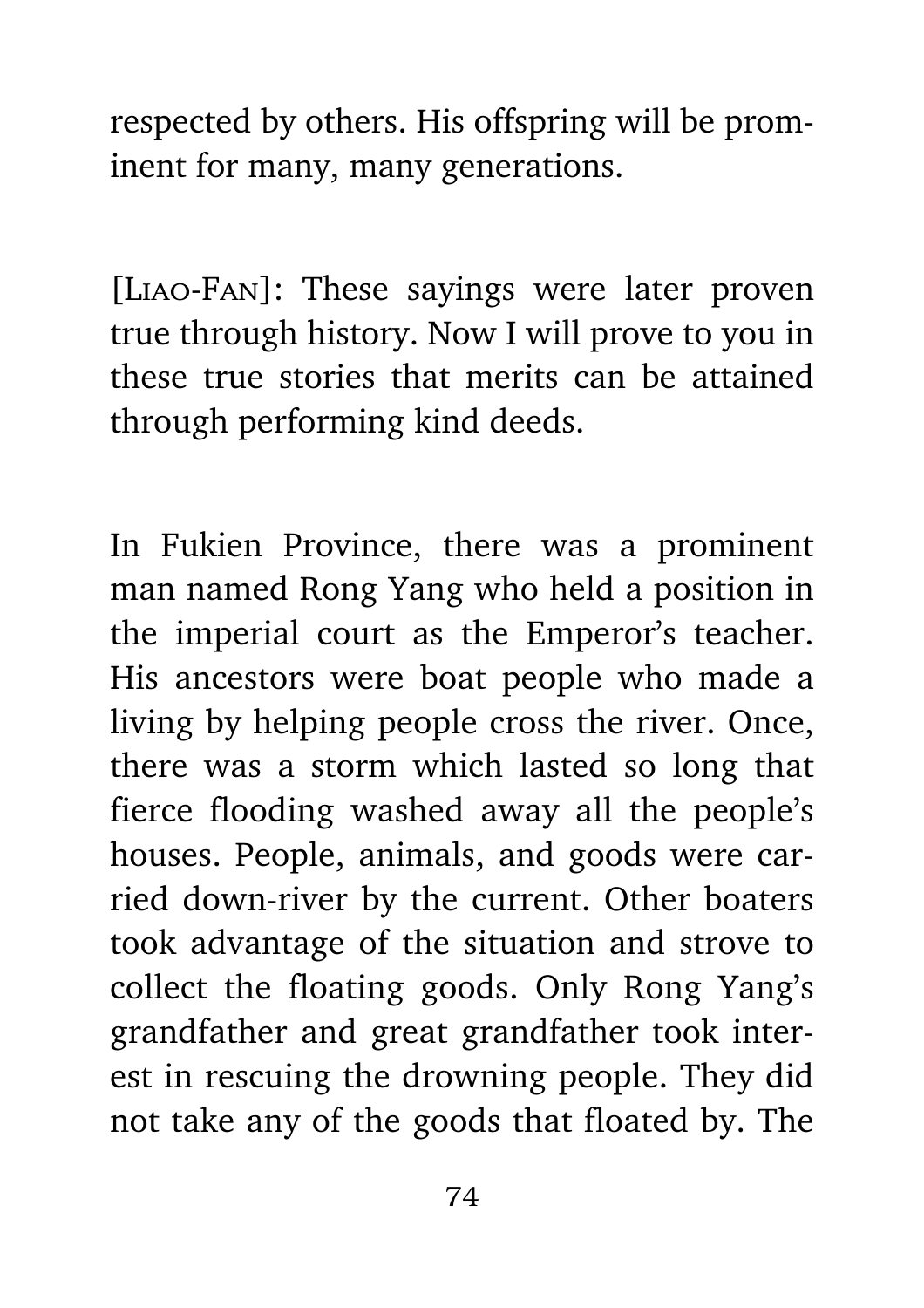respected by others. His offspring will be prominent for many, many generations.

[Liao-Fan]: These sayings were later proven true through history. Now I will prove to you in these true stories that merits can be attained through performing kind deeds.

In Fukien Province, there was a prominent man named Rong Yang who held a position in the imperial court as the Emperor's teacher. His ancestors were boat people who made a living by helping people cross the river. Once, there was a storm which lasted so long that fierce flooding washed away all the people's houses. People, animals, and goods were carried down-river by the current. Other boaters took advantage of the situation and strove to collect the floating goods. Only Rong Yang's grandfather and great grandfather took interest in rescuing the drowning people. They did not take any of the goods that floated by. The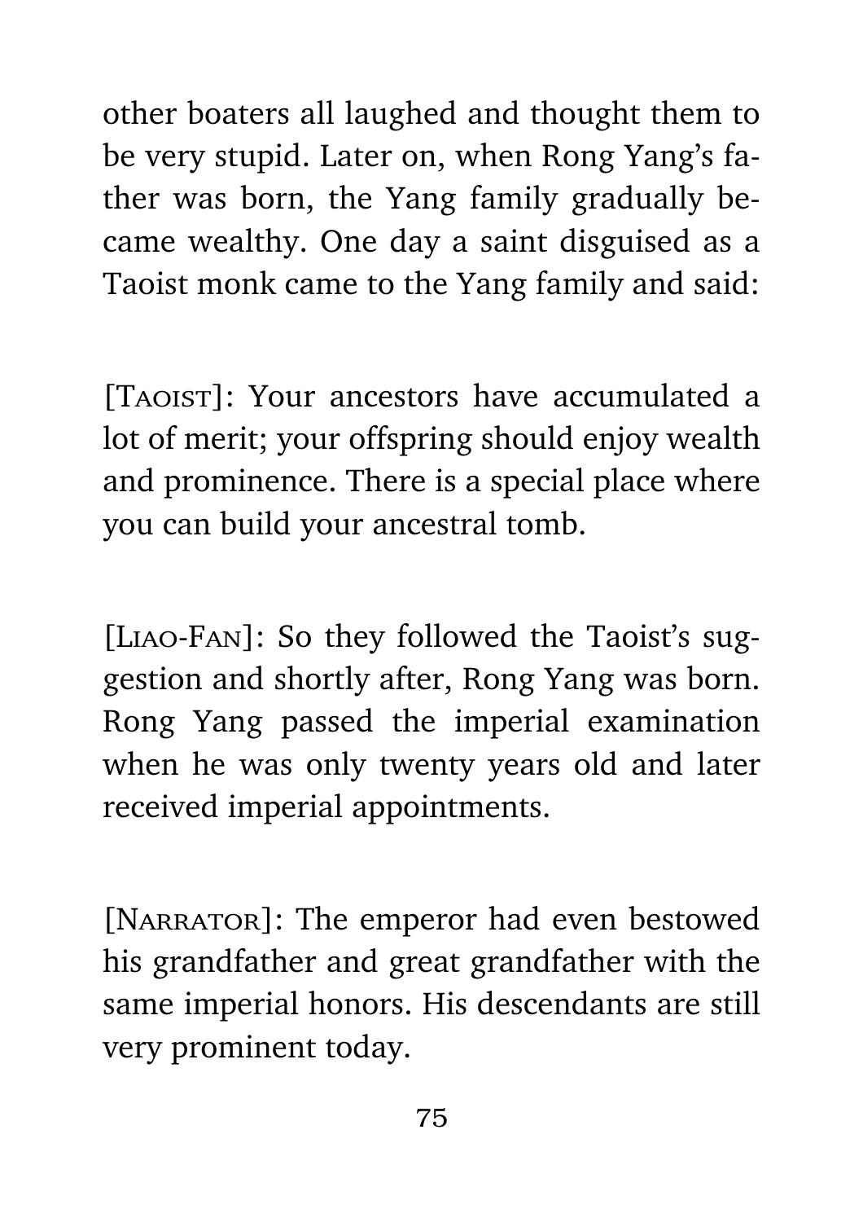other boaters all laughed and thought them to be very stupid. Later on, when Rong Yang's father was born, the Yang family gradually became wealthy. One day a saint disguised as a Taoist monk came to the Yang family and said:

[Taoist]: Your ancestors have accumulated a lot of merit; your offspring should enjoy wealth and prominence. There is a special place where you can build your ancestral tomb.

[Liao-Fan]: So they followed the Taoist's suggestion and shortly after, Rong Yang was born. Rong Yang passed the imperial examination when he was only twenty years old and later received imperial appointments.

[Narrator]: The emperor had even bestowed his grandfather and great grandfather with the same imperial honors. His descendants are still very prominent today.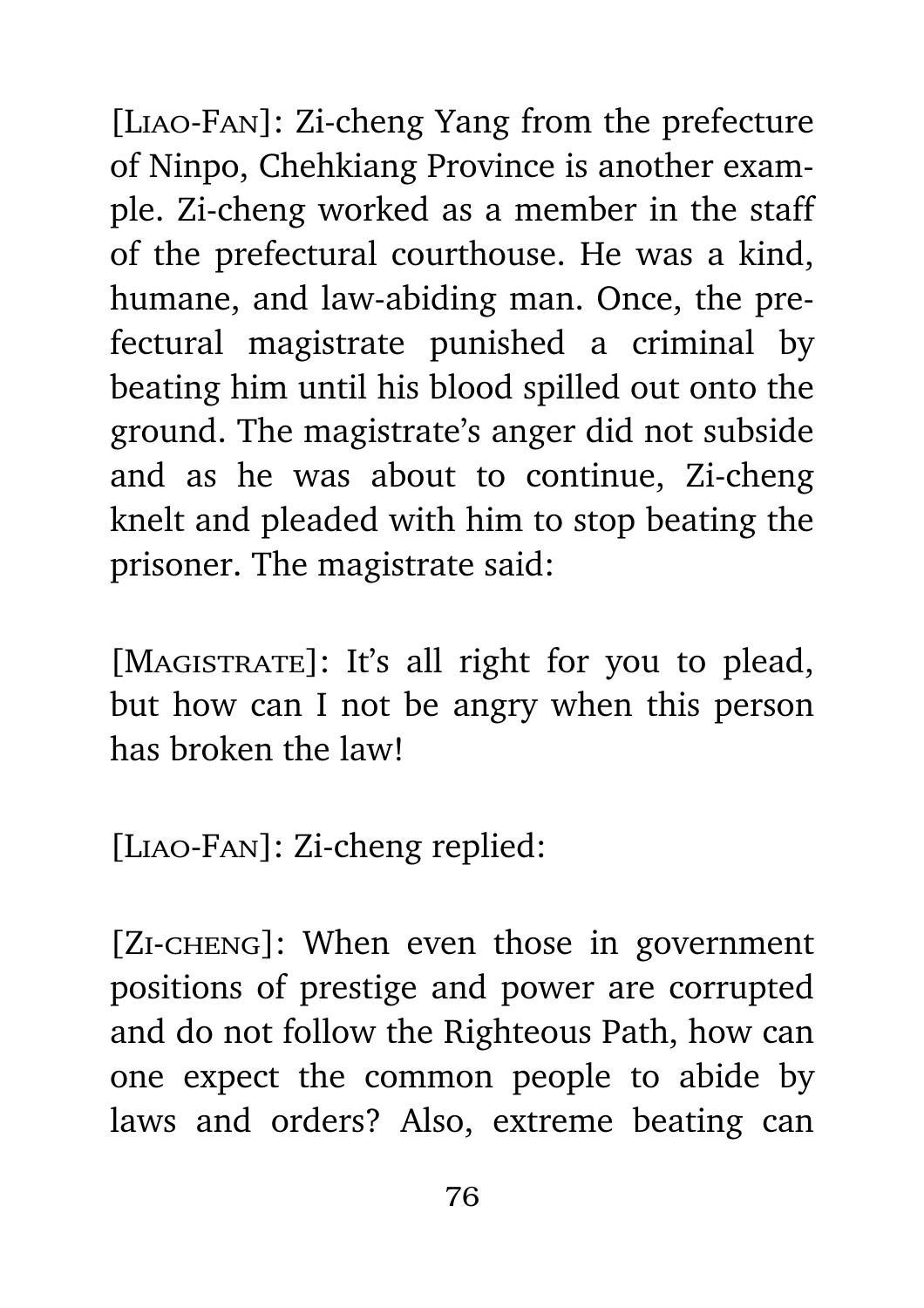[Liao-Fan]: Zi-cheng Yang from the prefecture of Ninpo, Chehkiang Province is another example. Zi-cheng worked as a member in the staff of the prefectural courthouse. He was a kind, humane, and law-abiding man. Once, the prefectural magistrate punished a criminal by beating him until his blood spilled out onto the ground. The magistrate's anger did not subside and as he was about to continue, Zi-cheng knelt and pleaded with him to stop beating the prisoner. The magistrate said:

[Magistrate]: It's all right for you to plead, but how can I not be angry when this person has broken the law!

[Liao-Fan]: Zi-cheng replied:

[Zi-cheng]: When even those in government positions of prestige and power are corrupted and do not follow the Righteous Path, how can one expect the common people to abide by laws and orders? Also, extreme beating can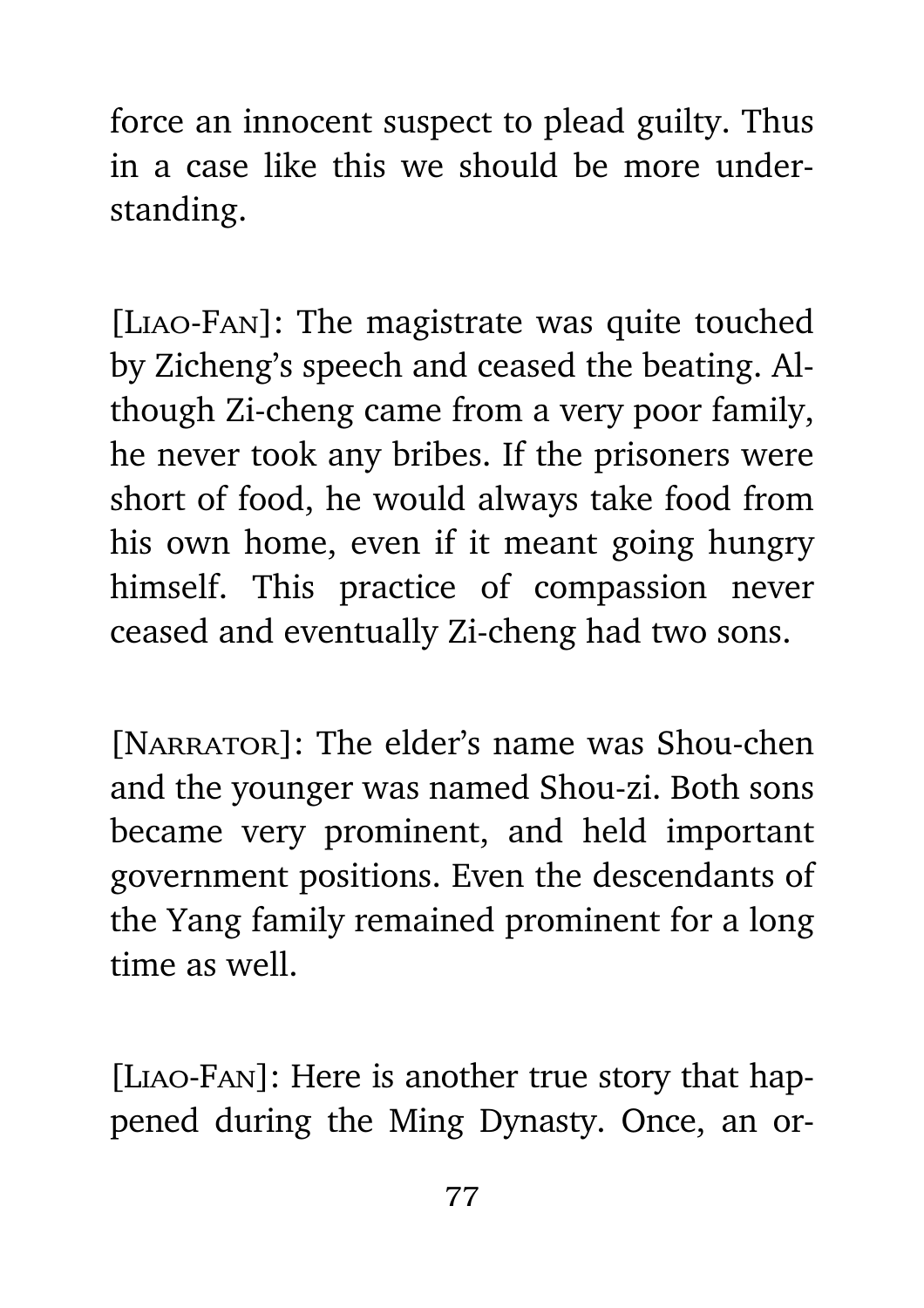force an innocent suspect to plead guilty. Thus in a case like this we should be more understanding.

[LIAO-FAN]: The magistrate was quite touched by Zicheng's speech and ceased the beating. Although Zi-cheng came from a very poor family, he never took any bribes. If the prisoners were short of food, he would always take food from his own home, even if it meant going hungry himself. This practice of compassion never ceased and eventually Zi-cheng had two sons.

[NARRATOR]: The elder's name was Shou-chen and the younger was named Shou-zi. Both sons became very prominent, and held important government positions. Even the descendants of the Yang family remained prominent for a long time as well.

[LIAO-FAN]: Here is another true story that happened during the Ming Dynasty. Once, an or-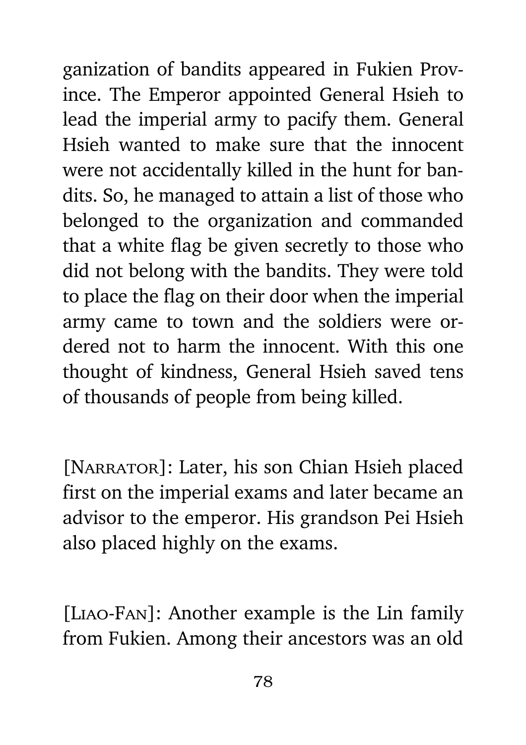ganization of bandits appeared in Fukien Province. The Emperor appointed General Hsieh to lead the imperial army to pacify them. General Hsieh wanted to make sure that the innocent were not accidentally killed in the hunt for bandits. So, he managed to attain a list of those who belonged to the organization and commanded that a white flag be given secretly to those who did not belong with the bandits. They were told to place the flag on their door when the imperial army came to town and the soldiers were ordered not to harm the innocent. With this one thought of kindness, General Hsieh saved tens of thousands of people from being killed.

[Narrator]: Later, his son Chian Hsieh placed first on the imperial exams and later became an advisor to the emperor. His grandson Pei Hsieh also placed highly on the exams.

[Liao-Fan]: Another example is the Lin family from Fukien. Among their ancestors was an old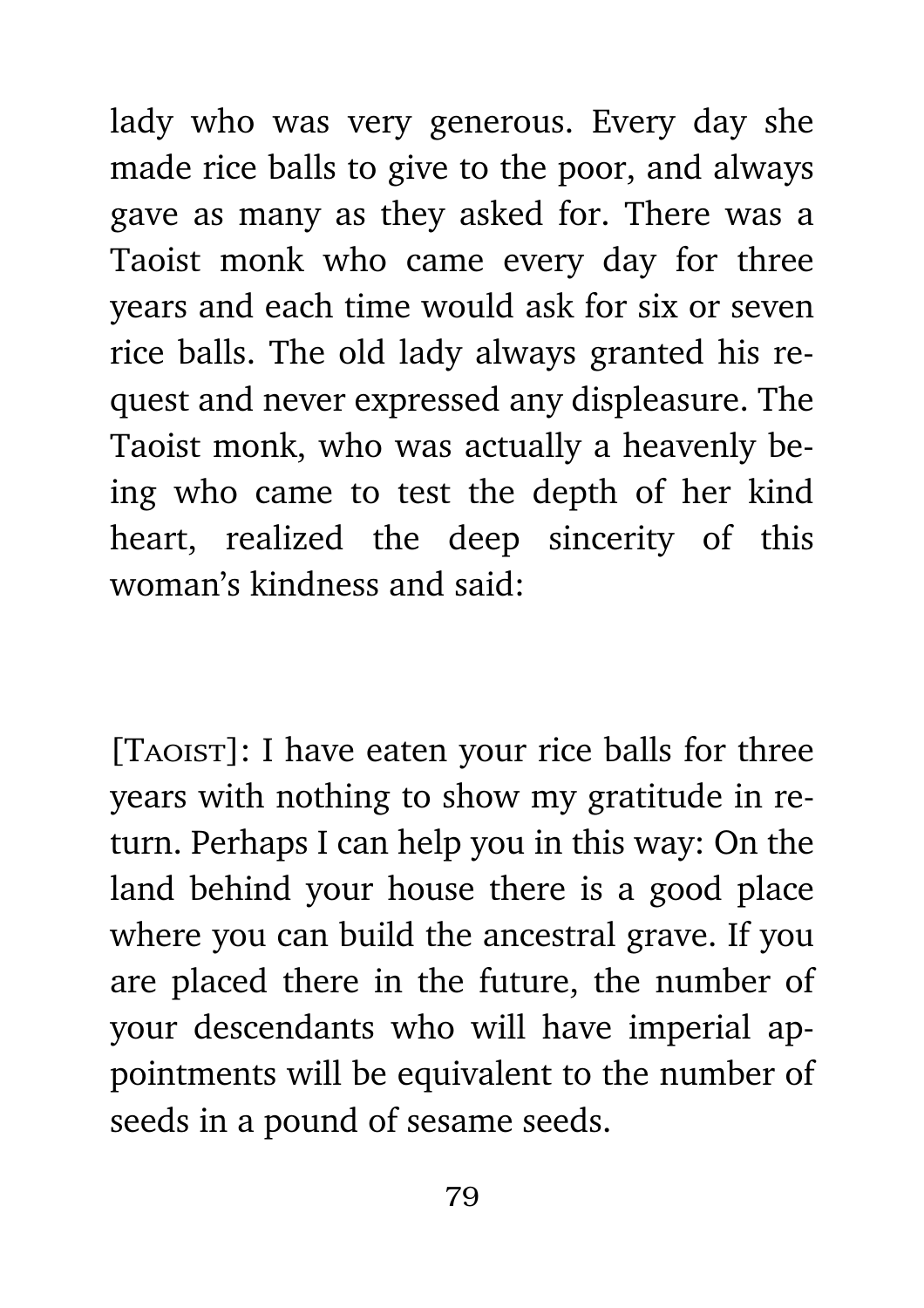lady who was very generous. Every day she made rice balls to give to the poor, and always gave as many as they asked for. There was a Taoist monk who came every day for three years and each time would ask for six or seven rice balls. The old lady always granted his request and never expressed any displeasure. The Taoist monk, who was actually a heavenly being who came to test the depth of her kind heart, realized the deep sincerity of this woman's kindness and said:

[Taoist]: I have eaten your rice balls for three years with nothing to show my gratitude in return. Perhaps I can help you in this way: On the land behind your house there is a good place where you can build the ancestral grave. If you are placed there in the future, the number of your descendants who will have imperial appointments will be equivalent to the number of seeds in a pound of sesame seeds.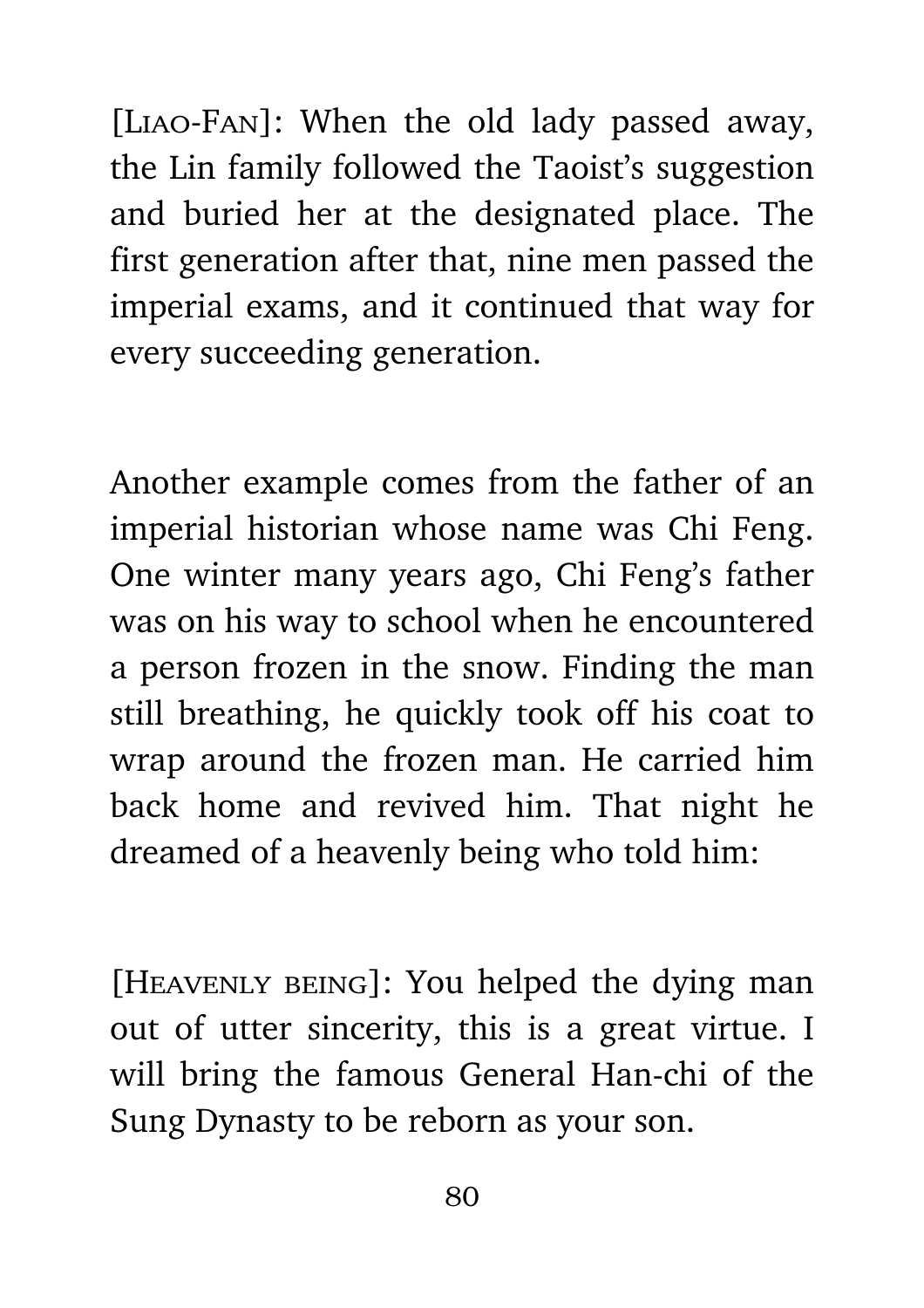[LIAO-FAN]: When the old lady passed away, the Lin family followed the Taoist's suggestion and buried her at the designated place. The first generation after that, nine men passed the imperial exams, and it continued that way for every succeeding generation.

Another example comes from the father of an imperial historian whose name was Chi Feng. One winter many years ago, Chi Feng's father was on his way to school when he encountered a person frozen in the snow. Finding the man still breathing, he quickly took off his coat to wrap around the frozen man. He carried him back home and revived him. That night he dreamed of a heavenly being who told him:

[HEAVENLY BEING]: You helped the dying man out of utter sincerity, this is a great virtue. I will bring the famous General Han-chi of the Sung Dynasty to be reborn as your son.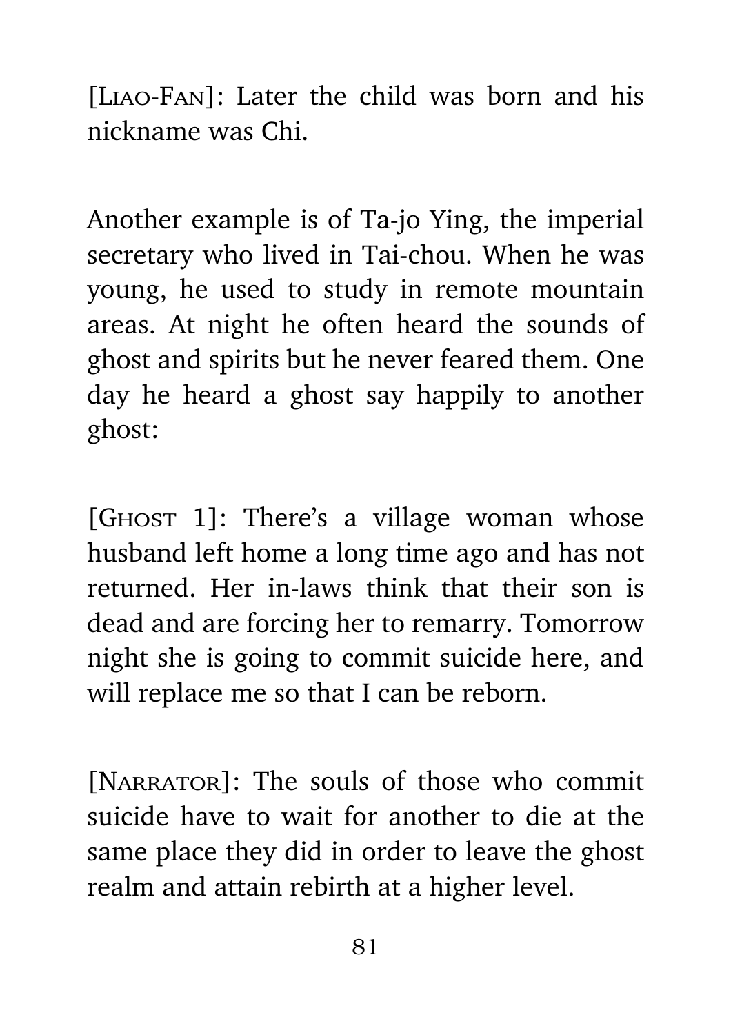[LIAO-FAN]: Later the child was born and his nickname was Chi.

Another example is of Ta-jo Ying, the imperial secretary who lived in Tai-chou. When he was young, he used to study in remote mountain areas. At night he often heard the sounds of ghost and spirits but he never feared them. One day he heard a ghost say happily to another ghost:

[GHOST 1]: There's a village woman whose husband left home a long time ago and has not returned. Her in-laws think that their son is dead and are forcing her to remarry. Tomorrow night she is going to commit suicide here, and will replace me so that I can be reborn.

[NARRATOR]: The souls of those who commit suicide have to wait for another to die at the same place they did in order to leave the ghost realm and attain rebirth at a higher level.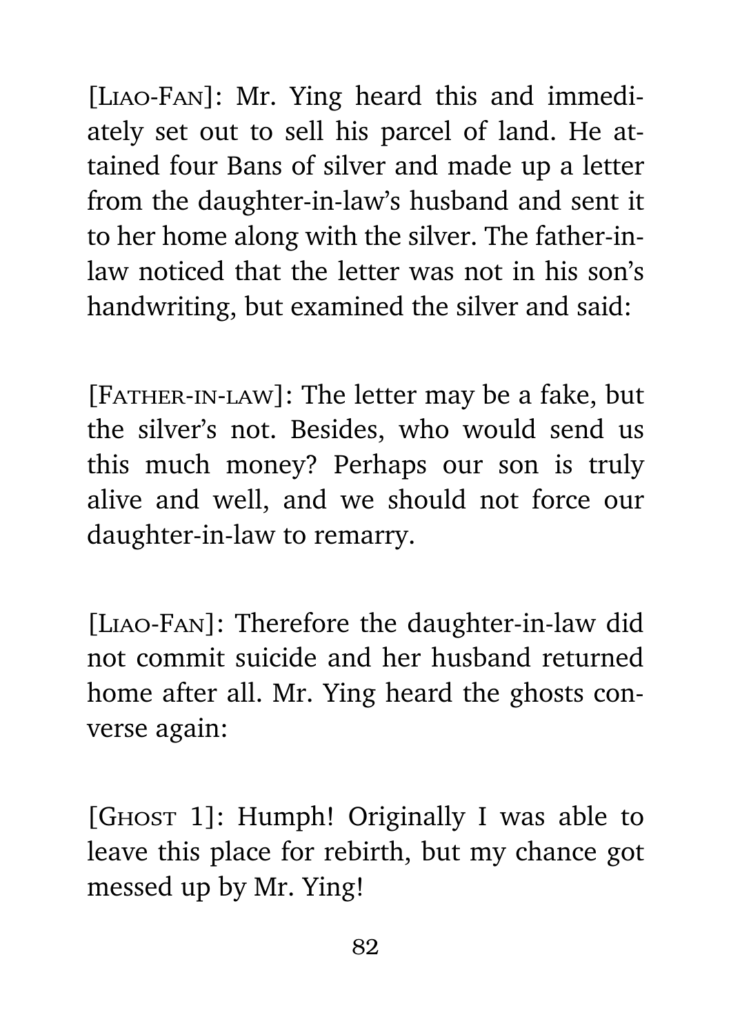[Liao-Fan]: Mr. Ying heard this and immediately set out to sell his parcel of land. He attained four Bans of silver and made up a letter from the daughter-in-law's husband and sent it to her home along with the silver. The father-in-law noticed that the letter was not in his son's handwriting, but examined the silver and said:

[Father-in-law]: The letter may be a fake, but the silver's not. Besides, who would send us this much money? Perhaps our son is truly alive and well, and we should not force our daughter-in-law to remarry.

[Liao-Fan]: Therefore the daughter-in-law did not commit suicide and her husband returned home after all. Mr. Ying heard the ghosts converse again:

[Ghost 1]: Humph! Originally I was able to leave this place for rebirth, but my chance got messed up by Mr. Ying!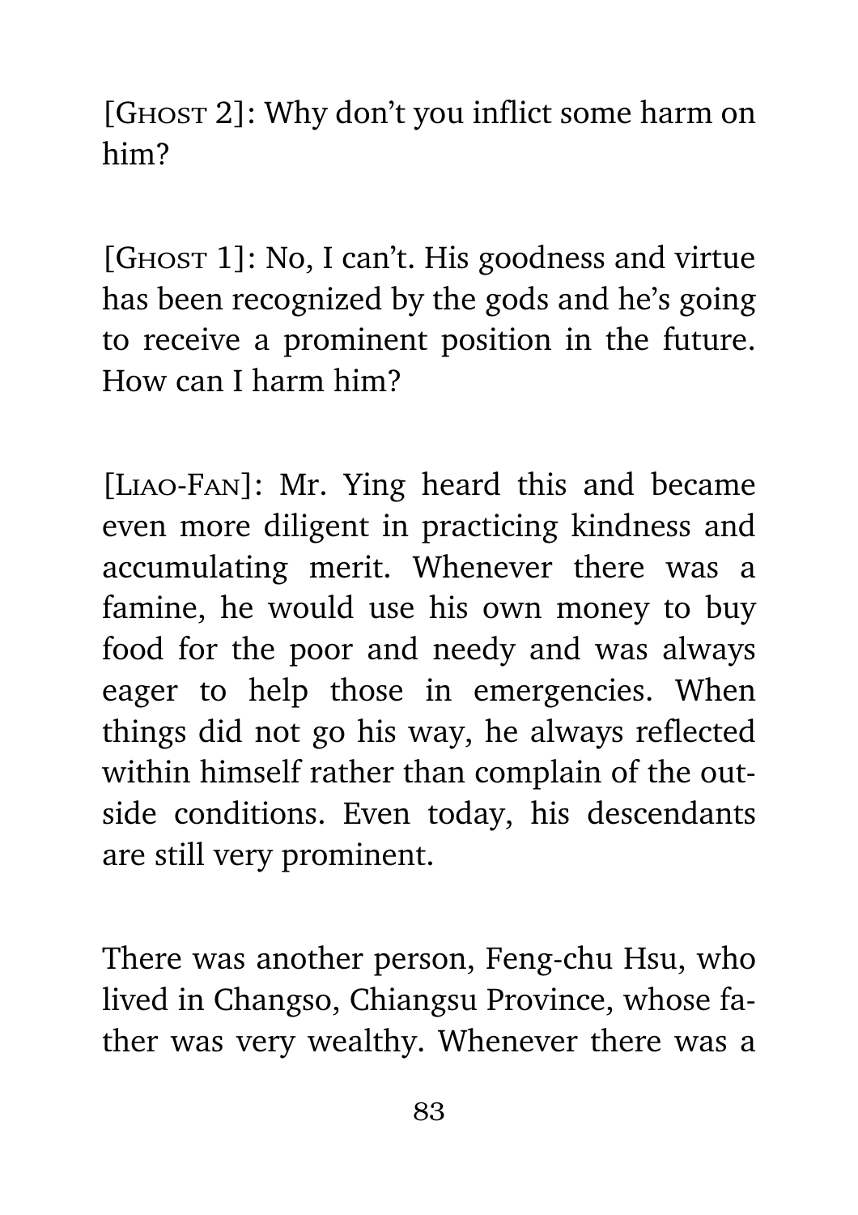[Ghost 2]: Why don't you inflict some harm on him?

[Ghost 1]: No, I can't. His goodness and virtue has been recognized by the gods and he's going to receive a prominent position in the future. How can I harm him?

[Liao-Fan]: Mr. Ying heard this and became even more diligent in practicing kindness and accumulating merit. Whenever there was a famine, he would use his own money to buy food for the poor and needy and was always eager to help those in emergencies. When things did not go his way, he always reflected within himself rather than complain of the outside conditions. Even today, his descendants are still very prominent.

There was another person, Feng-chu Hsu, who lived in Changso, Chiangsu Province, whose father was very wealthy. Whenever there was a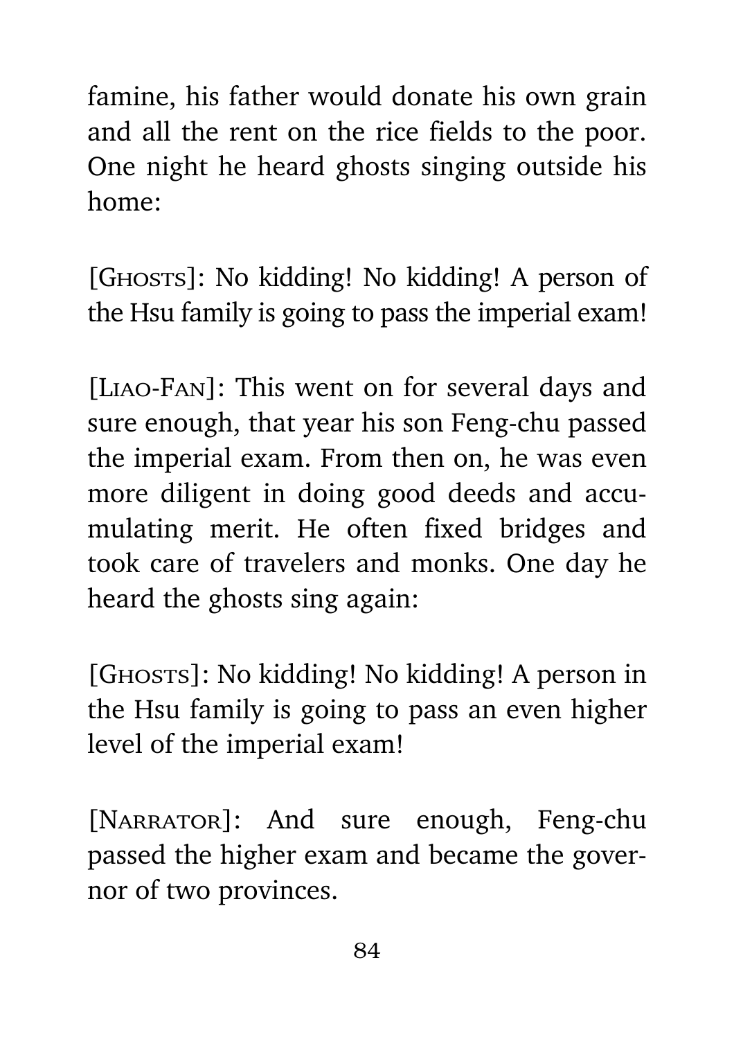famine, his father would donate his own grain and all the rent on the rice fields to the poor. One night he heard ghosts singing outside his home:

[GHOSTS]: No kidding! No kidding! A person of the Hsu family is going to pass the imperial exam!

[LIAO-FAN]: This went on for several days and sure enough, that year his son Feng-chu passed the imperial exam. From then on, he was even more diligent in doing good deeds and accumulating merit. He often fixed bridges and took care of travelers and monks. One day he heard the ghosts sing again:

[GHOSTS]: No kidding! No kidding! A person in the Hsu family is going to pass an even higher level of the imperial exam!

[NARRATOR]: And sure enough, Feng-chu passed the higher exam and became the governor of two provinces.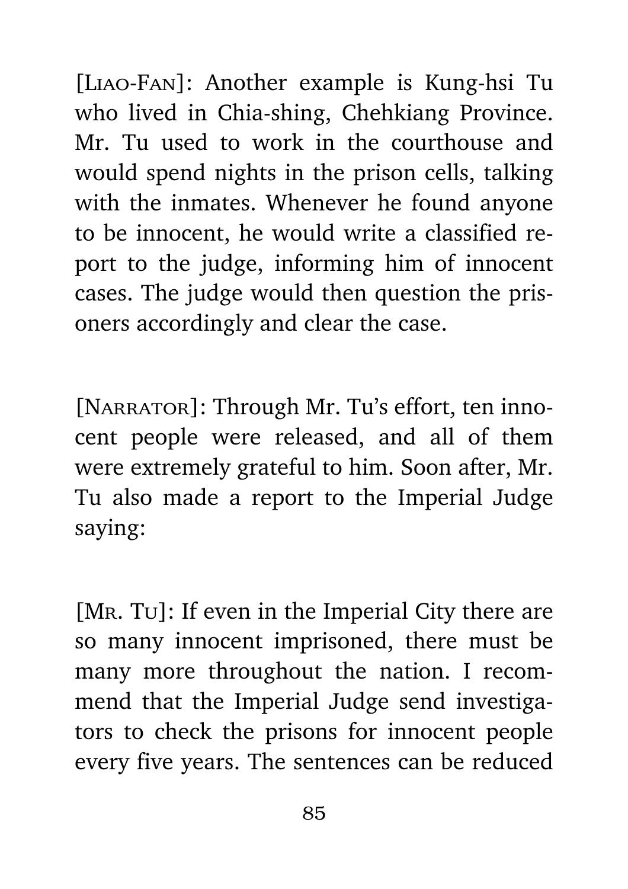[Liao-Fan]: Another example is Kung-hsi Tu who lived in Chia-shing, Chehkiang Province. Mr. Tu used to work in the courthouse and would spend nights in the prison cells, talking with the inmates. Whenever he found anyone to be innocent, he would write a classified report to the judge, informing him of innocent cases. The judge would then question the prisoners accordingly and clear the case.

[Narrator]: Through Mr. Tu's effort, ten innocent people were released, and all of them were extremely grateful to him. Soon after, Mr. Tu also made a report to the Imperial Judge saying:

[Mr. Tu]: If even in the Imperial City there are so many innocent imprisoned, there must be many more throughout the nation. I recommend that the Imperial Judge send investigators to check the prisons for innocent people every five years. The sentences can be reduced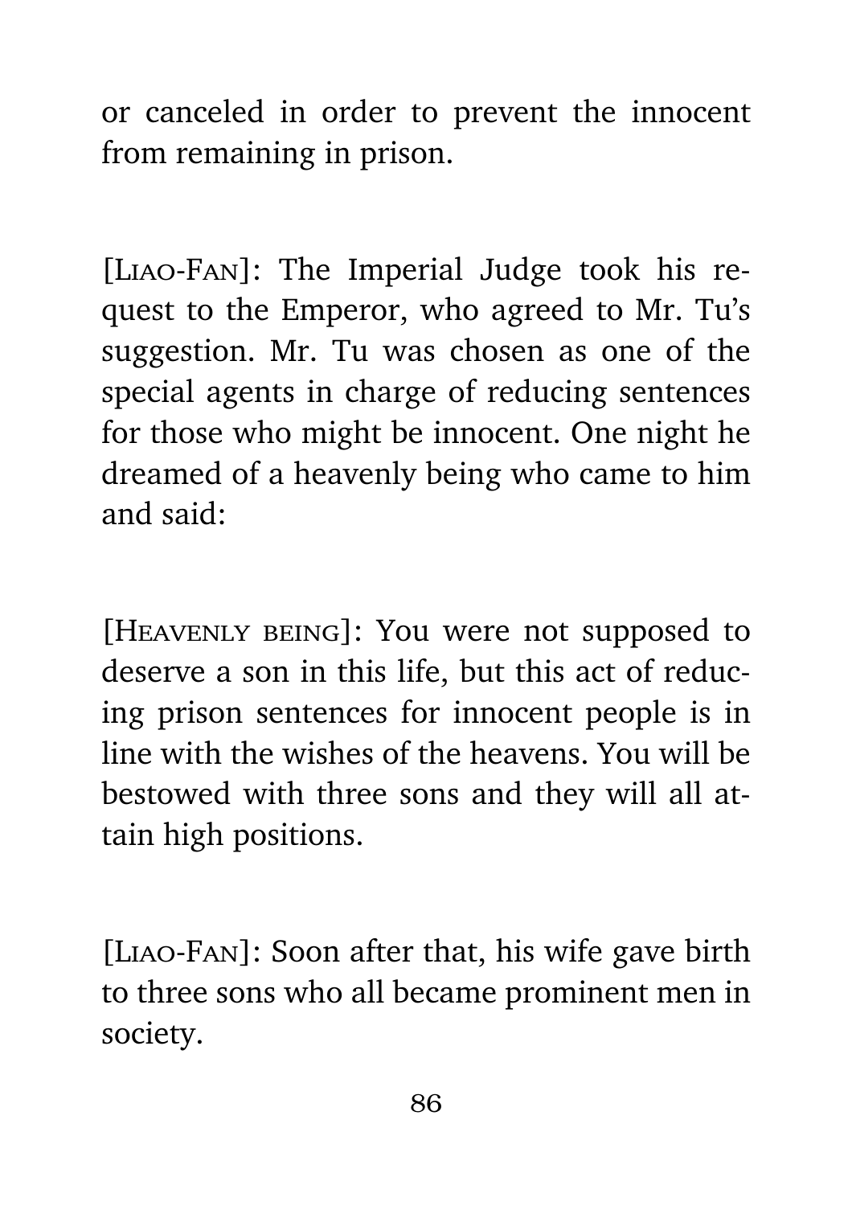or canceled in order to prevent the innocent from remaining in prison.

[LIAO-FAN]: The Imperial Judge took his request to the Emperor, who agreed to Mr. Tu's suggestion. Mr. Tu was chosen as one of the special agents in charge of reducing sentences for those who might be innocent. One night he dreamed of a heavenly being who came to him and said:

[HEAVENLY BEING]: You were not supposed to deserve a son in this life, but this act of reducing prison sentences for innocent people is in line with the wishes of the heavens. You will be bestowed with three sons and they will all attain high positions.

[LIAO-FAN]: Soon after that, his wife gave birth to three sons who all became prominent men in society.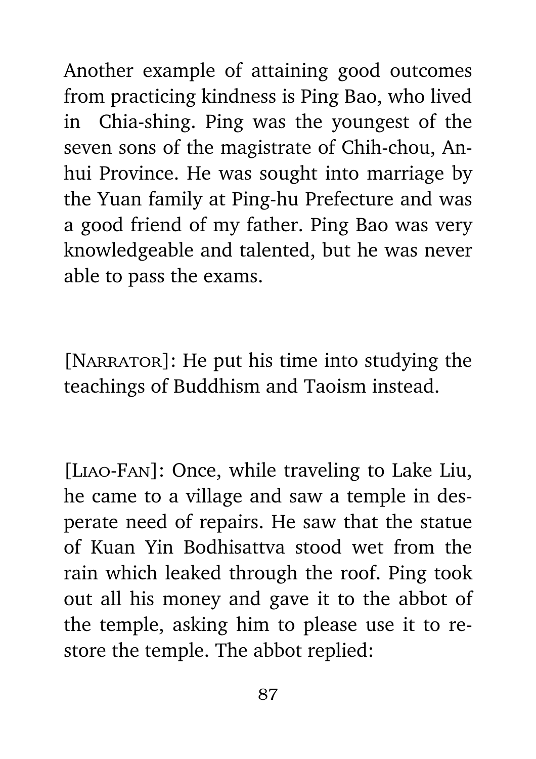Another example of attaining good outcomes from practicing kindness is Ping Bao, who lived in Chia-shing. Ping was the youngest of the seven sons of the magistrate of Chih-chou, Anhui Province. He was sought into marriage by the Yuan family at Ping-hu Prefecture and was a good friend of my father. Ping Bao was very knowledgeable and talented, but he was never able to pass the exams.

[Narrator]: He put his time into studying the teachings of Buddhism and Taoism instead.

[Liao-Fan]: Once, while traveling to Lake Liu, he came to a village and saw a temple in desperate need of repairs. He saw that the statue of Kuan Yin Bodhisattva stood wet from the rain which leaked through the roof. Ping took out all his money and gave it to the abbot of the temple, asking him to please use it to restore the temple. The abbot replied: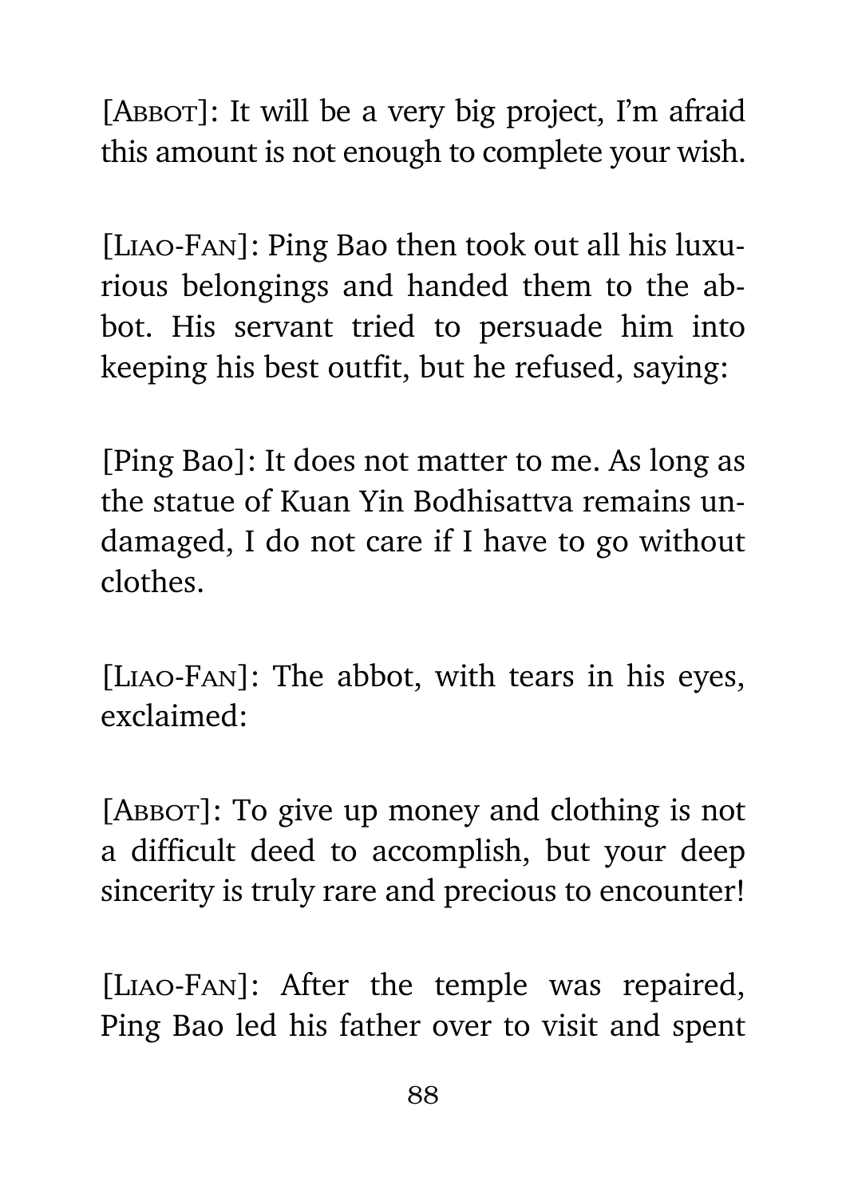[ABBOT]: It will be a very big project, I'm afraid this amount is not enough to complete your wish.

[LIAO-FAN]: Ping Bao then took out all his luxurious belongings and handed them to the abbot. His servant tried to persuade him into keeping his best outfit, but he refused, saying:

[Ping Bao]: It does not matter to me. As long as the statue of Kuan Yin Bodhisattva remains undamaged, I do not care if I have to go without clothes.

[LIAO-FAN]: The abbot, with tears in his eyes, exclaimed:

[ABBOT]: To give up money and clothing is not a difficult deed to accomplish, but your deep sincerity is truly rare and precious to encounter!

[LIAO-FAN]: After the temple was repaired, Ping Bao led his father over to visit and spent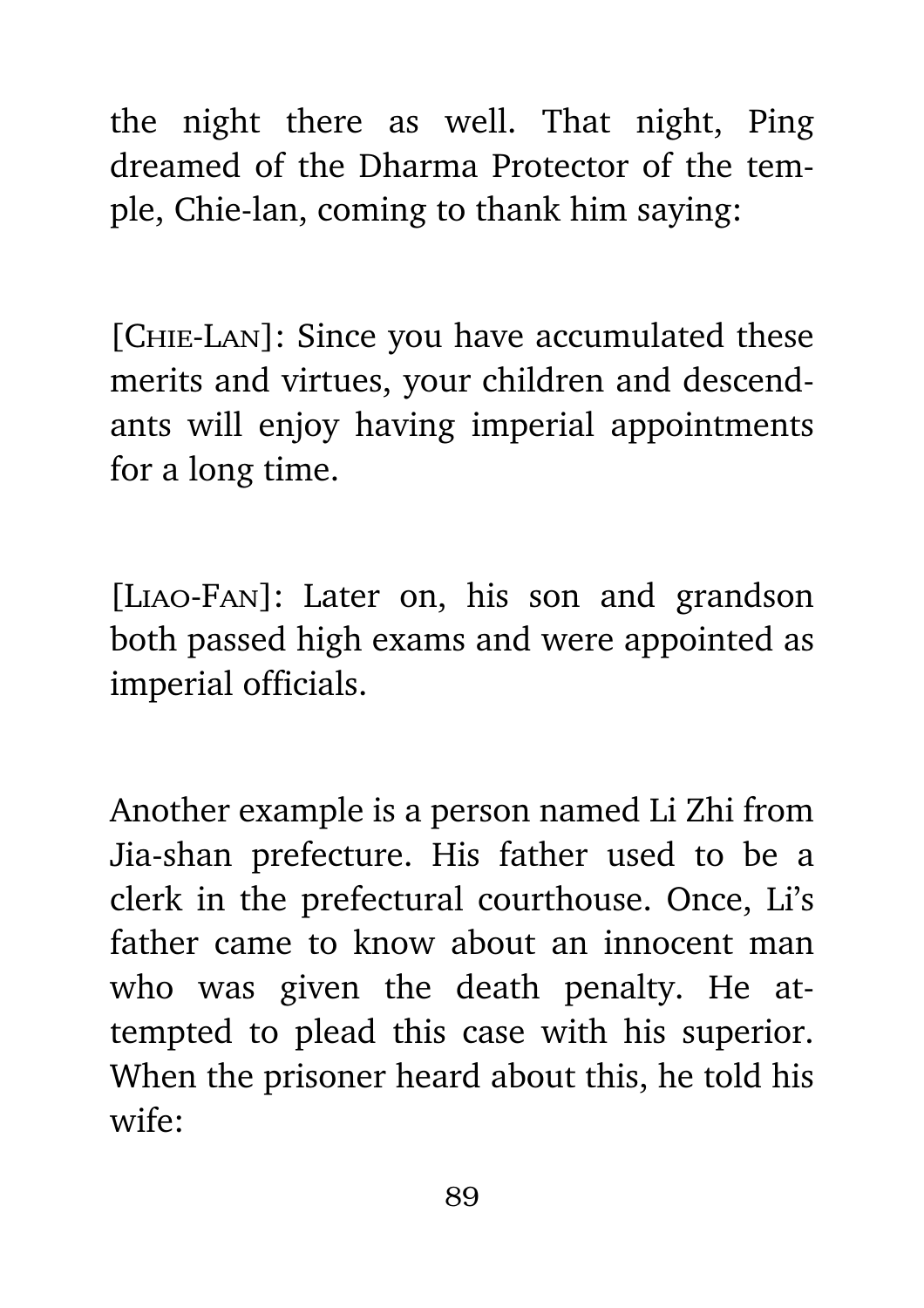the night there as well. That night, Ping dreamed of the Dharma Protector of the temple, Chie-lan, coming to thank him saying:

[CHIE-LAN]: Since you have accumulated these merits and virtues, your children and descendants will enjoy having imperial appointments for a long time.

[LIAO-FAN]: Later on, his son and grandson both passed high exams and were appointed as imperial officials.

Another example is a person named Li Zhi from Jia-shan prefecture. His father used to be a clerk in the prefectural courthouse. Once, Li's father came to know about an innocent man who was given the death penalty. He attempted to plead this case with his superior. When the prisoner heard about this, he told his wife: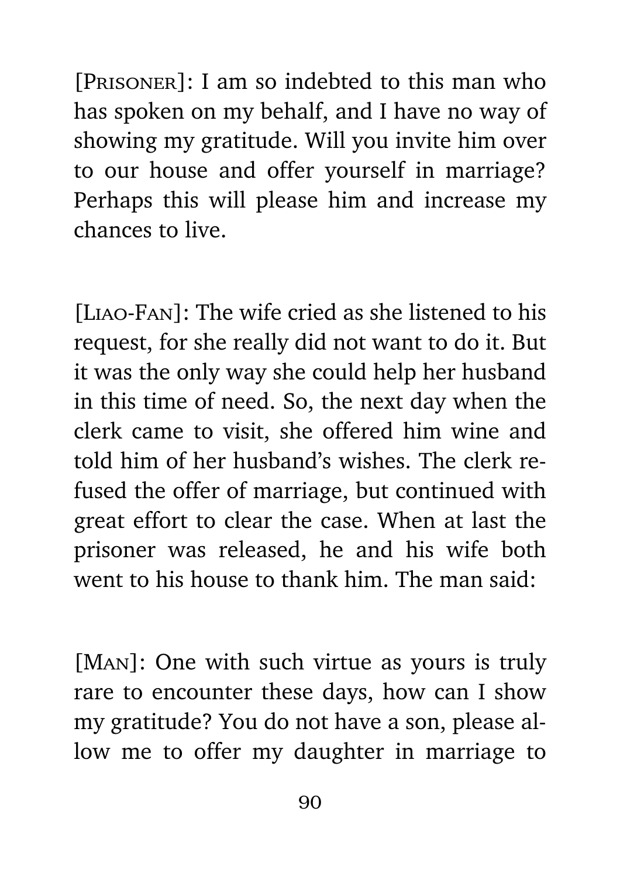[PRISONER]: I am so indebted to this man who has spoken on my behalf, and I have no way of showing my gratitude. Will you invite him over to our house and offer yourself in marriage? Perhaps this will please him and increase my chances to live.

[LIAO-FAN]: The wife cried as she listened to his request, for she really did not want to do it. But it was the only way she could help her husband in this time of need. So, the next day when the clerk came to visit, she offered him wine and told him of her husband's wishes. The clerk refused the offer of marriage, but continued with great effort to clear the case. When at last the prisoner was released, he and his wife both went to his house to thank him. The man said:

[MAN]: One with such virtue as yours is truly rare to encounter these days, how can I show my gratitude? You do not have a son, please allow me to offer my daughter in marriage to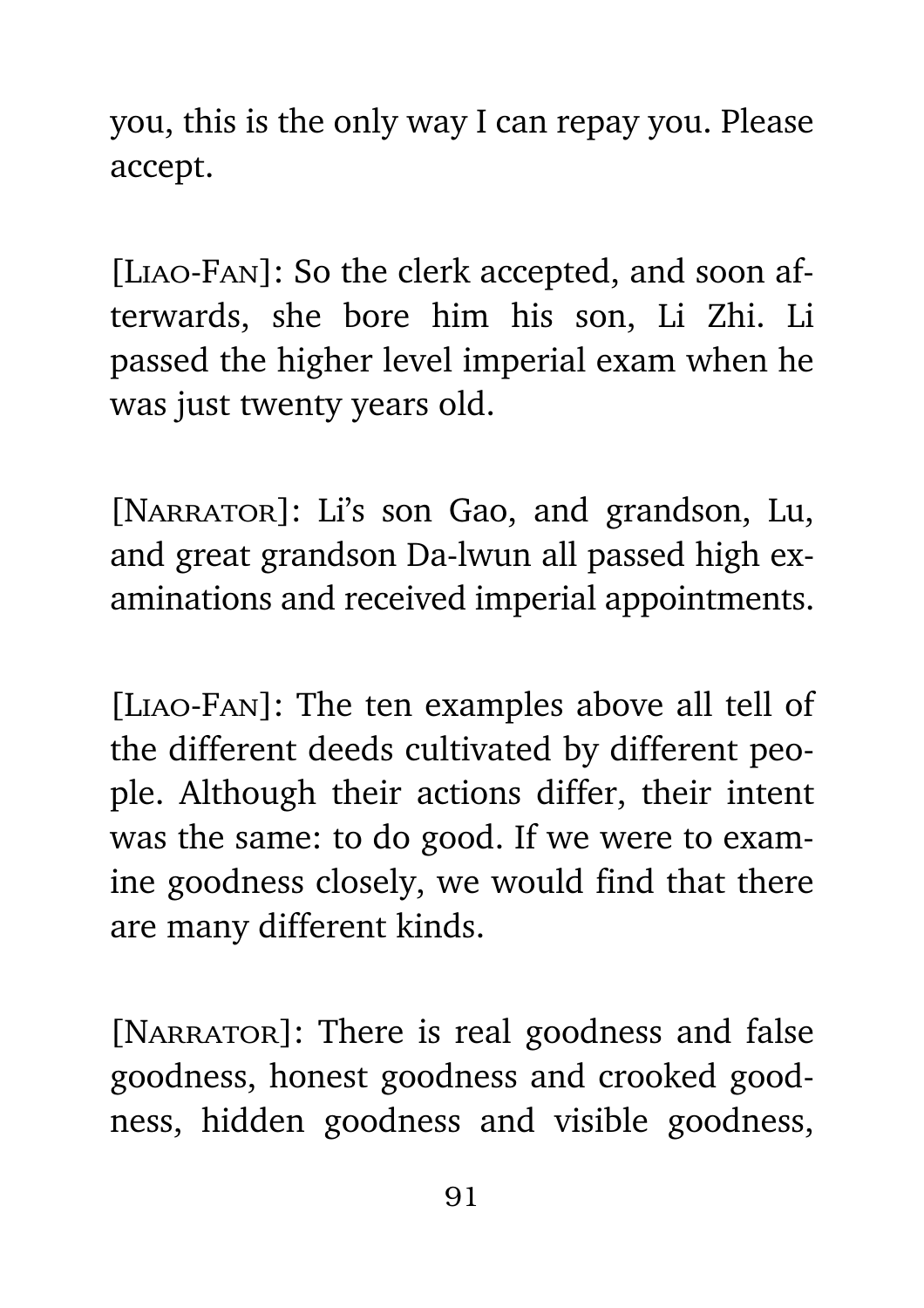you, this is the only way I can repay you. Please accept.

[LIAO-FAN]: So the clerk accepted, and soon afterwards, she bore him his son, Li Zhi. Li passed the higher level imperial exam when he was just twenty years old.

[NARRATOR]: Li's son Gao, and grandson, Lu, and great grandson Da-lwun all passed high examinations and received imperial appointments.

[LIAO-FAN]: The ten examples above all tell of the different deeds cultivated by different people. Although their actions differ, their intent was the same: to do good. If we were to examine goodness closely, we would find that there are many different kinds.

[NARRATOR]: There is real goodness and false goodness, honest goodness and crooked goodness, hidden goodness and visible goodness,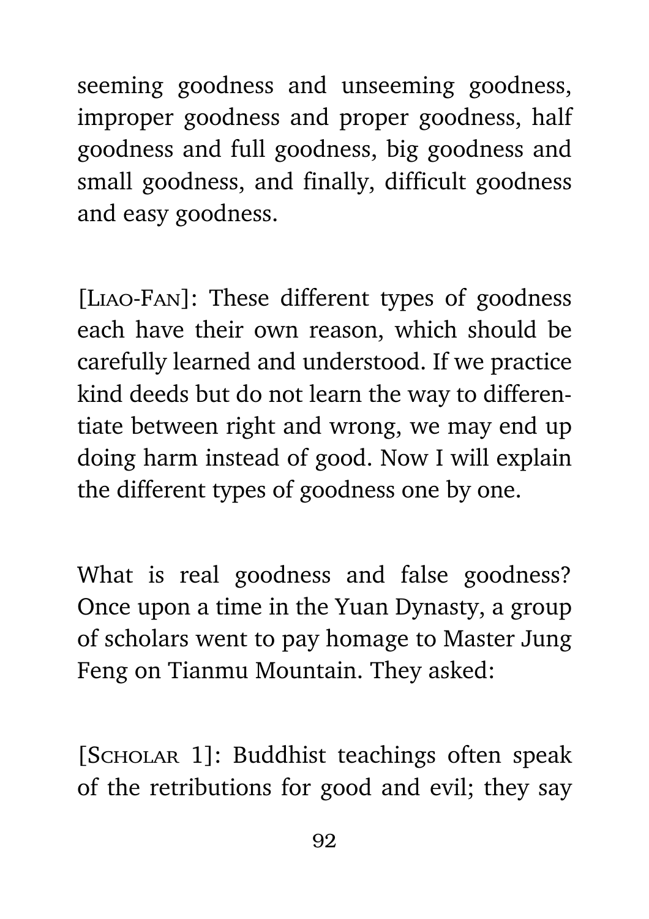seeming goodness and unseeming goodness, improper goodness and proper goodness, half goodness and full goodness, big goodness and small goodness, and finally, difficult goodness and easy goodness.

[Liao-Fan]: These different types of goodness each have their own reason, which should be carefully learned and understood. If we practice kind deeds but do not learn the way to differentiate between right and wrong, we may end up doing harm instead of good. Now I will explain the different types of goodness one by one.

What is real goodness and false goodness? Once upon a time in the Yuan Dynasty, a group of scholars went to pay homage to Master Jung Feng on Tianmu Mountain. They asked:

[Scholar 1]: Buddhist teachings often speak of the retributions for good and evil; they say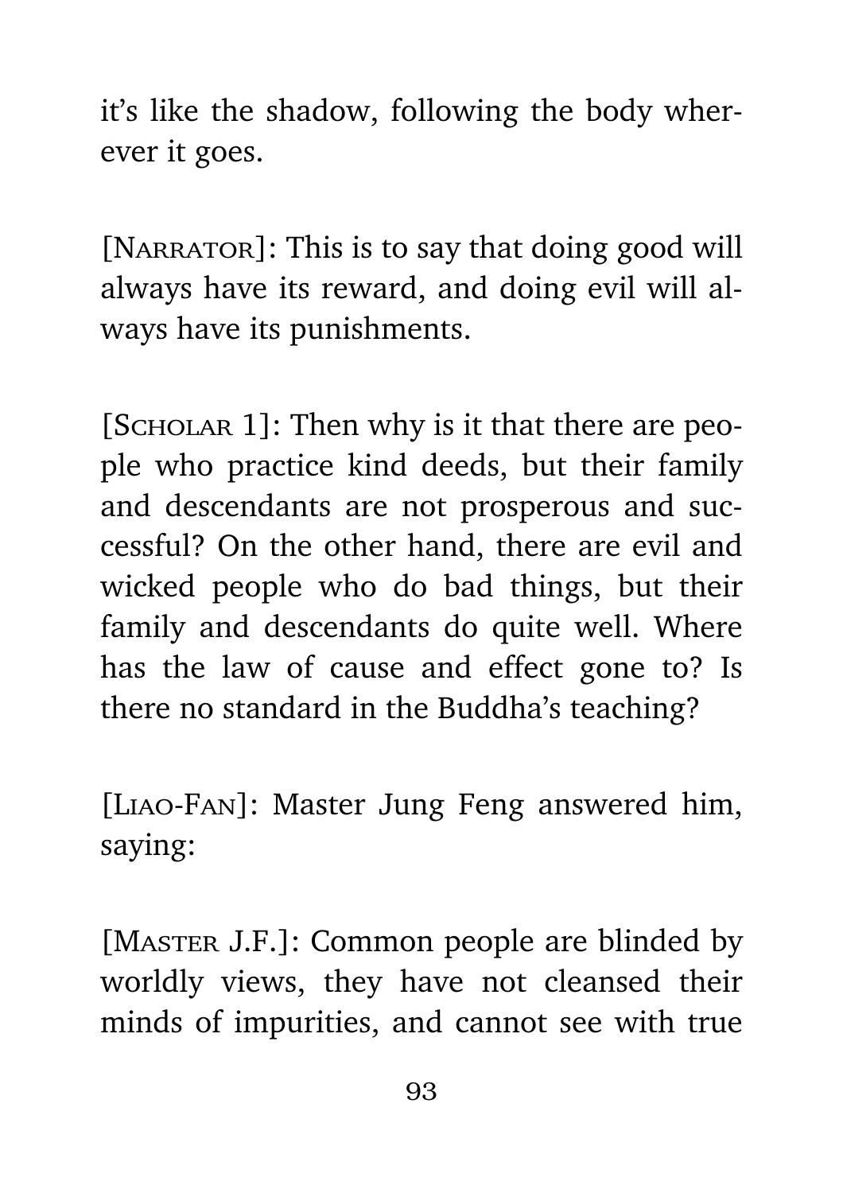it's like the shadow, following the body wherever it goes.

[Narrator]: This is to say that doing good will always have its reward, and doing evil will always have its punishments.

[Scholar 1]: Then why is it that there are people who practice kind deeds, but their family and descendants are not prosperous and successful? On the other hand, there are evil and wicked people who do bad things, but their family and descendants do quite well. Where has the law of cause and effect gone to? Is there no standard in the Buddha's teaching?

[Liao-Fan]: Master Jung Feng answered him, saying:

[Master J.F.]: Common people are blinded by worldly views, they have not cleansed their minds of impurities, and cannot see with true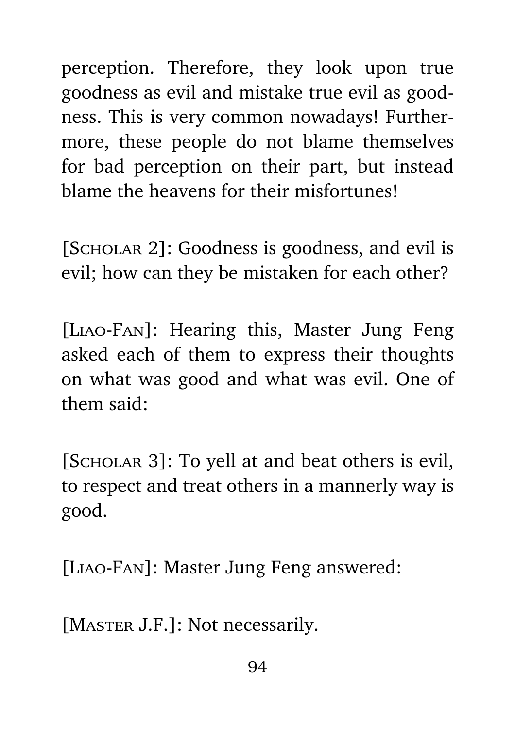perception. Therefore, they look upon true goodness as evil and mistake true evil as goodness. This is very common nowadays! Furthermore, these people do not blame themselves for bad perception on their part, but instead blame the heavens for their misfortunes!

[SCHOLAR 2]: Goodness is goodness, and evil is evil; how can they be mistaken for each other?

[LIAO-FAN]: Hearing this, Master Jung Feng asked each of them to express their thoughts on what was good and what was evil. One of them said:

[SCHOLAR 3]: To yell at and beat others is evil, to respect and treat others in a mannerly way is good.

[LIAO-FAN]: Master Jung Feng answered:

[MASTER J.F.]: Not necessarily.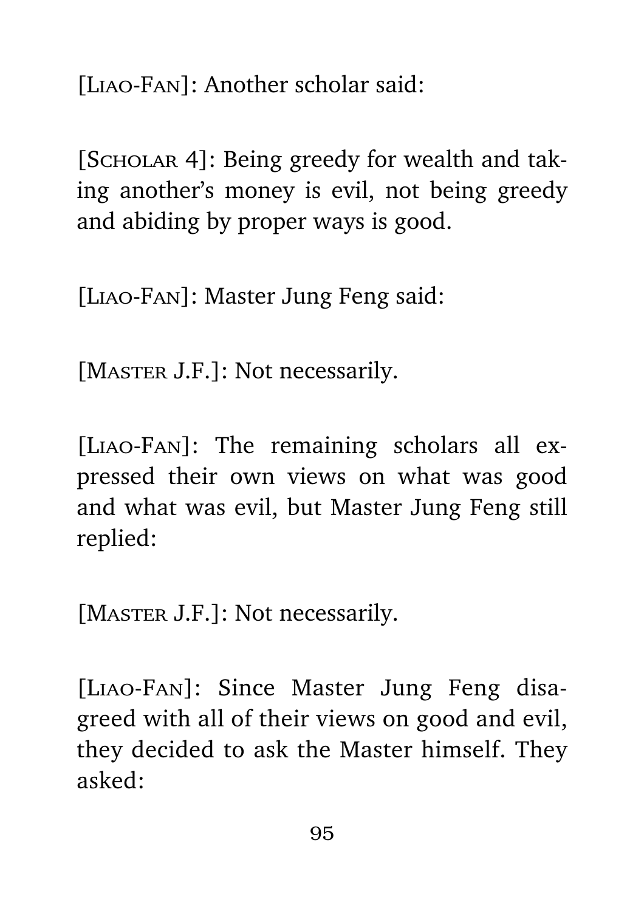[Liao-Fan]: Another scholar said:

[Scholar 4]: Being greedy for wealth and taking another's money is evil, not being greedy and abiding by proper ways is good.

[Liao-Fan]: Master Jung Feng said:

[Master J.F.]: Not necessarily.

[Liao-Fan]: The remaining scholars all expressed their own views on what was good and what was evil, but Master Jung Feng still replied:

[Master J.F.]: Not necessarily.

[Liao-Fan]: Since Master Jung Feng disagreed with all of their views on good and evil, they decided to ask the Master himself. They asked: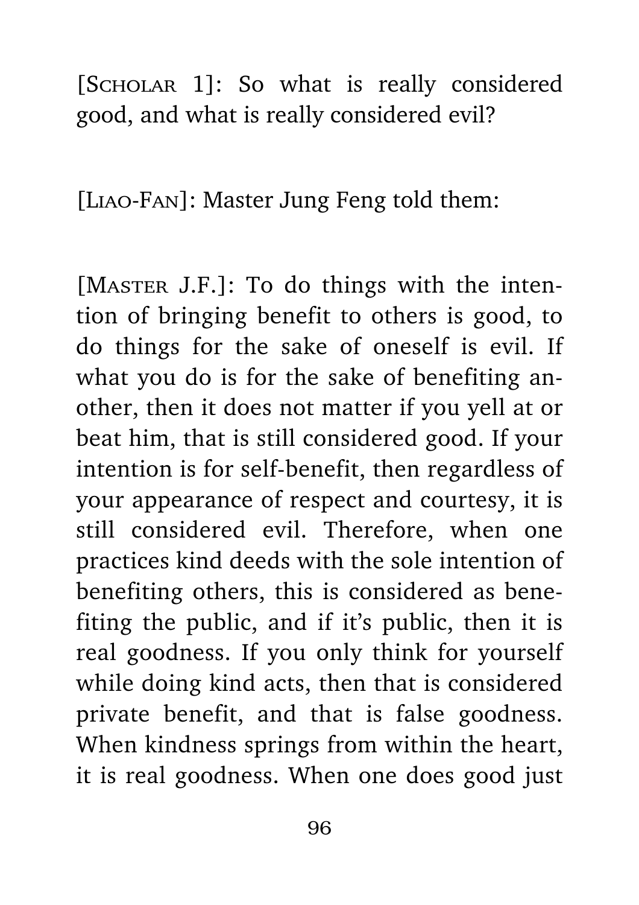[Scholar 1]: So what is really considered good, and what is really considered evil?

[Liao-Fan]: Master Jung Feng told them:

[Master J.F.]: To do things with the intention of bringing benefit to others is good, to do things for the sake of oneself is evil. If what you do is for the sake of benefiting another, then it does not matter if you yell at or beat him, that is still considered good. If your intention is for self-benefit, then regardless of your appearance of respect and courtesy, it is still considered evil. Therefore, when one practices kind deeds with the sole intention of benefiting others, this is considered as benefiting the public, and if it's public, then it is real goodness. If you only think for yourself while doing kind acts, then that is considered private benefit, and that is false goodness. When kindness springs from within the heart, it is real goodness. When one does good just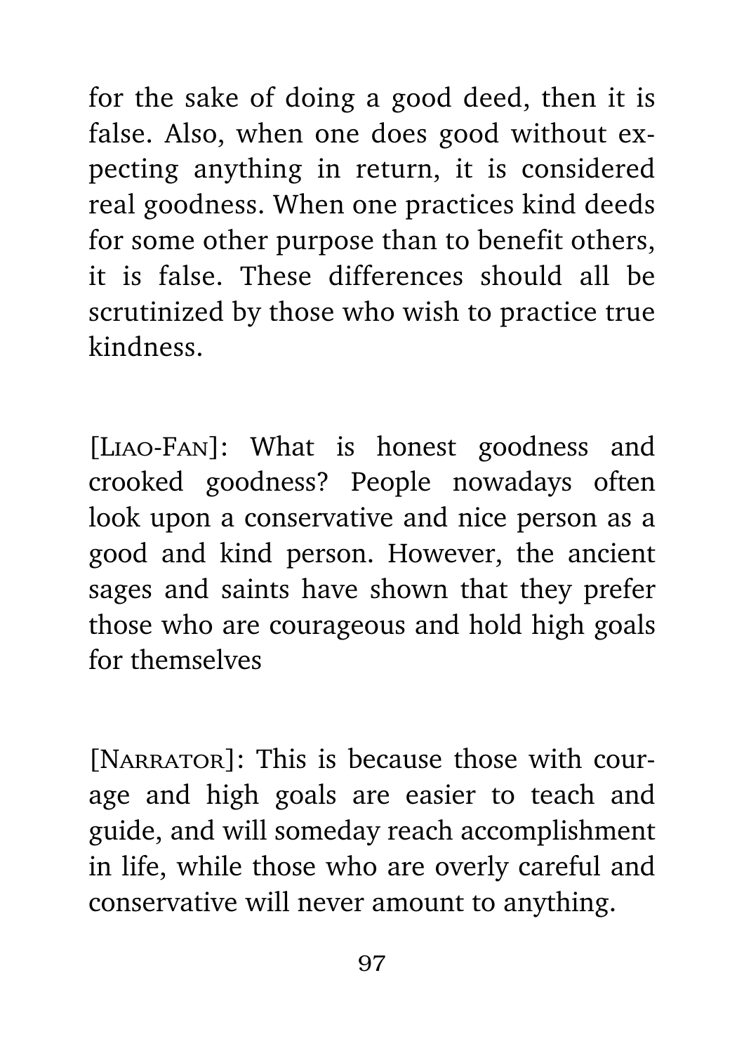for the sake of doing a good deed, then it is false. Also, when one does good without expecting anything in return, it is considered real goodness. When one practices kind deeds for some other purpose than to benefit others, it is false. These differences should all be scrutinized by those who wish to practice true kindness.

[LIAO-FAN]: What is honest goodness and crooked goodness? People nowadays often look upon a conservative and nice person as a good and kind person. However, the ancient sages and saints have shown that they prefer those who are courageous and hold high goals for themselves

[NARRATOR]: This is because those with courage and high goals are easier to teach and guide, and will someday reach accomplishment in life, while those who are overly careful and conservative will never amount to anything.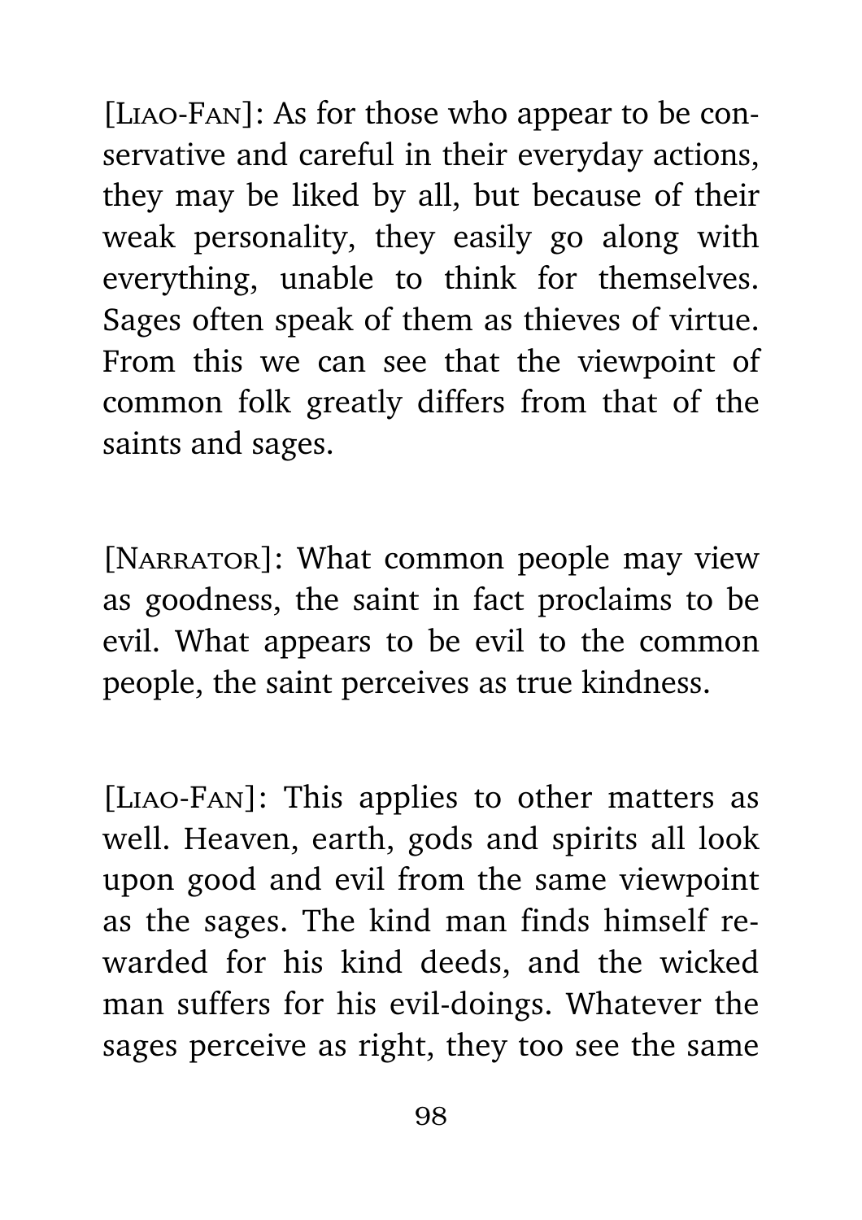[Liao-Fan]: As for those who appear to be conservative and careful in their everyday actions, they may be liked by all, but because of their weak personality, they easily go along with everything, unable to think for themselves. Sages often speak of them as thieves of virtue. From this we can see that the viewpoint of common folk greatly differs from that of the saints and sages.

[Narrator]: What common people may view as goodness, the saint in fact proclaims to be evil. What appears to be evil to the common people, the saint perceives as true kindness.

[Liao-Fan]: This applies to other matters as well. Heaven, earth, gods and spirits all look upon good and evil from the same viewpoint as the sages. The kind man finds himself rewarded for his kind deeds, and the wicked man suffers for his evil-doings. Whatever the sages perceive as right, they too see the same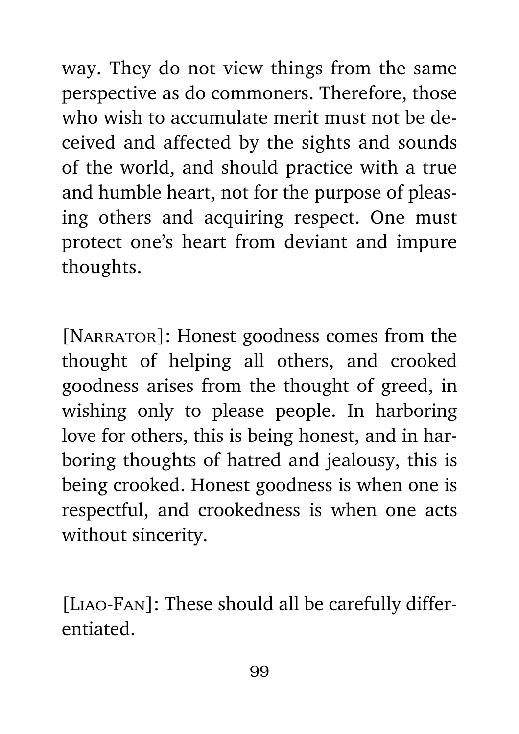way. They do not view things from the same perspective as do commoners. Therefore, those who wish to accumulate merit must not be deceived and affected by the sights and sounds of the world, and should practice with a true and humble heart, not for the purpose of pleasing others and acquiring respect. One must protect one's heart from deviant and impure thoughts.

[NARRATOR]: Honest goodness comes from the thought of helping all others, and crooked goodness arises from the thought of greed, in wishing only to please people. In harboring love for others, this is being honest, and in harboring thoughts of hatred and jealousy, this is being crooked. Honest goodness is when one is respectful, and crookedness is when one acts without sincerity.

[LIAO-FAN]: These should all be carefully differentiated.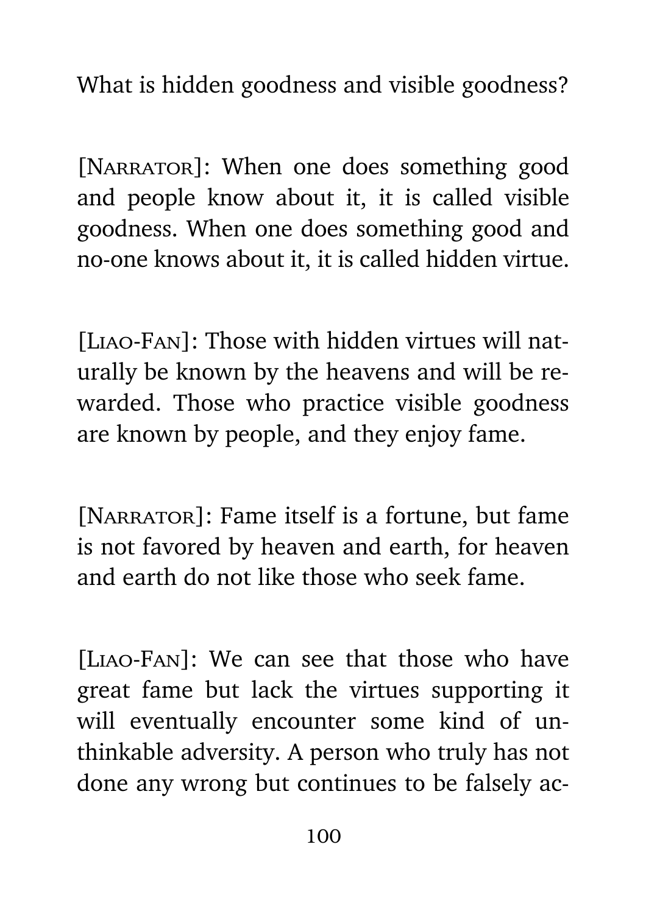What is hidden goodness and visible goodness?

[NARRATOR]: When one does something good and people know about it, it is called visible goodness. When one does something good and no-one knows about it, it is called hidden virtue.

[LIAO-FAN]: Those with hidden virtues will naturally be known by the heavens and will be rewarded. Those who practice visible goodness are known by people, and they enjoy fame.

[NARRATOR]: Fame itself is a fortune, but fame is not favored by heaven and earth, for heaven and earth do not like those who seek fame.

[LIAO-FAN]: We can see that those who have great fame but lack the virtues supporting it will eventually encounter some kind of unthinkable adversity. A person who truly has not done any wrong but continues to be falsely ac-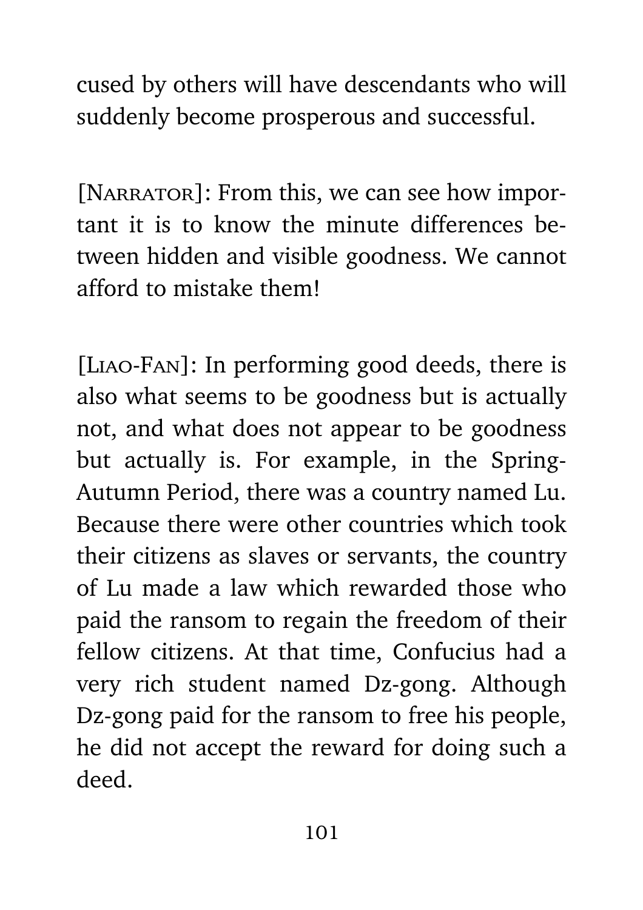cused by others will have descendants who will suddenly become prosperous and successful.

[Narrator]: From this, we can see how important it is to know the minute differences between hidden and visible goodness. We cannot afford to mistake them!

[Liao-Fan]: In performing good deeds, there is also what seems to be goodness but is actually not, and what does not appear to be goodness but actually is. For example, in the Spring-Autumn Period, there was a country named Lu. Because there were other countries which took their citizens as slaves or servants, the country of Lu made a law which rewarded those who paid the ransom to regain the freedom of their fellow citizens. At that time, Confucius had a very rich student named Dz-gong. Although Dz-gong paid for the ransom to free his people, he did not accept the reward for doing such a deed.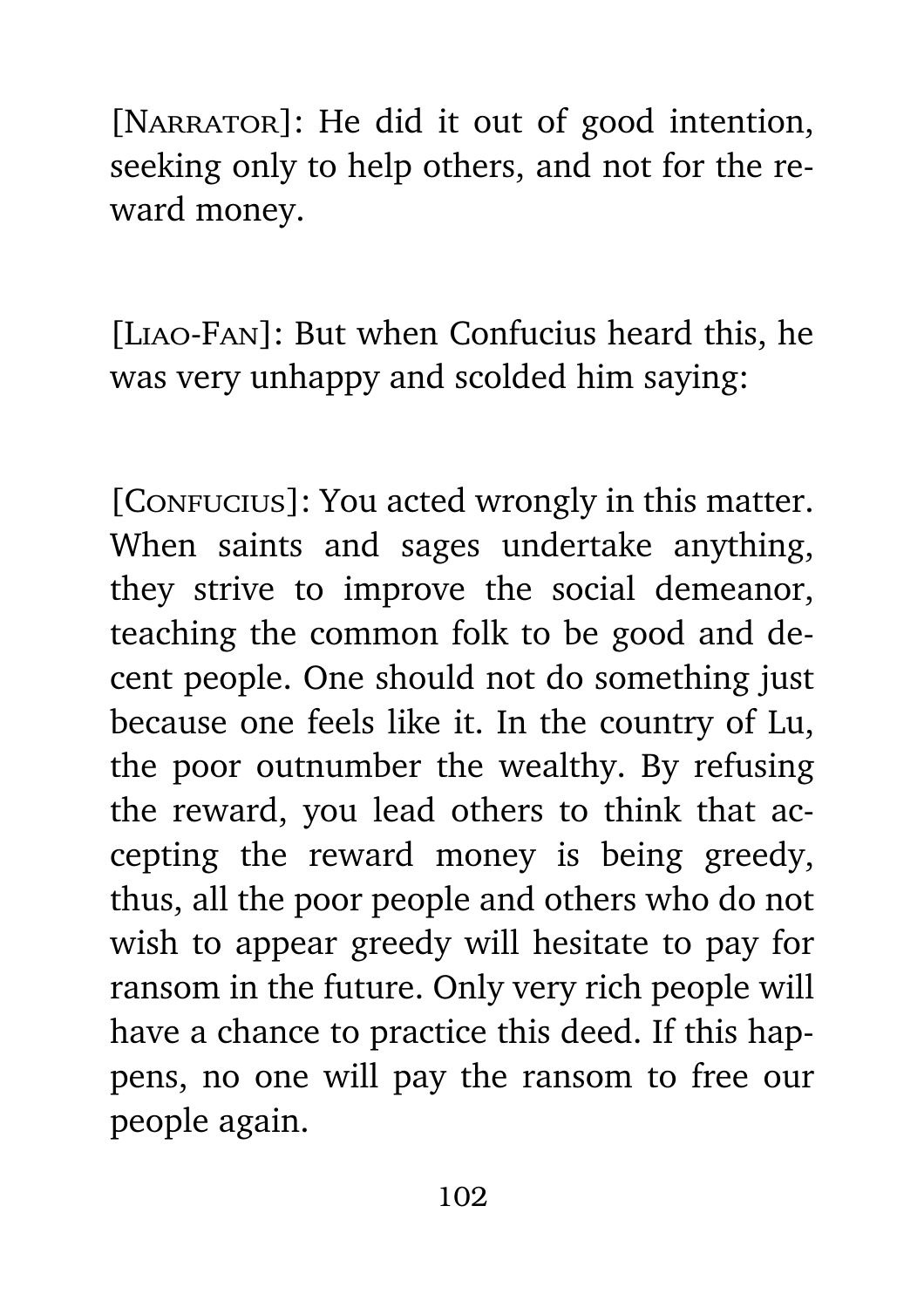[NARRATOR]: He did it out of good intention, seeking only to help others, and not for the reward money.

[LIAO-FAN]: But when Confucius heard this, he was very unhappy and scolded him saying:

[CONFUCIUS]: You acted wrongly in this matter. When saints and sages undertake anything, they strive to improve the social demeanor, teaching the common folk to be good and decent people. One should not do something just because one feels like it. In the country of Lu, the poor outnumber the wealthy. By refusing the reward, you lead others to think that accepting the reward money is being greedy, thus, all the poor people and others who do not wish to appear greedy will hesitate to pay for ransom in the future. Only very rich people will have a chance to practice this deed. If this happens, no one will pay the ransom to free our people again.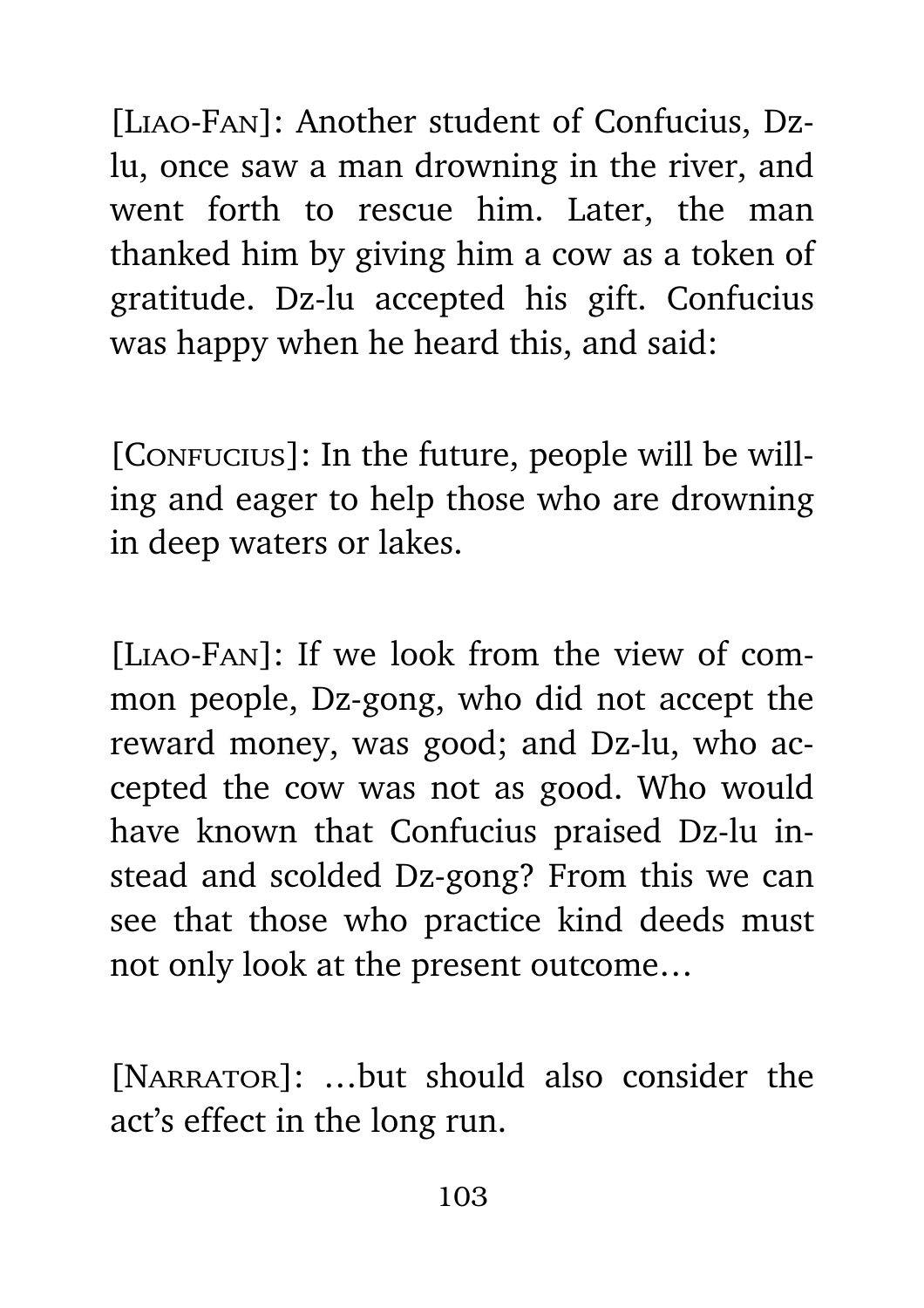[Liao-Fan]: Another student of Confucius, Dz-lu, once saw a man drowning in the river, and went forth to rescue him. Later, the man thanked him by giving him a cow as a token of gratitude. Dz-lu accepted his gift. Confucius was happy when he heard this, and said:

[Confucius]: In the future, people will be willing and eager to help those who are drowning in deep waters or lakes.

[Liao-Fan]: If we look from the view of common people, Dz-gong, who did not accept the reward money, was good; and Dz-lu, who accepted the cow was not as good. Who would have known that Confucius praised Dz-lu instead and scolded Dz-gong? From this we can see that those who practice kind deeds must not only look at the present outcome…

[Narrator]: …but should also consider the act's effect in the long run.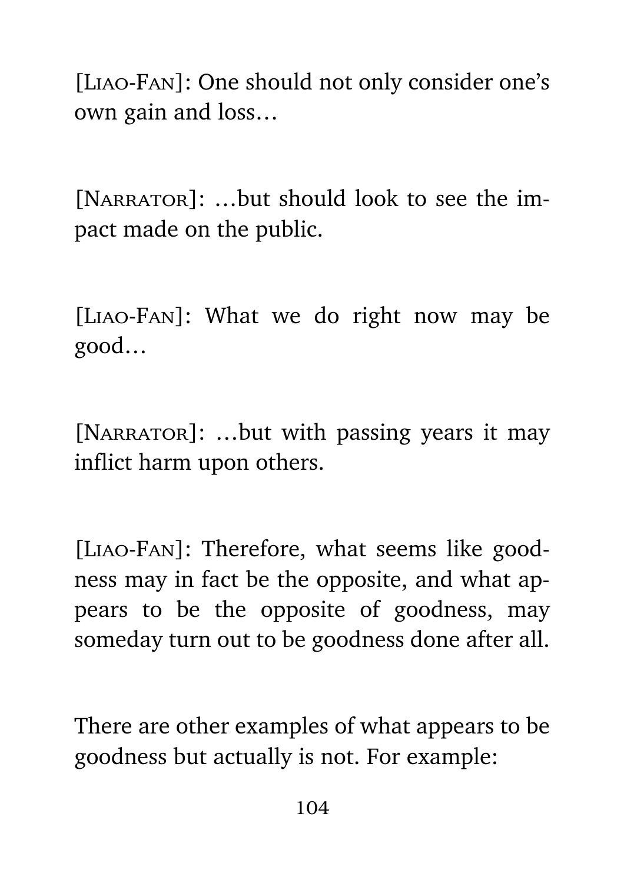[Liao-Fan]: One should not only consider one's own gain and loss…

[Narrator]: …but should look to see the impact made on the public.

[Liao-Fan]: What we do right now may be good…

[Narrator]: …but with passing years it may inflict harm upon others.

[Liao-Fan]: Therefore, what seems like goodness may in fact be the opposite, and what appears to be the opposite of goodness, may someday turn out to be goodness done after all.

There are other examples of what appears to be goodness but actually is not. For example: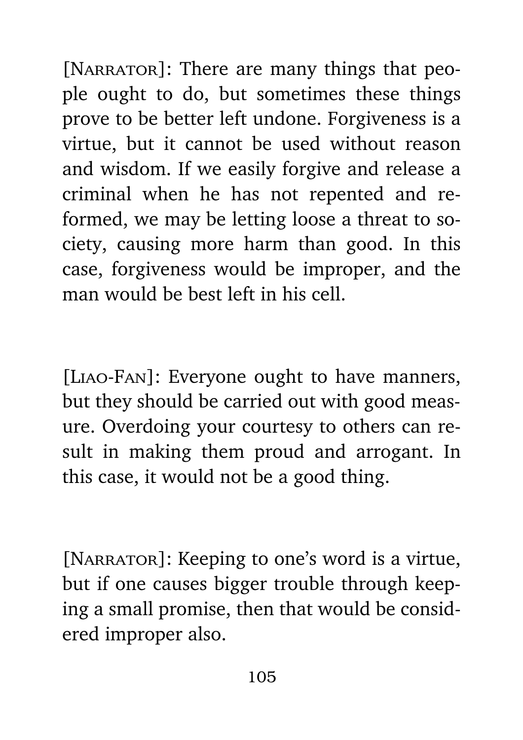[Narrator]: There are many things that people ought to do, but sometimes these things prove to be better left undone. Forgiveness is a virtue, but it cannot be used without reason and wisdom. If we easily forgive and release a criminal when he has not repented and reformed, we may be letting loose a threat to society, causing more harm than good. In this case, forgiveness would be improper, and the man would be best left in his cell.

[Liao-Fan]: Everyone ought to have manners, but they should be carried out with good measure. Overdoing your courtesy to others can result in making them proud and arrogant. In this case, it would not be a good thing.

[Narrator]: Keeping to one's word is a virtue, but if one causes bigger trouble through keeping a small promise, then that would be considered improper also.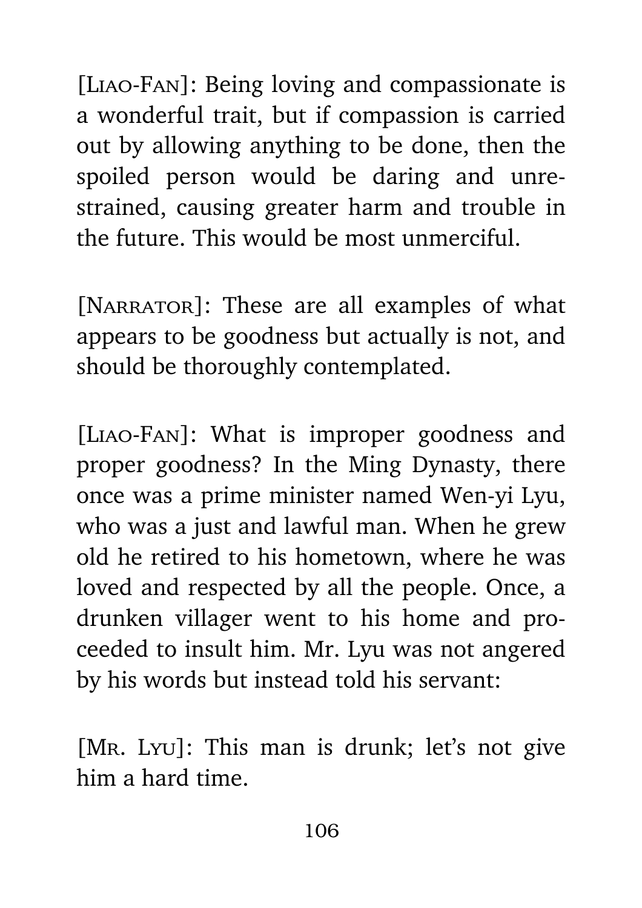[LIAO-FAN]: Being loving and compassionate is a wonderful trait, but if compassion is carried out by allowing anything to be done, then the spoiled person would be daring and unrestrained, causing greater harm and trouble in the future. This would be most unmerciful.

[NARRATOR]: These are all examples of what appears to be goodness but actually is not, and should be thoroughly contemplated.

[LIAO-FAN]: What is improper goodness and proper goodness? In the Ming Dynasty, there once was a prime minister named Wen-yi Lyu, who was a just and lawful man. When he grew old he retired to his hometown, where he was loved and respected by all the people. Once, a drunken villager went to his home and proceeded to insult him. Mr. Lyu was not angered by his words but instead told his servant:

[MR. LYU]: This man is drunk; let's not give him a hard time.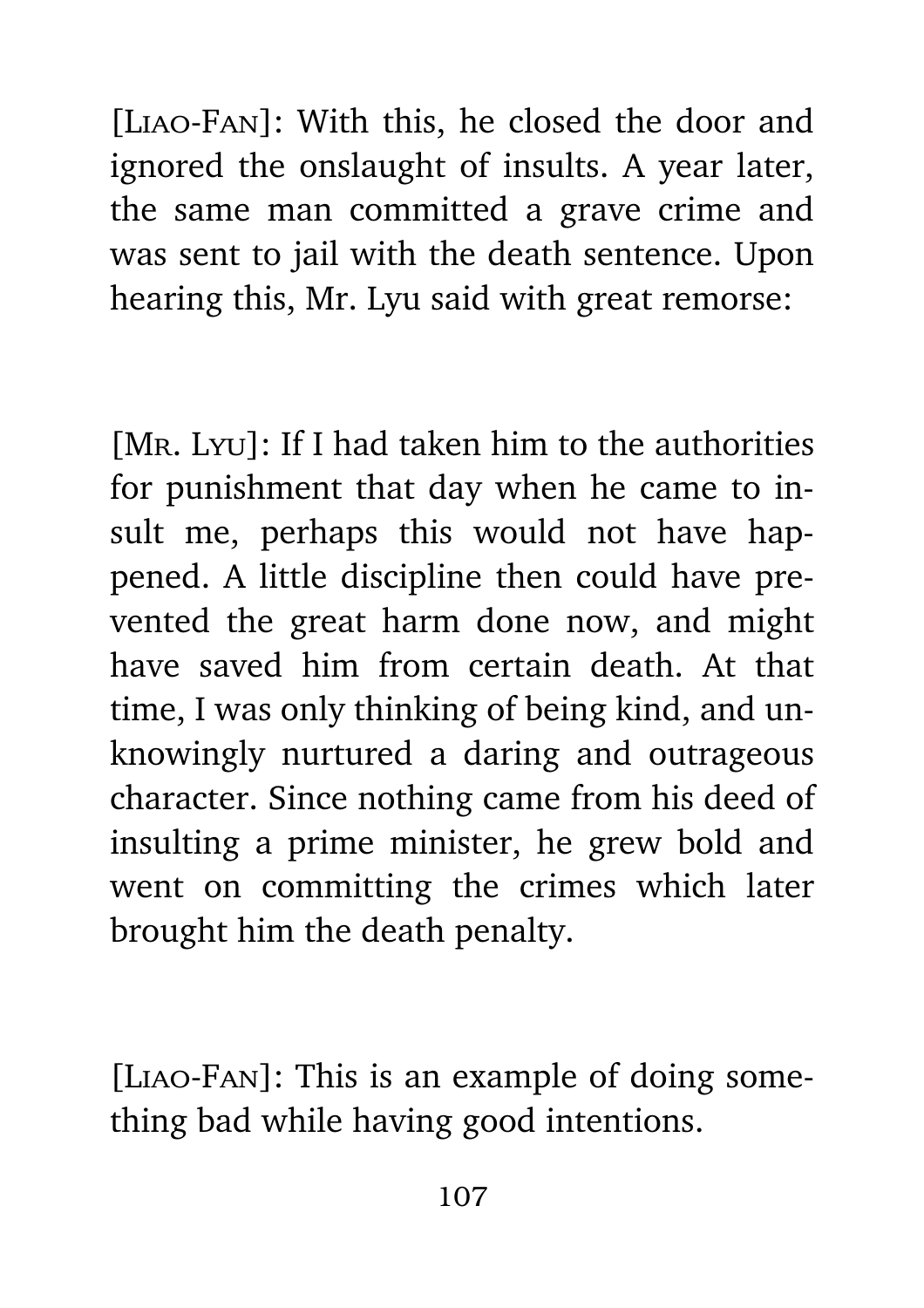[LIAO-FAN]: With this, he closed the door and ignored the onslaught of insults. A year later, the same man committed a grave crime and was sent to jail with the death sentence. Upon hearing this, Mr. Lyu said with great remorse:

[MR. LYU]: If I had taken him to the authorities for punishment that day when he came to insult me, perhaps this would not have happened. A little discipline then could have prevented the great harm done now, and might have saved him from certain death. At that time, I was only thinking of being kind, and unknowingly nurtured a daring and outrageous character. Since nothing came from his deed of insulting a prime minister, he grew bold and went on committing the crimes which later brought him the death penalty.

[LIAO-FAN]: This is an example of doing something bad while having good intentions.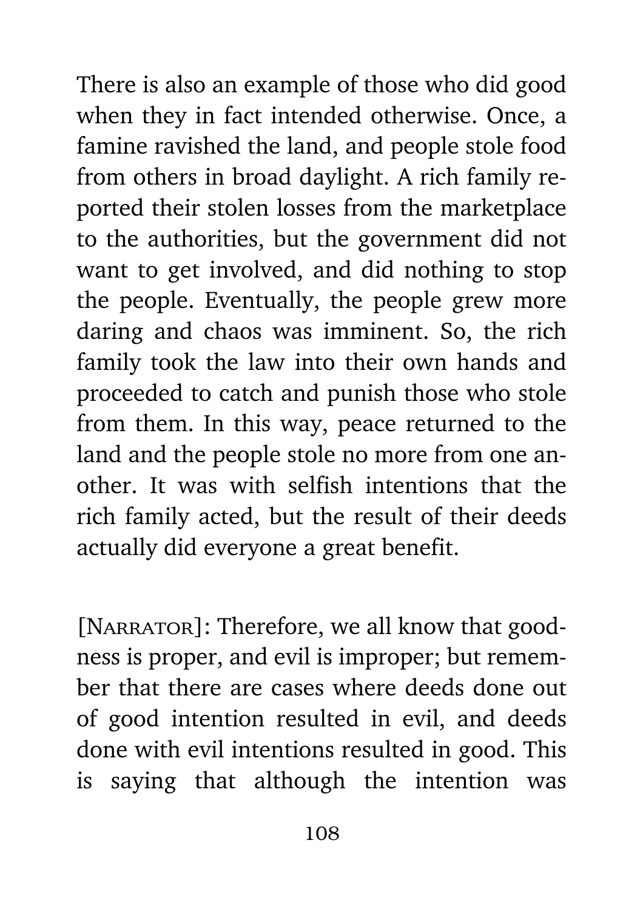There is also an example of those who did good when they in fact intended otherwise. Once, a famine ravished the land, and people stole food from others in broad daylight. A rich family reported their stolen losses from the marketplace to the authorities, but the government did not want to get involved, and did nothing to stop the people. Eventually, the people grew more daring and chaos was imminent. So, the rich family took the law into their own hands and proceeded to catch and punish those who stole from them. In this way, peace returned to the land and the people stole no more from one another. It was with selfish intentions that the rich family acted, but the result of their deeds actually did everyone a great benefit.

[NARRATOR]: Therefore, we all know that goodness is proper, and evil is improper; but remember that there are cases where deeds done out of good intention resulted in evil, and deeds done with evil intentions resulted in good. This is saying that although the intention was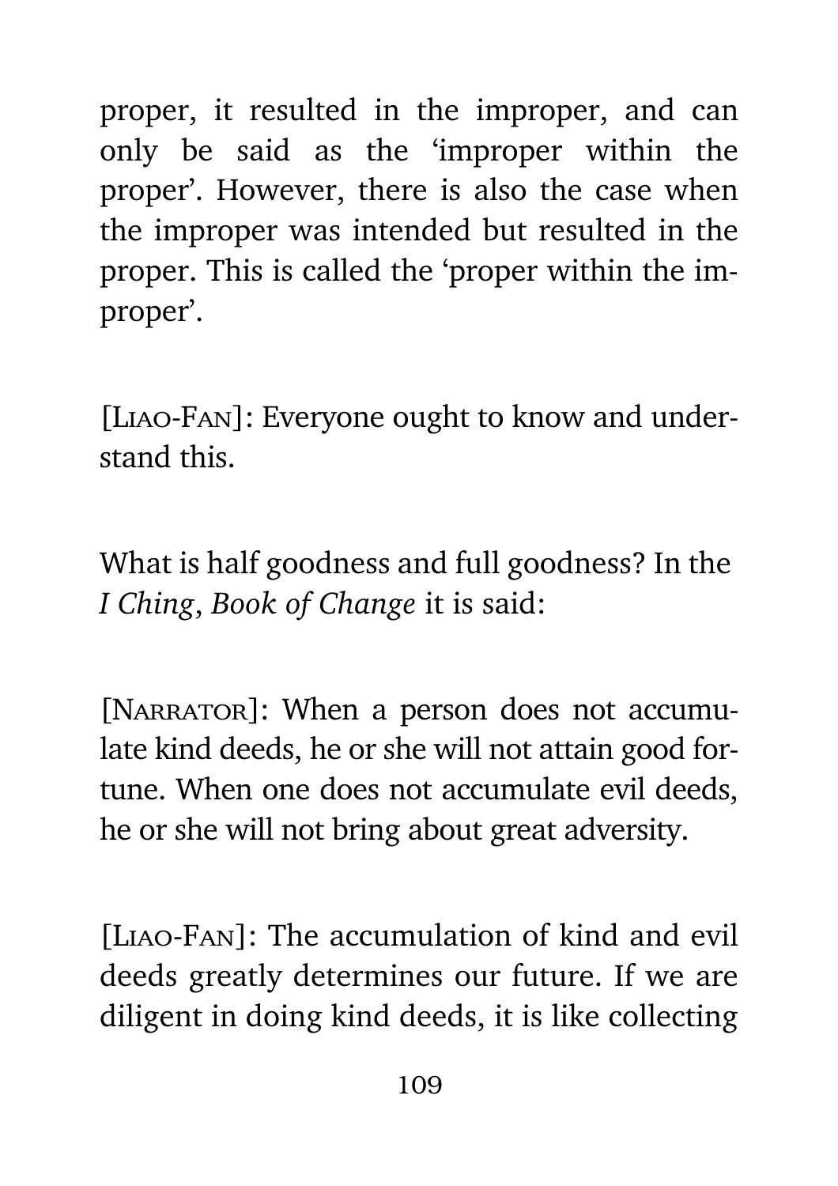proper, it resulted in the improper, and can only be said as the 'improper within the proper'. However, there is also the case when the improper was intended but resulted in the proper. This is called the 'proper within the improper'.

[LIAO-FAN]: Everyone ought to know and understand this.

What is half goodness and full goodness? In the *I Ching*, *Book of Change* it is said:

[NARRATOR]: When a person does not accumulate kind deeds, he or she will not attain good fortune. When one does not accumulate evil deeds, he or she will not bring about great adversity.

[LIAO-FAN]: The accumulation of kind and evil deeds greatly determines our future. If we are diligent in doing kind deeds, it is like collecting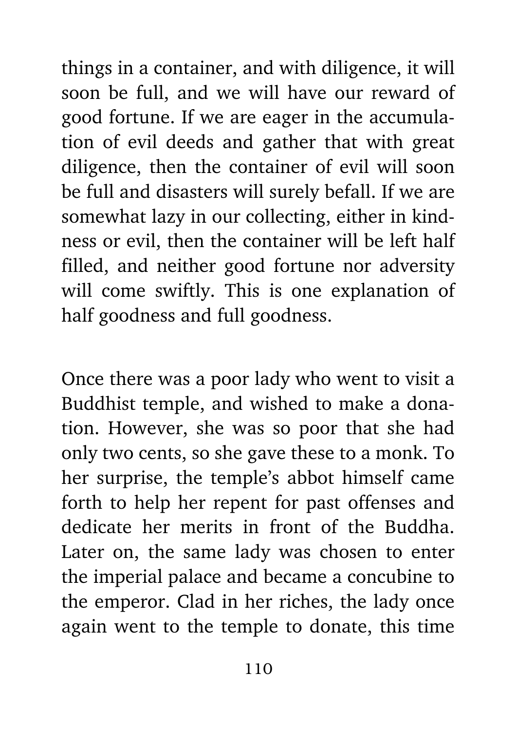things in a container, and with diligence, it will soon be full, and we will have our reward of good fortune. If we are eager in the accumulation of evil deeds and gather that with great diligence, then the container of evil will soon be full and disasters will surely befall. If we are somewhat lazy in our collecting, either in kindness or evil, then the container will be left half filled, and neither good fortune nor adversity will come swiftly. This is one explanation of half goodness and full goodness.

Once there was a poor lady who went to visit a Buddhist temple, and wished to make a donation. However, she was so poor that she had only two cents, so she gave these to a monk. To her surprise, the temple's abbot himself came forth to help her repent for past offenses and dedicate her merits in front of the Buddha. Later on, the same lady was chosen to enter the imperial palace and became a concubine to the emperor. Clad in her riches, the lady once again went to the temple to donate, this time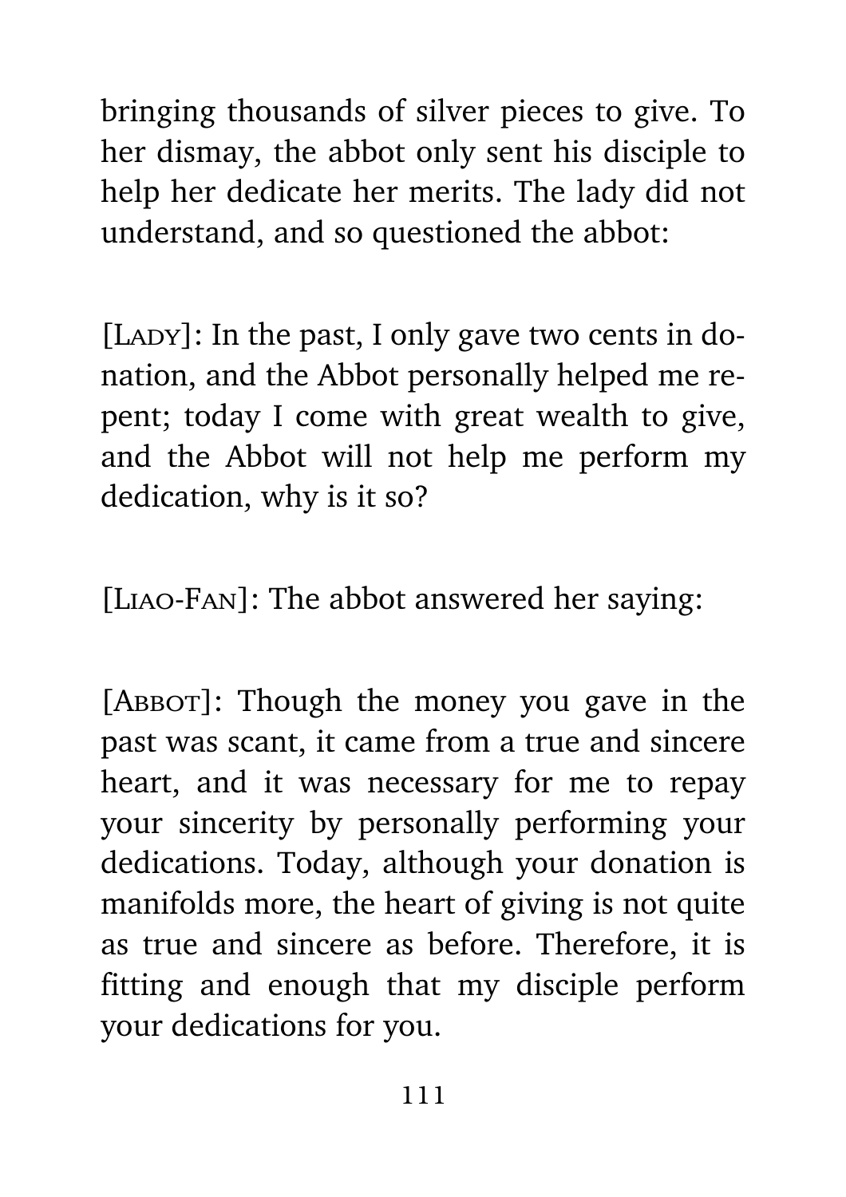bringing thousands of silver pieces to give. To her dismay, the abbot only sent his disciple to help her dedicate her merits. The lady did not understand, and so questioned the abbot:

[Lady]: In the past, I only gave two cents in donation, and the Abbot personally helped me repent; today I come with great wealth to give, and the Abbot will not help me perform my dedication, why is it so?

[Liao-Fan]: The abbot answered her saying:

[Abbot]: Though the money you gave in the past was scant, it came from a true and sincere heart, and it was necessary for me to repay your sincerity by personally performing your dedications. Today, although your donation is manifolds more, the heart of giving is not quite as true and sincere as before. Therefore, it is fitting and enough that my disciple perform your dedications for you.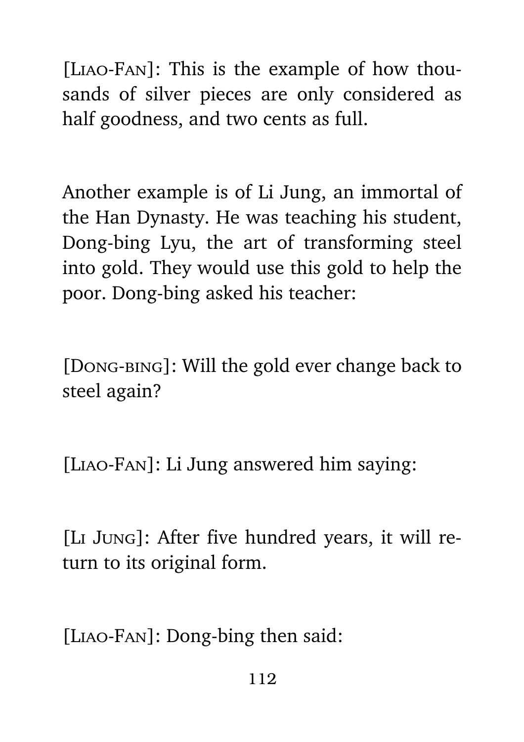[Liao-Fan]: This is the example of how thousands of silver pieces are only considered as half goodness, and two cents as full.

Another example is of Li Jung, an immortal of the Han Dynasty. He was teaching his student, Dong-bing Lyu, the art of transforming steel into gold. They would use this gold to help the poor. Dong-bing asked his teacher:

[Dong-bing]: Will the gold ever change back to steel again?

[Liao-Fan]: Li Jung answered him saying:

[Li Jung]: After five hundred years, it will return to its original form.

[Liao-Fan]: Dong-bing then said: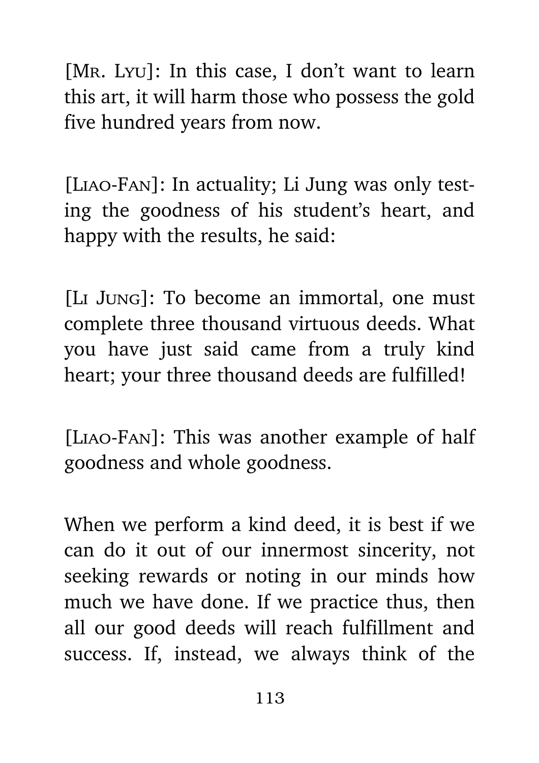[Mr. Lyu]: In this case, I don't want to learn this art, it will harm those who possess the gold five hundred years from now.

[Liao-Fan]: In actuality; Li Jung was only testing the goodness of his student's heart, and happy with the results, he said:

[Li Jung]: To become an immortal, one must complete three thousand virtuous deeds. What you have just said came from a truly kind heart; your three thousand deeds are fulfilled!

[Liao-Fan]: This was another example of half goodness and whole goodness.

When we perform a kind deed, it is best if we can do it out of our innermost sincerity, not seeking rewards or noting in our minds how much we have done. If we practice thus, then all our good deeds will reach fulfillment and success. If, instead, we always think of the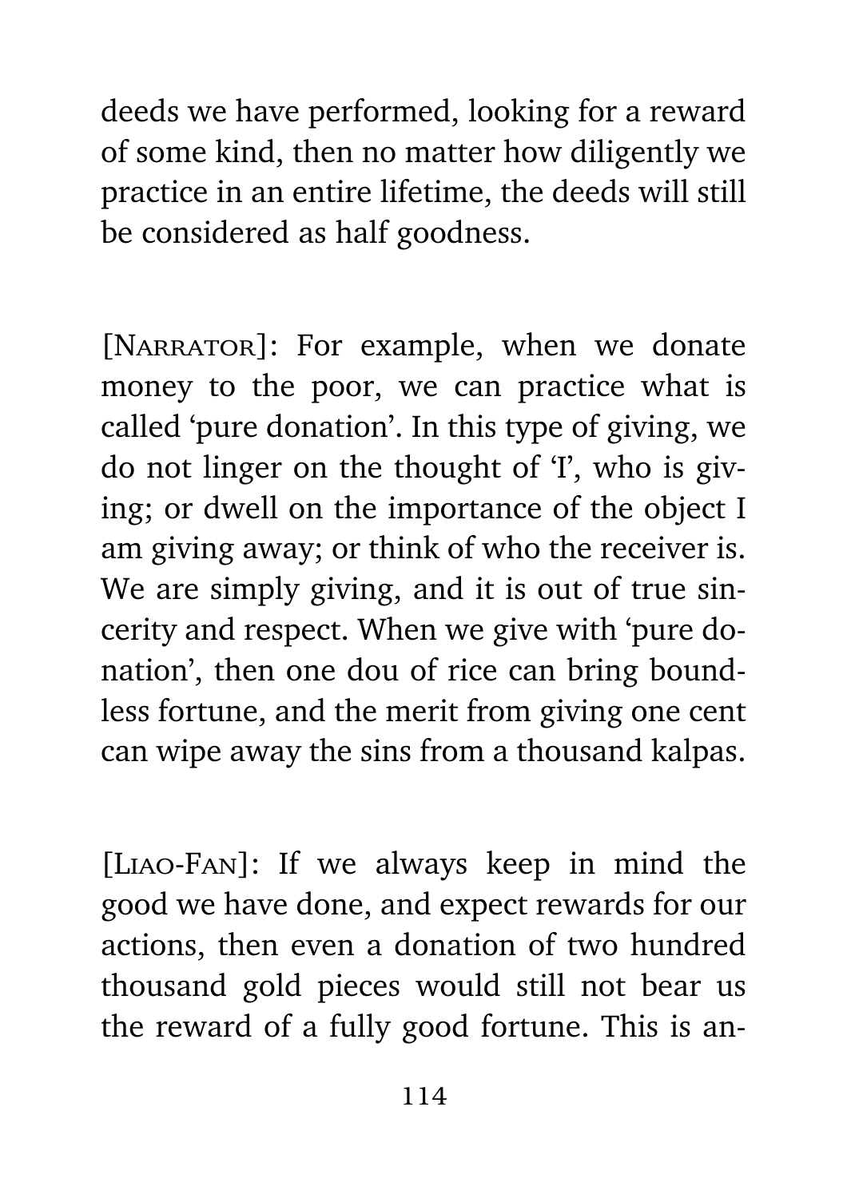deeds we have performed, looking for a reward of some kind, then no matter how diligently we practice in an entire lifetime, the deeds will still be considered as half goodness.

[NARRATOR]: For example, when we donate money to the poor, we can practice what is called 'pure donation'. In this type of giving, we do not linger on the thought of 'I', who is giving; or dwell on the importance of the object I am giving away; or think of who the receiver is. We are simply giving, and it is out of true sincerity and respect. When we give with 'pure donation', then one dou of rice can bring boundless fortune, and the merit from giving one cent can wipe away the sins from a thousand kalpas.

[LIAO-FAN]: If we always keep in mind the good we have done, and expect rewards for our actions, then even a donation of two hundred thousand gold pieces would still not bear us the reward of a fully good fortune. This is an-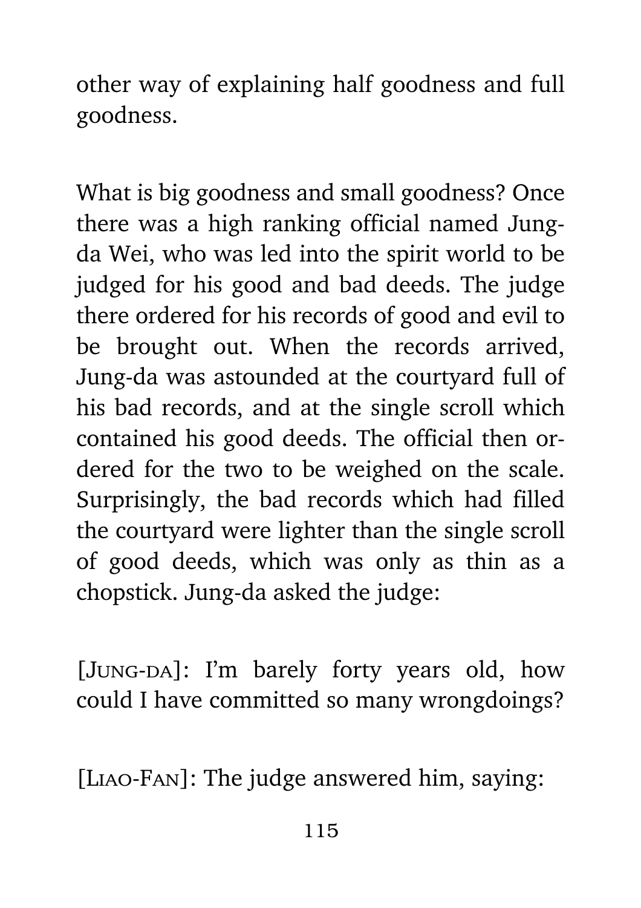other way of explaining half goodness and full goodness.

What is big goodness and small goodness? Once there was a high ranking official named Jung-da Wei, who was led into the spirit world to be judged for his good and bad deeds. The judge there ordered for his records of good and evil to be brought out. When the records arrived, Jung-da was astounded at the courtyard full of his bad records, and at the single scroll which contained his good deeds. The official then ordered for the two to be weighed on the scale. Surprisingly, the bad records which had filled the courtyard were lighter than the single scroll of good deeds, which was only as thin as a chopstick. Jung-da asked the judge:

[Jung-da]: I'm barely forty years old, how could I have committed so many wrongdoings?

[Liao-Fan]: The judge answered him, saying: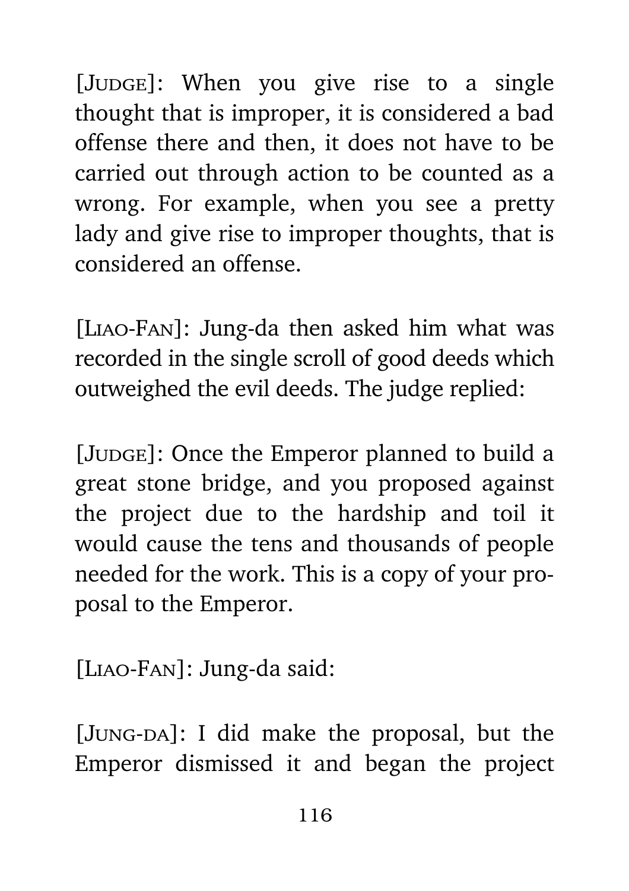[JUDGE]: When you give rise to a single thought that is improper, it is considered a bad offense there and then, it does not have to be carried out through action to be counted as a wrong. For example, when you see a pretty lady and give rise to improper thoughts, that is considered an offense.

[LIAO-FAN]: Jung-da then asked him what was recorded in the single scroll of good deeds which outweighed the evil deeds. The judge replied:

[JUDGE]: Once the Emperor planned to build a great stone bridge, and you proposed against the project due to the hardship and toil it would cause the tens and thousands of people needed for the work. This is a copy of your proposal to the Emperor.

[LIAO-FAN]: Jung-da said:

[JUNG-DA]: I did make the proposal, but the Emperor dismissed it and began the project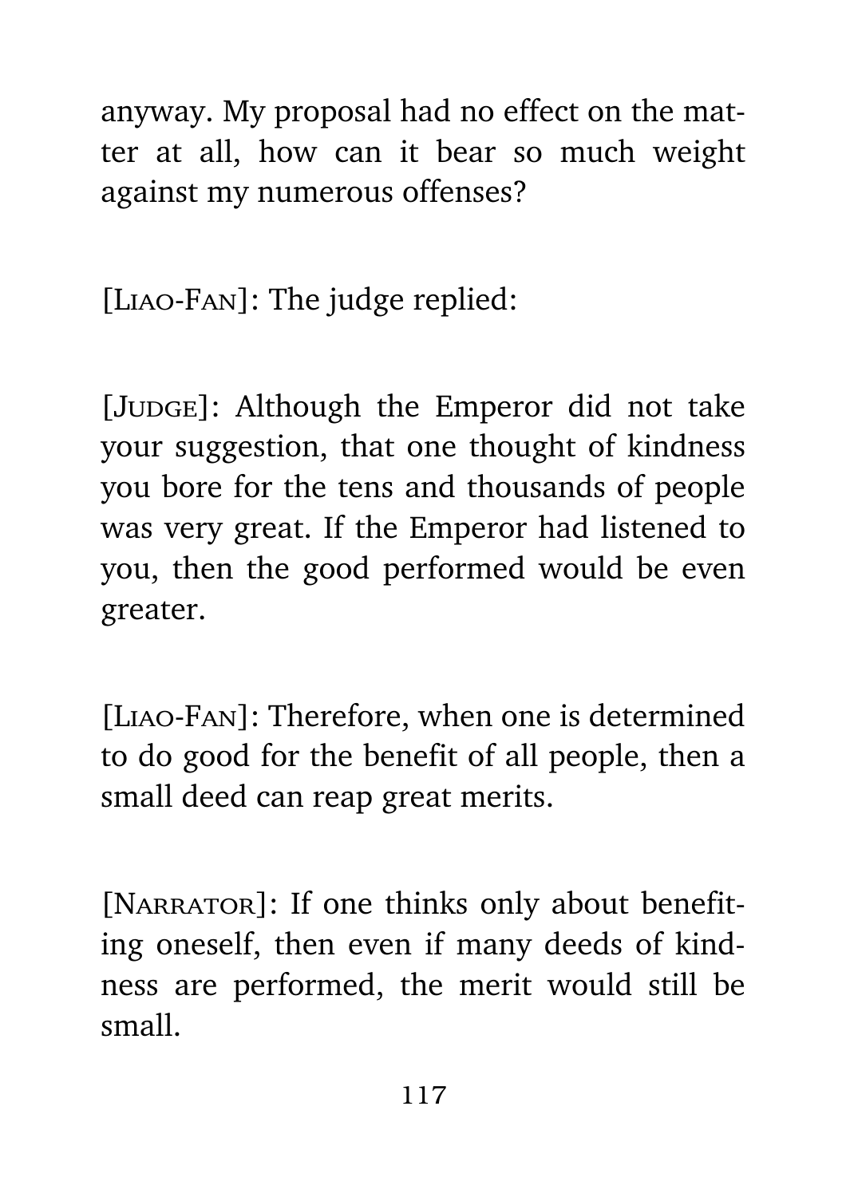anyway. My proposal had no effect on the matter at all, how can it bear so much weight against my numerous offenses?

[Liao-Fan]: The judge replied:

[Judge]: Although the Emperor did not take your suggestion, that one thought of kindness you bore for the tens and thousands of people was very great. If the Emperor had listened to you, then the good performed would be even greater.

[Liao-Fan]: Therefore, when one is determined to do good for the benefit of all people, then a small deed can reap great merits.

[Narrator]: If one thinks only about benefiting oneself, then even if many deeds of kindness are performed, the merit would still be small.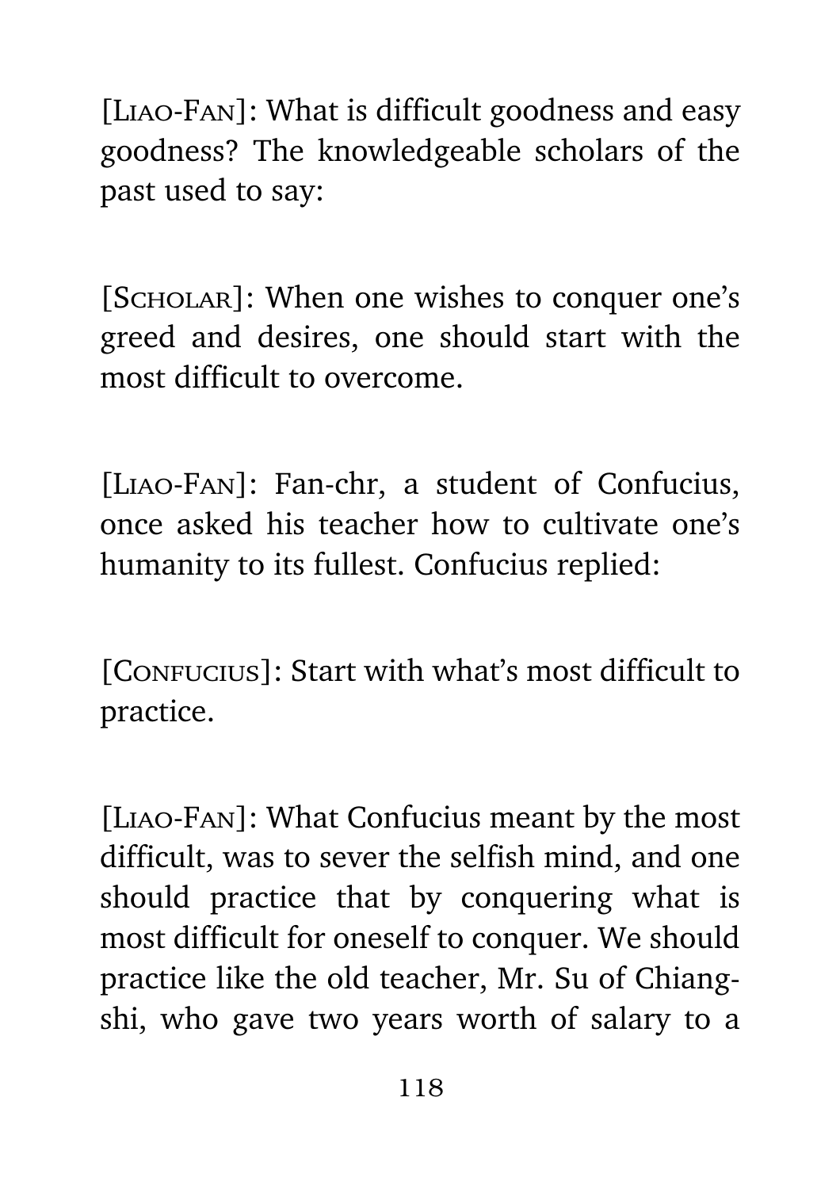[Liao-Fan]: What is difficult goodness and easy goodness? The knowledgeable scholars of the past used to say:

[Scholar]: When one wishes to conquer one's greed and desires, one should start with the most difficult to overcome.

[Liao-Fan]: Fan-chr, a student of Confucius, once asked his teacher how to cultivate one's humanity to its fullest. Confucius replied:

[Confucius]: Start with what's most difficult to practice.

[Liao-Fan]: What Confucius meant by the most difficult, was to sever the selfish mind, and one should practice that by conquering what is most difficult for oneself to conquer. We should practice like the old teacher, Mr. Su of Chiang-shi, who gave two years worth of salary to a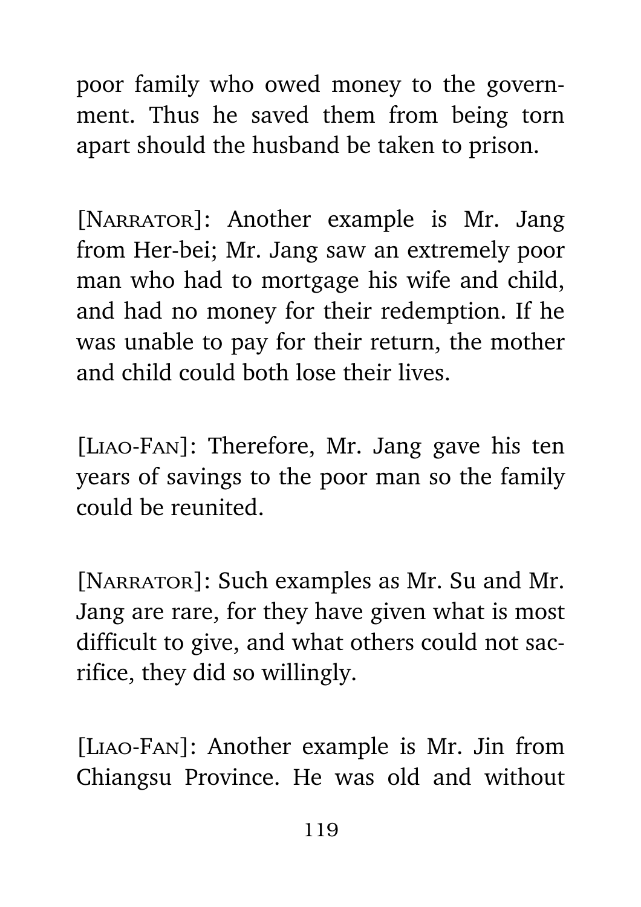poor family who owed money to the government. Thus he saved them from being torn apart should the husband be taken to prison.

[NARRATOR]: Another example is Mr. Jang from Her-bei; Mr. Jang saw an extremely poor man who had to mortgage his wife and child, and had no money for their redemption. If he was unable to pay for their return, the mother and child could both lose their lives.

[LIAO-FAN]: Therefore, Mr. Jang gave his ten years of savings to the poor man so the family could be reunited.

[NARRATOR]: Such examples as Mr. Su and Mr. Jang are rare, for they have given what is most difficult to give, and what others could not sacrifice, they did so willingly.

[LIAO-FAN]: Another example is Mr. Jin from Chiangsu Province. He was old and without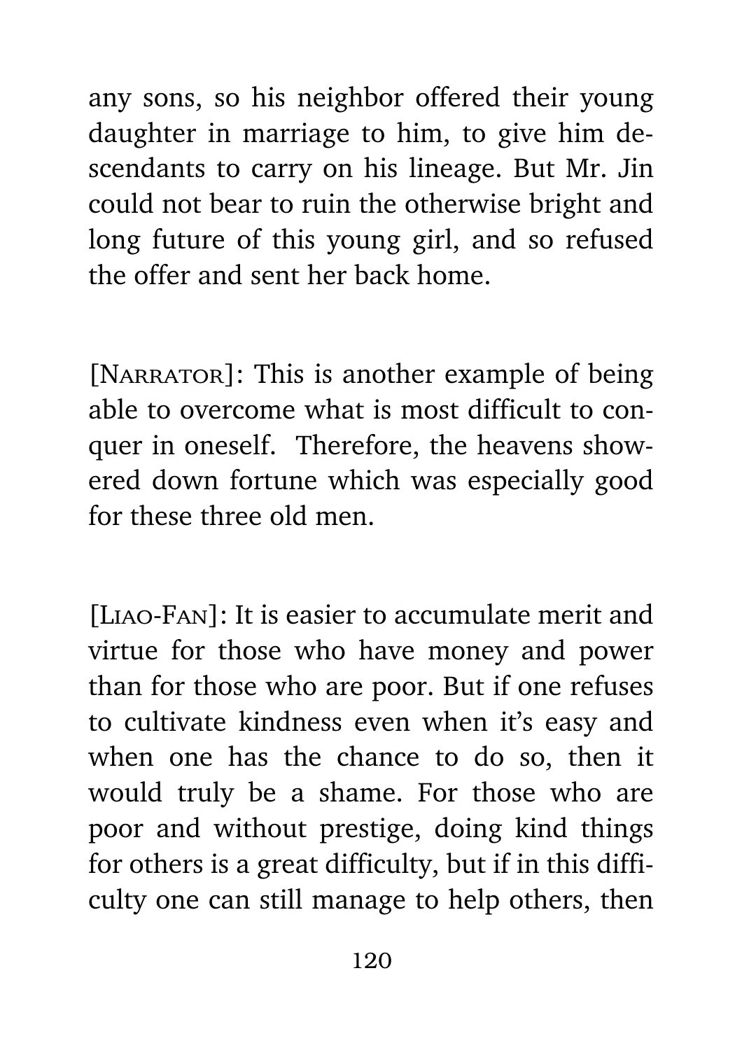any sons, so his neighbor offered their young daughter in marriage to him, to give him descendants to carry on his lineage. But Mr. Jin could not bear to ruin the otherwise bright and long future of this young girl, and so refused the offer and sent her back home.

[NARRATOR]: This is another example of being able to overcome what is most difficult to conquer in oneself.  Therefore, the heavens showered down fortune which was especially good for these three old men.

[LIAO-FAN]: It is easier to accumulate merit and virtue for those who have money and power than for those who are poor. But if one refuses to cultivate kindness even when it's easy and when one has the chance to do so, then it would truly be a shame. For those who are poor and without prestige, doing kind things for others is a great difficulty, but if in this difficulty one can still manage to help others, then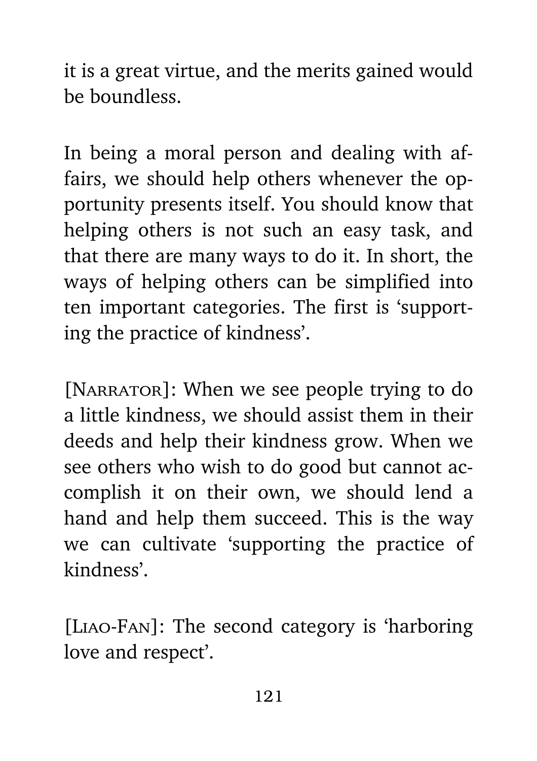it is a great virtue, and the merits gained would be boundless.

In being a moral person and dealing with affairs, we should help others whenever the opportunity presents itself. You should know that helping others is not such an easy task, and that there are many ways to do it. In short, the ways of helping others can be simplified into ten important categories. The first is 'supporting the practice of kindness'.

[NARRATOR]: When we see people trying to do a little kindness, we should assist them in their deeds and help their kindness grow. When we see others who wish to do good but cannot accomplish it on their own, we should lend a hand and help them succeed. This is the way we can cultivate 'supporting the practice of kindness'.

[LIAO-FAN]: The second category is 'harboring love and respect'.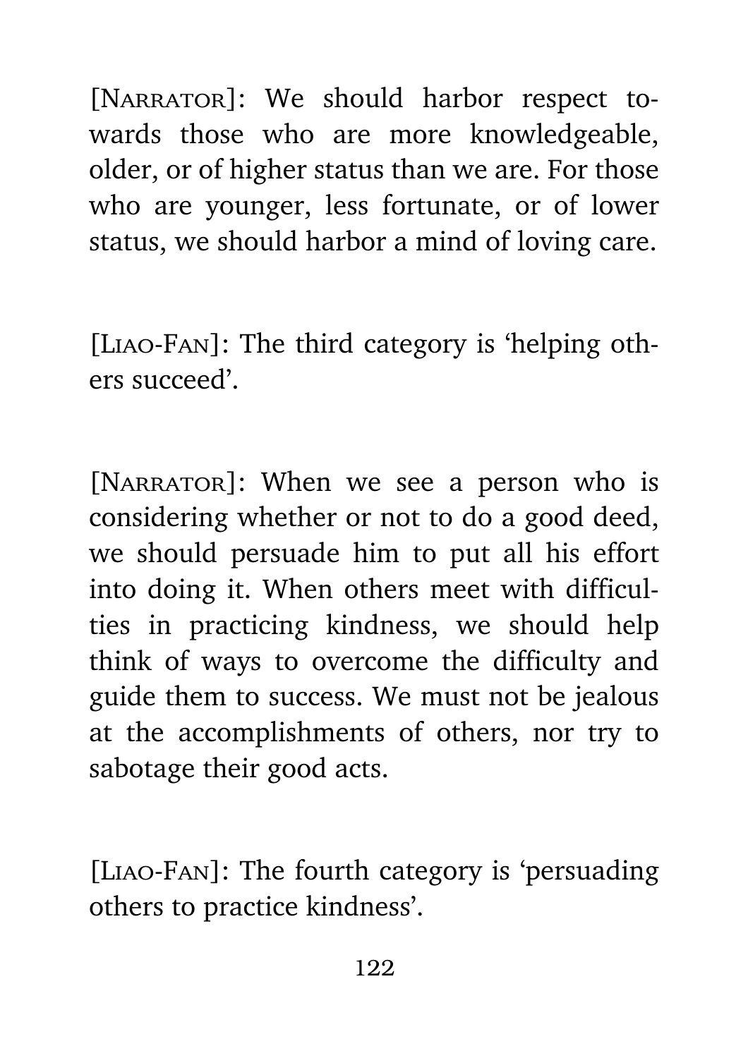[NARRATOR]: We should harbor respect towards those who are more knowledgeable, older, or of higher status than we are. For those who are younger, less fortunate, or of lower status, we should harbor a mind of loving care.

[LIAO-FAN]: The third category is 'helping others succeed'.

[NARRATOR]: When we see a person who is considering whether or not to do a good deed, we should persuade him to put all his effort into doing it. When others meet with difficulties in practicing kindness, we should help think of ways to overcome the difficulty and guide them to success. We must not be jealous at the accomplishments of others, nor try to sabotage their good acts.

[LIAO-FAN]: The fourth category is 'persuading others to practice kindness'.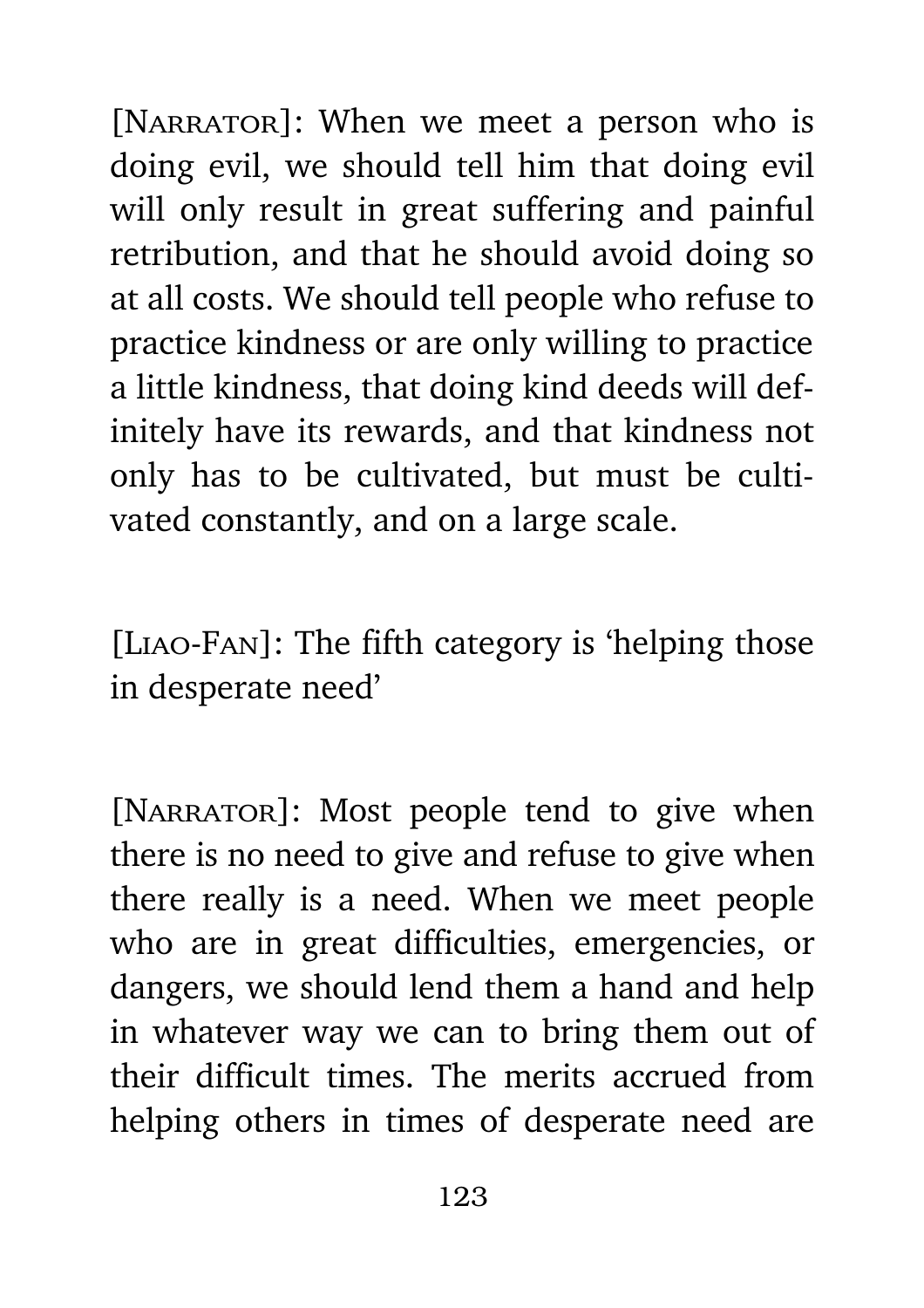[Narrator]: When we meet a person who is doing evil, we should tell him that doing evil will only result in great suffering and painful retribution, and that he should avoid doing so at all costs. We should tell people who refuse to practice kindness or are only willing to practice a little kindness, that doing kind deeds will definitely have its rewards, and that kindness not only has to be cultivated, but must be cultivated constantly, and on a large scale.

[Liao-Fan]: The fifth category is 'helping those in desperate need'

[Narrator]: Most people tend to give when there is no need to give and refuse to give when there really is a need. When we meet people who are in great difficulties, emergencies, or dangers, we should lend them a hand and help in whatever way we can to bring them out of their difficult times. The merits accrued from helping others in times of desperate need are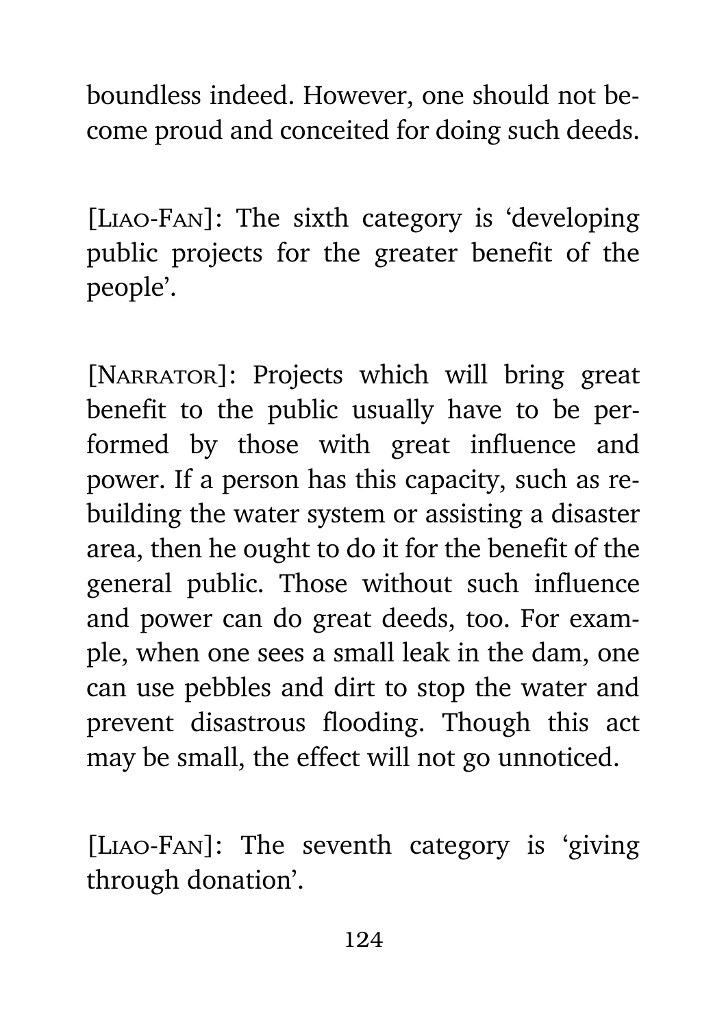boundless indeed. However, one should not become proud and conceited for doing such deeds.

[Liao-Fan]: The sixth category is 'developing public projects for the greater benefit of the people'.

[Narrator]: Projects which will bring great benefit to the public usually have to be performed by those with great influence and power. If a person has this capacity, such as rebuilding the water system or assisting a disaster area, then he ought to do it for the benefit of the general public. Those without such influence and power can do great deeds, too. For example, when one sees a small leak in the dam, one can use pebbles and dirt to stop the water and prevent disastrous flooding. Though this act may be small, the effect will not go unnoticed.

[Liao-Fan]: The seventh category is 'giving through donation'.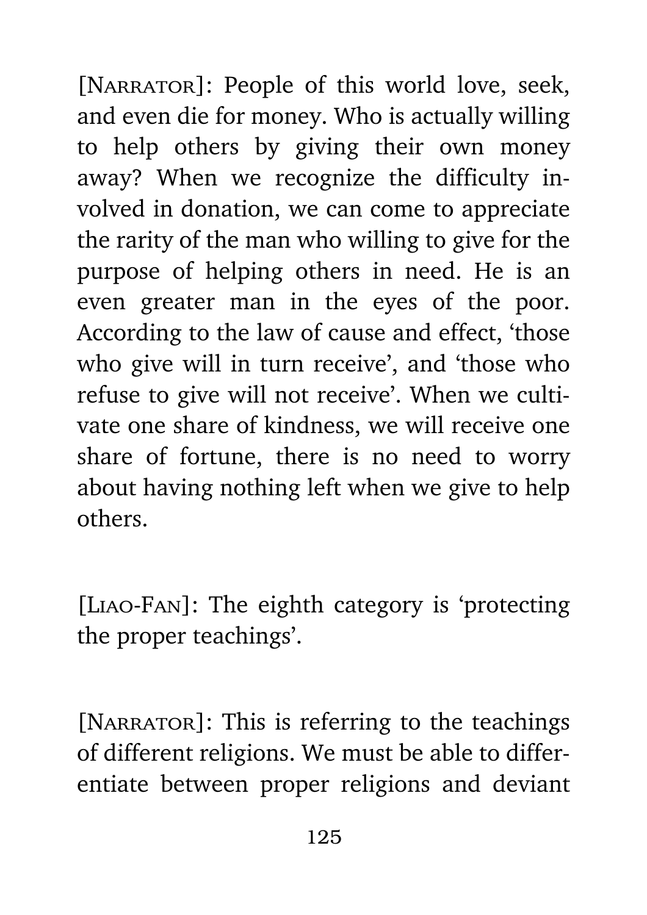[Narrator]: People of this world love, seek, and even die for money. Who is actually willing to help others by giving their own money away? When we recognize the difficulty involved in donation, we can come to appreciate the rarity of the man who willing to give for the purpose of helping others in need. He is an even greater man in the eyes of the poor. According to the law of cause and effect, 'those who give will in turn receive', and 'those who refuse to give will not receive'. When we cultivate one share of kindness, we will receive one share of fortune, there is no need to worry about having nothing left when we give to help others.

[Liao-Fan]: The eighth category is 'protecting the proper teachings'.

[Narrator]: This is referring to the teachings of different religions. We must be able to differentiate between proper religions and deviant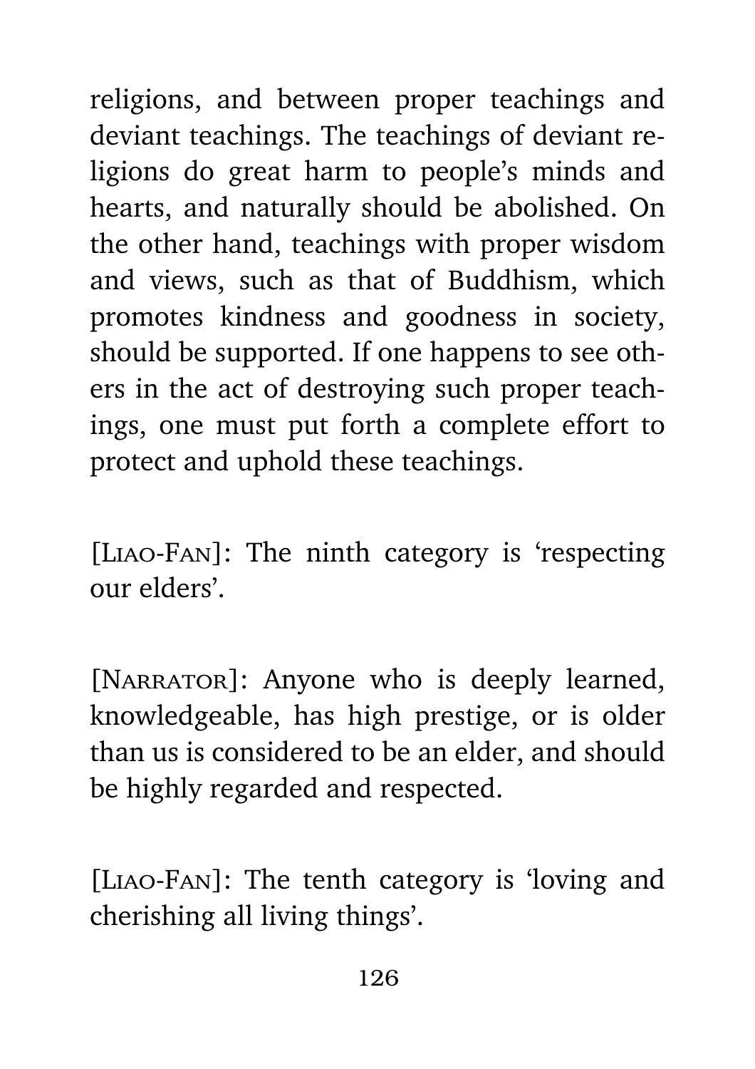religions, and between proper teachings and deviant teachings. The teachings of deviant religions do great harm to people's minds and hearts, and naturally should be abolished. On the other hand, teachings with proper wisdom and views, such as that of Buddhism, which promotes kindness and goodness in society, should be supported. If one happens to see others in the act of destroying such proper teachings, one must put forth a complete effort to protect and uphold these teachings.

[LIAO-FAN]: The ninth category is 'respecting our elders'.

[NARRATOR]: Anyone who is deeply learned, knowledgeable, has high prestige, or is older than us is considered to be an elder, and should be highly regarded and respected.

[LIAO-FAN]: The tenth category is 'loving and cherishing all living things'.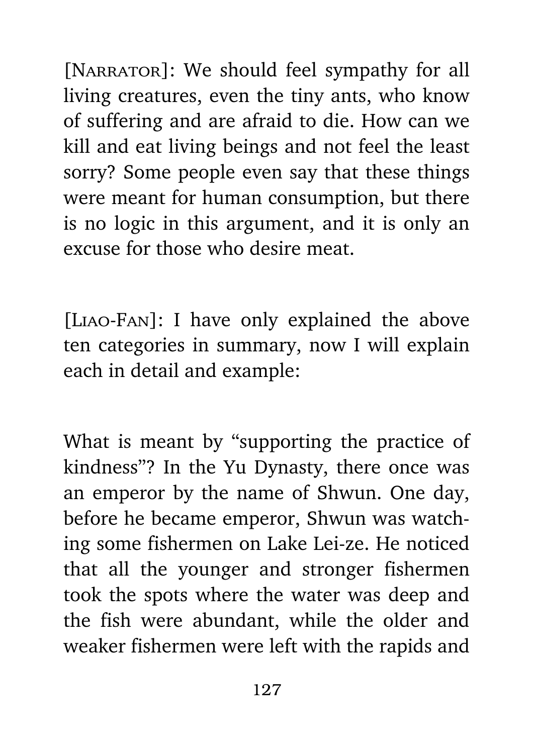[NARRATOR]: We should feel sympathy for all living creatures, even the tiny ants, who know of suffering and are afraid to die. How can we kill and eat living beings and not feel the least sorry? Some people even say that these things were meant for human consumption, but there is no logic in this argument, and it is only an excuse for those who desire meat.

[LIAO-FAN]: I have only explained the above ten categories in summary, now I will explain each in detail and example:

What is meant by "supporting the practice of kindness"? In the Yu Dynasty, there once was an emperor by the name of Shwun. One day, before he became emperor, Shwun was watching some fishermen on Lake Lei-ze. He noticed that all the younger and stronger fishermen took the spots where the water was deep and the fish were abundant, while the older and weaker fishermen were left with the rapids and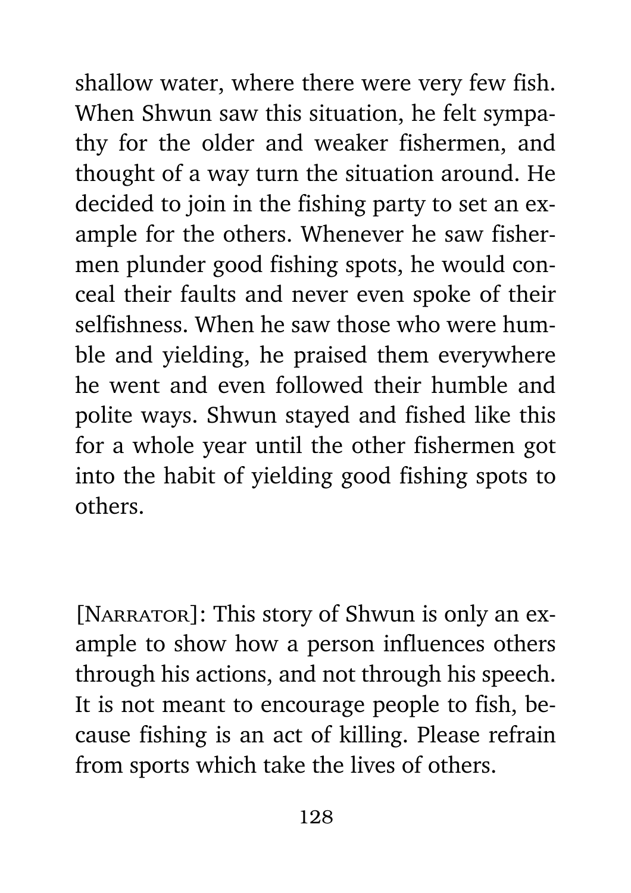shallow water, where there were very few fish. When Shwun saw this situation, he felt sympathy for the older and weaker fishermen, and thought of a way turn the situation around. He decided to join in the fishing party to set an example for the others. Whenever he saw fishermen plunder good fishing spots, he would conceal their faults and never even spoke of their selfishness. When he saw those who were humble and yielding, he praised them everywhere he went and even followed their humble and polite ways. Shwun stayed and fished like this for a whole year until the other fishermen got into the habit of yielding good fishing spots to others.

[NARRATOR]: This story of Shwun is only an example to show how a person influences others through his actions, and not through his speech. It is not meant to encourage people to fish, because fishing is an act of killing. Please refrain from sports which take the lives of others.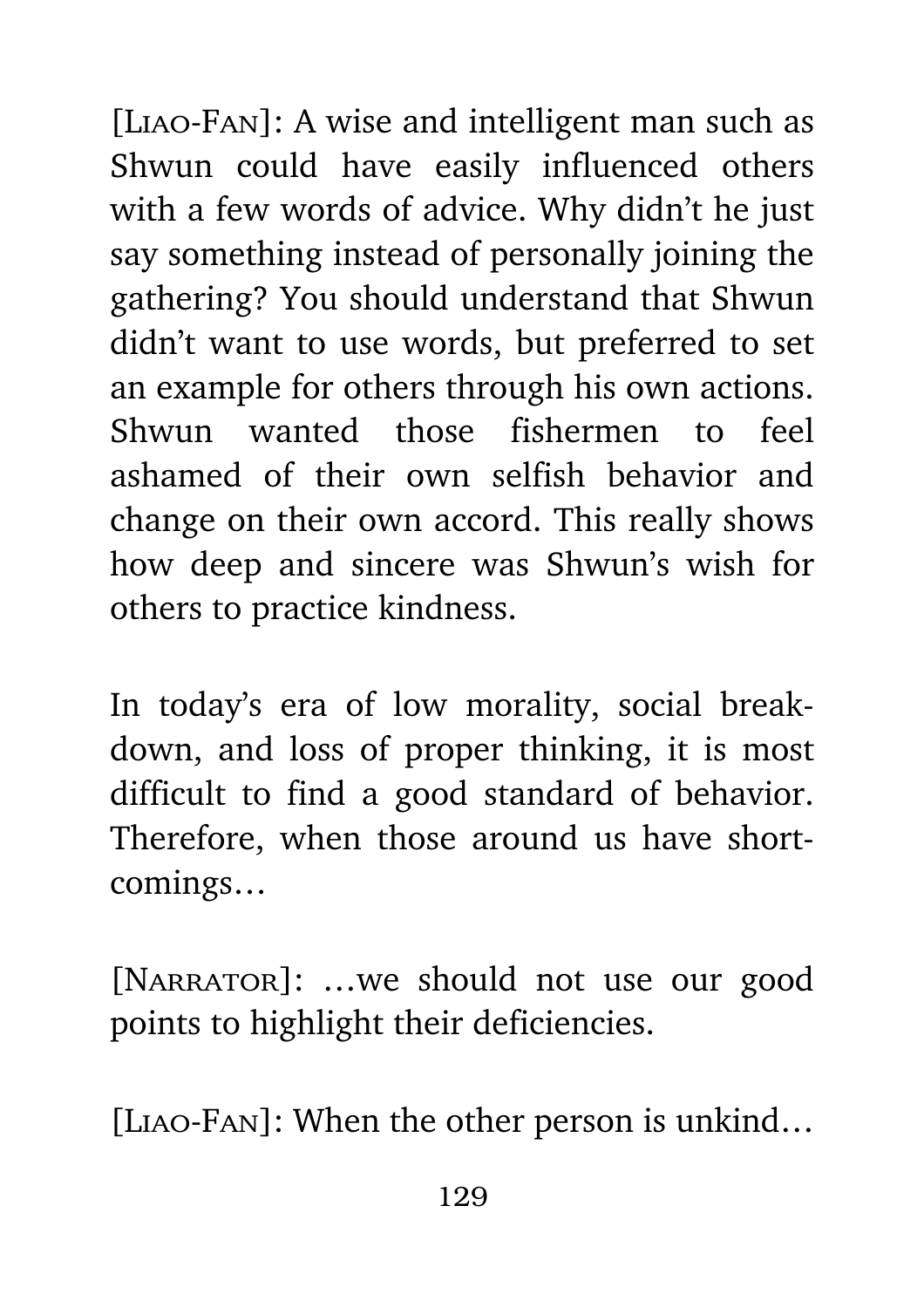[Liao-Fan]: A wise and intelligent man such as Shwun could have easily influenced others with a few words of advice. Why didn't he just say something instead of personally joining the gathering? You should understand that Shwun didn't want to use words, but preferred to set an example for others through his own actions. Shwun wanted those fishermen to feel ashamed of their own selfish behavior and change on their own accord. This really shows how deep and sincere was Shwun's wish for others to practice kindness.

In today's era of low morality, social breakdown, and loss of proper thinking, it is most difficult to find a good standard of behavior. Therefore, when those around us have shortcomings…

[Narrator]: …we should not use our good points to highlight their deficiencies.

[Liao-Fan]: When the other person is unkind…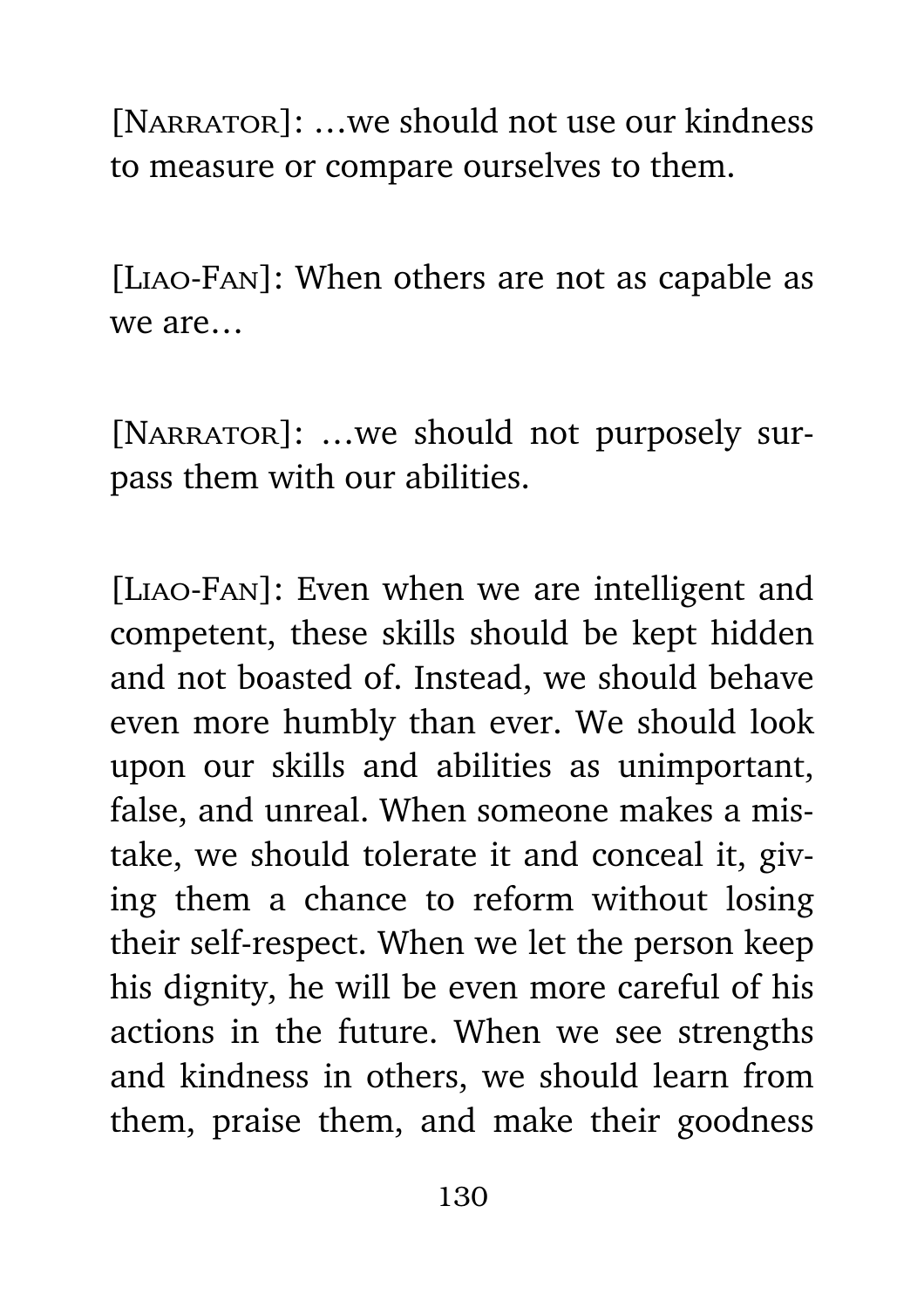[Narrator]: …we should not use our kindness to measure or compare ourselves to them.

[Liao-Fan]: When others are not as capable as we are…

[Narrator]: …we should not purposely surpass them with our abilities.

[Liao-Fan]: Even when we are intelligent and competent, these skills should be kept hidden and not boasted of. Instead, we should behave even more humbly than ever. We should look upon our skills and abilities as unimportant, false, and unreal. When someone makes a mistake, we should tolerate it and conceal it, giving them a chance to reform without losing their self-respect. When we let the person keep his dignity, he will be even more careful of his actions in the future. When we see strengths and kindness in others, we should learn from them, praise them, and make their goodness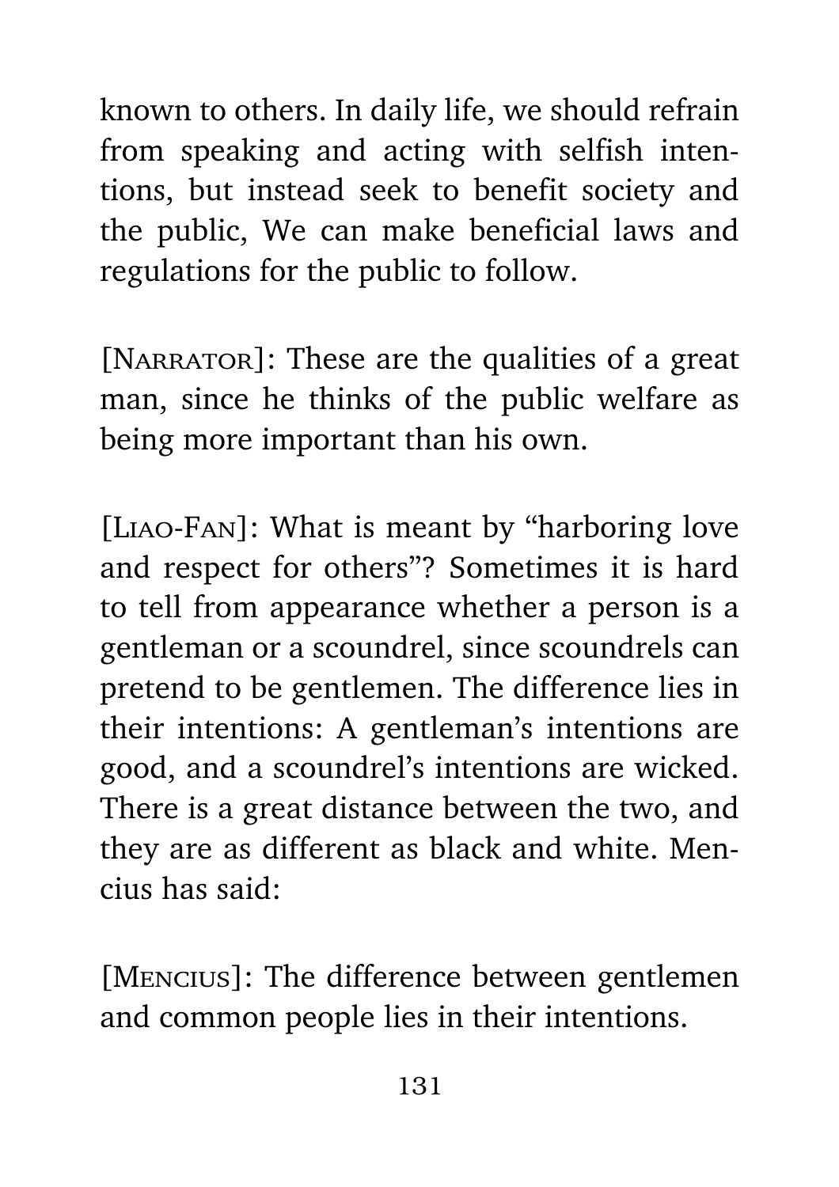known to others. In daily life, we should refrain from speaking and acting with selfish intentions, but instead seek to benefit society and the public, We can make beneficial laws and regulations for the public to follow.

[Narrator]: These are the qualities of a great man, since he thinks of the public welfare as being more important than his own.

[Liao-Fan]: What is meant by "harboring love and respect for others"? Sometimes it is hard to tell from appearance whether a person is a gentleman or a scoundrel, since scoundrels can pretend to be gentlemen. The difference lies in their intentions: A gentleman's intentions are good, and a scoundrel's intentions are wicked. There is a great distance between the two, and they are as different as black and white. Mencius has said:

[Mencius]: The difference between gentlemen and common people lies in their intentions.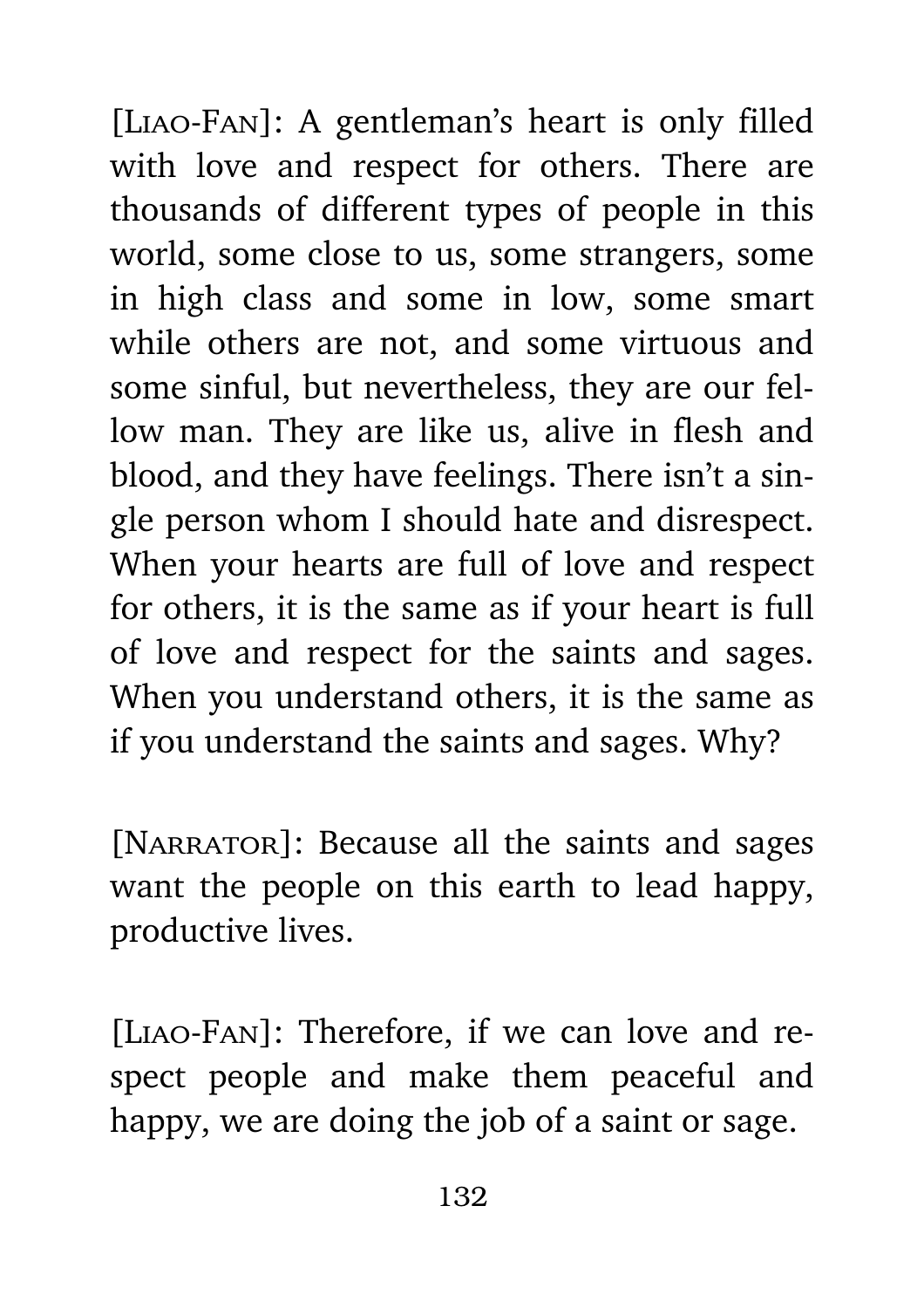[LIAO-FAN]: A gentleman's heart is only filled with love and respect for others. There are thousands of different types of people in this world, some close to us, some strangers, some in high class and some in low, some smart while others are not, and some virtuous and some sinful, but nevertheless, they are our fellow man. They are like us, alive in flesh and blood, and they have feelings. There isn't a single person whom I should hate and disrespect. When your hearts are full of love and respect for others, it is the same as if your heart is full of love and respect for the saints and sages. When you understand others, it is the same as if you understand the saints and sages. Why?

[NARRATOR]: Because all the saints and sages want the people on this earth to lead happy, productive lives.

[LIAO-FAN]: Therefore, if we can love and respect people and make them peaceful and happy, we are doing the job of a saint or sage.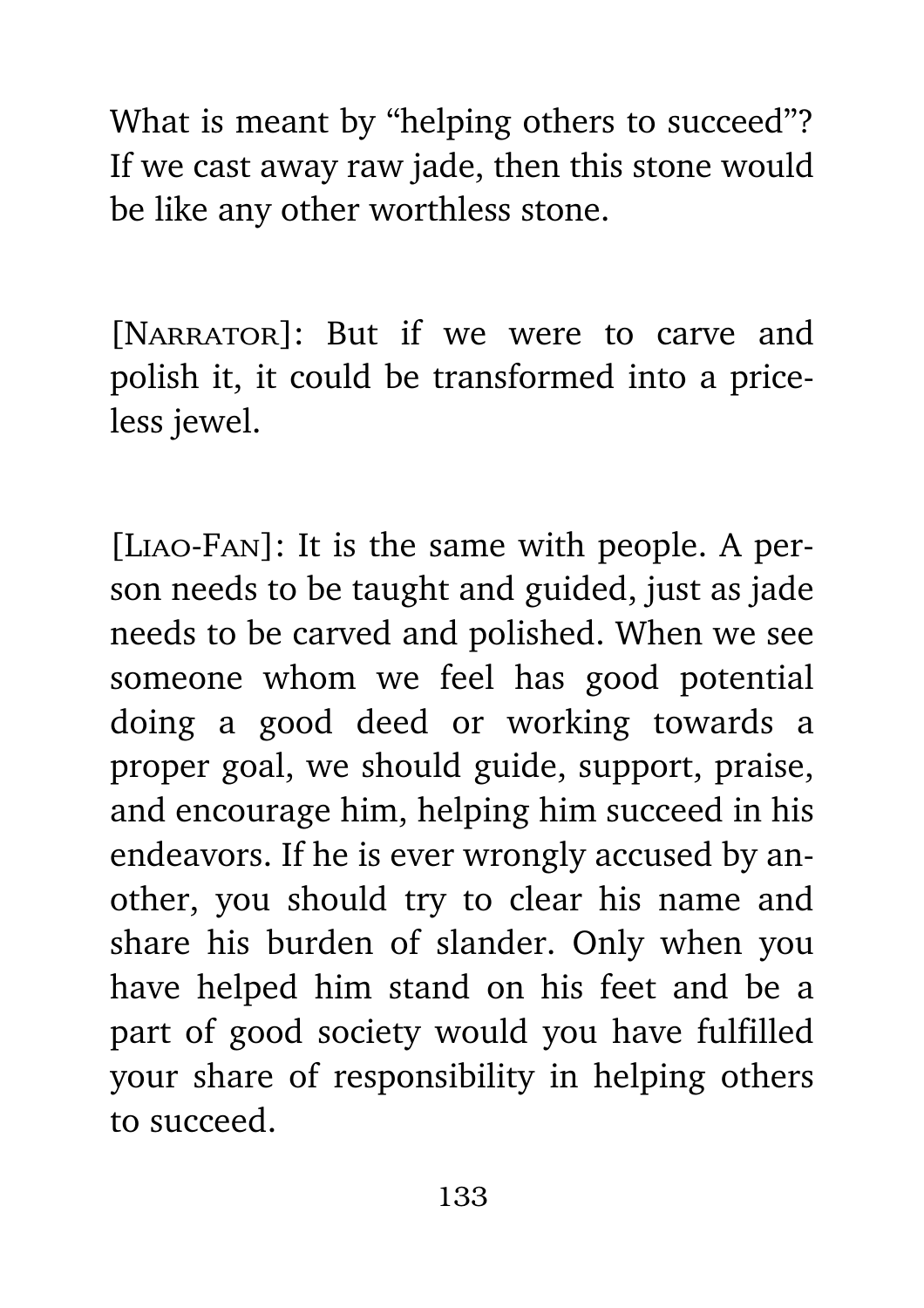What is meant by “helping others to succeed”? If we cast away raw jade, then this stone would be like any other worthless stone.

[NARRATOR]: But if we were to carve and polish it, it could be transformed into a priceless jewel.

[LIAO-FAN]: It is the same with people. A person needs to be taught and guided, just as jade needs to be carved and polished. When we see someone whom we feel has good potential doing a good deed or working towards a proper goal, we should guide, support, praise, and encourage him, helping him succeed in his endeavors. If he is ever wrongly accused by another, you should try to clear his name and share his burden of slander. Only when you have helped him stand on his feet and be a part of good society would you have fulfilled your share of responsibility in helping others to succeed.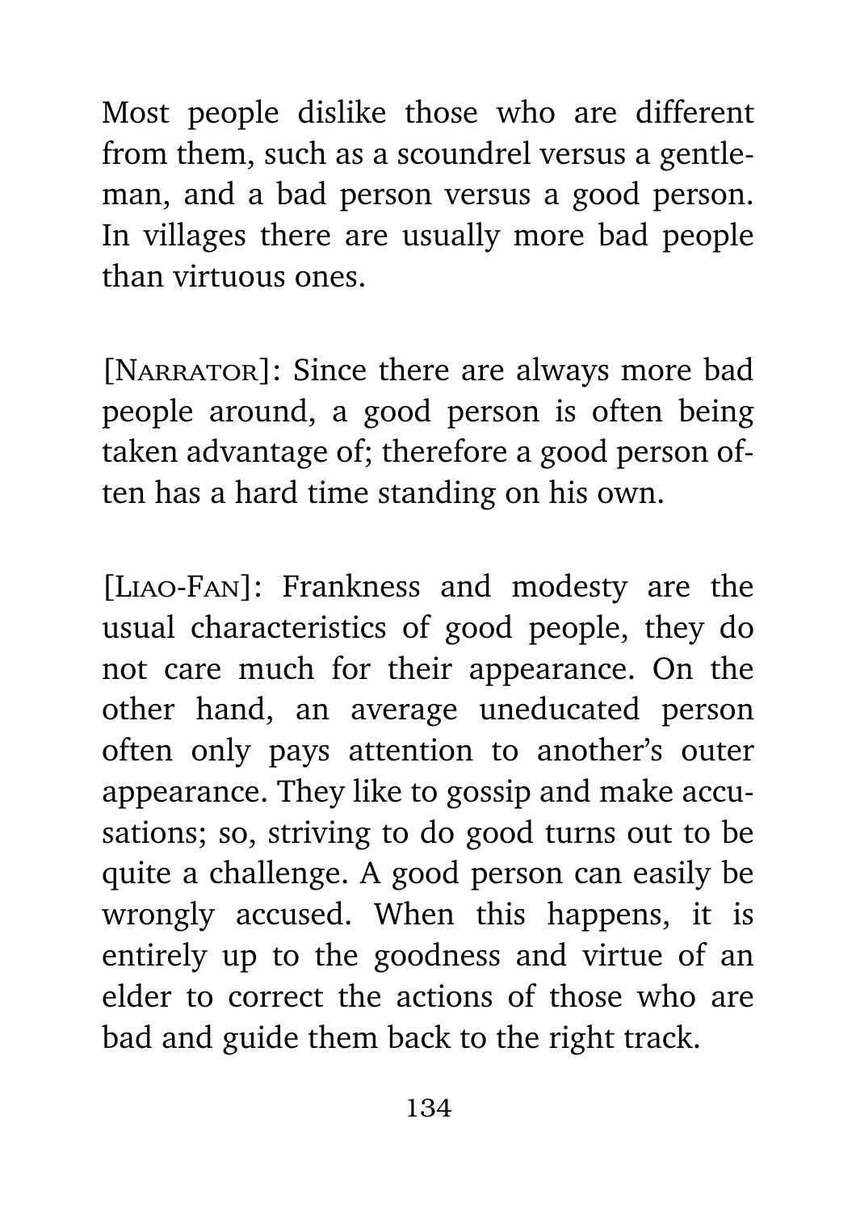Most people dislike those who are different from them, such as a scoundrel versus a gentleman, and a bad person versus a good person. In villages there are usually more bad people than virtuous ones.

[Narrator]: Since there are always more bad people around, a good person is often being taken advantage of; therefore a good person often has a hard time standing on his own.

[Liao-Fan]: Frankness and modesty are the usual characteristics of good people, they do not care much for their appearance. On the other hand, an average uneducated person often only pays attention to another's outer appearance. They like to gossip and make accusations; so, striving to do good turns out to be quite a challenge. A good person can easily be wrongly accused. When this happens, it is entirely up to the goodness and virtue of an elder to correct the actions of those who are bad and guide them back to the right track.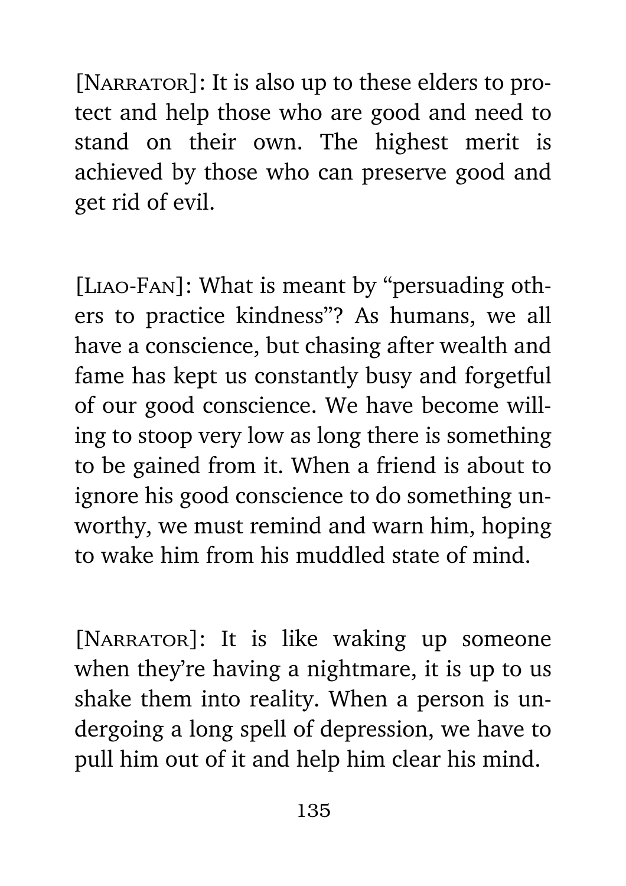[NARRATOR]: It is also up to these elders to protect and help those who are good and need to stand on their own. The highest merit is achieved by those who can preserve good and get rid of evil.

[LIAO-FAN]: What is meant by "persuading others to practice kindness"? As humans, we all have a conscience, but chasing after wealth and fame has kept us constantly busy and forgetful of our good conscience. We have become willing to stoop very low as long there is something to be gained from it. When a friend is about to ignore his good conscience to do something unworthy, we must remind and warn him, hoping to wake him from his muddled state of mind.

[NARRATOR]: It is like waking up someone when they're having a nightmare, it is up to us shake them into reality. When a person is undergoing a long spell of depression, we have to pull him out of it and help him clear his mind.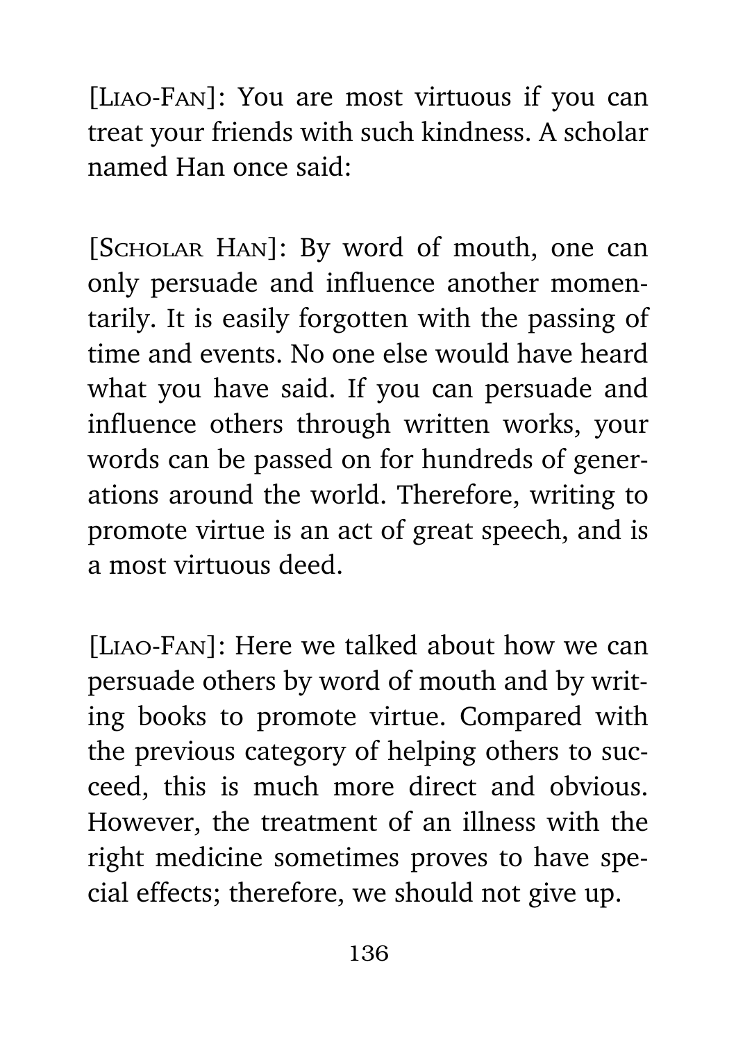[Liao-Fan]: You are most virtuous if you can treat your friends with such kindness. A scholar named Han once said:

[Scholar Han]: By word of mouth, one can only persuade and influence another momentarily. It is easily forgotten with the passing of time and events. No one else would have heard what you have said. If you can persuade and influence others through written works, your words can be passed on for hundreds of generations around the world. Therefore, writing to promote virtue is an act of great speech, and is a most virtuous deed.

[Liao-Fan]: Here we talked about how we can persuade others by word of mouth and by writing books to promote virtue. Compared with the previous category of helping others to succeed, this is much more direct and obvious. However, the treatment of an illness with the right medicine sometimes proves to have special effects; therefore, we should not give up.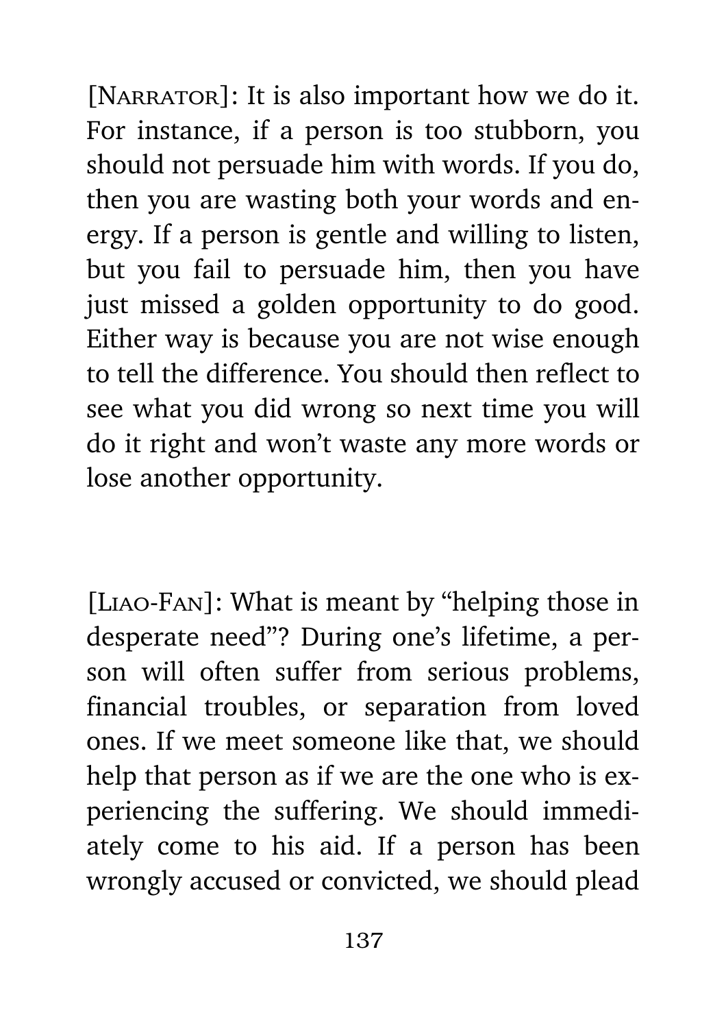[NARRATOR]: It is also important how we do it. For instance, if a person is too stubborn, you should not persuade him with words. If you do, then you are wasting both your words and energy. If a person is gentle and willing to listen, but you fail to persuade him, then you have just missed a golden opportunity to do good. Either way is because you are not wise enough to tell the difference. You should then reflect to see what you did wrong so next time you will do it right and won't waste any more words or lose another opportunity.

[LIAO-FAN]: What is meant by "helping those in desperate need"? During one's lifetime, a person will often suffer from serious problems, financial troubles, or separation from loved ones. If we meet someone like that, we should help that person as if we are the one who is experiencing the suffering. We should immediately come to his aid. If a person has been wrongly accused or convicted, we should plead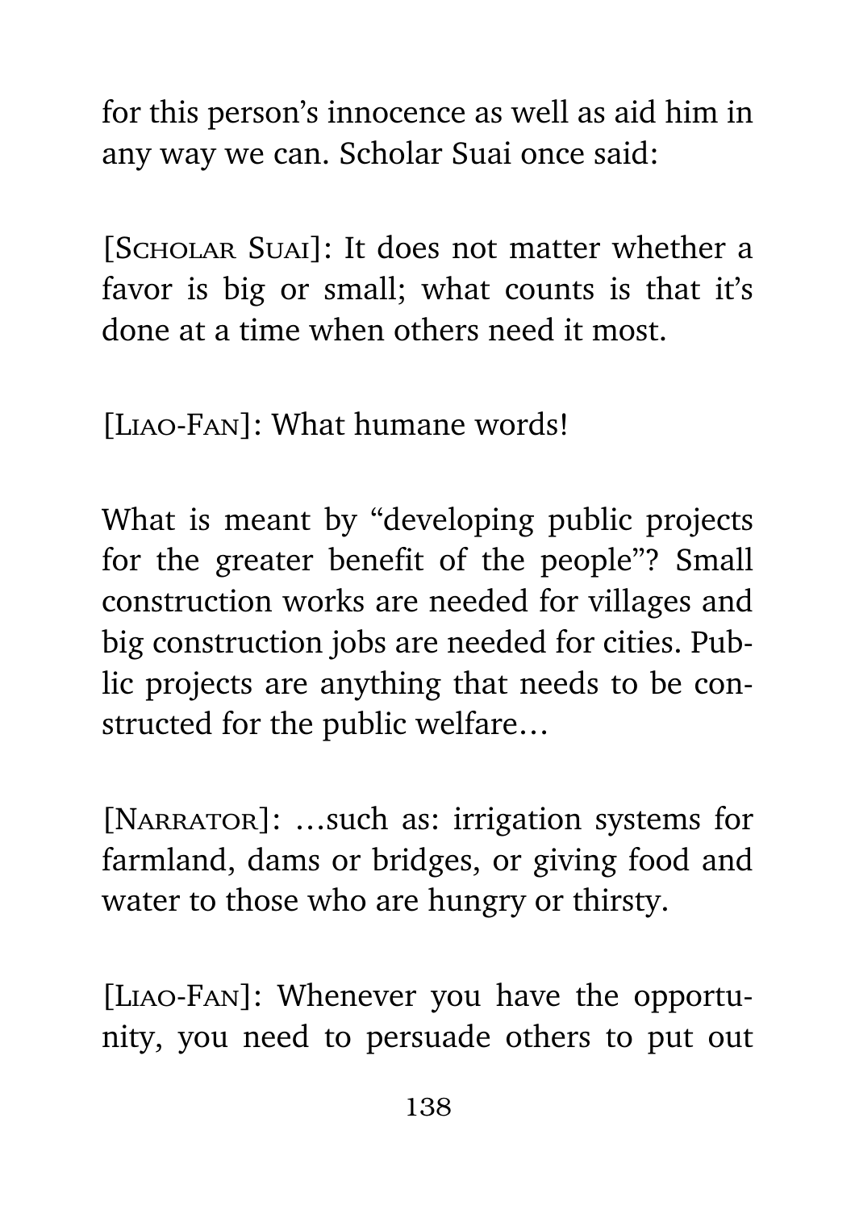for this person's innocence as well as aid him in any way we can. Scholar Suai once said:

[Scholar Suai]: It does not matter whether a favor is big or small; what counts is that it's done at a time when others need it most.

[Liao-Fan]: What humane words!

What is meant by "developing public projects for the greater benefit of the people"? Small construction works are needed for villages and big construction jobs are needed for cities. Public projects are anything that needs to be constructed for the public welfare…

[Narrator]: …such as: irrigation systems for farmland, dams or bridges, or giving food and water to those who are hungry or thirsty.

[Liao-Fan]: Whenever you have the opportunity, you need to persuade others to put out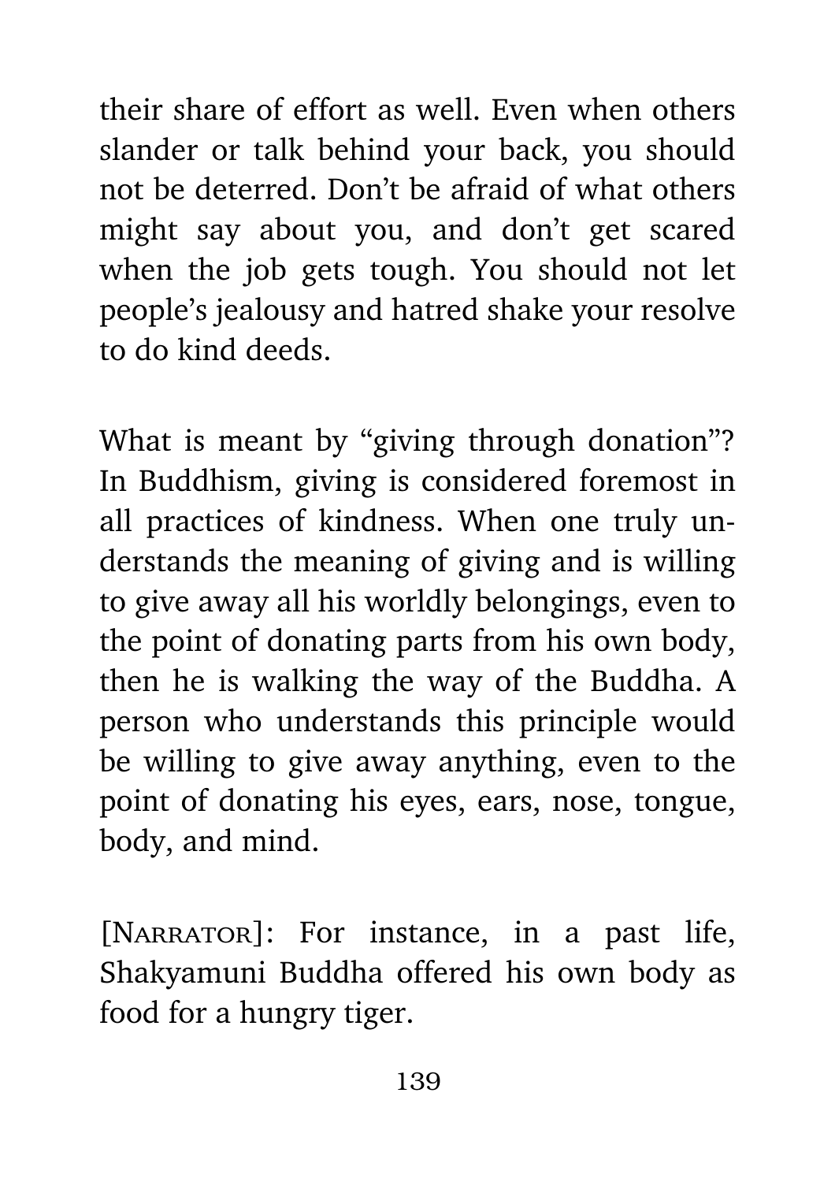their share of effort as well. Even when others slander or talk behind your back, you should not be deterred. Don't be afraid of what others might say about you, and don't get scared when the job gets tough. You should not let people's jealousy and hatred shake your resolve to do kind deeds.

What is meant by "giving through donation"? In Buddhism, giving is considered foremost in all practices of kindness. When one truly understands the meaning of giving and is willing to give away all his worldly belongings, even to the point of donating parts from his own body, then he is walking the way of the Buddha. A person who understands this principle would be willing to give away anything, even to the point of donating his eyes, ears, nose, tongue, body, and mind.

[Narrator]: For instance, in a past life, Shakyamuni Buddha offered his own body as food for a hungry tiger.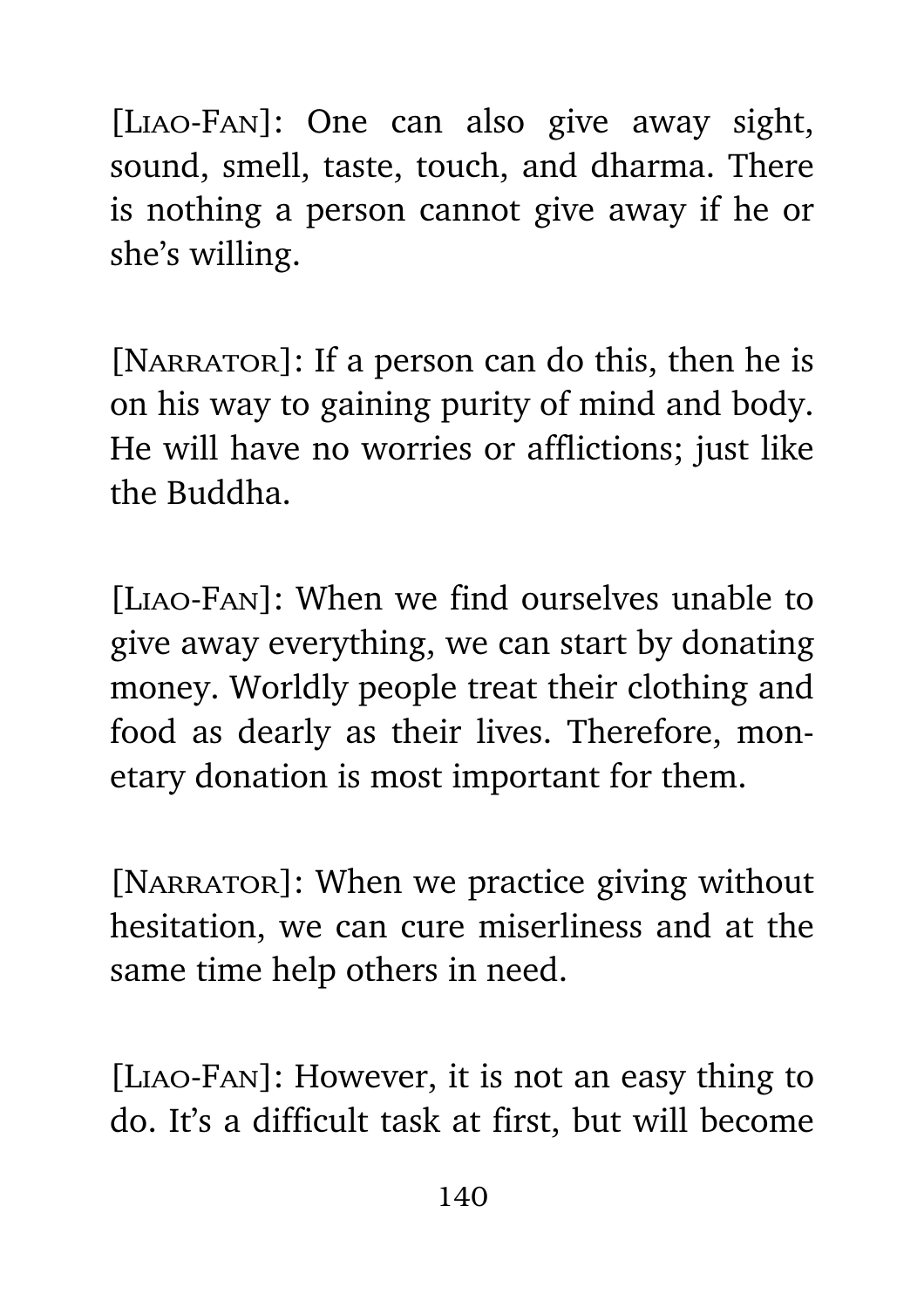[LIAO-FAN]: One can also give away sight, sound, smell, taste, touch, and dharma. There is nothing a person cannot give away if he or she's willing.

[NARRATOR]: If a person can do this, then he is on his way to gaining purity of mind and body. He will have no worries or afflictions; just like the Buddha.

[LIAO-FAN]: When we find ourselves unable to give away everything, we can start by donating money. Worldly people treat their clothing and food as dearly as their lives. Therefore, monetary donation is most important for them.

[NARRATOR]: When we practice giving without hesitation, we can cure miserliness and at the same time help others in need.

[LIAO-FAN]: However, it is not an easy thing to do. It's a difficult task at first, but will become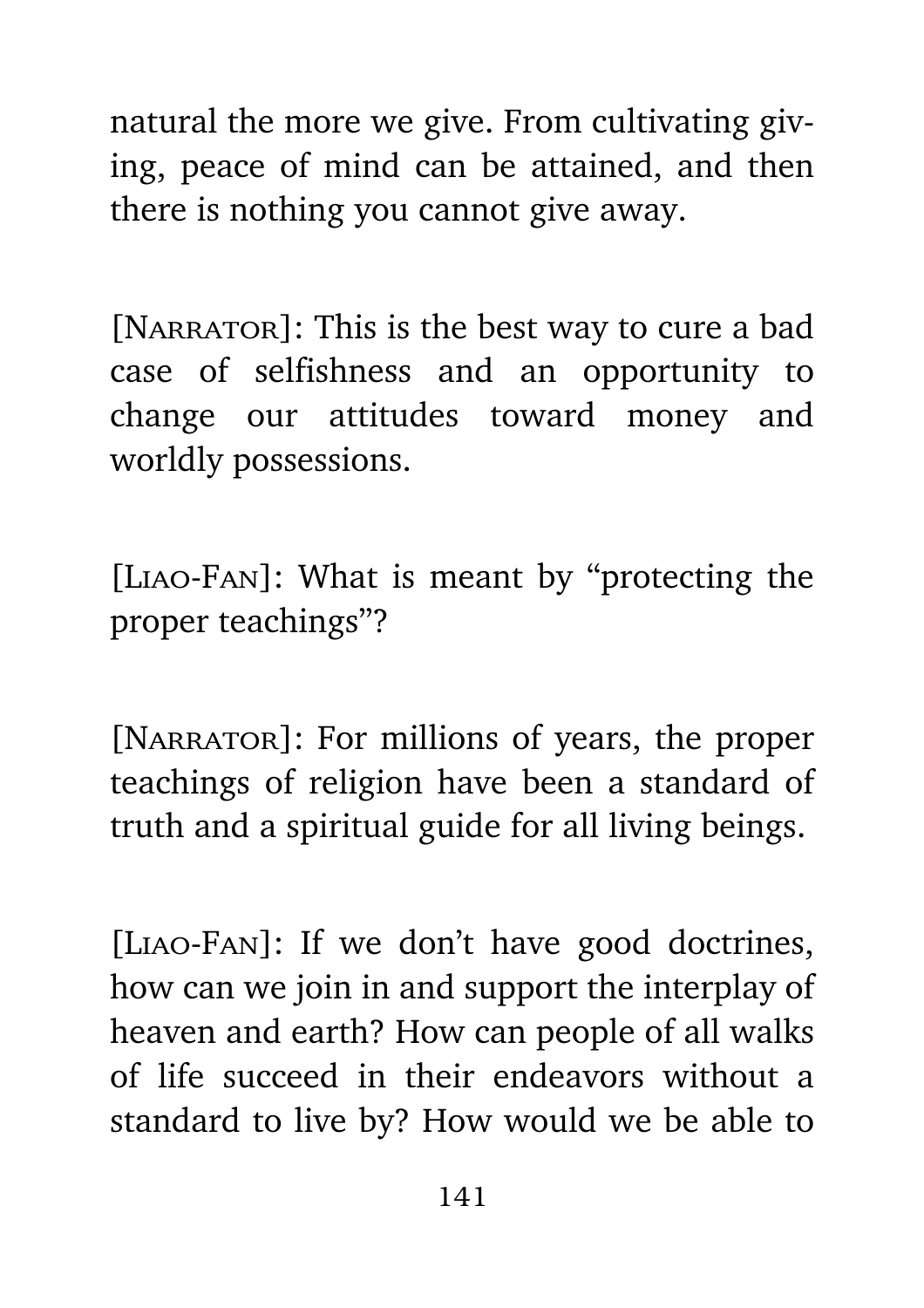natural the more we give. From cultivating giving, peace of mind can be attained, and then there is nothing you cannot give away.

[NARRATOR]: This is the best way to cure a bad case of selfishness and an opportunity to change our attitudes toward money and worldly possessions.

[LIAO-FAN]: What is meant by "protecting the proper teachings"?

[NARRATOR]: For millions of years, the proper teachings of religion have been a standard of truth and a spiritual guide for all living beings.

[LIAO-FAN]: If we don't have good doctrines, how can we join in and support the interplay of heaven and earth? How can people of all walks of life succeed in their endeavors without a standard to live by? How would we be able to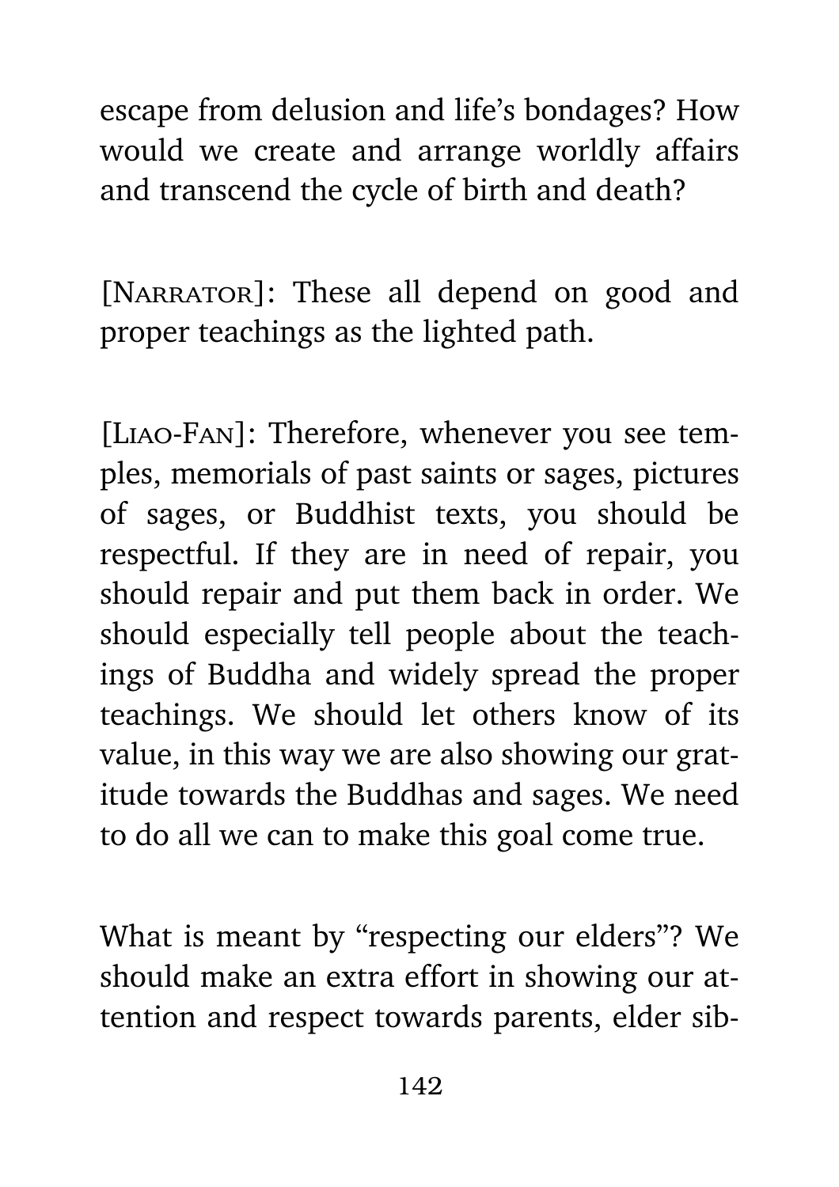escape from delusion and life's bondages? How would we create and arrange worldly affairs and transcend the cycle of birth and death?

[NARRATOR]: These all depend on good and proper teachings as the lighted path.

[LIAO-FAN]: Therefore, whenever you see temples, memorials of past saints or sages, pictures of sages, or Buddhist texts, you should be respectful. If they are in need of repair, you should repair and put them back in order. We should especially tell people about the teachings of Buddha and widely spread the proper teachings. We should let others know of its value, in this way we are also showing our gratitude towards the Buddhas and sages. We need to do all we can to make this goal come true.

What is meant by "respecting our elders"? We should make an extra effort in showing our attention and respect towards parents, elder sib-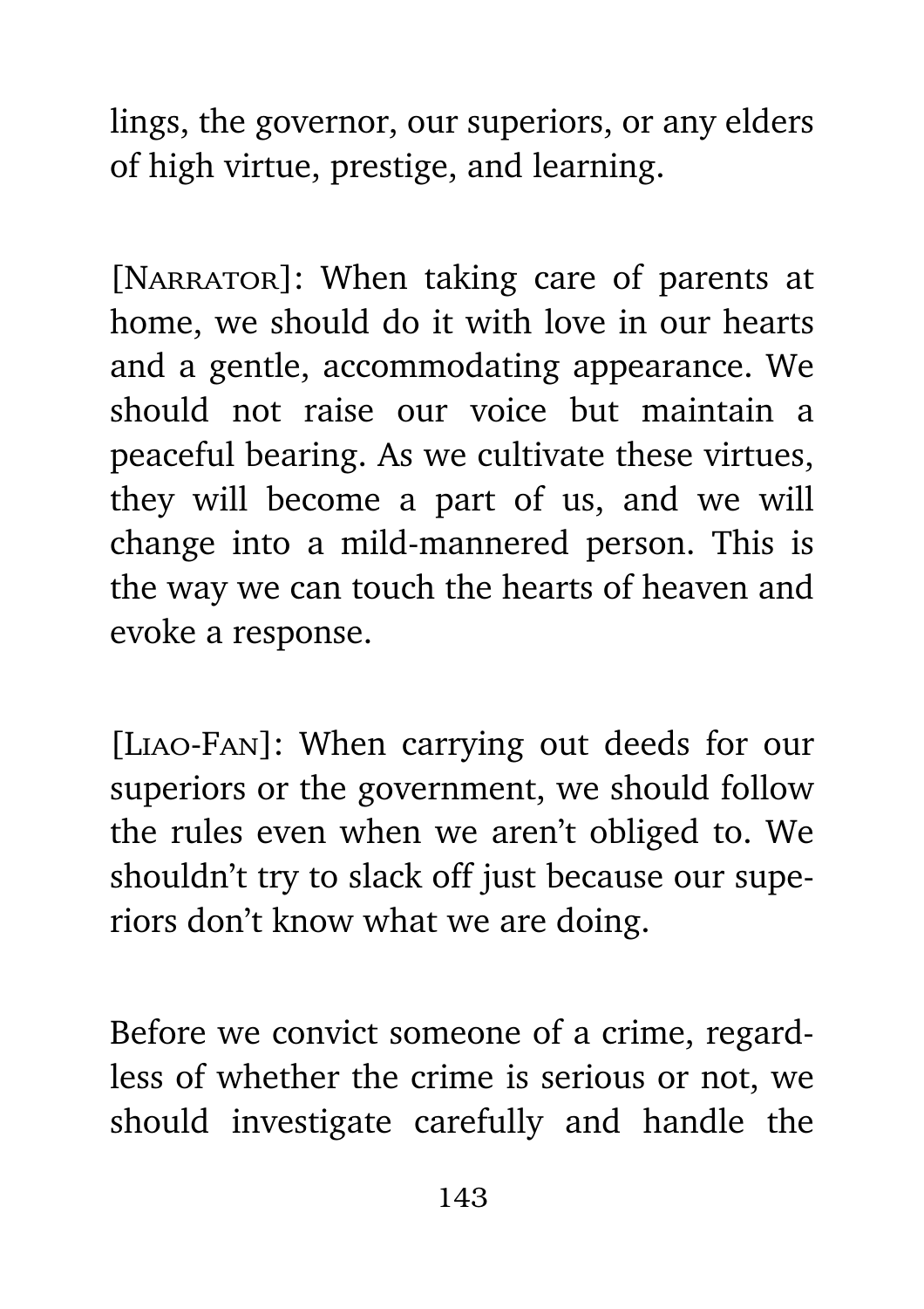lings, the governor, our superiors, or any elders of high virtue, prestige, and learning.

[Narrator]: When taking care of parents at home, we should do it with love in our hearts and a gentle, accommodating appearance. We should not raise our voice but maintain a peaceful bearing. As we cultivate these virtues, they will become a part of us, and we will change into a mild-mannered person. This is the way we can touch the hearts of heaven and evoke a response.

[Liao-Fan]: When carrying out deeds for our superiors or the government, we should follow the rules even when we aren't obliged to. We shouldn't try to slack off just because our superiors don't know what we are doing.

Before we convict someone of a crime, regardless of whether the crime is serious or not, we should investigate carefully and handle the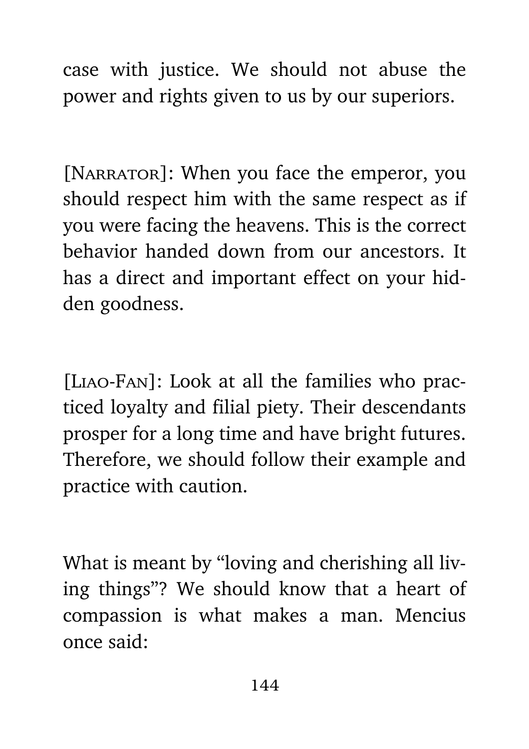case with justice. We should not abuse the power and rights given to us by our superiors.

[NARRATOR]: When you face the emperor, you should respect him with the same respect as if you were facing the heavens. This is the correct behavior handed down from our ancestors. It has a direct and important effect on your hidden goodness.

[LIAO-FAN]: Look at all the families who practiced loyalty and filial piety. Their descendants prosper for a long time and have bright futures. Therefore, we should follow their example and practice with caution.

What is meant by "loving and cherishing all living things"? We should know that a heart of compassion is what makes a man. Mencius once said: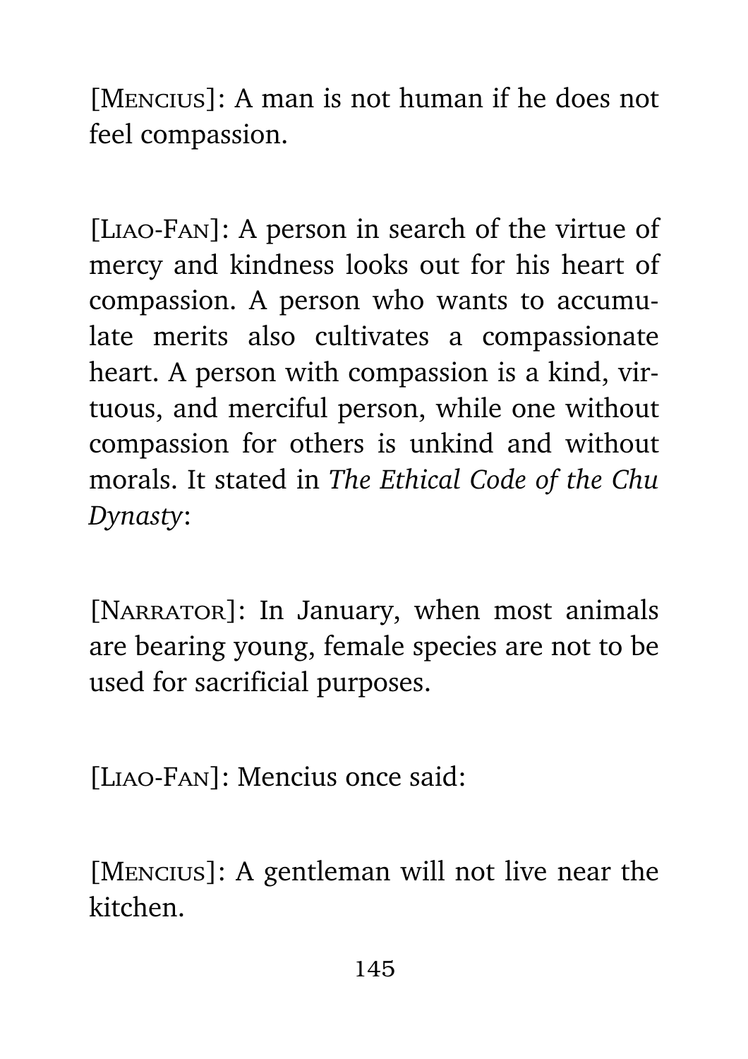[Mencius]: A man is not human if he does not feel compassion.

[Liao-Fan]: A person in search of the virtue of mercy and kindness looks out for his heart of compassion. A person who wants to accumulate merits also cultivates a compassionate heart. A person with compassion is a kind, virtuous, and merciful person, while one without compassion for others is unkind and without morals. It stated in *The Ethical Code of the Chu Dynasty*:

[Narrator]: In January, when most animals are bearing young, female species are not to be used for sacrificial purposes.

[Liao-Fan]: Mencius once said:

[Mencius]: A gentleman will not live near the kitchen.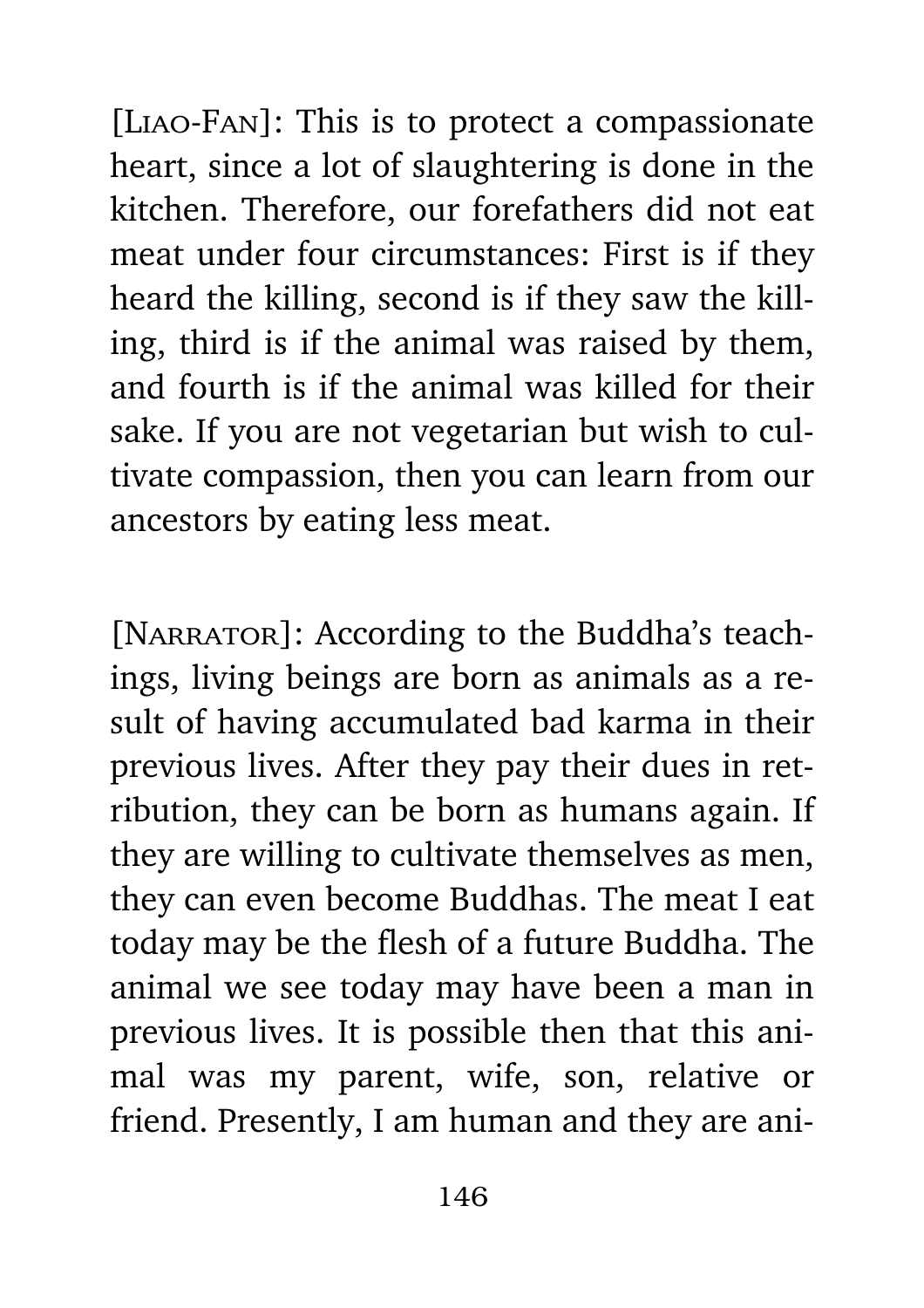[Liao-Fan]: This is to protect a compassionate heart, since a lot of slaughtering is done in the kitchen. Therefore, our forefathers did not eat meat under four circumstances: First is if they heard the killing, second is if they saw the killing, third is if the animal was raised by them, and fourth is if the animal was killed for their sake. If you are not vegetarian but wish to cultivate compassion, then you can learn from our ancestors by eating less meat.

[Narrator]: According to the Buddha's teachings, living beings are born as animals as a result of having accumulated bad karma in their previous lives. After they pay their dues in retribution, they can be born as humans again. If they are willing to cultivate themselves as men, they can even become Buddhas. The meat I eat today may be the flesh of a future Buddha. The animal we see today may have been a man in previous lives. It is possible then that this animal was my parent, wife, son, relative or friend. Presently, I am human and they are ani-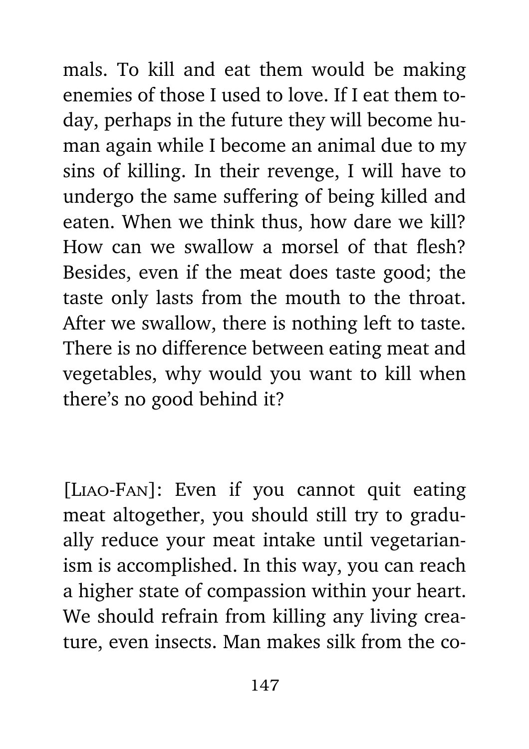mals. To kill and eat them would be making enemies of those I used to love. If I eat them today, perhaps in the future they will become human again while I become an animal due to my sins of killing. In their revenge, I will have to undergo the same suffering of being killed and eaten. When we think thus, how dare we kill? How can we swallow a morsel of that flesh? Besides, even if the meat does taste good; the taste only lasts from the mouth to the throat. After we swallow, there is nothing left to taste. There is no difference between eating meat and vegetables, why would you want to kill when there's no good behind it?

[LIAO-FAN]: Even if you cannot quit eating meat altogether, you should still try to gradually reduce your meat intake until vegetarianism is accomplished. In this way, you can reach a higher state of compassion within your heart. We should refrain from killing any living creature, even insects. Man makes silk from the co-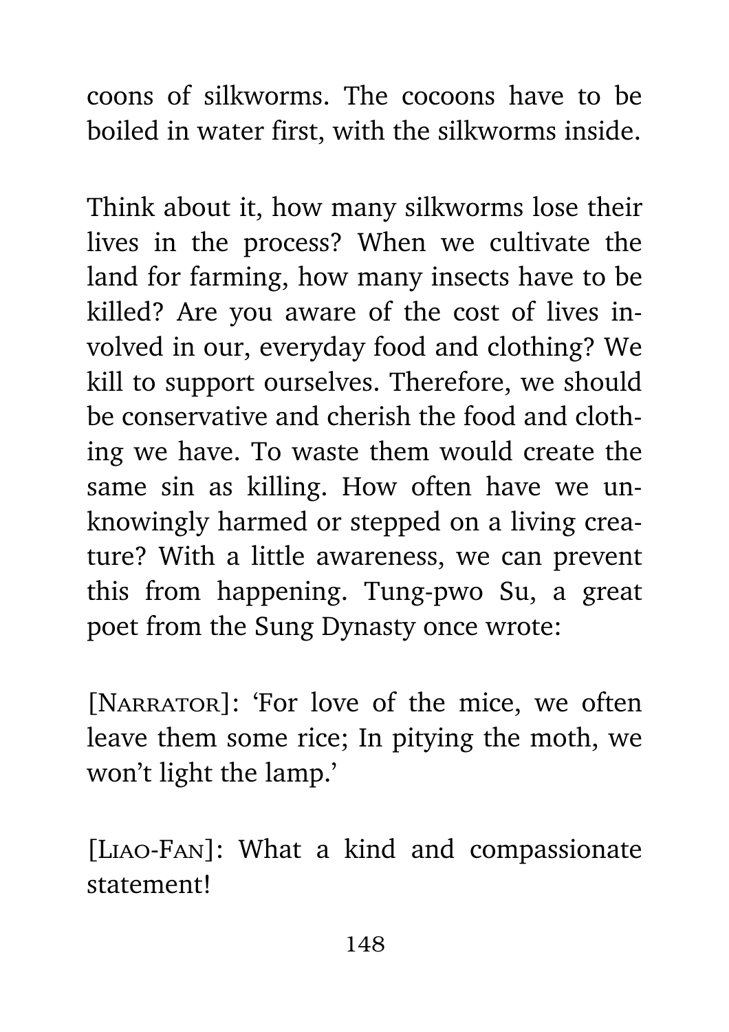coons of silkworms. The cocoons have to be boiled in water first, with the silkworms inside.

Think about it, how many silkworms lose their lives in the process? When we cultivate the land for farming, how many insects have to be killed? Are you aware of the cost of lives involved in our, everyday food and clothing? We kill to support ourselves. Therefore, we should be conservative and cherish the food and clothing we have. To waste them would create the same sin as killing. How often have we unknowingly harmed or stepped on a living creature? With a little awareness, we can prevent this from happening. Tung-pwo Su, a great poet from the Sung Dynasty once wrote:

[Narrator]: 'For love of the mice, we often leave them some rice; In pitying the moth, we won't light the lamp.'

[Liao-Fan]: What a kind and compassionate statement!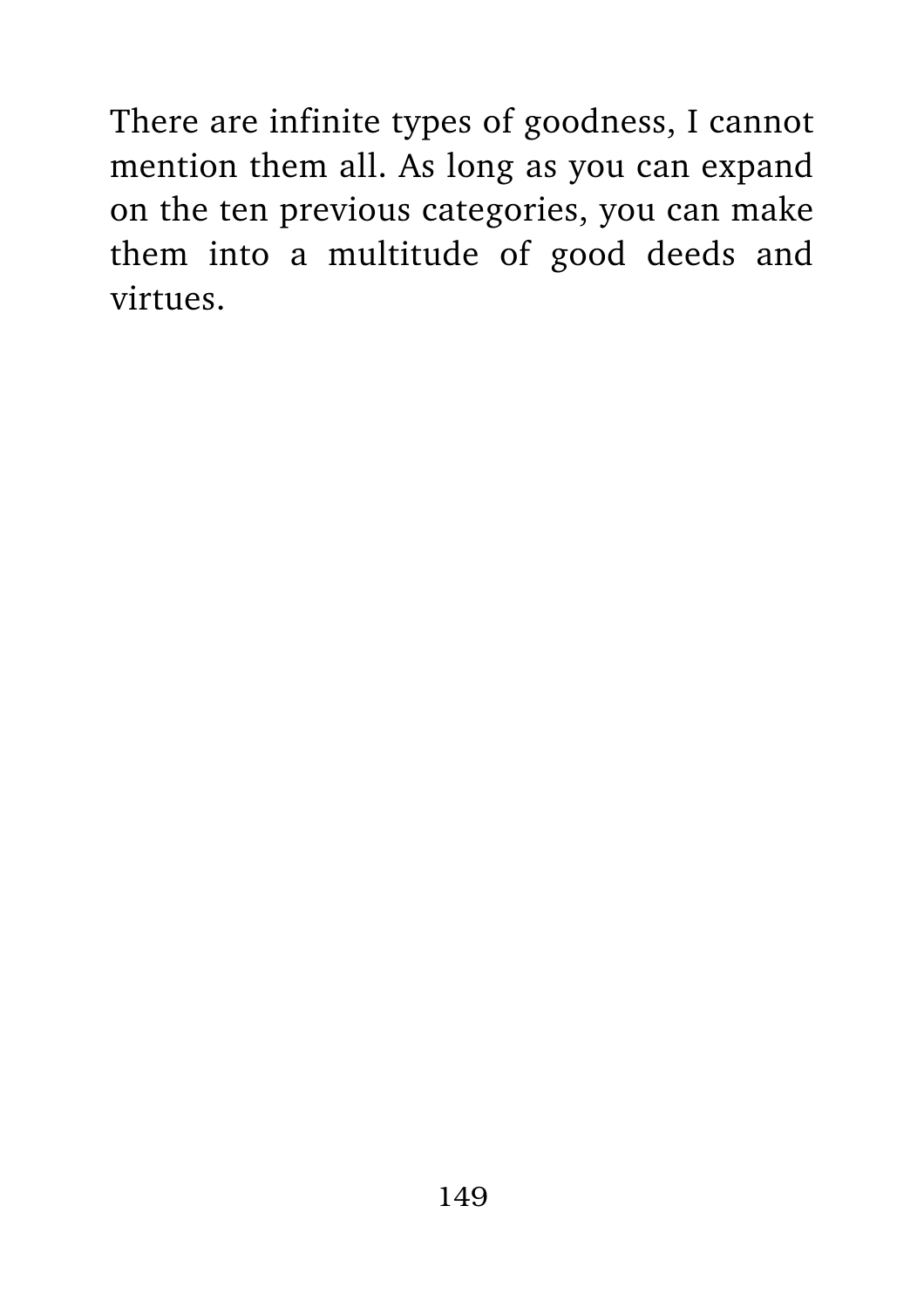There are infinite types of goodness, I cannot mention them all. As long as you can expand on the ten previous categories, you can make them into a multitude of good deeds and virtues.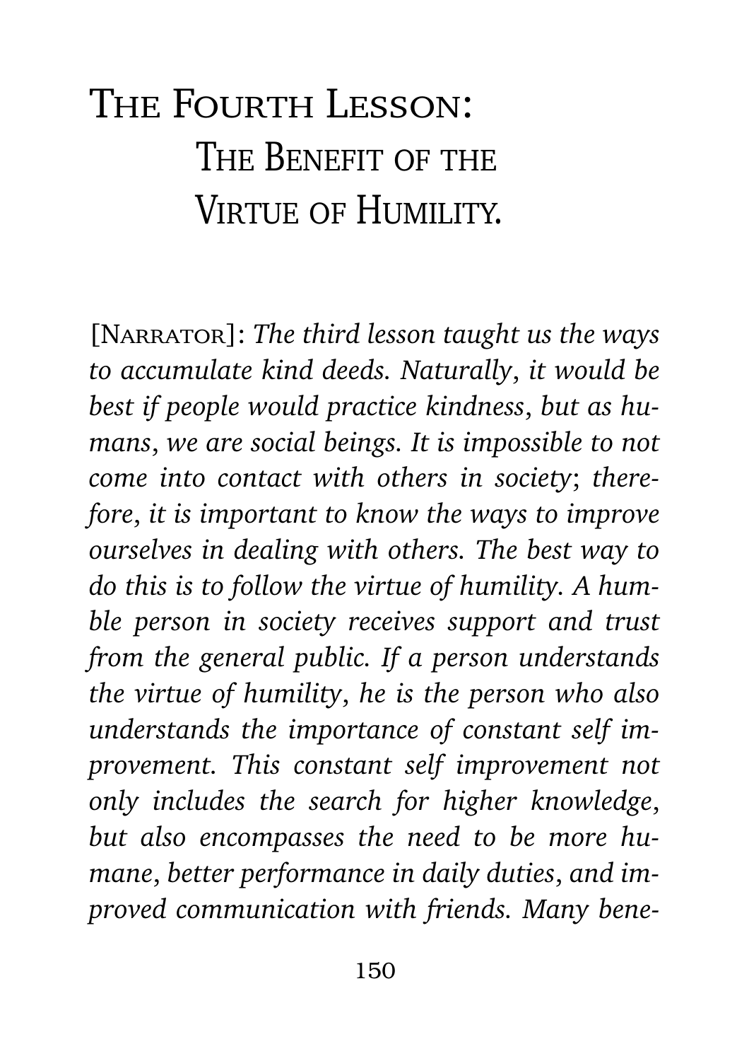# The Fourth Lesson: The Benefit of the Virtue of Humility.

[Narrator]: *The third lesson taught us the ways to accumulate kind deeds. Naturally, it would be best if people would practice kindness, but as humans, we are social beings. It is impossible to not come into contact with others in society; therefore, it is important to know the ways to improve ourselves in dealing with others. The best way to do this is to follow the virtue of humility. A humble person in society receives support and trust from the general public. If a person understands the virtue of humility, he is the person who also understands the importance of constant self improvement. This constant self improvement not only includes the search for higher knowledge, but also encompasses the need to be more humane, better performance in daily duties, and improved communication with friends. Many bene-*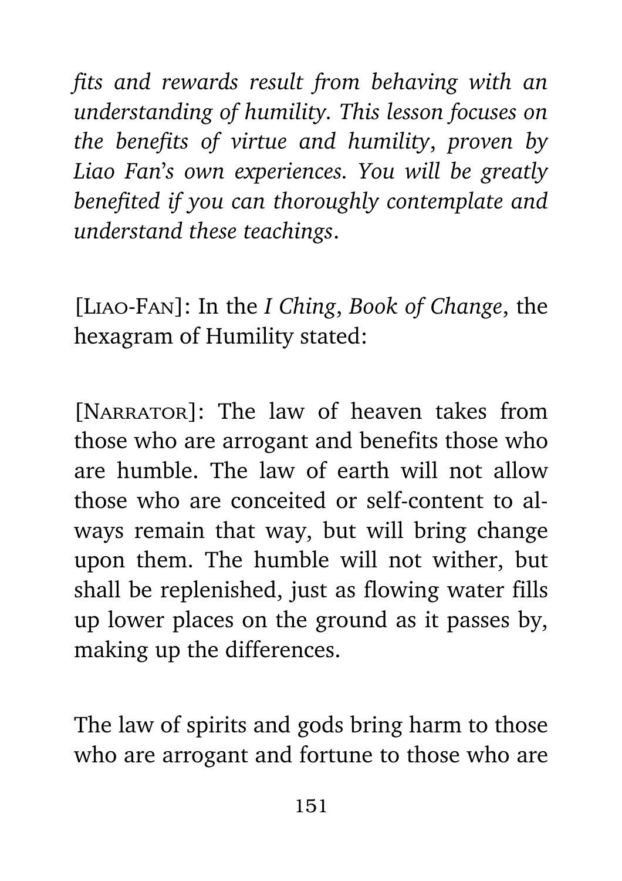*fits and rewards result from behaving with an understanding of humility. This lesson focuses on the benefits of virtue and humility, proven by Liao Fan's own experiences. You will be greatly benefited if you can thoroughly contemplate and understand these teachings.*

[LIAO-FAN]: In the *I Ching*, *Book of Change*, the hexagram of Humility stated:

[NARRATOR]: The law of heaven takes from those who are arrogant and benefits those who are humble. The law of earth will not allow those who are conceited or self-content to always remain that way, but will bring change upon them. The humble will not wither, but shall be replenished, just as flowing water fills up lower places on the ground as it passes by, making up the differences.

The law of spirits and gods bring harm to those who are arrogant and fortune to those who are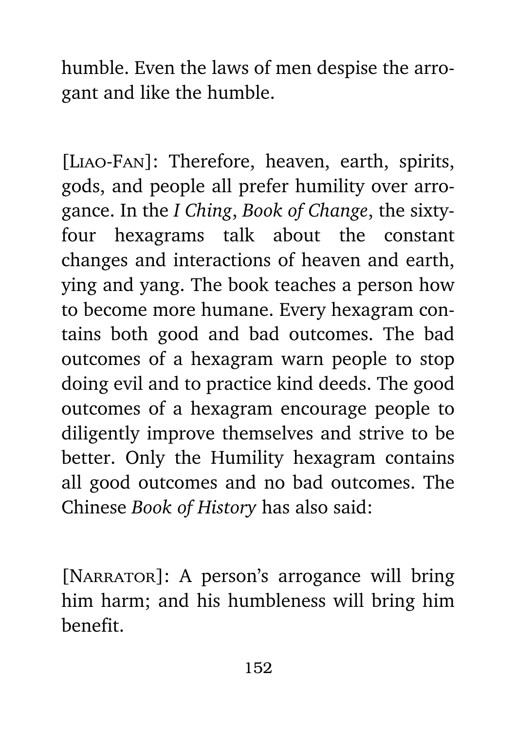humble. Even the laws of men despise the arrogant and like the humble.

[LIAO-FAN]: Therefore, heaven, earth, spirits, gods, and people all prefer humility over arrogance. In the *I Ching*, *Book of Change*, the sixty-four hexagrams talk about the constant changes and interactions of heaven and earth, ying and yang. The book teaches a person how to become more humane. Every hexagram contains both good and bad outcomes. The bad outcomes of a hexagram warn people to stop doing evil and to practice kind deeds. The good outcomes of a hexagram encourage people to diligently improve themselves and strive to be better. Only the Humility hexagram contains all good outcomes and no bad outcomes. The Chinese *Book of History* has also said:

[NARRATOR]: A person's arrogance will bring him harm; and his humbleness will bring him benefit.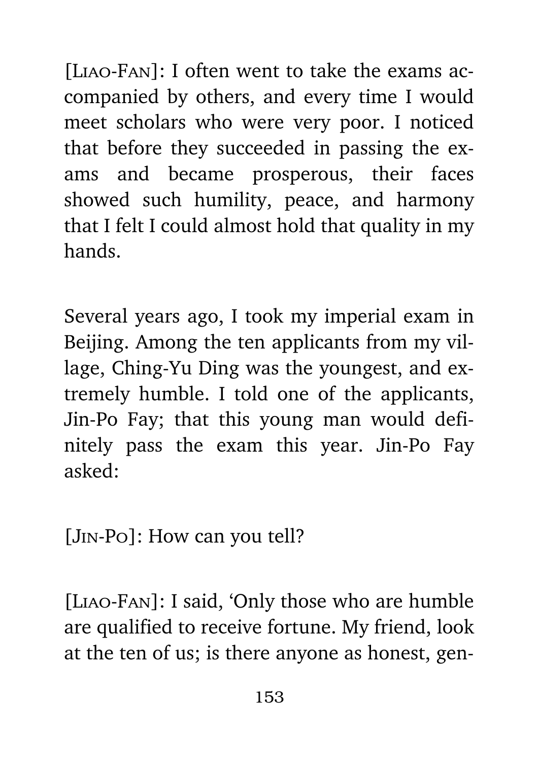[Liao-Fan]: I often went to take the exams accompanied by others, and every time I would meet scholars who were very poor. I noticed that before they succeeded in passing the exams and became prosperous, their faces showed such humility, peace, and harmony that I felt I could almost hold that quality in my hands.

Several years ago, I took my imperial exam in Beijing. Among the ten applicants from my village, Ching-Yu Ding was the youngest, and extremely humble. I told one of the applicants, Jin-Po Fay; that this young man would definitely pass the exam this year. Jin-Po Fay asked:

[Jin-Po]: How can you tell?

[Liao-Fan]: I said, 'Only those who are humble are qualified to receive fortune. My friend, look at the ten of us; is there anyone as honest, gen-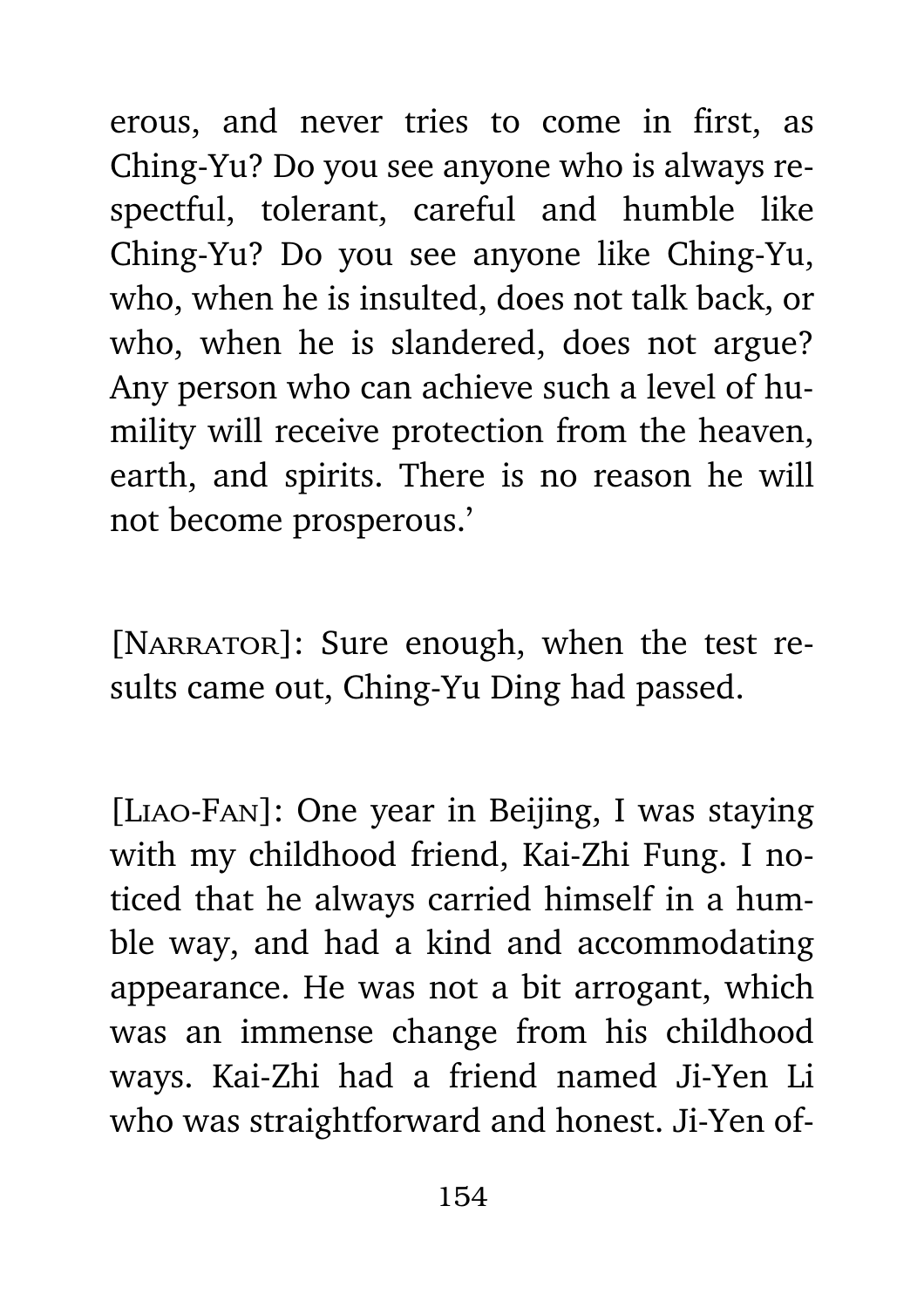erous, and never tries to come in first, as Ching-Yu? Do you see anyone who is always respectful, tolerant, careful and humble like Ching-Yu? Do you see anyone like Ching-Yu, who, when he is insulted, does not talk back, or who, when he is slandered, does not argue? Any person who can achieve such a level of humility will receive protection from the heaven, earth, and spirits. There is no reason he will not become prosperous.'

[NARRATOR]: Sure enough, when the test results came out, Ching-Yu Ding had passed.

[LIAO-FAN]: One year in Beijing, I was staying with my childhood friend, Kai-Zhi Fung. I noticed that he always carried himself in a humble way, and had a kind and accommodating appearance. He was not a bit arrogant, which was an immense change from his childhood ways. Kai-Zhi had a friend named Ji-Yen Li who was straightforward and honest. Ji-Yen of-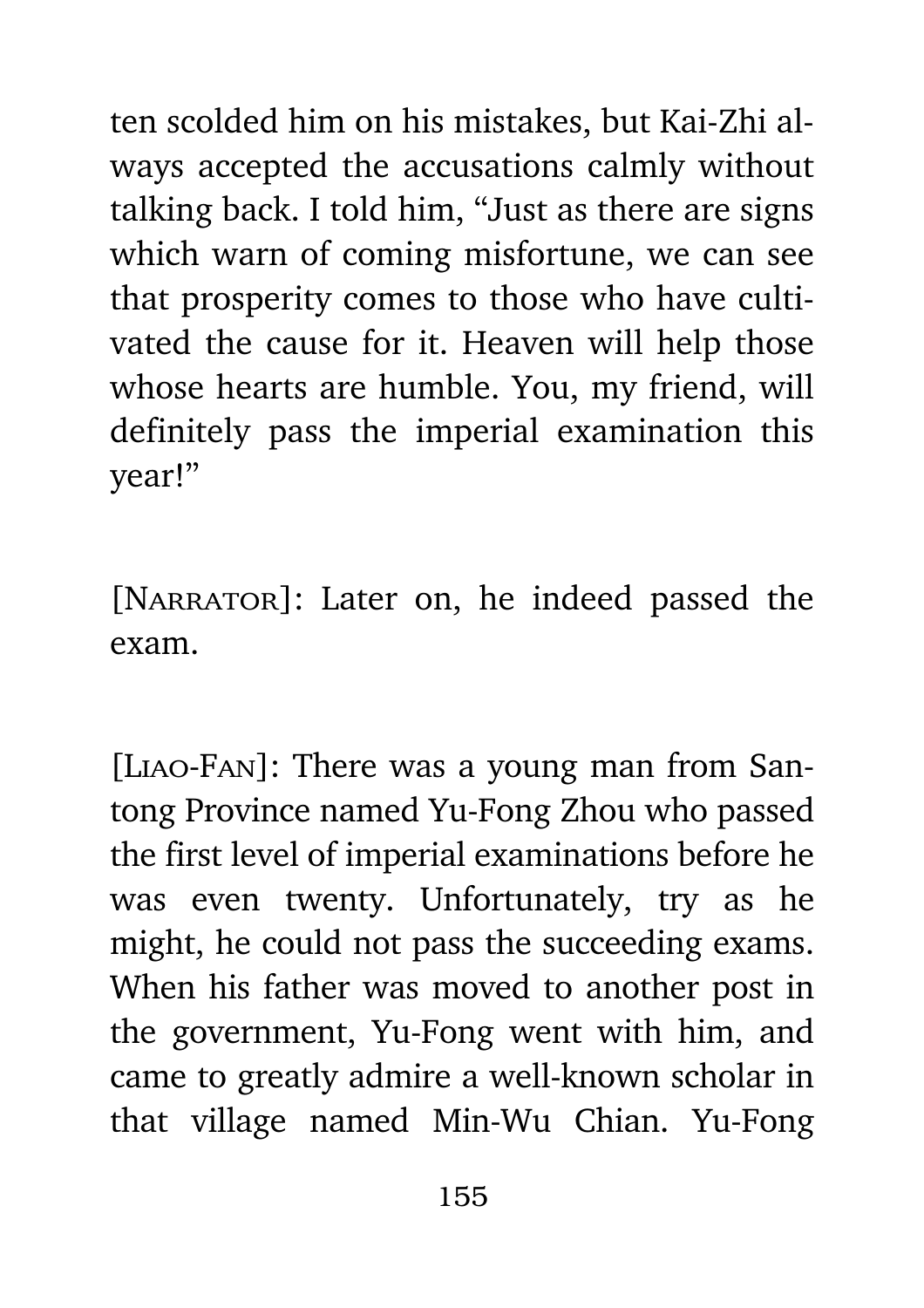ten scolded him on his mistakes, but Kai-Zhi always accepted the accusations calmly without talking back. I told him, "Just as there are signs which warn of coming misfortune, we can see that prosperity comes to those who have cultivated the cause for it. Heaven will help those whose hearts are humble. You, my friend, will definitely pass the imperial examination this year!"

[Narrator]: Later on, he indeed passed the exam.

[Liao-Fan]: There was a young man from Santong Province named Yu-Fong Zhou who passed the first level of imperial examinations before he was even twenty. Unfortunately, try as he might, he could not pass the succeeding exams. When his father was moved to another post in the government, Yu-Fong went with him, and came to greatly admire a well-known scholar in that village named Min-Wu Chian. Yu-Fong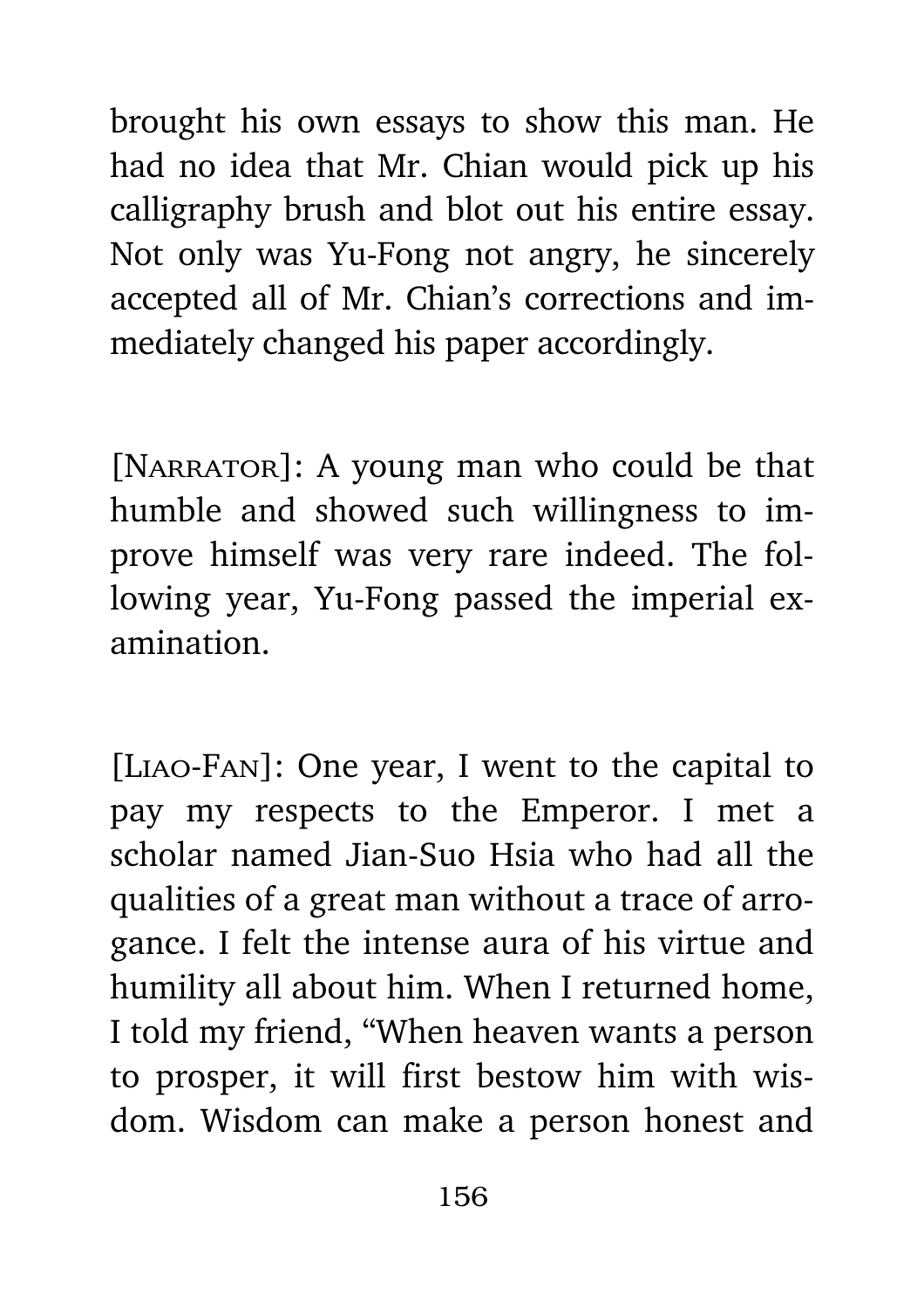brought his own essays to show this man. He had no idea that Mr. Chian would pick up his calligraphy brush and blot out his entire essay. Not only was Yu-Fong not angry, he sincerely accepted all of Mr. Chian's corrections and immediately changed his paper accordingly.

[NARRATOR]: A young man who could be that humble and showed such willingness to improve himself was very rare indeed. The following year, Yu-Fong passed the imperial examination.

[LIAO-FAN]: One year, I went to the capital to pay my respects to the Emperor. I met a scholar named Jian-Suo Hsia who had all the qualities of a great man without a trace of arrogance. I felt the intense aura of his virtue and humility all about him. When I returned home, I told my friend, "When heaven wants a person to prosper, it will first bestow him with wisdom. Wisdom can make a person honest and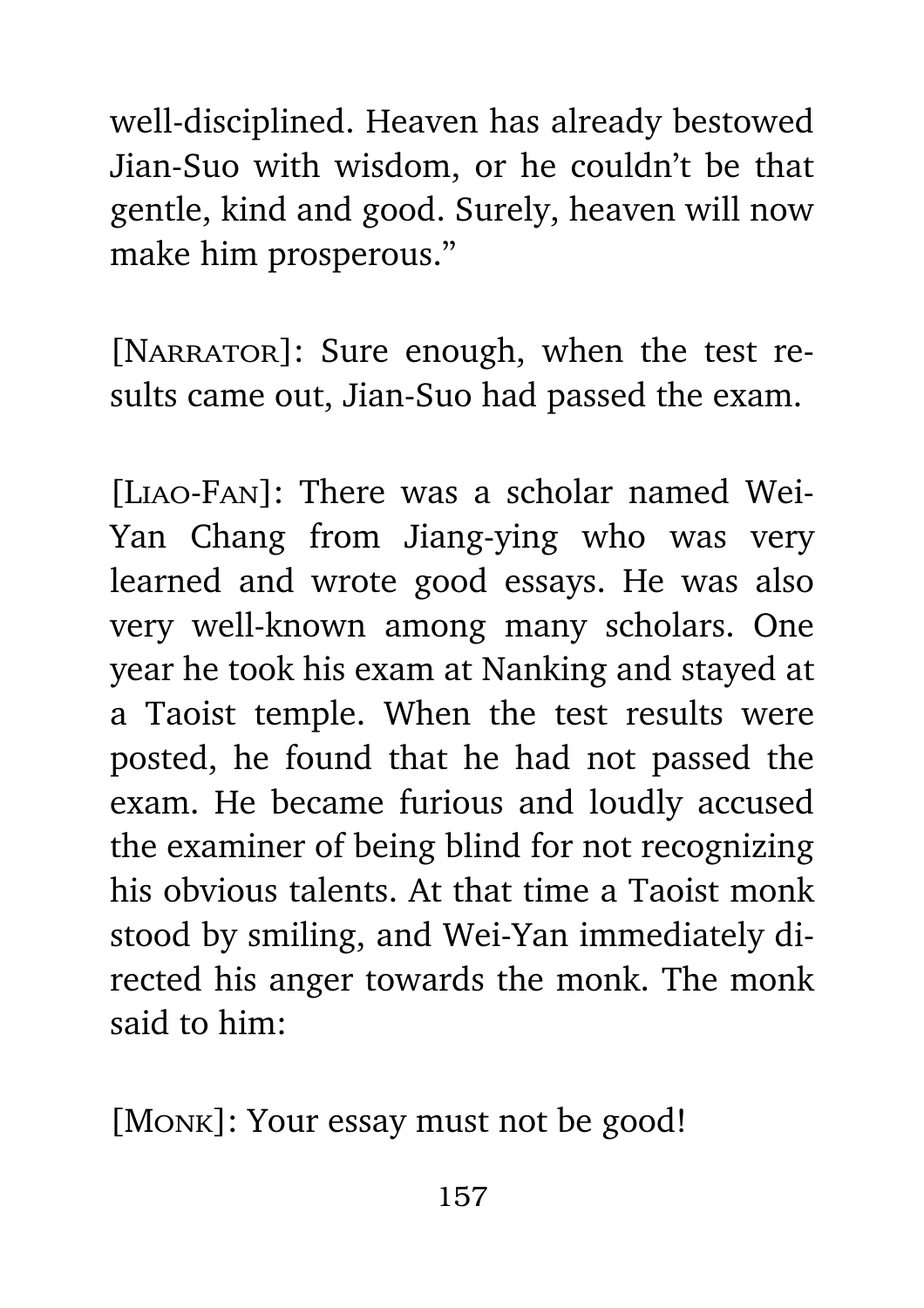well-disciplined. Heaven has already bestowed Jian-Suo with wisdom, or he couldn't be that gentle, kind and good. Surely, heaven will now make him prosperous."

[NARRATOR]: Sure enough, when the test results came out, Jian-Suo had passed the exam.

[LIAO-FAN]: There was a scholar named Wei-Yan Chang from Jiang-ying who was very learned and wrote good essays. He was also very well-known among many scholars. One year he took his exam at Nanking and stayed at a Taoist temple. When the test results were posted, he found that he had not passed the exam. He became furious and loudly accused the examiner of being blind for not recognizing his obvious talents. At that time a Taoist monk stood by smiling, and Wei-Yan immediately directed his anger towards the monk. The monk said to him:

[MONK]: Your essay must not be good!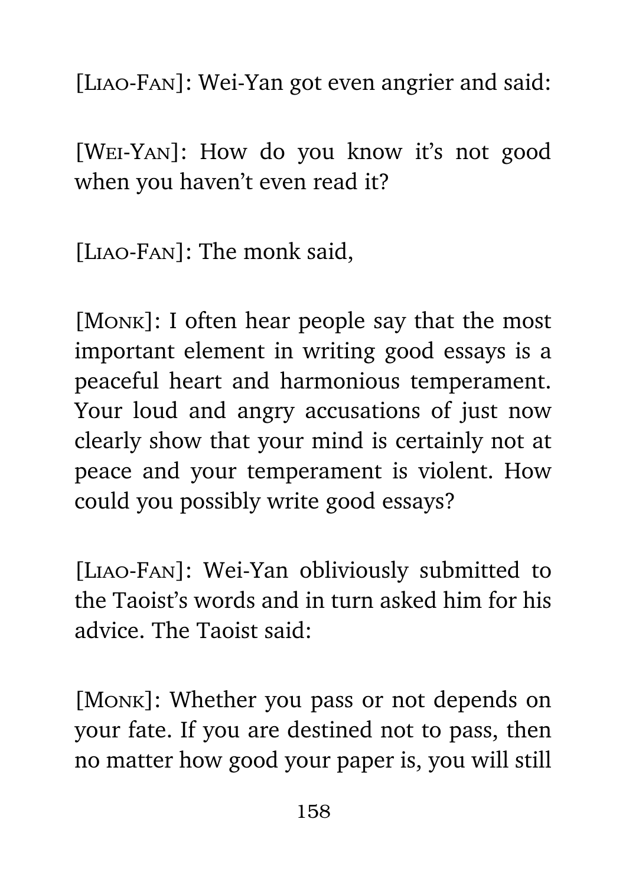[LIAO-FAN]: Wei-Yan got even angrier and said:

[WEI-YAN]: How do you know it's not good when you haven't even read it?

[LIAO-FAN]: The monk said,

[MONK]: I often hear people say that the most important element in writing good essays is a peaceful heart and harmonious temperament. Your loud and angry accusations of just now clearly show that your mind is certainly not at peace and your temperament is violent. How could you possibly write good essays?

[LIAO-FAN]: Wei-Yan obliviously submitted to the Taoist's words and in turn asked him for his advice. The Taoist said:

[MONK]: Whether you pass or not depends on your fate. If you are destined not to pass, then no matter how good your paper is, you will still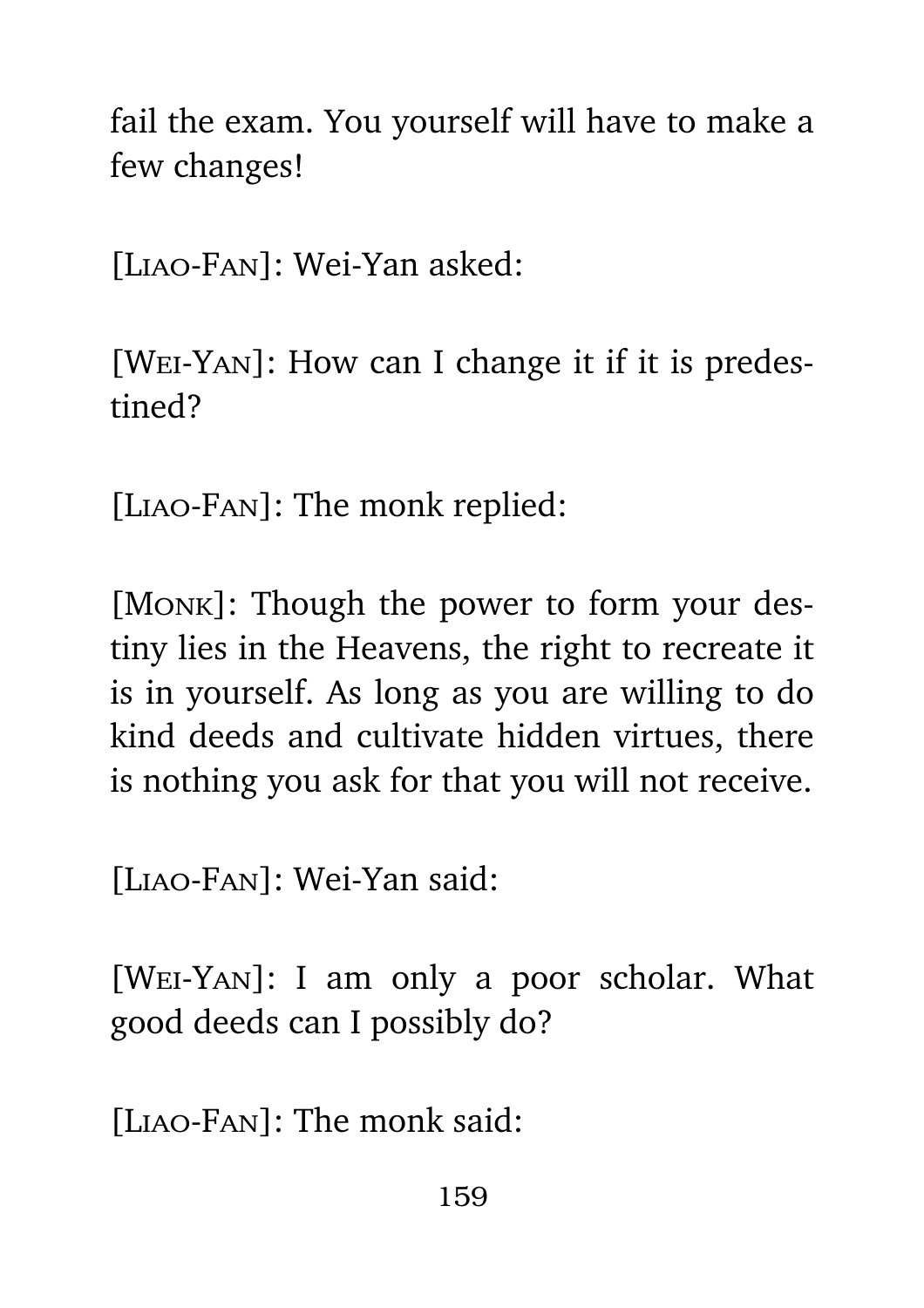fail the exam. You yourself will have to make a few changes!

[Liao-Fan]: Wei-Yan asked:

[Wei-Yan]: How can I change it if it is predestined?

[Liao-Fan]: The monk replied:

[Monk]: Though the power to form your destiny lies in the Heavens, the right to recreate it is in yourself. As long as you are willing to do kind deeds and cultivate hidden virtues, there is nothing you ask for that you will not receive.

[Liao-Fan]: Wei-Yan said:

[Wei-Yan]: I am only a poor scholar. What good deeds can I possibly do?

[Liao-Fan]: The monk said: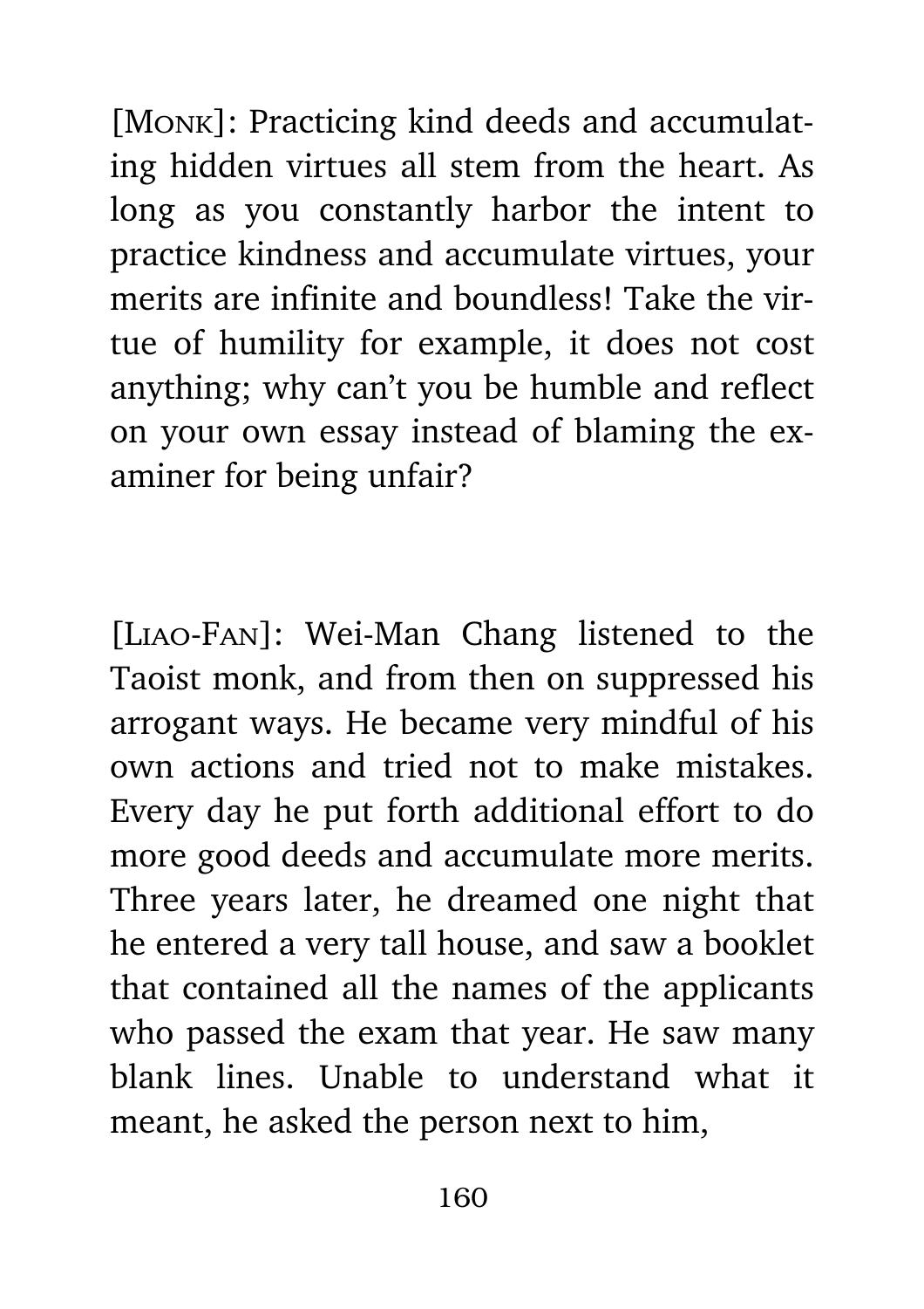[Monk]: Practicing kind deeds and accumulating hidden virtues all stem from the heart. As long as you constantly harbor the intent to practice kindness and accumulate virtues, your merits are infinite and boundless! Take the virtue of humility for example, it does not cost anything; why can't you be humble and reflect on your own essay instead of blaming the examiner for being unfair?

[Liao-Fan]: Wei-Man Chang listened to the Taoist monk, and from then on suppressed his arrogant ways. He became very mindful of his own actions and tried not to make mistakes. Every day he put forth additional effort to do more good deeds and accumulate more merits. Three years later, he dreamed one night that he entered a very tall house, and saw a booklet that contained all the names of the applicants who passed the exam that year. He saw many blank lines. Unable to understand what it meant, he asked the person next to him,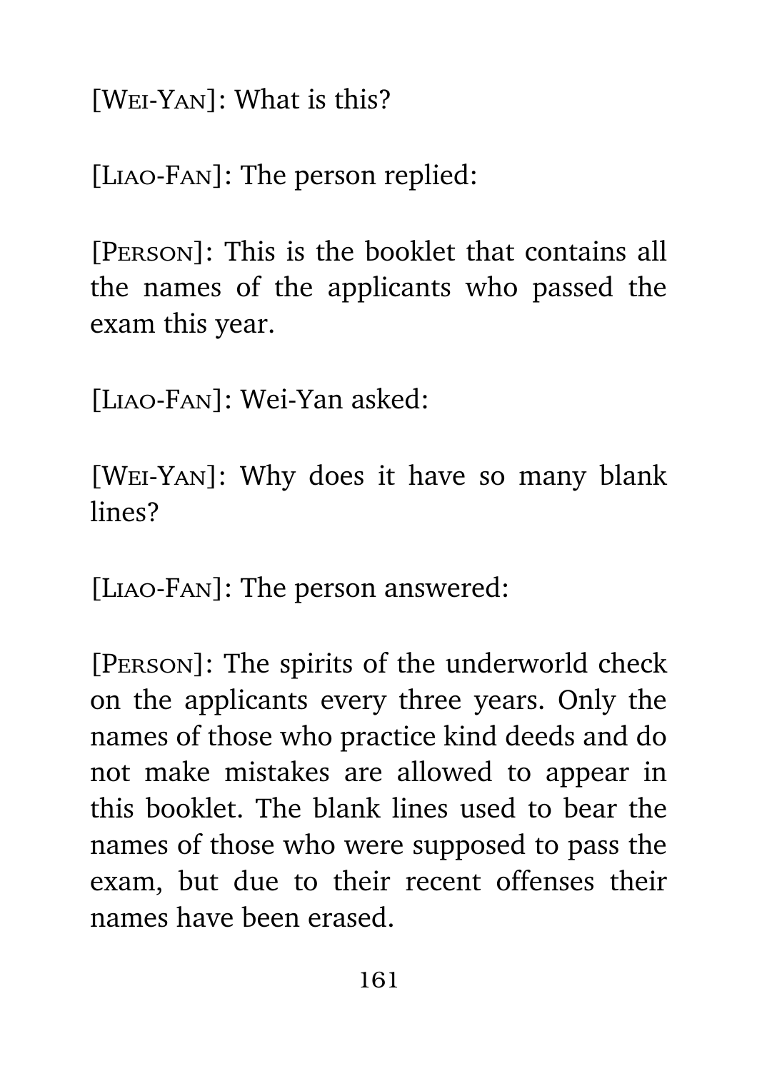[Wei-Yan]: What is this?

[Liao-Fan]: The person replied:

[Person]: This is the booklet that contains all the names of the applicants who passed the exam this year.

[Liao-Fan]: Wei-Yan asked:

[Wei-Yan]: Why does it have so many blank lines?

[Liao-Fan]: The person answered:

[Person]: The spirits of the underworld check on the applicants every three years. Only the names of those who practice kind deeds and do not make mistakes are allowed to appear in this booklet. The blank lines used to bear the names of those who were supposed to pass the exam, but due to their recent offenses their names have been erased.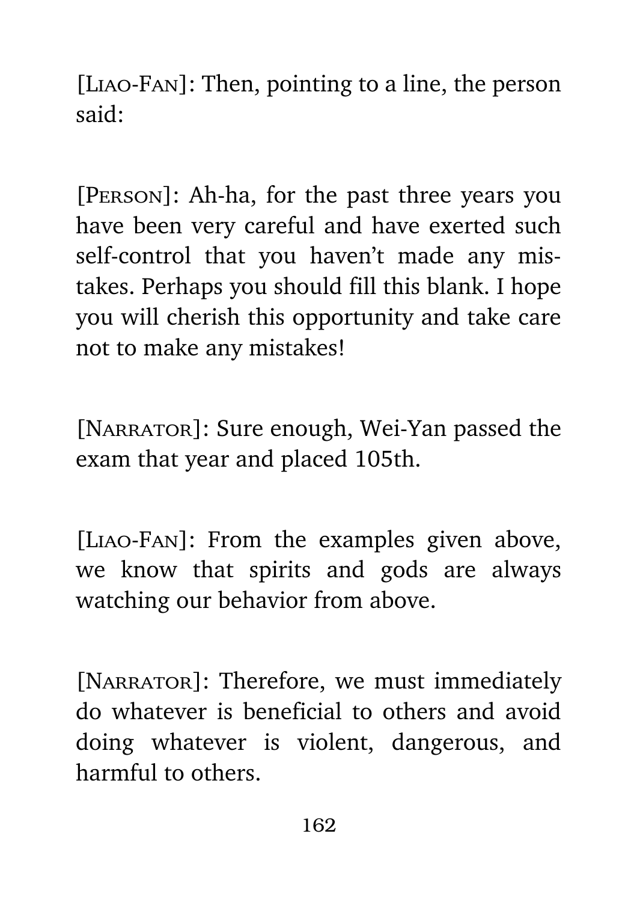[Liao-Fan]: Then, pointing to a line, the person said:

[Person]: Ah-ha, for the past three years you have been very careful and have exerted such self-control that you haven't made any mistakes. Perhaps you should fill this blank. I hope you will cherish this opportunity and take care not to make any mistakes!

[Narrator]: Sure enough, Wei-Yan passed the exam that year and placed 105th.

[Liao-Fan]: From the examples given above, we know that spirits and gods are always watching our behavior from above.

[Narrator]: Therefore, we must immediately do whatever is beneficial to others and avoid doing whatever is violent, dangerous, and harmful to others.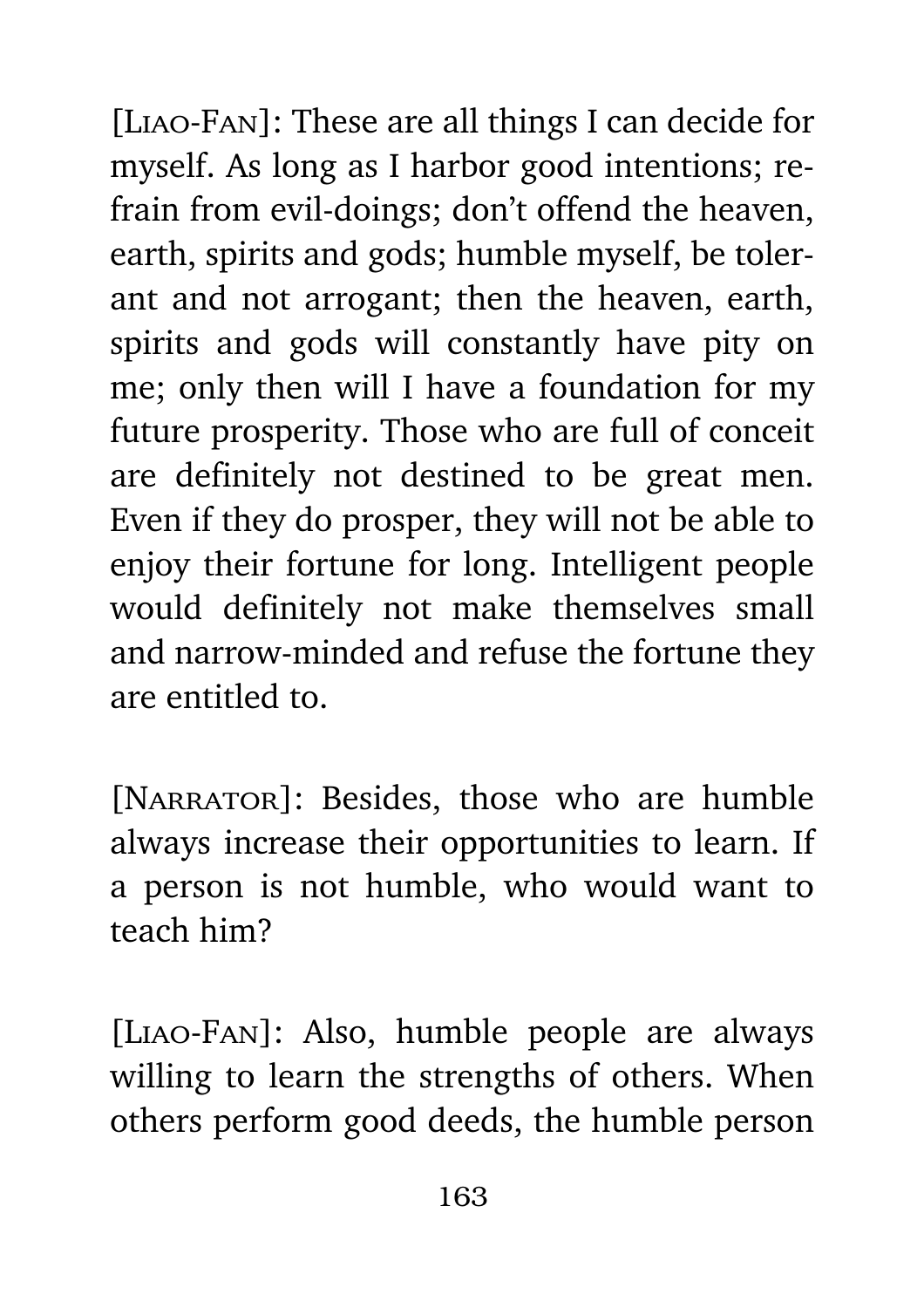[Liao-Fan]: These are all things I can decide for myself. As long as I harbor good intentions; refrain from evil-doings; don't offend the heaven, earth, spirits and gods; humble myself, be tolerant and not arrogant; then the heaven, earth, spirits and gods will constantly have pity on me; only then will I have a foundation for my future prosperity. Those who are full of conceit are definitely not destined to be great men. Even if they do prosper, they will not be able to enjoy their fortune for long. Intelligent people would definitely not make themselves small and narrow-minded and refuse the fortune they are entitled to.

[Narrator]: Besides, those who are humble always increase their opportunities to learn. If a person is not humble, who would want to teach him?

[Liao-Fan]: Also, humble people are always willing to learn the strengths of others. When others perform good deeds, the humble person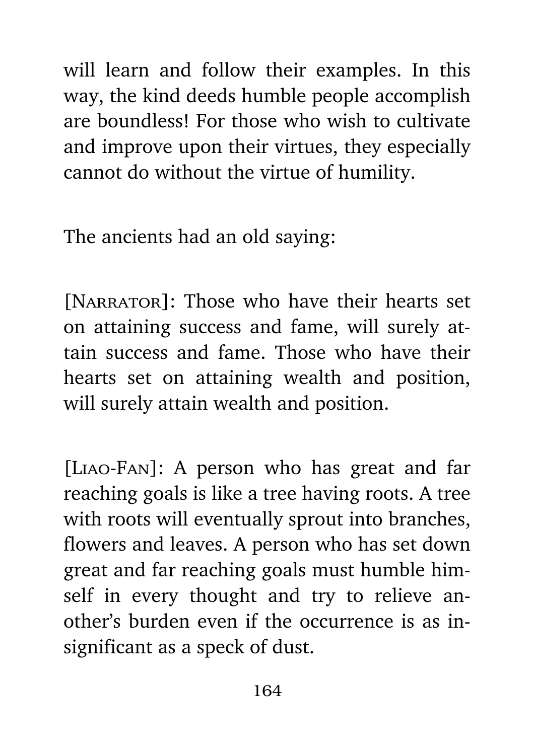will learn and follow their examples. In this way, the kind deeds humble people accomplish are boundless! For those who wish to cultivate and improve upon their virtues, they especially cannot do without the virtue of humility.

The ancients had an old saying:

[Narrator]: Those who have their hearts set on attaining success and fame, will surely attain success and fame. Those who have their hearts set on attaining wealth and position, will surely attain wealth and position.

[Liao-Fan]: A person who has great and far reaching goals is like a tree having roots. A tree with roots will eventually sprout into branches, flowers and leaves. A person who has set down great and far reaching goals must humble himself in every thought and try to relieve another's burden even if the occurrence is as insignificant as a speck of dust.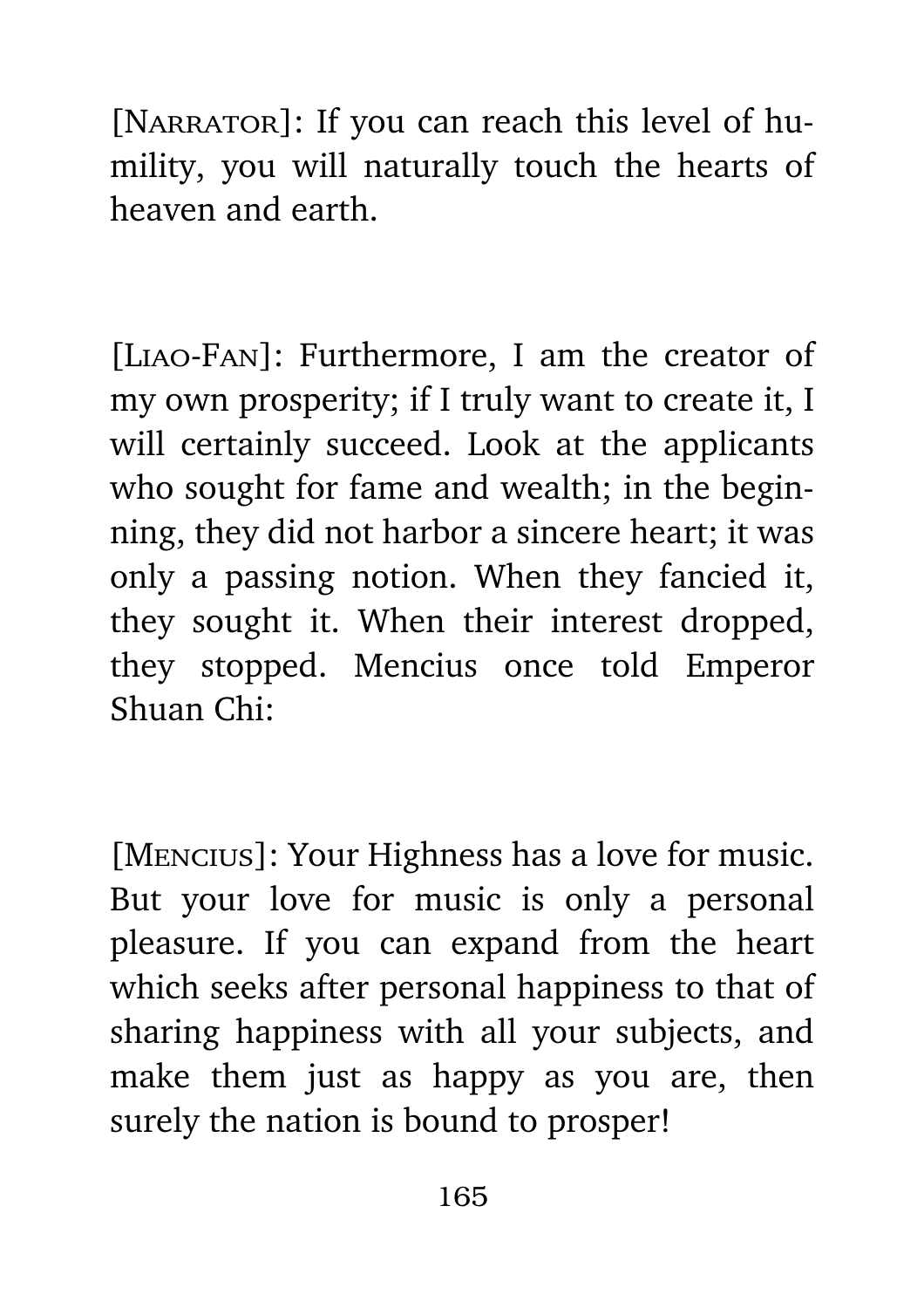[NARRATOR]: If you can reach this level of humility, you will naturally touch the hearts of heaven and earth.

[LIAO-FAN]: Furthermore, I am the creator of my own prosperity; if I truly want to create it, I will certainly succeed. Look at the applicants who sought for fame and wealth; in the beginning, they did not harbor a sincere heart; it was only a passing notion. When they fancied it, they sought it. When their interest dropped, they stopped. Mencius once told Emperor Shuan Chi:

[MENCIUS]: Your Highness has a love for music. But your love for music is only a personal pleasure. If you can expand from the heart which seeks after personal happiness to that of sharing happiness with all your subjects, and make them just as happy as you are, then surely the nation is bound to prosper!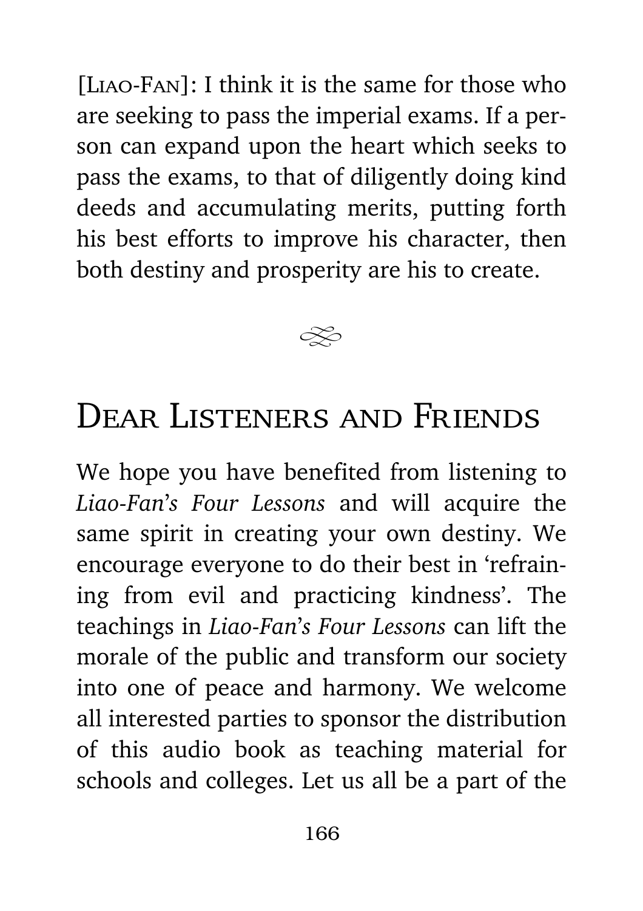[LIAO-FAN]: I think it is the same for those who are seeking to pass the imperial exams. If a person can expand upon the heart which seeks to pass the exams, to that of diligently doing kind deeds and accumulating merits, putting forth his best efforts to improve his character, then both destiny and prosperity are his to create.

## DEAR LISTENERS AND FRIENDS

We hope you have benefited from listening to *Liao-Fan's Four Lessons* and will acquire the same spirit in creating your own destiny. We encourage everyone to do their best in 'refraining from evil and practicing kindness'. The teachings in *Liao-Fan's Four Lessons* can lift the morale of the public and transform our society into one of peace and harmony. We welcome all interested parties to sponsor the distribution of this audio book as teaching material for schools and colleges. Let us all be a part of the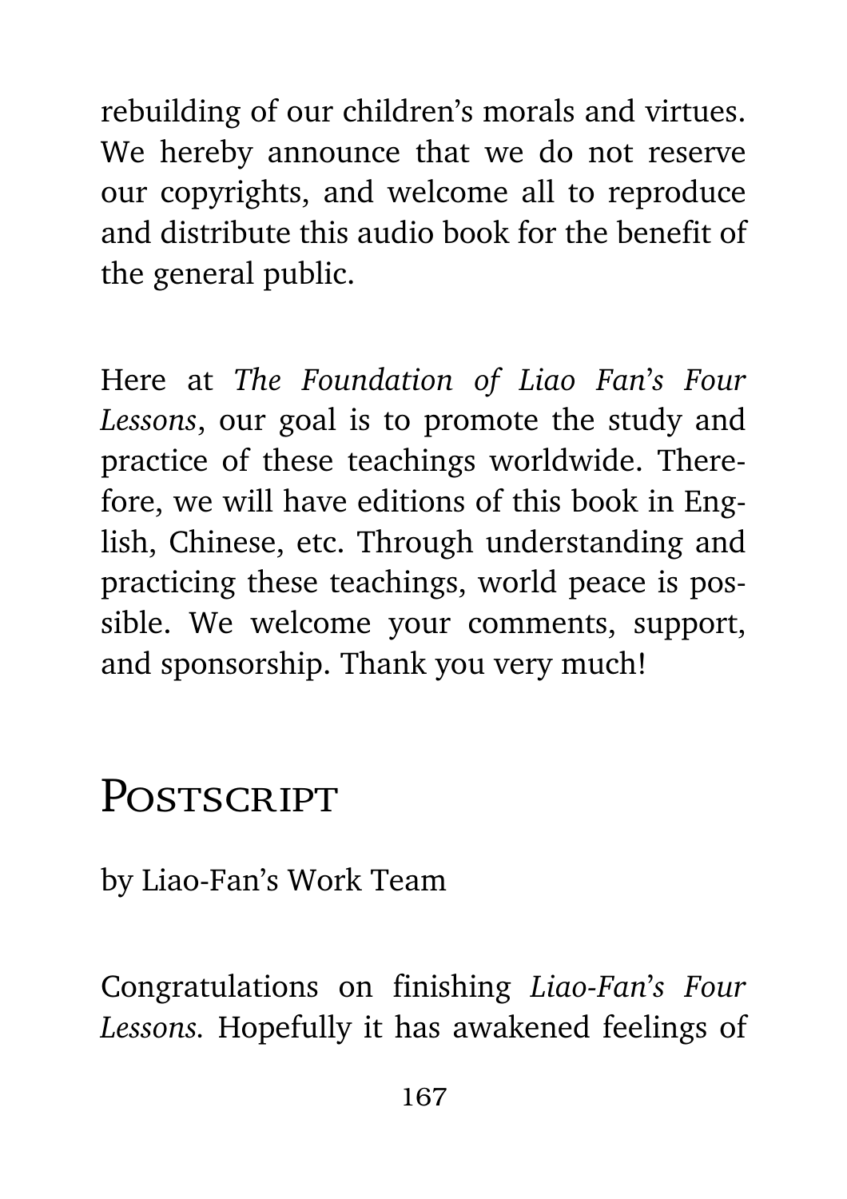rebuilding of our children's morals and virtues. We hereby announce that we do not reserve our copyrights, and welcome all to reproduce and distribute this audio book for the benefit of the general public.

Here at *The Foundation of Liao Fan's Four Lessons*, our goal is to promote the study and practice of these teachings worldwide. Therefore, we will have editions of this book in English, Chinese, etc. Through understanding and practicing these teachings, world peace is possible. We welcome your comments, support, and sponsorship. Thank you very much!

## Postscript

by Liao-Fan's Work Team

Congratulations on finishing *Liao-Fan's Four Lessons*. Hopefully it has awakened feelings of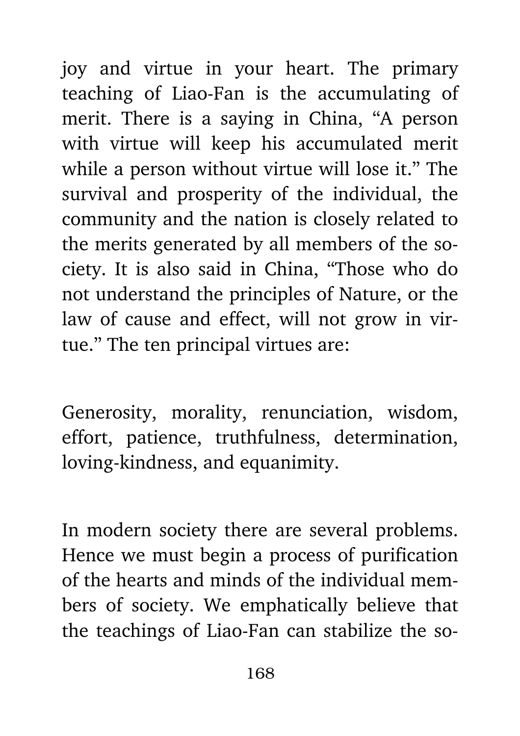joy and virtue in your heart. The primary teaching of Liao-Fan is the accumulating of merit. There is a saying in China, "A person with virtue will keep his accumulated merit while a person without virtue will lose it." The survival and prosperity of the individual, the community and the nation is closely related to the merits generated by all members of the society. It is also said in China, "Those who do not understand the principles of Nature, or the law of cause and effect, will not grow in virtue." The ten principal virtues are:

Generosity, morality, renunciation, wisdom, effort, patience, truthfulness, determination, loving-kindness, and equanimity.

In modern society there are several problems. Hence we must begin a process of purification of the hearts and minds of the individual members of society. We emphatically believe that the teachings of Liao-Fan can stabilize the so-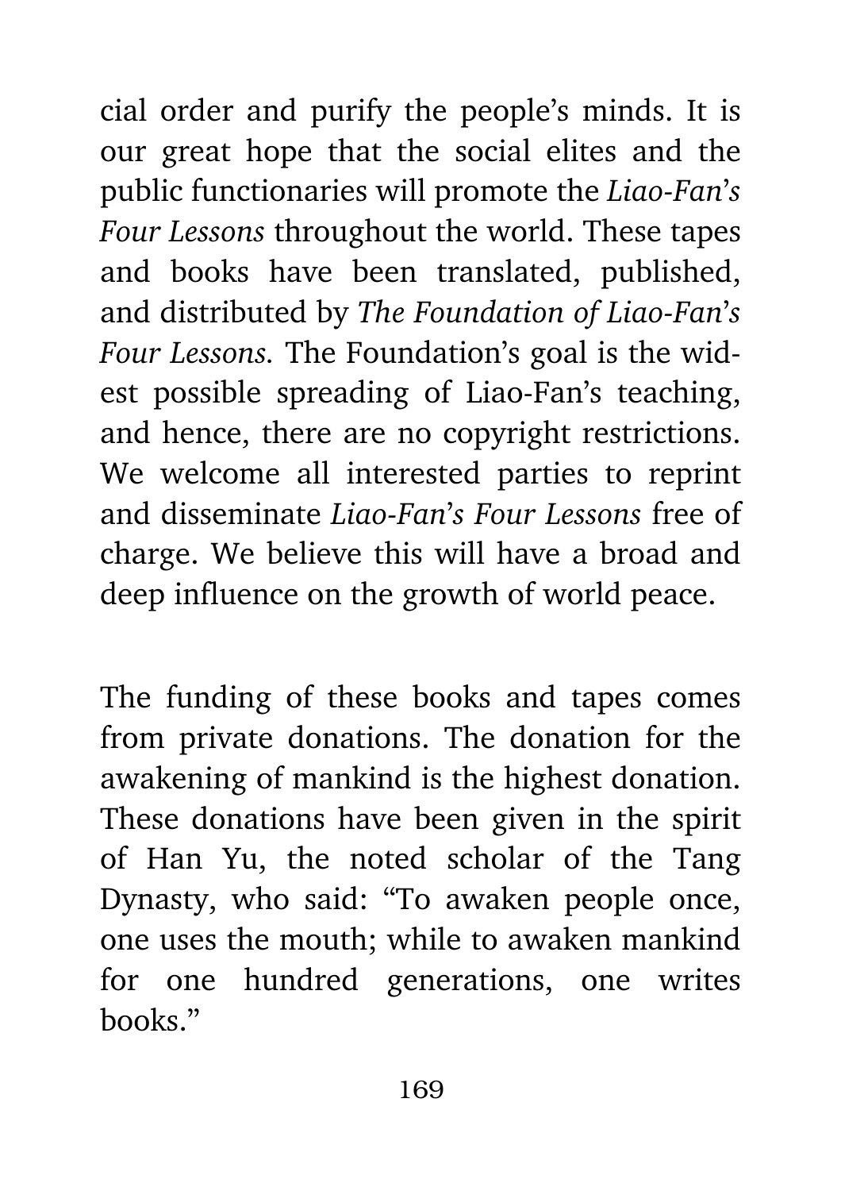cial order and purify the people's minds. It is our great hope that the social elites and the public functionaries will promote the *Liao-Fan's Four Lessons* throughout the world. These tapes and books have been translated, published, and distributed by *The Foundation of Liao-Fan's Four Lessons.* The Foundation's goal is the widest possible spreading of Liao-Fan's teaching, and hence, there are no copyright restrictions. We welcome all interested parties to reprint and disseminate *Liao-Fan's Four Lessons* free of charge. We believe this will have a broad and deep influence on the growth of world peace.

The funding of these books and tapes comes from private donations. The donation for the awakening of mankind is the highest donation. These donations have been given in the spirit of Han Yu, the noted scholar of the Tang Dynasty, who said: "To awaken people once, one uses the mouth; while to awaken mankind for one hundred generations, one writes books."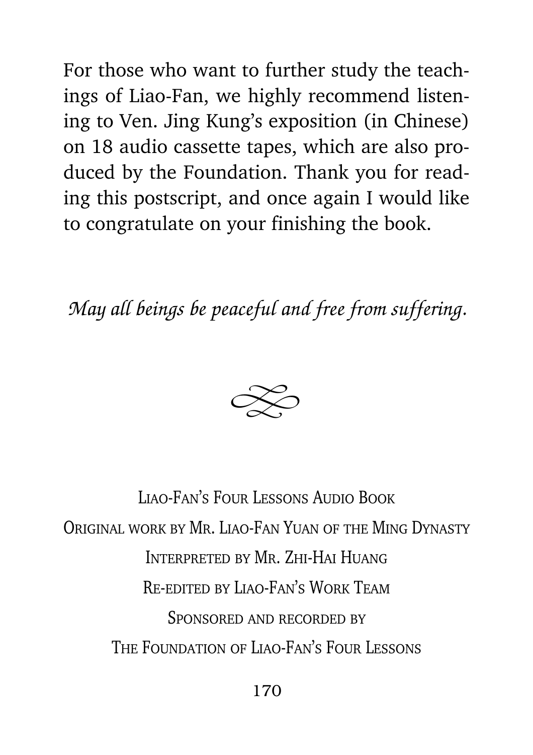For those who want to further study the teachings of Liao-Fan, we highly recommend listening to Ven. Jing Kung's exposition (in Chinese) on 18 audio cassette tapes, which are also produced by the Foundation. Thank you for reading this postscript, and once again I would like to congratulate on your finishing the book.

*May all beings be peaceful and free from suffering.*

Liao-Fan's Four Lessons Audio Book

Original work by Mr. Liao-Fan Yuan of the Ming Dynasty

Interpreted by Mr. Zhi-Hai Huang

Re-edited by Liao-Fan's Work Team

Sponsored and recorded by

The Foundation of Liao-Fan's Four Lessons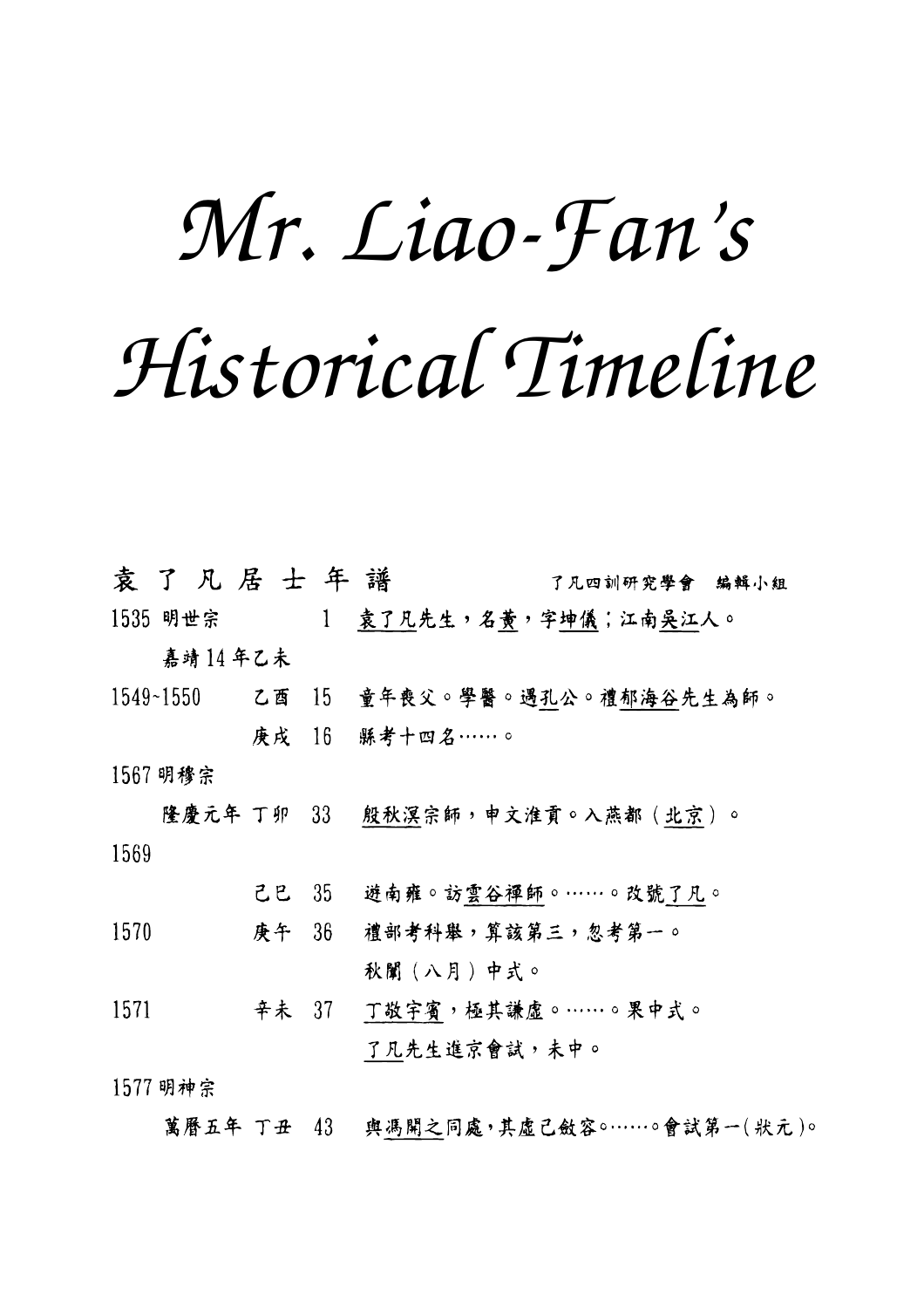# Mr. Liao-Fan's Historical Timeline

## 袁了凡居士年譜

了凡四訓研究學會　編輯小組

| 年份 | 年號 | 干支 | 歲 | 事蹟 |
|---|---|---|---|---|
| 1535 明世宗 | 嘉靖14年乙未 | | 1 | 袁了凡先生，名黃，字坤儀；江南吳江人。 |
| 1549~1550 | | 乙酉 | 15 | 童年喪父。學醫。遇孔公。禮郁海谷先生為師。 |
| | | 庚戌 | 16 | 縣考十四名……。 |
| 1567 明穆宗 | 隆慶元年 | 丁卯 | 33 | 殷秋溟宗師，申文准貢。入燕都（北京）。 |
| 1569 | | 己巳 | 35 | 遊南雍。訪雲谷禪師。……。改號了凡。 |
| 1570 | | 庚午 | 36 | 禮部考科舉，算該第三，忽考第一。秋闈（八月）中式。 |
| 1571 | | 辛未 | 37 | 丁敬宇賓，極其謙虛。……。果中式。了凡先生進京會試，未中。 |
| 1577 明神宗 | 萬曆五年 | 丁丑 | 43 | 與馮開之同處，其虛己斂容。……。會試第一(狀元)。 |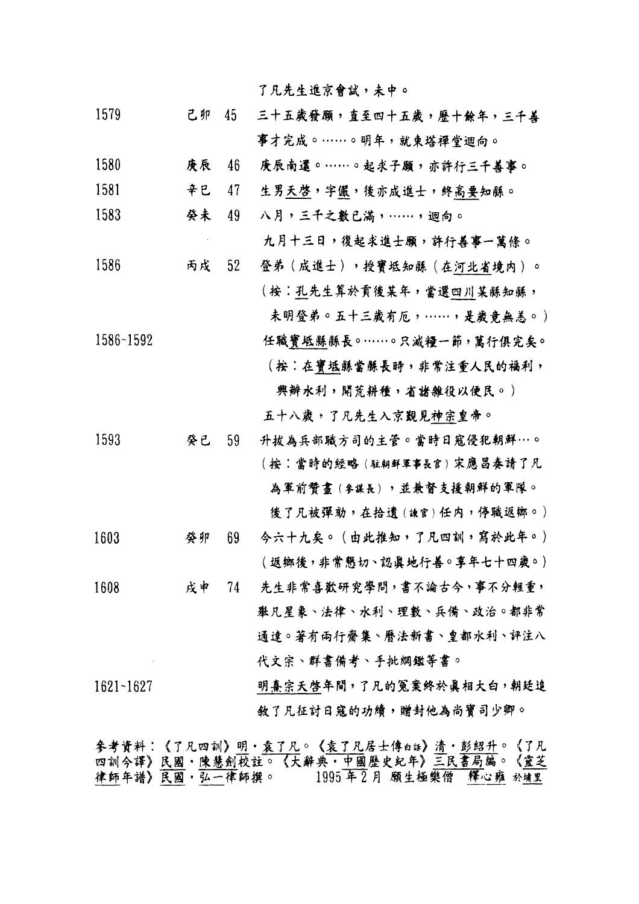| | | | |
|---|---|---|---|
| | | | 了凡先生進京會試，未中。 |
| 1579 | 己卯 | 45 | 三十五歲發願，直至四十五歲，歷十餘年，三千善事才完成。……。明年，就東塔禪堂迴向。 |
| 1580 | 庚辰 | 46 | 庚辰南還。……。起求子願，亦許行三千善事。 |
| 1581 | 辛巳 | 47 | 生男天啓，字儼，後亦成進士，終高要知縣。 |
| 1583 | 癸未 | 49 | 八月，三千之數已滿，……，迴向。<br>九月十三日，復起求進士願，許行善事一萬條。 |
| 1586 | 丙戌 | 52 | 登弟（成進士），授寶坻知縣（在河北省境內）。<br>（按：孔先生算於貢後某年，當選四川某縣知縣，未明登弟。五十三歲有厄，……，是歲竟無恙。） |
| 1586~1592 | | | 任職寶坻縣縣長。……。只減糧一節，萬行俱完矣。<br>（按：在寶坻縣當縣長時，非常注重人民的福利，興辦水利，開荒耕種，省諸雜役以便民。）<br>五十八歲，了凡先生入京覲見神宗皇帝。 |
| 1593 | 癸巳 | 59 | 升拔為兵部職方司的主管。當時日寇侵犯朝鮮…。<br>（按：當時的經略（駐朝鮮軍事長官）宋應昌奏請了凡為軍前贊畫（參謀長），並兼督支援朝鮮的軍隊。後了凡被彈劾，在拾遺（諫官）任內，停職返鄉。） |
| 1603 | 癸卯 | 69 | 今六十九矣。（由此推知，了凡四訓，寫於此年。）<br>（返鄉後，非常懇切、認真地行善。享年七十四歲。） |
| 1608 | 戊申 | 74 | 先生非常喜歡研究學問，書不論古今，事不分輕重，舉凡星象、法律、水利、理數、兵備、政治。都非常通達。著有兩行齋集、曆法新書、皇都水利、評注八代文宗、群書備考、手批綱鑑等書。 |
| 1621~1627 | | | 明熹宗天啓年間，了凡的冤案終於真相大白，朝廷追敘了凡征討日寇的功績，贈封他為尚寶司少卿。 |

參考資料：《了凡四訓》明・袁了凡。《袁了凡居士傳白話》清・彭紹升。《了凡四訓今譯》民國・陳慧劍校註。《大辭典・中國歷史紀年》三民書局編。《靈芝律師年譜》民國・弘一律師撰。　　1995年2月 願生極樂僧 釋心雍 於埔里